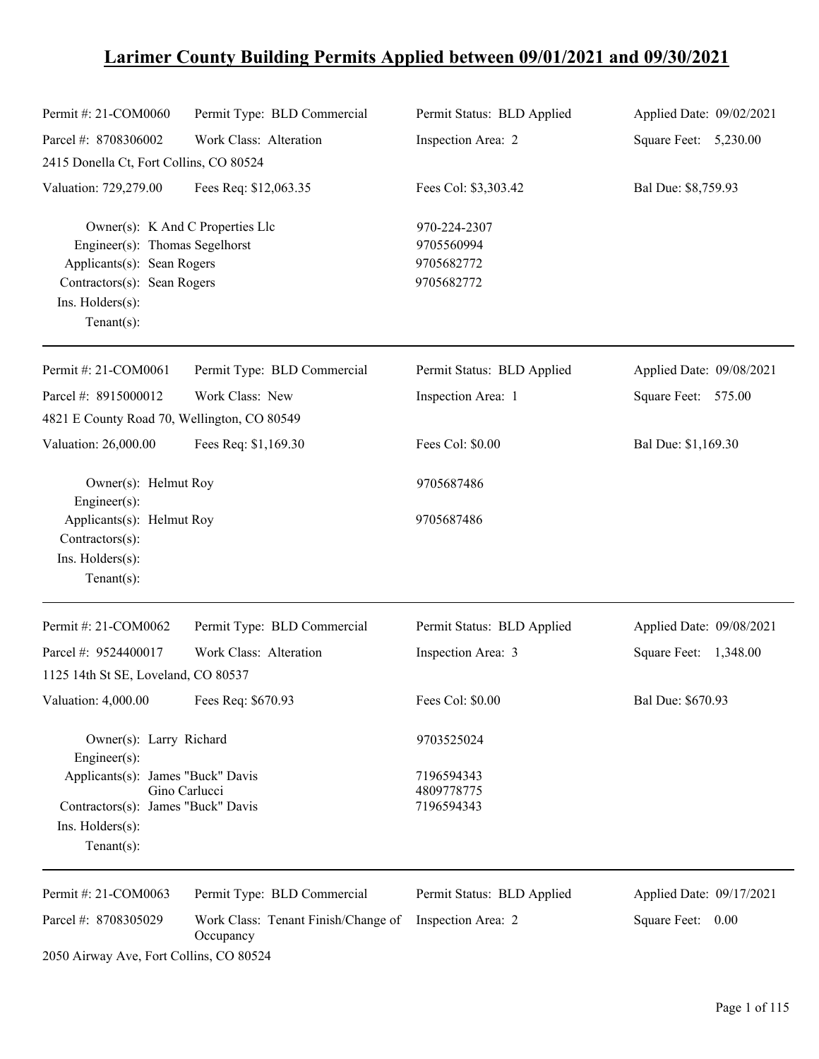# Larimer County Building Permits Applied between 09/01/2021 and 09/30/2021

| | | | |
|---|---|---|---|
| Permit #: 21-COM0060 | Permit Type: BLD Commercial | Permit Status: BLD Applied | Applied Date: 09/02/2021 |
| Parcel #: 8708306002 | Work Class: Alteration | Inspection Area: 2 | Square Feet: 5,230.00 |
| 2415 Donella Ct, Fort Collins, CO 80524 | | | |
| Valuation: 729,279.00 | Fees Req: $12,063.35 | Fees Col: $3,303.42 | Bal Due: $8,759.93 |

Owner(s): K And C Properties Llc — 970-224-2307
Engineer(s): Thomas Segelhorst — 9705560994
Applicants(s): Sean Rogers — 9705682772
Contractors(s): Sean Rogers — 9705682772
Ins. Holders(s):
Tenant(s):

---

| | | | |
|---|---|---|---|
| Permit #: 21-COM0061 | Permit Type: BLD Commercial | Permit Status: BLD Applied | Applied Date: 09/08/2021 |
| Parcel #: 8915000012 | Work Class: New | Inspection Area: 1 | Square Feet: 575.00 |
| 4821 E County Road 70, Wellington, CO 80549 | | | |
| Valuation: 26,000.00 | Fees Req: $1,169.30 | Fees Col: $0.00 | Bal Due: $1,169.30 |

Owner(s): Helmut Roy — 9705687486
Engineer(s):
Applicants(s): Helmut Roy — 9705687486
Contractors(s):
Ins. Holders(s):
Tenant(s):

---

| | | | |
|---|---|---|---|
| Permit #: 21-COM0062 | Permit Type: BLD Commercial | Permit Status: BLD Applied | Applied Date: 09/08/2021 |
| Parcel #: 9524400017 | Work Class: Alteration | Inspection Area: 3 | Square Feet: 1,348.00 |
| 1125 14th St SE, Loveland, CO 80537 | | | |
| Valuation: 4,000.00 | Fees Req: $670.93 | Fees Col: $0.00 | Bal Due: $670.93 |

Owner(s): Larry Richard — 9703525024
Engineer(s):
Applicants(s): James "Buck" Davis — 7196594343
Gino Carlucci — 4809778775
Contractors(s): James "Buck" Davis — 7196594343
Ins. Holders(s):
Tenant(s):

---

| | | | |
|---|---|---|---|
| Permit #: 21-COM0063 | Permit Type: BLD Commercial | Permit Status: BLD Applied | Applied Date: 09/17/2021 |
| Parcel #: 8708305029 | Work Class: Tenant Finish/Change of Occupancy | Inspection Area: 2 | Square Feet: 0.00 |
| 2050 Airway Ave, Fort Collins, CO 80524 | | | |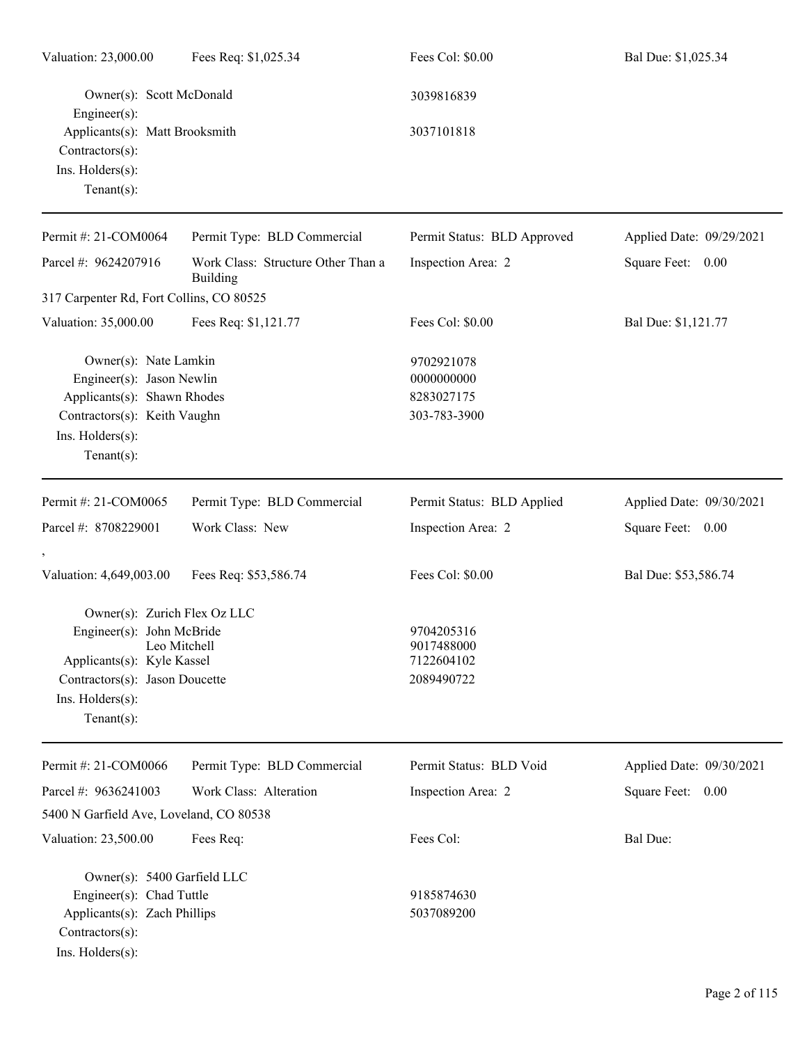Valuation: 23,000.00 | Fees Req: $1,025.34 | Fees Col: $0.00 | Bal Due: $1,025.34

Owner(s): Scott McDonald 3039816839
Engineer(s):
Applicants(s): Matt Brooksmith 3037101818
Contractors(s):
Ins. Holders(s):
Tenant(s):

---

Permit #: 21-COM0064 | Permit Type: BLD Commercial | Permit Status: BLD Approved | Applied Date: 09/29/2021
Parcel #: 9624207916 | Work Class: Structure Other Than a Building | Inspection Area: 2 | Square Feet: 0.00
317 Carpenter Rd, Fort Collins, CO 80525
Valuation: 35,000.00 | Fees Req: $1,121.77 | Fees Col: $0.00 | Bal Due: $1,121.77

Owner(s): Nate Lamkin 9702921078
Engineer(s): Jason Newlin 0000000000
Applicants(s): Shawn Rhodes 8283027175
Contractors(s): Keith Vaughn 303-783-3900
Ins. Holders(s):
Tenant(s):

---

Permit #: 21-COM0065 | Permit Type: BLD Commercial | Permit Status: BLD Applied | Applied Date: 09/30/2021
Parcel #: 8708229001 | Work Class: New | Inspection Area: 2 | Square Feet: 0.00
,
Valuation: 4,649,003.00 | Fees Req: $53,586.74 | Fees Col: $0.00 | Bal Due: $53,586.74

Owner(s): Zurich Flex Oz LLC
Engineer(s): John McBride 9704205316
Leo Mitchell 9017488000
Applicants(s): Kyle Kassel 7122604102
Contractors(s): Jason Doucette 2089490722
Ins. Holders(s):
Tenant(s):

---

Permit #: 21-COM0066 | Permit Type: BLD Commercial | Permit Status: BLD Void | Applied Date: 09/30/2021
Parcel #: 9636241003 | Work Class: Alteration | Inspection Area: 2 | Square Feet: 0.00
5400 N Garfield Ave, Loveland, CO 80538
Valuation: 23,500.00 | Fees Req: | Fees Col: | Bal Due:

Owner(s): 5400 Garfield LLC
Engineer(s): Chad Tuttle 9185874630
Applicants(s): Zach Phillips 5037089200
Contractors(s):
Ins. Holders(s):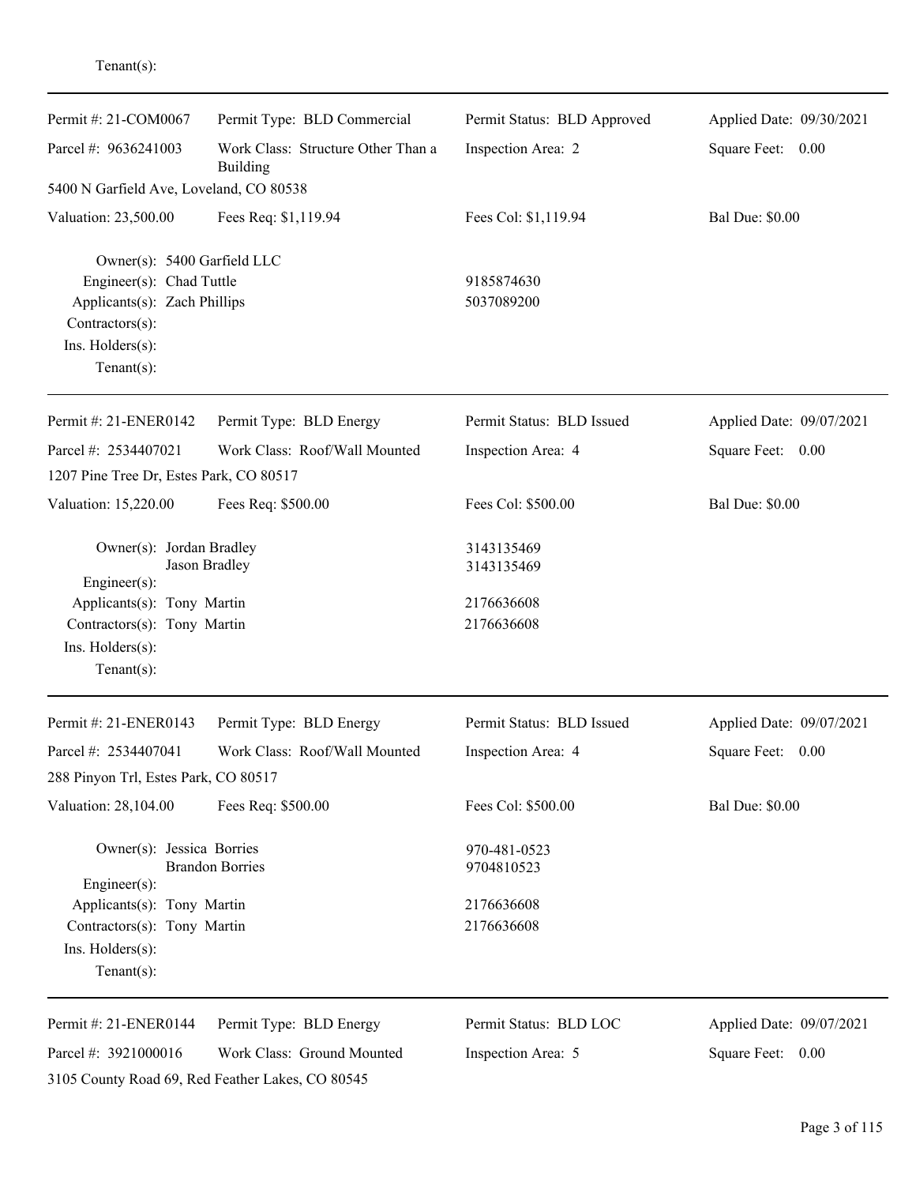Tenant(s):

---

| Permit #: 21-COM0067 | Permit Type: BLD Commercial | Permit Status: BLD Approved | Applied Date: 09/30/2021 |
|---|---|---|---|
| Parcel #: 9636241003 | Work Class: Structure Other Than a Building | Inspection Area: 2 | Square Feet: 0.00 |
| 5400 N Garfield Ave, Loveland, CO 80538 | | | |
| Valuation: 23,500.00 | Fees Req: $1,119.94 | Fees Col: $1,119.94 | Bal Due: $0.00 |

Owner(s): 5400 Garfield LLC
Engineer(s): Chad Tuttle — 9185874630
Applicants(s): Zach Phillips — 5037089200
Contractors(s):
Ins. Holders(s):
Tenant(s):

---

| Permit #: 21-ENER0142 | Permit Type: BLD Energy | Permit Status: BLD Issued | Applied Date: 09/07/2021 |
|---|---|---|---|
| Parcel #: 2534407021 | Work Class: Roof/Wall Mounted | Inspection Area: 4 | Square Feet: 0.00 |
| 1207 Pine Tree Dr, Estes Park, CO 80517 | | | |
| Valuation: 15,220.00 | Fees Req: $500.00 | Fees Col: $500.00 | Bal Due: $0.00 |

Owner(s): Jordan Bradley — 3143135469
Jason Bradley — 3143135469
Engineer(s):
Applicants(s): Tony Martin — 2176636608
Contractors(s): Tony Martin — 2176636608
Ins. Holders(s):
Tenant(s):

---

| Permit #: 21-ENER0143 | Permit Type: BLD Energy | Permit Status: BLD Issued | Applied Date: 09/07/2021 |
|---|---|---|---|
| Parcel #: 2534407041 | Work Class: Roof/Wall Mounted | Inspection Area: 4 | Square Feet: 0.00 |
| 288 Pinyon Trl, Estes Park, CO 80517 | | | |
| Valuation: 28,104.00 | Fees Req: $500.00 | Fees Col: $500.00 | Bal Due: $0.00 |

Owner(s): Jessica Borries — 970-481-0523
Brandon Borries — 9704810523
Engineer(s):
Applicants(s): Tony Martin — 2176636608
Contractors(s): Tony Martin — 2176636608
Ins. Holders(s):
Tenant(s):

---

| Permit #: 21-ENER0144 | Permit Type: BLD Energy | Permit Status: BLD LOC | Applied Date: 09/07/2021 |
|---|---|---|---|
| Parcel #: 3921000016 | Work Class: Ground Mounted | Inspection Area: 5 | Square Feet: 0.00 |
| 3105 County Road 69, Red Feather Lakes, CO 80545 | | | |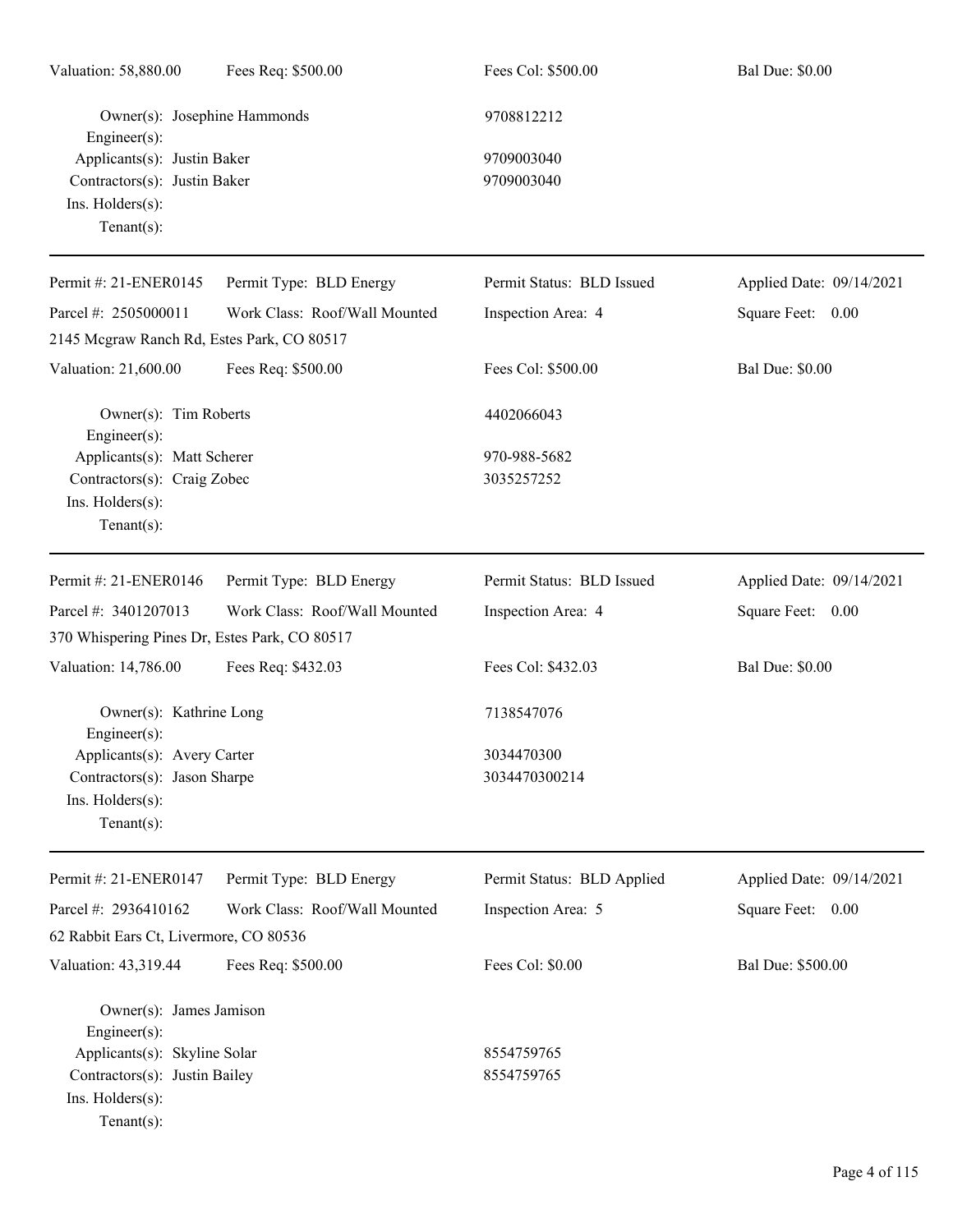Valuation: 58,880.00 Fees Req: $500.00 Fees Col: $500.00 Bal Due: $0.00

Owner(s): Josephine Hammonds 9708812212
Engineer(s):
Applicants(s): Justin Baker 9709003040
Contractors(s): Justin Baker 9709003040
Ins. Holders(s):
Tenant(s):

---

Permit #: 21-ENER0145 Permit Type: BLD Energy Permit Status: BLD Issued Applied Date: 09/14/2021
Parcel #: 2505000011 Work Class: Roof/Wall Mounted Inspection Area: 4 Square Feet: 0.00
2145 Mcgraw Ranch Rd, Estes Park, CO 80517
Valuation: 21,600.00 Fees Req: $500.00 Fees Col: $500.00 Bal Due: $0.00

Owner(s): Tim Roberts 4402066043
Engineer(s):
Applicants(s): Matt Scherer 970-988-5682
Contractors(s): Craig Zobec 3035257252
Ins. Holders(s):
Tenant(s):

---

Permit #: 21-ENER0146 Permit Type: BLD Energy Permit Status: BLD Issued Applied Date: 09/14/2021
Parcel #: 3401207013 Work Class: Roof/Wall Mounted Inspection Area: 4 Square Feet: 0.00
370 Whispering Pines Dr, Estes Park, CO 80517
Valuation: 14,786.00 Fees Req: $432.03 Fees Col: $432.03 Bal Due: $0.00

Owner(s): Kathrine Long 7138547076
Engineer(s):
Applicants(s): Avery Carter 3034470300
Contractors(s): Jason Sharpe 3034470300214
Ins. Holders(s):
Tenant(s):

---

Permit #: 21-ENER0147 Permit Type: BLD Energy Permit Status: BLD Applied Applied Date: 09/14/2021
Parcel #: 2936410162 Work Class: Roof/Wall Mounted Inspection Area: 5 Square Feet: 0.00
62 Rabbit Ears Ct, Livermore, CO 80536
Valuation: 43,319.44 Fees Req: $500.00 Fees Col: $0.00 Bal Due: $500.00

Owner(s): James Jamison
Engineer(s):
Applicants(s): Skyline Solar 8554759765
Contractors(s): Justin Bailey 8554759765
Ins. Holders(s):
Tenant(s):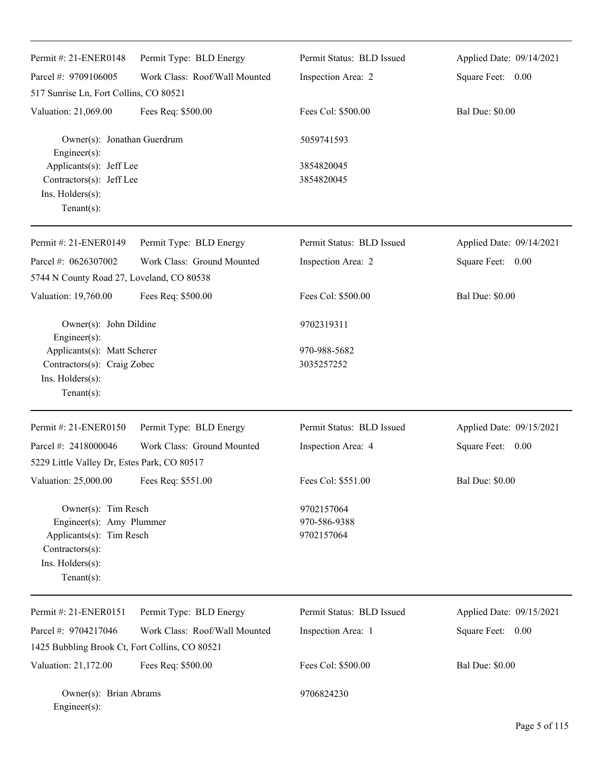| | | | |
|---|---|---|---|
| Permit #: 21-ENER0148 | Permit Type: BLD Energy | Permit Status: BLD Issued | Applied Date: 09/14/2021 |
| Parcel #: 9709106005 | Work Class: Roof/Wall Mounted | Inspection Area: 2 | Square Feet: 0.00 |
| 517 Sunrise Ln, Fort Collins, CO 80521 | | | |
| Valuation: 21,069.00 | Fees Req: $500.00 | Fees Col: $500.00 | Bal Due: $0.00 |

Owner(s): Jonathan Guerdrum — 5059741593
Engineer(s):
Applicants(s): Jeff Lee — 3854820045
Contractors(s): Jeff Lee — 3854820045
Ins. Holders(s):
Tenant(s):

---

| | | | |
|---|---|---|---|
| Permit #: 21-ENER0149 | Permit Type: BLD Energy | Permit Status: BLD Issued | Applied Date: 09/14/2021 |
| Parcel #: 0626307002 | Work Class: Ground Mounted | Inspection Area: 2 | Square Feet: 0.00 |
| 5744 N County Road 27, Loveland, CO 80538 | | | |
| Valuation: 19,760.00 | Fees Req: $500.00 | Fees Col: $500.00 | Bal Due: $0.00 |

Owner(s): John Dildine — 9702319311
Engineer(s):
Applicants(s): Matt Scherer — 970-988-5682
Contractors(s): Craig Zobec — 3035257252
Ins. Holders(s):
Tenant(s):

---

| | | | |
|---|---|---|---|
| Permit #: 21-ENER0150 | Permit Type: BLD Energy | Permit Status: BLD Issued | Applied Date: 09/15/2021 |
| Parcel #: 2418000046 | Work Class: Ground Mounted | Inspection Area: 4 | Square Feet: 0.00 |
| 5229 Little Valley Dr, Estes Park, CO 80517 | | | |
| Valuation: 25,000.00 | Fees Req: $551.00 | Fees Col: $551.00 | Bal Due: $0.00 |

Owner(s): Tim Resch — 9702157064
Engineer(s): Amy Plummer — 970-586-9388
Applicants(s): Tim Resch — 9702157064
Contractors(s):
Ins. Holders(s):
Tenant(s):

---

| | | | |
|---|---|---|---|
| Permit #: 21-ENER0151 | Permit Type: BLD Energy | Permit Status: BLD Issued | Applied Date: 09/15/2021 |
| Parcel #: 9704217046 | Work Class: Roof/Wall Mounted | Inspection Area: 1 | Square Feet: 0.00 |
| 1425 Bubbling Brook Ct, Fort Collins, CO 80521 | | | |
| Valuation: 21,172.00 | Fees Req: $500.00 | Fees Col: $500.00 | Bal Due: $0.00 |

Owner(s): Brian Abrams — 9706824230
Engineer(s):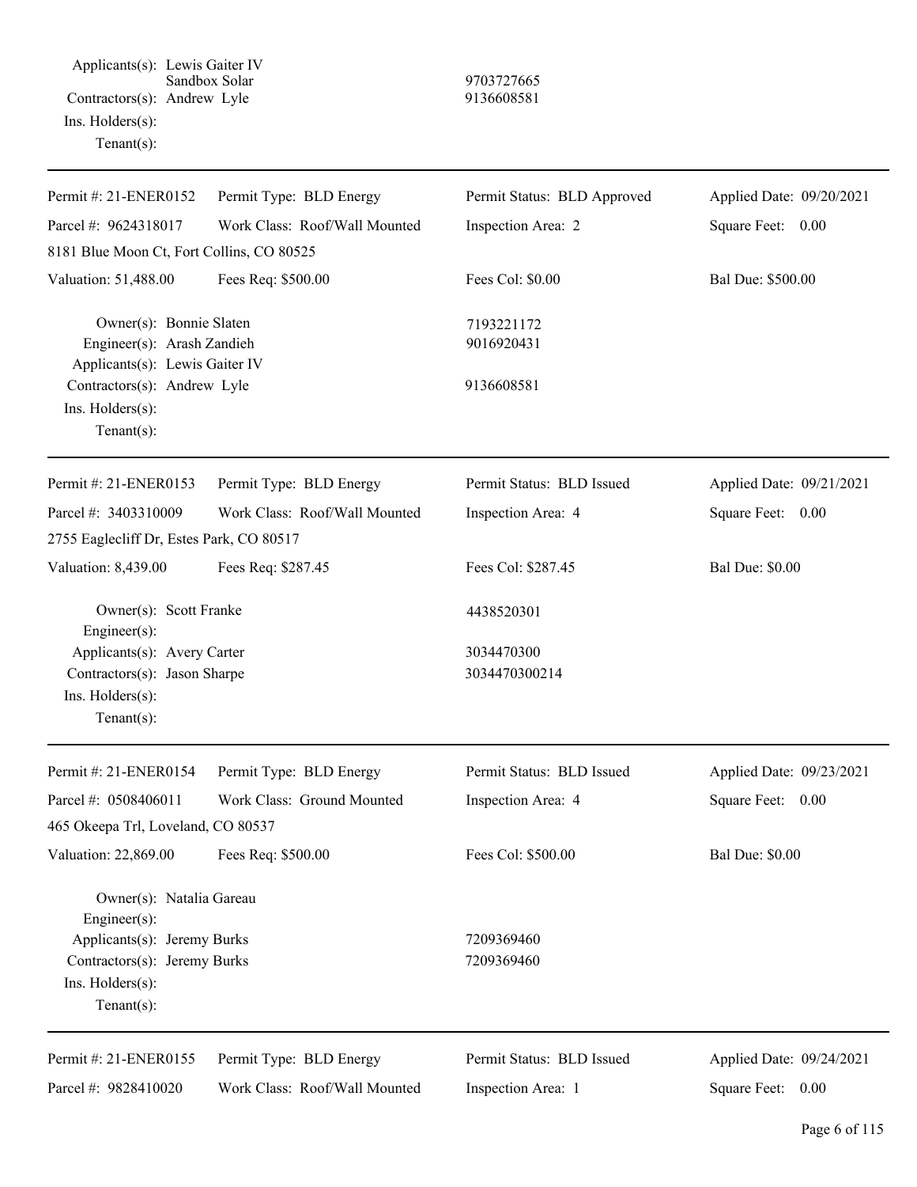Applicants(s): Lewis Gaiter IV
Sandbox Solar 9703727665
Contractors(s): Andrew Lyle 9136608581
Ins. Holders(s):
Tenant(s):

---

| Permit #: 21-ENER0152 | Permit Type: BLD Energy | Permit Status: BLD Approved | Applied Date: 09/20/2021 |
|---|---|---|---|
| Parcel #: 9624318017 | Work Class: Roof/Wall Mounted | Inspection Area: 2 | Square Feet: 0.00 |
| 8181 Blue Moon Ct, Fort Collins, CO 80525 | | | |
| Valuation: 51,488.00 | Fees Req: $500.00 | Fees Col: $0.00 | Bal Due: $500.00 |

Owner(s): Bonnie Slaten 7193221172
Engineer(s): Arash Zandieh 9016920431
Applicants(s): Lewis Gaiter IV
Contractors(s): Andrew Lyle 9136608581
Ins. Holders(s):
Tenant(s):

---

| Permit #: 21-ENER0153 | Permit Type: BLD Energy | Permit Status: BLD Issued | Applied Date: 09/21/2021 |
|---|---|---|---|
| Parcel #: 3403310009 | Work Class: Roof/Wall Mounted | Inspection Area: 4 | Square Feet: 0.00 |
| 2755 Eaglecliff Dr, Estes Park, CO 80517 | | | |
| Valuation: 8,439.00 | Fees Req: $287.45 | Fees Col: $287.45 | Bal Due: $0.00 |

Owner(s): Scott Franke 4438520301
Engineer(s):
Applicants(s): Avery Carter 3034470300
Contractors(s): Jason Sharpe 3034470300214
Ins. Holders(s):
Tenant(s):

---

| Permit #: 21-ENER0154 | Permit Type: BLD Energy | Permit Status: BLD Issued | Applied Date: 09/23/2021 |
|---|---|---|---|
| Parcel #: 0508406011 | Work Class: Ground Mounted | Inspection Area: 4 | Square Feet: 0.00 |
| 465 Okeepa Trl, Loveland, CO 80537 | | | |
| Valuation: 22,869.00 | Fees Req: $500.00 | Fees Col: $500.00 | Bal Due: $0.00 |

Owner(s): Natalia Gareau
Engineer(s):
Applicants(s): Jeremy Burks 7209369460
Contractors(s): Jeremy Burks 7209369460
Ins. Holders(s):
Tenant(s):

---

| Permit #: 21-ENER0155 | Permit Type: BLD Energy | Permit Status: BLD Issued | Applied Date: 09/24/2021 |
|---|---|---|---|
| Parcel #: 9828410020 | Work Class: Roof/Wall Mounted | Inspection Area: 1 | Square Feet: 0.00 |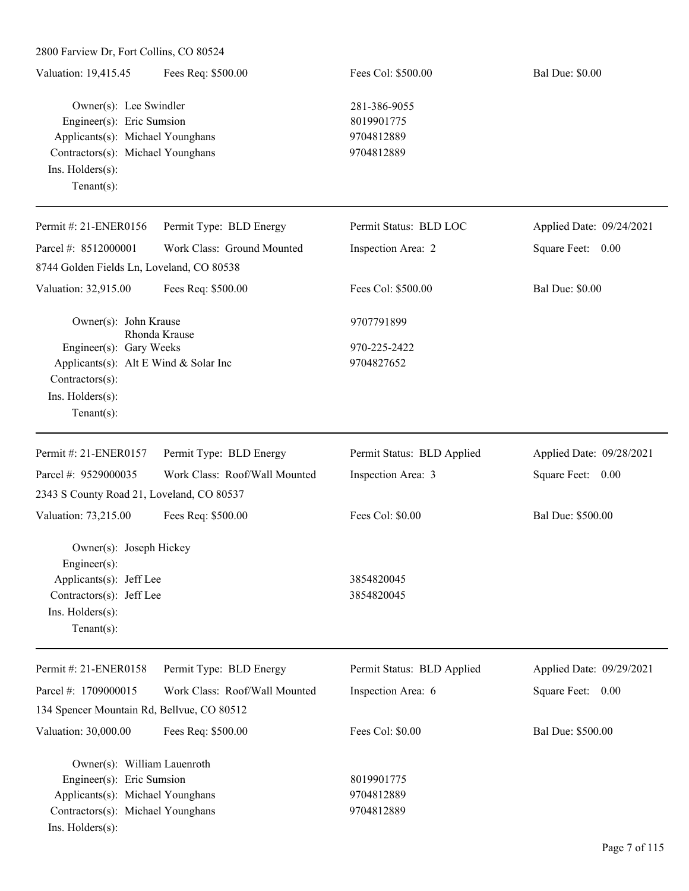2800 Farview Dr, Fort Collins, CO 80524

| Valuation: 19,415.45 | Fees Req: $500.00 | Fees Col: $500.00 | Bal Due: $0.00 |
|---|---|---|---|

Owner(s): Lee Swindler — 281-386-9055
Engineer(s): Eric Sumsion — 8019901775
Applicants(s): Michael Younghans — 9704812889
Contractors(s): Michael Younghans — 9704812889
Ins. Holders(s):
Tenant(s):

---

| Permit #: 21-ENER0156 | Permit Type: BLD Energy | Permit Status: BLD LOC | Applied Date: 09/24/2021 |
|---|---|---|---|
| Parcel #: 8512000001 | Work Class: Ground Mounted | Inspection Area: 2 | Square Feet: 0.00 |

8744 Golden Fields Ln, Loveland, CO 80538

| Valuation: 32,915.00 | Fees Req: $500.00 | Fees Col: $500.00 | Bal Due: $0.00 |
|---|---|---|---|

Owner(s): John Krause, Rhonda Krause — 9707791899
Engineer(s): Gary Weeks — 970-225-2422
Applicants(s): Alt E Wind & Solar Inc — 9704827652
Contractors(s):
Ins. Holders(s):
Tenant(s):

---

| Permit #: 21-ENER0157 | Permit Type: BLD Energy | Permit Status: BLD Applied | Applied Date: 09/28/2021 |
|---|---|---|---|
| Parcel #: 9529000035 | Work Class: Roof/Wall Mounted | Inspection Area: 3 | Square Feet: 0.00 |

2343 S County Road 21, Loveland, CO 80537

| Valuation: 73,215.00 | Fees Req: $500.00 | Fees Col: $0.00 | Bal Due: $500.00 |
|---|---|---|---|

Owner(s): Joseph Hickey
Engineer(s):
Applicants(s): Jeff Lee — 3854820045
Contractors(s): Jeff Lee — 3854820045
Ins. Holders(s):
Tenant(s):

---

| Permit #: 21-ENER0158 | Permit Type: BLD Energy | Permit Status: BLD Applied | Applied Date: 09/29/2021 |
|---|---|---|---|
| Parcel #: 1709000015 | Work Class: Roof/Wall Mounted | Inspection Area: 6 | Square Feet: 0.00 |

134 Spencer Mountain Rd, Bellvue, CO 80512

| Valuation: 30,000.00 | Fees Req: $500.00 | Fees Col: $0.00 | Bal Due: $500.00 |
|---|---|---|---|

Owner(s): William Lauenroth
Engineer(s): Eric Sumsion — 8019901775
Applicants(s): Michael Younghans — 9704812889
Contractors(s): Michael Younghans — 9704812889
Ins. Holders(s):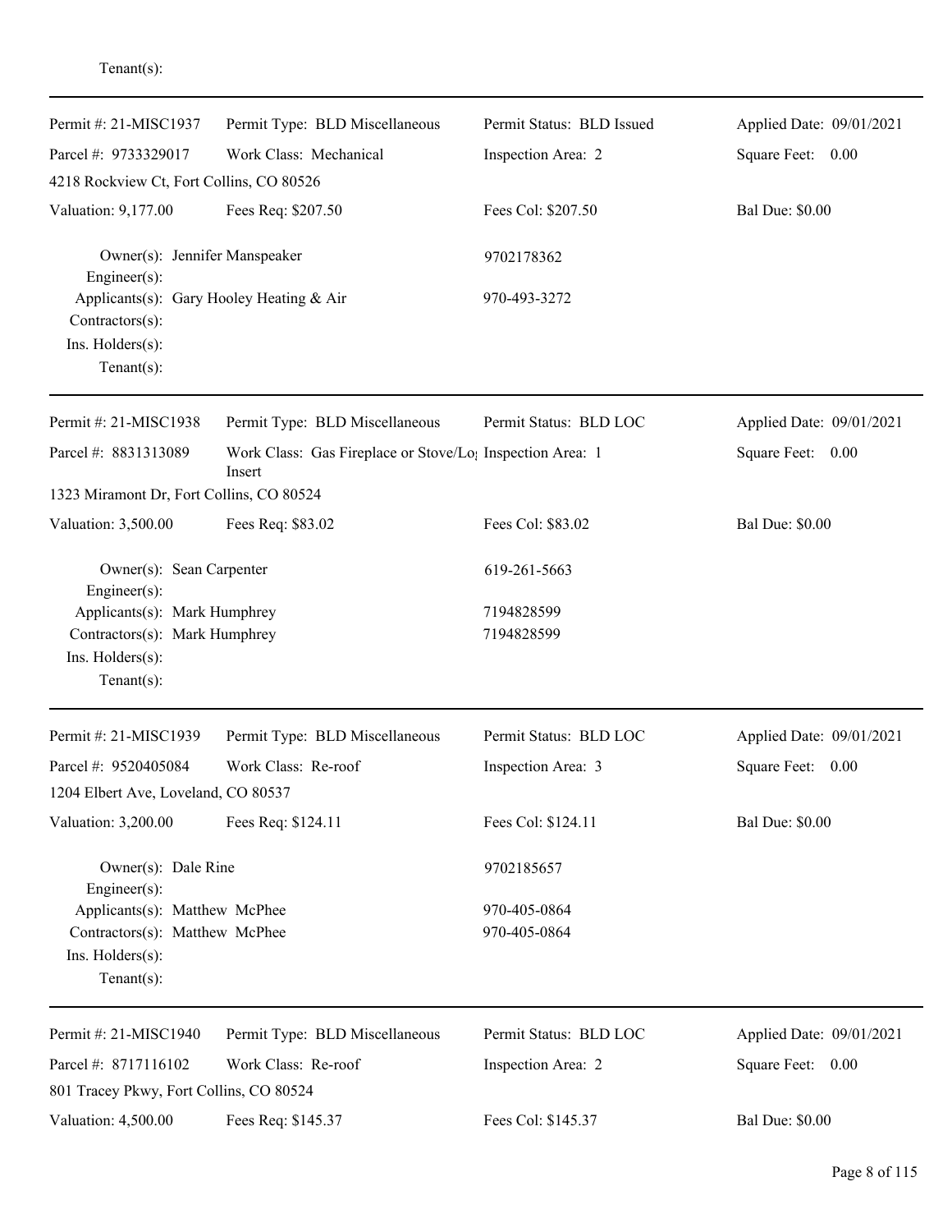Tenant(s):

---

Permit #: 21-MISC1937 | Permit Type: BLD Miscellaneous | Permit Status: BLD Issued | Applied Date: 09/01/2021
Parcel #: 9733329017 | Work Class: Mechanical | Inspection Area: 2 | Square Feet: 0.00
4218 Rockview Ct, Fort Collins, CO 80526
Valuation: 9,177.00 | Fees Req: $207.50 | Fees Col: $207.50 | Bal Due: $0.00

Owner(s): Jennifer Manspeaker 9702178362
Engineer(s):
Applicants(s): Gary Hooley Heating & Air 970-493-3272
Contractors(s):
Ins. Holders(s):
Tenant(s):

---

Permit #: 21-MISC1938 | Permit Type: BLD Miscellaneous | Permit Status: BLD LOC | Applied Date: 09/01/2021
Parcel #: 8831313089 | Work Class: Gas Fireplace or Stove/Log Insert | Inspection Area: 1 | Square Feet: 0.00
1323 Miramont Dr, Fort Collins, CO 80524
Valuation: 3,500.00 | Fees Req: $83.02 | Fees Col: $83.02 | Bal Due: $0.00

Owner(s): Sean Carpenter 619-261-5663
Engineer(s):
Applicants(s): Mark Humphrey 7194828599
Contractors(s): Mark Humphrey 7194828599
Ins. Holders(s):
Tenant(s):

---

Permit #: 21-MISC1939 | Permit Type: BLD Miscellaneous | Permit Status: BLD LOC | Applied Date: 09/01/2021
Parcel #: 9520405084 | Work Class: Re-roof | Inspection Area: 3 | Square Feet: 0.00
1204 Elbert Ave, Loveland, CO 80537
Valuation: 3,200.00 | Fees Req: $124.11 | Fees Col: $124.11 | Bal Due: $0.00

Owner(s): Dale Rine 9702185657
Engineer(s):
Applicants(s): Matthew McPhee 970-405-0864
Contractors(s): Matthew McPhee 970-405-0864
Ins. Holders(s):
Tenant(s):

---

Permit #: 21-MISC1940 | Permit Type: BLD Miscellaneous | Permit Status: BLD LOC | Applied Date: 09/01/2021
Parcel #: 8717116102 | Work Class: Re-roof | Inspection Area: 2 | Square Feet: 0.00
801 Tracey Pkwy, Fort Collins, CO 80524
Valuation: 4,500.00 | Fees Req: $145.37 | Fees Col: $145.37 | Bal Due: $0.00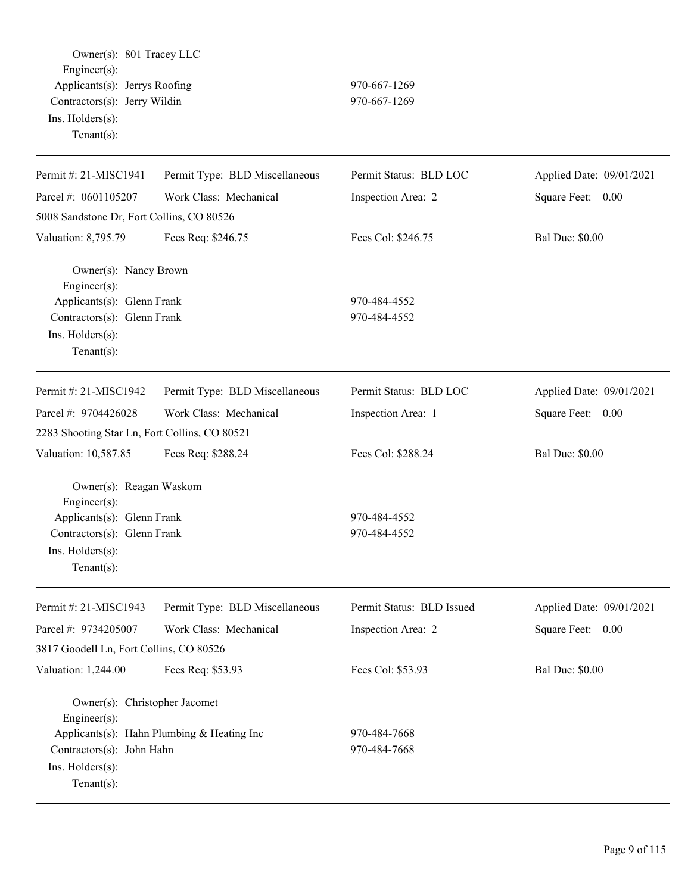Owner(s): 801 Tracey LLC
Engineer(s):
Applicants(s): Jerrys Roofing 970-667-1269
Contractors(s): Jerry Wildin 970-667-1269
Ins. Holders(s):
Tenant(s):

---

| Permit #: 21-MISC1941 | Permit Type: BLD Miscellaneous | Permit Status: BLD LOC | Applied Date: 09/01/2021 |
|---|---|---|---|
| Parcel #: 0601105207 | Work Class: Mechanical | Inspection Area: 2 | Square Feet: 0.00 |
| 5008 Sandstone Dr, Fort Collins, CO 80526 | | | |
| Valuation: 8,795.79 | Fees Req: $246.75 | Fees Col: $246.75 | Bal Due: $0.00 |

Owner(s): Nancy Brown
Engineer(s):
Applicants(s): Glenn Frank 970-484-4552
Contractors(s): Glenn Frank 970-484-4552
Ins. Holders(s):
Tenant(s):

---

| Permit #: 21-MISC1942 | Permit Type: BLD Miscellaneous | Permit Status: BLD LOC | Applied Date: 09/01/2021 |
|---|---|---|---|
| Parcel #: 9704426028 | Work Class: Mechanical | Inspection Area: 1 | Square Feet: 0.00 |
| 2283 Shooting Star Ln, Fort Collins, CO 80521 | | | |
| Valuation: 10,587.85 | Fees Req: $288.24 | Fees Col: $288.24 | Bal Due: $0.00 |

Owner(s): Reagan Waskom
Engineer(s):
Applicants(s): Glenn Frank 970-484-4552
Contractors(s): Glenn Frank 970-484-4552
Ins. Holders(s):
Tenant(s):

---

| Permit #: 21-MISC1943 | Permit Type: BLD Miscellaneous | Permit Status: BLD Issued | Applied Date: 09/01/2021 |
|---|---|---|---|
| Parcel #: 9734205007 | Work Class: Mechanical | Inspection Area: 2 | Square Feet: 0.00 |
| 3817 Goodell Ln, Fort Collins, CO 80526 | | | |
| Valuation: 1,244.00 | Fees Req: $53.93 | Fees Col: $53.93 | Bal Due: $0.00 |

Owner(s): Christopher Jacomet
Engineer(s):
Applicants(s): Hahn Plumbing & Heating Inc 970-484-7668
Contractors(s): John Hahn 970-484-7668
Ins. Holders(s):
Tenant(s):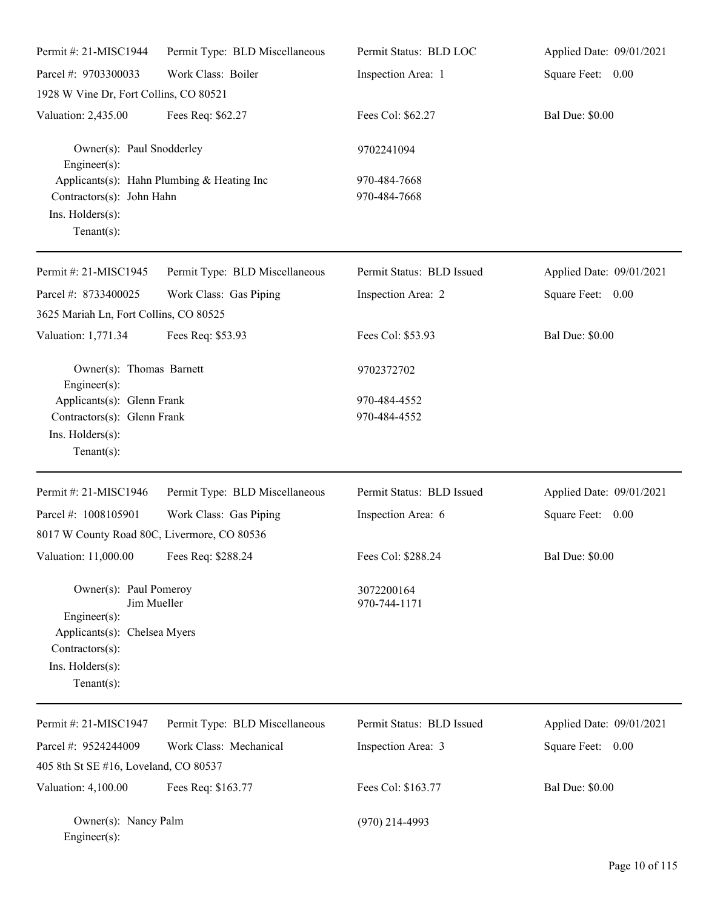| Permit #: 21-MISC1944 | Permit Type: BLD Miscellaneous | Permit Status: BLD LOC | Applied Date: 09/01/2021 |
|---|---|---|---|
| Parcel #: 9703300033 | Work Class: Boiler | Inspection Area: 1 | Square Feet: 0.00 |
| 1928 W Vine Dr, Fort Collins, CO 80521 | | | |
| Valuation: 2,435.00 | Fees Req: $62.27 | Fees Col: $62.27 | Bal Due: $0.00 |

Owner(s): Paul Snodderley — 9702241094
Engineer(s):
Applicants(s): Hahn Plumbing & Heating Inc — 970-484-7668
Contractors(s): John Hahn — 970-484-7668
Ins. Holders(s):
Tenant(s):

---

| Permit #: 21-MISC1945 | Permit Type: BLD Miscellaneous | Permit Status: BLD Issued | Applied Date: 09/01/2021 |
|---|---|---|---|
| Parcel #: 8733400025 | Work Class: Gas Piping | Inspection Area: 2 | Square Feet: 0.00 |
| 3625 Mariah Ln, Fort Collins, CO 80525 | | | |
| Valuation: 1,771.34 | Fees Req: $53.93 | Fees Col: $53.93 | Bal Due: $0.00 |

Owner(s): Thomas Barnett — 9702372702
Engineer(s):
Applicants(s): Glenn Frank — 970-484-4552
Contractors(s): Glenn Frank — 970-484-4552
Ins. Holders(s):
Tenant(s):

---

| Permit #: 21-MISC1946 | Permit Type: BLD Miscellaneous | Permit Status: BLD Issued | Applied Date: 09/01/2021 |
|---|---|---|---|
| Parcel #: 1008105901 | Work Class: Gas Piping | Inspection Area: 6 | Square Feet: 0.00 |
| 8017 W County Road 80C, Livermore, CO 80536 | | | |
| Valuation: 11,000.00 | Fees Req: $288.24 | Fees Col: $288.24 | Bal Due: $0.00 |

Owner(s): Paul Pomeroy — 3072200164
Jim Mueller — 970-744-1171
Engineer(s):
Applicants(s): Chelsea Myers
Contractors(s):
Ins. Holders(s):
Tenant(s):

---

| Permit #: 21-MISC1947 | Permit Type: BLD Miscellaneous | Permit Status: BLD Issued | Applied Date: 09/01/2021 |
|---|---|---|---|
| Parcel #: 9524244009 | Work Class: Mechanical | Inspection Area: 3 | Square Feet: 0.00 |
| 405 8th St SE #16, Loveland, CO 80537 | | | |
| Valuation: 4,100.00 | Fees Req: $163.77 | Fees Col: $163.77 | Bal Due: $0.00 |

Owner(s): Nancy Palm — (970) 214-4993
Engineer(s):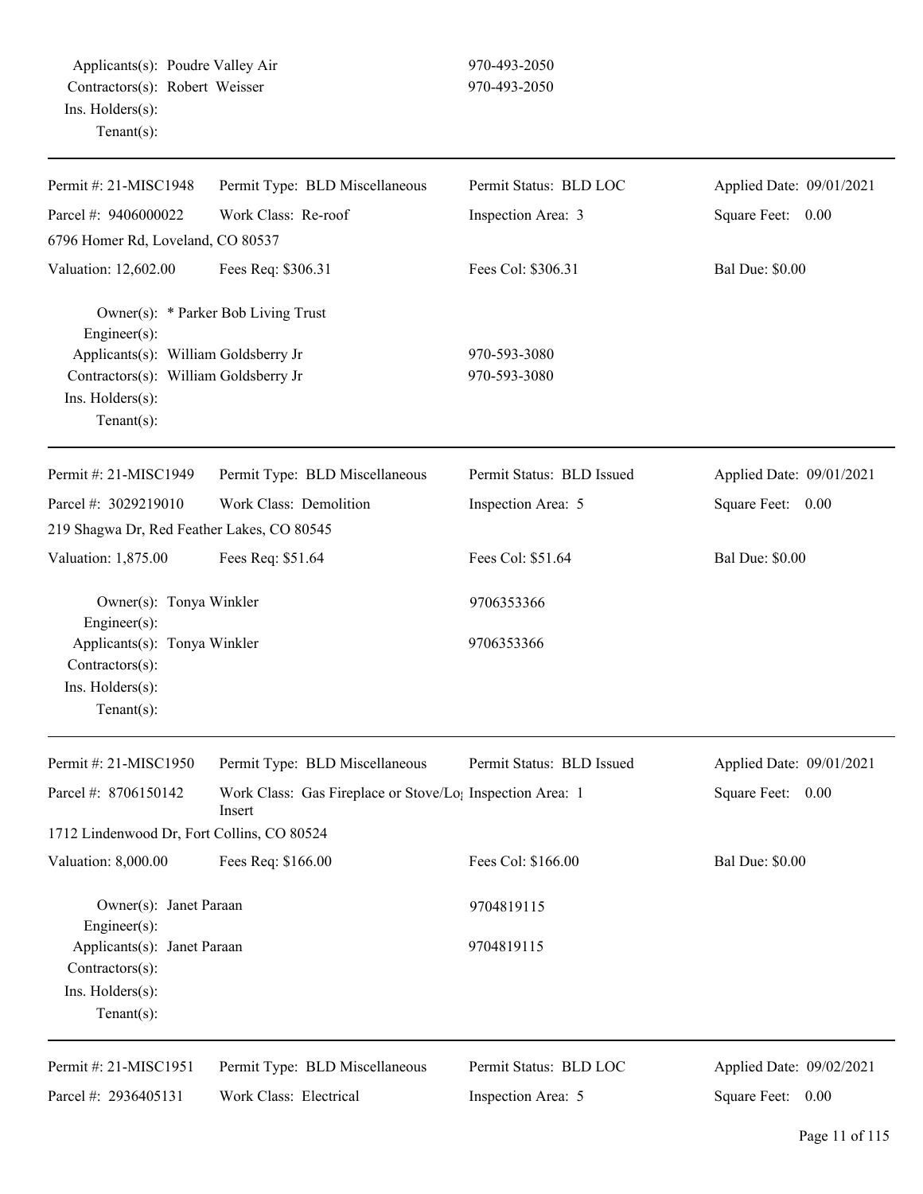Applicants(s): Poudre Valley Air 970-493-2050
Contractors(s): Robert Weisser 970-493-2050
Ins. Holders(s):
Tenant(s):

---

| Permit #: 21-MISC1948 | Permit Type: BLD Miscellaneous | Permit Status: BLD LOC | Applied Date: 09/01/2021 |
|---|---|---|---|
| Parcel #: 9406000022 | Work Class: Re-roof | Inspection Area: 3 | Square Feet: 0.00 |
| 6796 Homer Rd, Loveland, CO 80537 | | | |
| Valuation: 12,602.00 | Fees Req: $306.31 | Fees Col: $306.31 | Bal Due: $0.00 |

Owner(s): * Parker Bob Living Trust
Engineer(s):
Applicants(s): William Goldsberry Jr 970-593-3080
Contractors(s): William Goldsberry Jr 970-593-3080
Ins. Holders(s):
Tenant(s):

---

| Permit #: 21-MISC1949 | Permit Type: BLD Miscellaneous | Permit Status: BLD Issued | Applied Date: 09/01/2021 |
|---|---|---|---|
| Parcel #: 3029219010 | Work Class: Demolition | Inspection Area: 5 | Square Feet: 0.00 |
| 219 Shagwa Dr, Red Feather Lakes, CO 80545 | | | |
| Valuation: 1,875.00 | Fees Req: $51.64 | Fees Col: $51.64 | Bal Due: $0.00 |

Owner(s): Tonya Winkler 9706353366
Engineer(s):
Applicants(s): Tonya Winkler 9706353366
Contractors(s):
Ins. Holders(s):
Tenant(s):

---

| Permit #: 21-MISC1950 | Permit Type: BLD Miscellaneous | Permit Status: BLD Issued | Applied Date: 09/01/2021 |
|---|---|---|---|
| Parcel #: 8706150142 | Work Class: Gas Fireplace or Stove/Log Insert | Inspection Area: 1 | Square Feet: 0.00 |
| 1712 Lindenwood Dr, Fort Collins, CO 80524 | | | |
| Valuation: 8,000.00 | Fees Req: $166.00 | Fees Col: $166.00 | Bal Due: $0.00 |

Owner(s): Janet Paraan 9704819115
Engineer(s):
Applicants(s): Janet Paraan 9704819115
Contractors(s):
Ins. Holders(s):
Tenant(s):

---

| Permit #: 21-MISC1951 | Permit Type: BLD Miscellaneous | Permit Status: BLD LOC | Applied Date: 09/02/2021 |
|---|---|---|---|
| Parcel #: 2936405131 | Work Class: Electrical | Inspection Area: 5 | Square Feet: 0.00 |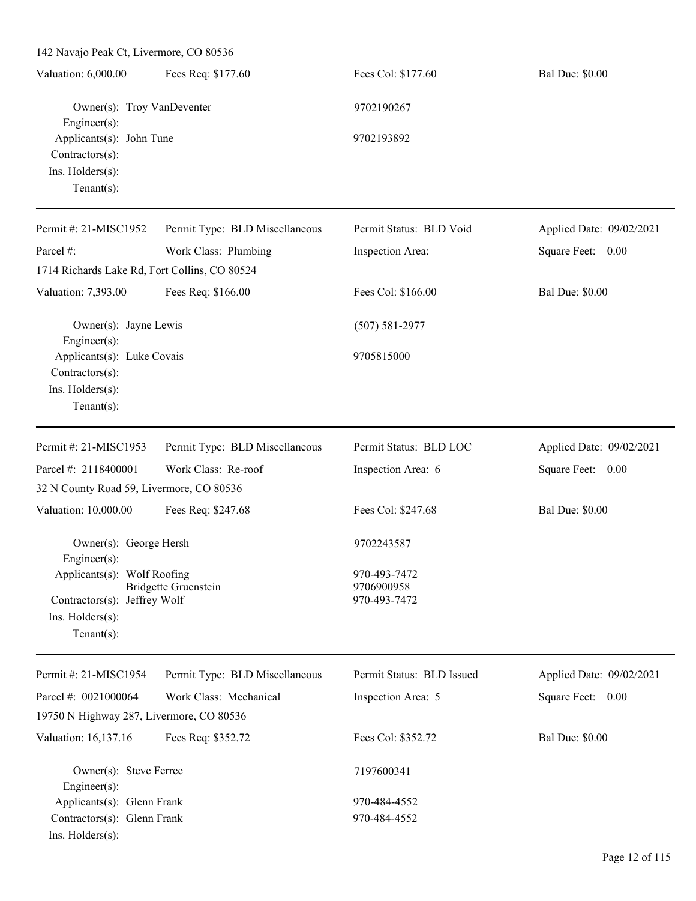142 Navajo Peak Ct, Livermore, CO 80536

Valuation: 6,000.00 | Fees Req: $177.60 | Fees Col: $177.60 | Bal Due: $0.00

Owner(s): Troy VanDeventer 9702190267
Engineer(s):
Applicants(s): John Tune 9702193892
Contractors(s):
Ins. Holders(s):
Tenant(s):

---

Permit #: 21-MISC1952 | Permit Type: BLD Miscellaneous | Permit Status: BLD Void | Applied Date: 09/02/2021
Parcel #: | Work Class: Plumbing | Inspection Area: | Square Feet: 0.00

1714 Richards Lake Rd, Fort Collins, CO 80524

Valuation: 7,393.00 | Fees Req: $166.00 | Fees Col: $166.00 | Bal Due: $0.00

Owner(s): Jayne Lewis (507) 581-2977
Engineer(s):
Applicants(s): Luke Covais 9705815000
Contractors(s):
Ins. Holders(s):
Tenant(s):

---

Permit #: 21-MISC1953 | Permit Type: BLD Miscellaneous | Permit Status: BLD LOC | Applied Date: 09/02/2021
Parcel #: 2118400001 | Work Class: Re-roof | Inspection Area: 6 | Square Feet: 0.00

32 N County Road 59, Livermore, CO 80536

Valuation: 10,000.00 | Fees Req: $247.68 | Fees Col: $247.68 | Bal Due: $0.00

Owner(s): George Hersh 9702243587
Engineer(s):
Applicants(s): Wolf Roofing 970-493-7472
Bridgette Gruenstein 9706900958
Contractors(s): Jeffrey Wolf 970-493-7472
Ins. Holders(s):
Tenant(s):

---

Permit #: 21-MISC1954 | Permit Type: BLD Miscellaneous | Permit Status: BLD Issued | Applied Date: 09/02/2021
Parcel #: 0021000064 | Work Class: Mechanical | Inspection Area: 5 | Square Feet: 0.00

19750 N Highway 287, Livermore, CO 80536

Valuation: 16,137.16 | Fees Req: $352.72 | Fees Col: $352.72 | Bal Due: $0.00

Owner(s): Steve Ferree 7197600341
Engineer(s):
Applicants(s): Glenn Frank 970-484-4552
Contractors(s): Glenn Frank 970-484-4552
Ins. Holders(s):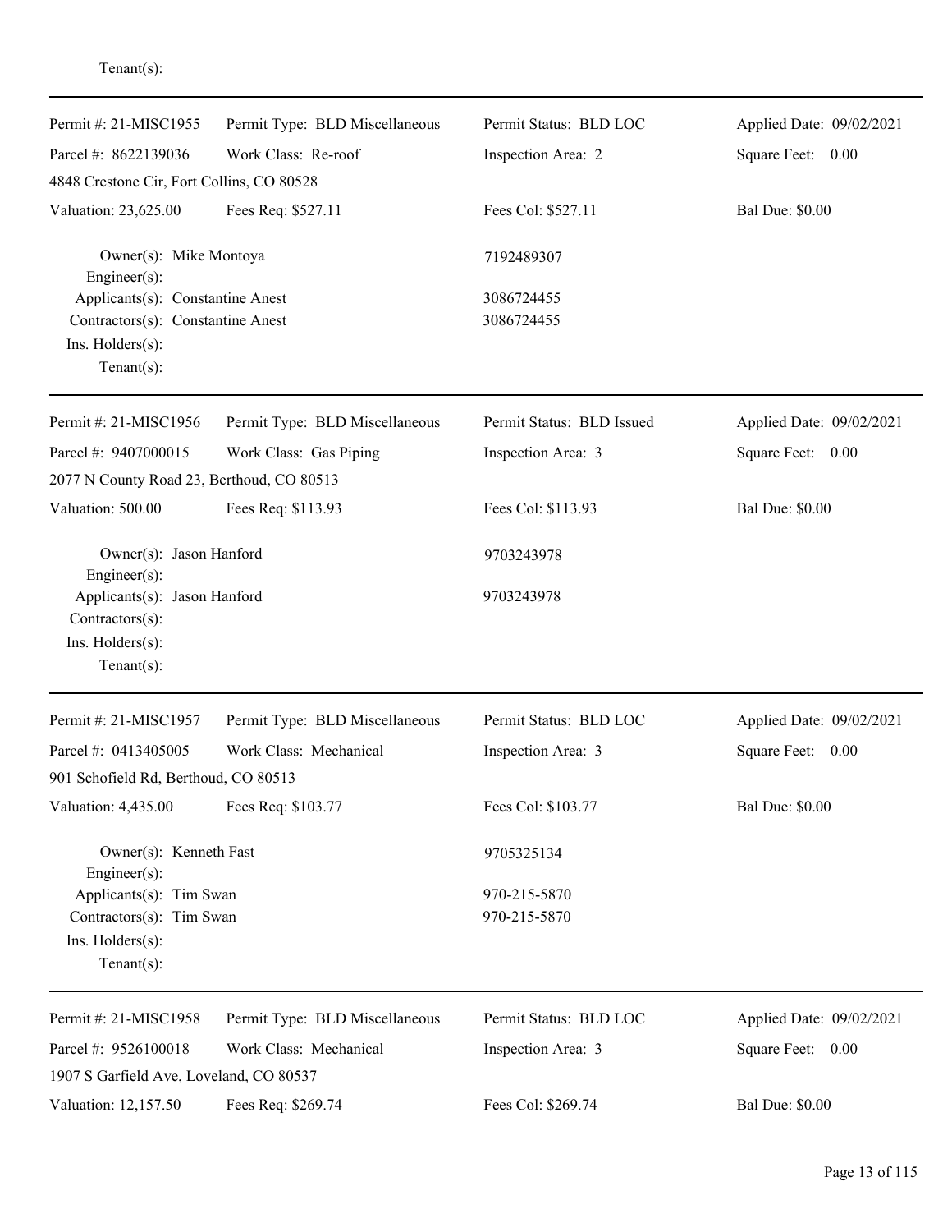Tenant(s):

---

| Permit #: 21-MISC1955 | Permit Type: BLD Miscellaneous | Permit Status: BLD LOC | Applied Date: 09/02/2021 |
|---|---|---|---|
| Parcel #: 8622139036 | Work Class: Re-roof | Inspection Area: 2 | Square Feet: 0.00 |
| 4848 Crestone Cir, Fort Collins, CO 80528 | | | |
| Valuation: 23,625.00 | Fees Req: $527.11 | Fees Col: $527.11 | Bal Due: $0.00 |

Owner(s): Mike Montoya — 7192489307
Engineer(s):
Applicants(s): Constantine Anest — 3086724455
Contractors(s): Constantine Anest — 3086724455
Ins. Holders(s):
Tenant(s):

---

| Permit #: 21-MISC1956 | Permit Type: BLD Miscellaneous | Permit Status: BLD Issued | Applied Date: 09/02/2021 |
|---|---|---|---|
| Parcel #: 9407000015 | Work Class: Gas Piping | Inspection Area: 3 | Square Feet: 0.00 |
| 2077 N County Road 23, Berthoud, CO 80513 | | | |
| Valuation: 500.00 | Fees Req: $113.93 | Fees Col: $113.93 | Bal Due: $0.00 |

Owner(s): Jason Hanford — 9703243978
Engineer(s):
Applicants(s): Jason Hanford — 9703243978
Contractors(s):
Ins. Holders(s):
Tenant(s):

---

| Permit #: 21-MISC1957 | Permit Type: BLD Miscellaneous | Permit Status: BLD LOC | Applied Date: 09/02/2021 |
|---|---|---|---|
| Parcel #: 0413405005 | Work Class: Mechanical | Inspection Area: 3 | Square Feet: 0.00 |
| 901 Schofield Rd, Berthoud, CO 80513 | | | |
| Valuation: 4,435.00 | Fees Req: $103.77 | Fees Col: $103.77 | Bal Due: $0.00 |

Owner(s): Kenneth Fast — 9705325134
Engineer(s):
Applicants(s): Tim Swan — 970-215-5870
Contractors(s): Tim Swan — 970-215-5870
Ins. Holders(s):
Tenant(s):

---

| Permit #: 21-MISC1958 | Permit Type: BLD Miscellaneous | Permit Status: BLD LOC | Applied Date: 09/02/2021 |
|---|---|---|---|
| Parcel #: 9526100018 | Work Class: Mechanical | Inspection Area: 3 | Square Feet: 0.00 |
| 1907 S Garfield Ave, Loveland, CO 80537 | | | |
| Valuation: 12,157.50 | Fees Req: $269.74 | Fees Col: $269.74 | Bal Due: $0.00 |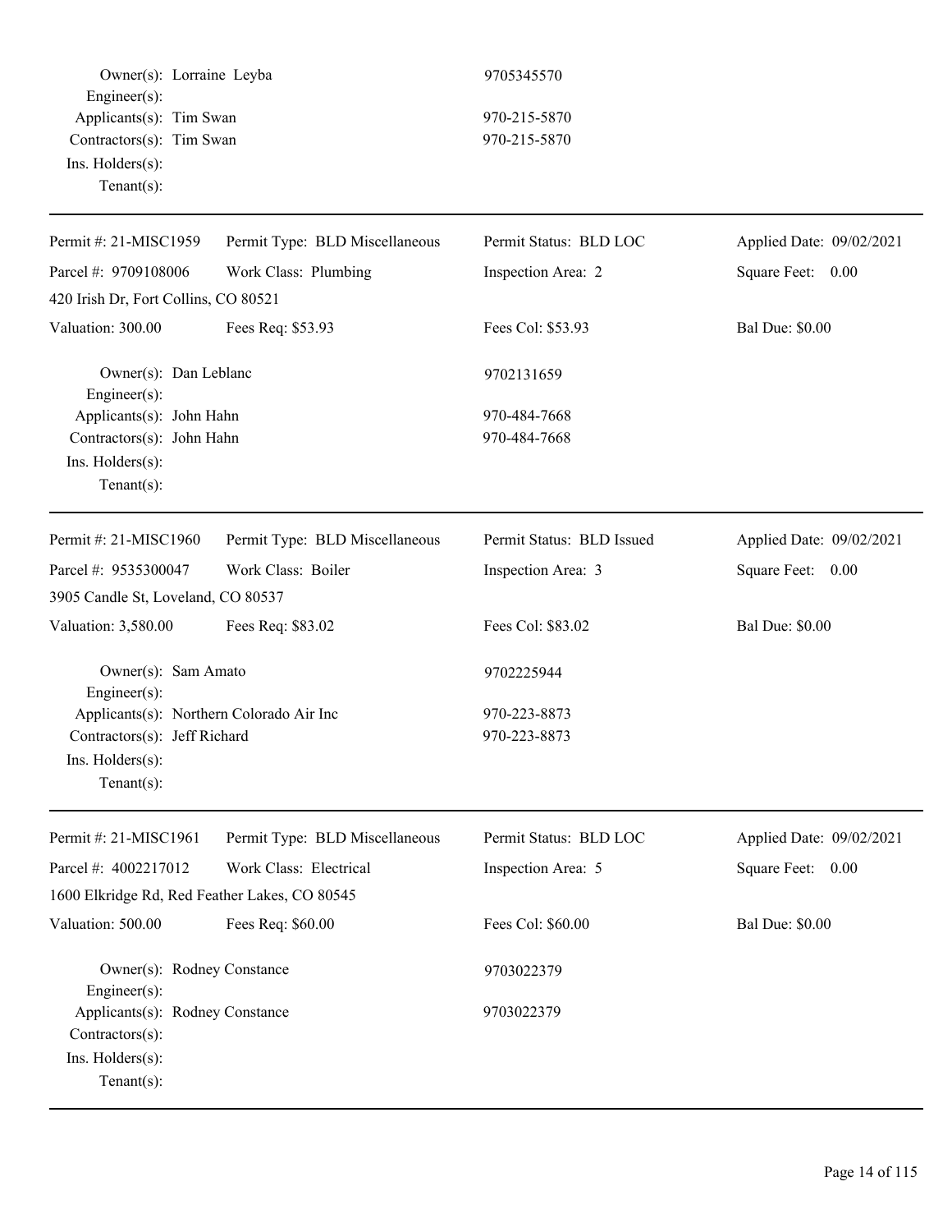Owner(s): Lorraine Leyba 9705345570
Engineer(s):
Applicants(s): Tim Swan 970-215-5870
Contractors(s): Tim Swan 970-215-5870
Ins. Holders(s):
Tenant(s):

---

| Permit #: 21-MISC1959 | Permit Type: BLD Miscellaneous | Permit Status: BLD LOC | Applied Date: 09/02/2021 |
|---|---|---|---|
| Parcel #: 9709108006 | Work Class: Plumbing | Inspection Area: 2 | Square Feet: 0.00 |
| 420 Irish Dr, Fort Collins, CO 80521 | | | |
| Valuation: 300.00 | Fees Req: $53.93 | Fees Col: $53.93 | Bal Due: $0.00 |

Owner(s): Dan Leblanc 9702131659
Engineer(s):
Applicants(s): John Hahn 970-484-7668
Contractors(s): John Hahn 970-484-7668
Ins. Holders(s):
Tenant(s):

---

| Permit #: 21-MISC1960 | Permit Type: BLD Miscellaneous | Permit Status: BLD Issued | Applied Date: 09/02/2021 |
|---|---|---|---|
| Parcel #: 9535300047 | Work Class: Boiler | Inspection Area: 3 | Square Feet: 0.00 |
| 3905 Candle St, Loveland, CO 80537 | | | |
| Valuation: 3,580.00 | Fees Req: $83.02 | Fees Col: $83.02 | Bal Due: $0.00 |

Owner(s): Sam Amato 9702225944
Engineer(s):
Applicants(s): Northern Colorado Air Inc 970-223-8873
Contractors(s): Jeff Richard 970-223-8873
Ins. Holders(s):
Tenant(s):

---

| Permit #: 21-MISC1961 | Permit Type: BLD Miscellaneous | Permit Status: BLD LOC | Applied Date: 09/02/2021 |
|---|---|---|---|
| Parcel #: 4002217012 | Work Class: Electrical | Inspection Area: 5 | Square Feet: 0.00 |
| 1600 Elkridge Rd, Red Feather Lakes, CO 80545 | | | |
| Valuation: 500.00 | Fees Req: $60.00 | Fees Col: $60.00 | Bal Due: $0.00 |

Owner(s): Rodney Constance 9703022379
Engineer(s):
Applicants(s): Rodney Constance 9703022379
Contractors(s):
Ins. Holders(s):
Tenant(s):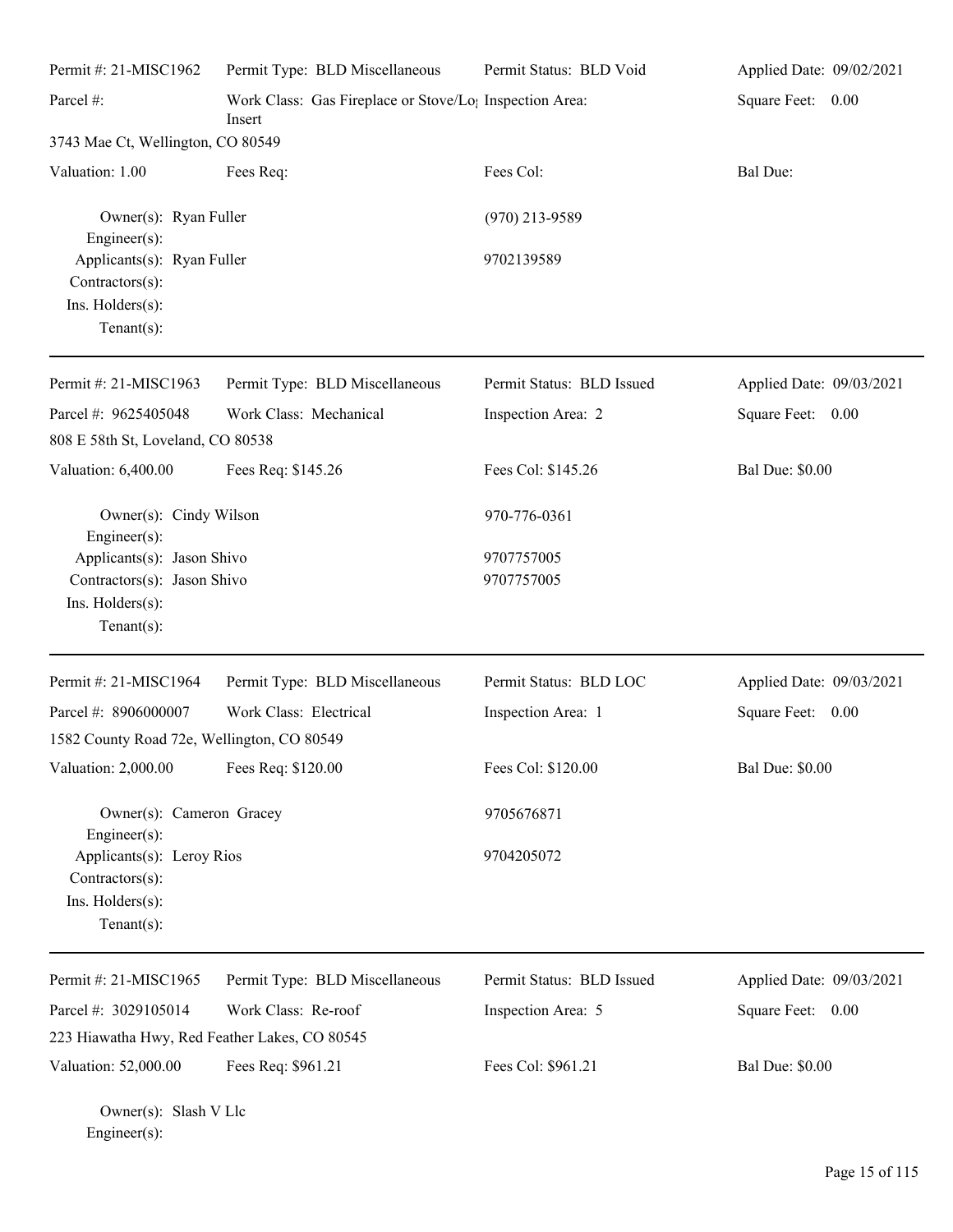Permit #: 21-MISC1962 | Permit Type: BLD Miscellaneous | Permit Status: BLD Void | Applied Date: 09/02/2021

Parcel #: | Work Class: Gas Fireplace or Stove/Log Insert | Inspection Area: | Square Feet: 0.00

3743 Mae Ct, Wellington, CO 80549

Valuation: 1.00 | Fees Req: | Fees Col: | Bal Due:

Owner(s): Ryan Fuller (970) 213-9589
Engineer(s):
Applicants(s): Ryan Fuller 9702139589
Contractors(s):
Ins. Holders(s):
Tenant(s):

---

Permit #: 21-MISC1963 | Permit Type: BLD Miscellaneous | Permit Status: BLD Issued | Applied Date: 09/03/2021

Parcel #: 9625405048 | Work Class: Mechanical | Inspection Area: 2 | Square Feet: 0.00

808 E 58th St, Loveland, CO 80538

Valuation: 6,400.00 | Fees Req: $145.26 | Fees Col: $145.26 | Bal Due: $0.00

Owner(s): Cindy Wilson 970-776-0361
Engineer(s):
Applicants(s): Jason Shivo 9707757005
Contractors(s): Jason Shivo 9707757005
Ins. Holders(s):
Tenant(s):

---

Permit #: 21-MISC1964 | Permit Type: BLD Miscellaneous | Permit Status: BLD LOC | Applied Date: 09/03/2021

Parcel #: 8906000007 | Work Class: Electrical | Inspection Area: 1 | Square Feet: 0.00

1582 County Road 72e, Wellington, CO 80549

Valuation: 2,000.00 | Fees Req: $120.00 | Fees Col: $120.00 | Bal Due: $0.00

Owner(s): Cameron Gracey 9705676871
Engineer(s):
Applicants(s): Leroy Rios 9704205072
Contractors(s):
Ins. Holders(s):
Tenant(s):

---

Permit #: 21-MISC1965 | Permit Type: BLD Miscellaneous | Permit Status: BLD Issued | Applied Date: 09/03/2021

Parcel #: 3029105014 | Work Class: Re-roof | Inspection Area: 5 | Square Feet: 0.00

223 Hiawatha Hwy, Red Feather Lakes, CO 80545

Valuation: 52,000.00 | Fees Req: $961.21 | Fees Col: $961.21 | Bal Due: $0.00

Owner(s): Slash V Llc
Engineer(s):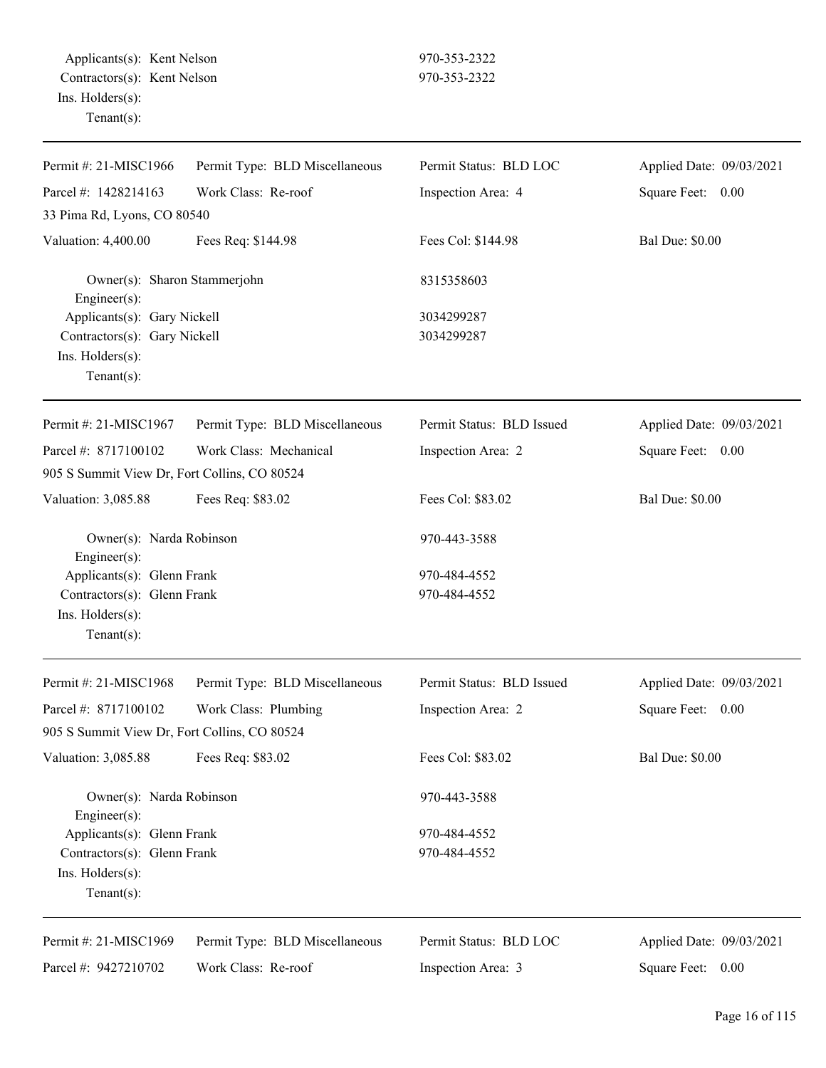Applicants(s): Kent Nelson 970-353-2322
Contractors(s): Kent Nelson 970-353-2322
Ins. Holders(s):
Tenant(s):

---

| Permit #: 21-MISC1966 | Permit Type: BLD Miscellaneous | Permit Status: BLD LOC | Applied Date: 09/03/2021 |
|---|---|---|---|
| Parcel #: 1428214163 | Work Class: Re-roof | Inspection Area: 4 | Square Feet: 0.00 |
| 33 Pima Rd, Lyons, CO 80540 | | | |
| Valuation: 4,400.00 | Fees Req: $144.98 | Fees Col: $144.98 | Bal Due: $0.00 |

Owner(s): Sharon Stammerjohn 8315358603
Engineer(s):
Applicants(s): Gary Nickell 3034299287
Contractors(s): Gary Nickell 3034299287
Ins. Holders(s):
Tenant(s):

---

| Permit #: 21-MISC1967 | Permit Type: BLD Miscellaneous | Permit Status: BLD Issued | Applied Date: 09/03/2021 |
|---|---|---|---|
| Parcel #: 8717100102 | Work Class: Mechanical | Inspection Area: 2 | Square Feet: 0.00 |
| 905 S Summit View Dr, Fort Collins, CO 80524 | | | |
| Valuation: 3,085.88 | Fees Req: $83.02 | Fees Col: $83.02 | Bal Due: $0.00 |

Owner(s): Narda Robinson 970-443-3588
Engineer(s):
Applicants(s): Glenn Frank 970-484-4552
Contractors(s): Glenn Frank 970-484-4552
Ins. Holders(s):
Tenant(s):

---

| Permit #: 21-MISC1968 | Permit Type: BLD Miscellaneous | Permit Status: BLD Issued | Applied Date: 09/03/2021 |
|---|---|---|---|
| Parcel #: 8717100102 | Work Class: Plumbing | Inspection Area: 2 | Square Feet: 0.00 |
| 905 S Summit View Dr, Fort Collins, CO 80524 | | | |
| Valuation: 3,085.88 | Fees Req: $83.02 | Fees Col: $83.02 | Bal Due: $0.00 |

Owner(s): Narda Robinson 970-443-3588
Engineer(s):
Applicants(s): Glenn Frank 970-484-4552
Contractors(s): Glenn Frank 970-484-4552
Ins. Holders(s):
Tenant(s):

---

| Permit #: 21-MISC1969 | Permit Type: BLD Miscellaneous | Permit Status: BLD LOC | Applied Date: 09/03/2021 |
|---|---|---|---|
| Parcel #: 9427210702 | Work Class: Re-roof | Inspection Area: 3 | Square Feet: 0.00 |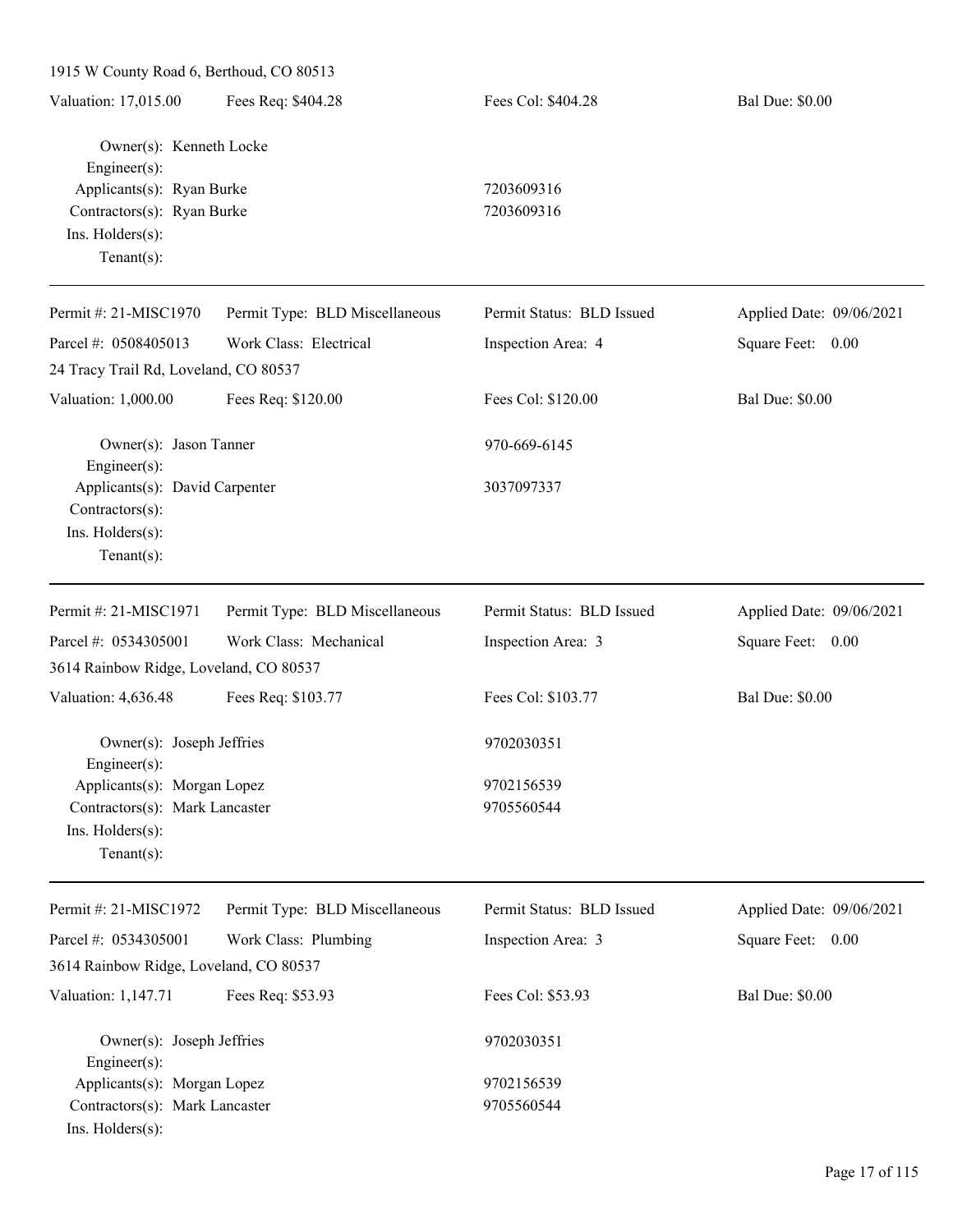1915 W County Road 6, Berthoud, CO 80513

Valuation: 17,015.00 | Fees Req: $404.28 | Fees Col: $404.28 | Bal Due: $0.00

Owner(s): Kenneth Locke
Engineer(s):
Applicants(s): Ryan Burke 7203609316
Contractors(s): Ryan Burke 7203609316
Ins. Holders(s):
Tenant(s):

---

Permit #: 21-MISC1970 | Permit Type: BLD Miscellaneous | Permit Status: BLD Issued | Applied Date: 09/06/2021
Parcel #: 0508405013 | Work Class: Electrical | Inspection Area: 4 | Square Feet: 0.00
24 Tracy Trail Rd, Loveland, CO 80537
Valuation: 1,000.00 | Fees Req: $120.00 | Fees Col: $120.00 | Bal Due: $0.00

Owner(s): Jason Tanner 970-669-6145
Engineer(s):
Applicants(s): David Carpenter 3037097337
Contractors(s):
Ins. Holders(s):
Tenant(s):

---

Permit #: 21-MISC1971 | Permit Type: BLD Miscellaneous | Permit Status: BLD Issued | Applied Date: 09/06/2021
Parcel #: 0534305001 | Work Class: Mechanical | Inspection Area: 3 | Square Feet: 0.00
3614 Rainbow Ridge, Loveland, CO 80537
Valuation: 4,636.48 | Fees Req: $103.77 | Fees Col: $103.77 | Bal Due: $0.00

Owner(s): Joseph Jeffries 9702030351
Engineer(s):
Applicants(s): Morgan Lopez 9702156539
Contractors(s): Mark Lancaster 9705560544
Ins. Holders(s):
Tenant(s):

---

Permit #: 21-MISC1972 | Permit Type: BLD Miscellaneous | Permit Status: BLD Issued | Applied Date: 09/06/2021
Parcel #: 0534305001 | Work Class: Plumbing | Inspection Area: 3 | Square Feet: 0.00
3614 Rainbow Ridge, Loveland, CO 80537
Valuation: 1,147.71 | Fees Req: $53.93 | Fees Col: $53.93 | Bal Due: $0.00

Owner(s): Joseph Jeffries 9702030351
Engineer(s):
Applicants(s): Morgan Lopez 9702156539
Contractors(s): Mark Lancaster 9705560544
Ins. Holders(s):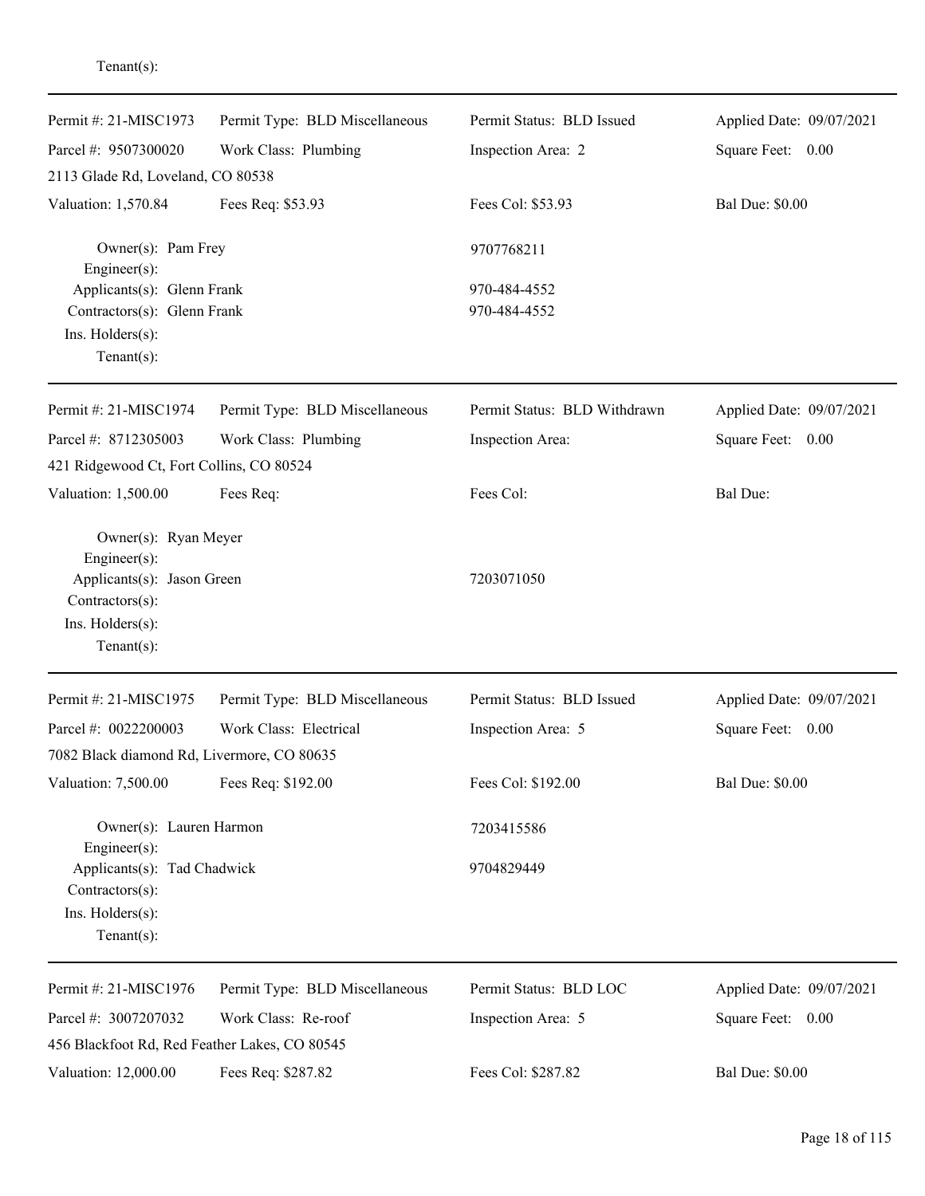Tenant(s):

---

| Permit #: 21-MISC1973 | Permit Type: BLD Miscellaneous | Permit Status: BLD Issued | Applied Date: 09/07/2021 |
|---|---|---|---|
| Parcel #: 9507300020 | Work Class: Plumbing | Inspection Area: 2 | Square Feet: 0.00 |
| 2113 Glade Rd, Loveland, CO 80538 | | | |
| Valuation: 1,570.84 | Fees Req: $53.93 | Fees Col: $53.93 | Bal Due: $0.00 |

Owner(s): Pam Frey — 9707768211
Engineer(s):
Applicants(s): Glenn Frank — 970-484-4552
Contractors(s): Glenn Frank — 970-484-4552
Ins. Holders(s):
Tenant(s):

---

| Permit #: 21-MISC1974 | Permit Type: BLD Miscellaneous | Permit Status: BLD Withdrawn | Applied Date: 09/07/2021 |
|---|---|---|---|
| Parcel #: 8712305003 | Work Class: Plumbing | Inspection Area: | Square Feet: 0.00 |
| 421 Ridgewood Ct, Fort Collins, CO 80524 | | | |
| Valuation: 1,500.00 | Fees Req: | Fees Col: | Bal Due: |

Owner(s): Ryan Meyer
Engineer(s):
Applicants(s): Jason Green — 7203071050
Contractors(s):
Ins. Holders(s):
Tenant(s):

---

| Permit #: 21-MISC1975 | Permit Type: BLD Miscellaneous | Permit Status: BLD Issued | Applied Date: 09/07/2021 |
|---|---|---|---|
| Parcel #: 0022200003 | Work Class: Electrical | Inspection Area: 5 | Square Feet: 0.00 |
| 7082 Black diamond Rd, Livermore, CO 80635 | | | |
| Valuation: 7,500.00 | Fees Req: $192.00 | Fees Col: $192.00 | Bal Due: $0.00 |

Owner(s): Lauren Harmon — 7203415586
Engineer(s):
Applicants(s): Tad Chadwick — 9704829449
Contractors(s):
Ins. Holders(s):
Tenant(s):

---

| Permit #: 21-MISC1976 | Permit Type: BLD Miscellaneous | Permit Status: BLD LOC | Applied Date: 09/07/2021 |
|---|---|---|---|
| Parcel #: 3007207032 | Work Class: Re-roof | Inspection Area: 5 | Square Feet: 0.00 |
| 456 Blackfoot Rd, Red Feather Lakes, CO 80545 | | | |
| Valuation: 12,000.00 | Fees Req: $287.82 | Fees Col: $287.82 | Bal Due: $0.00 |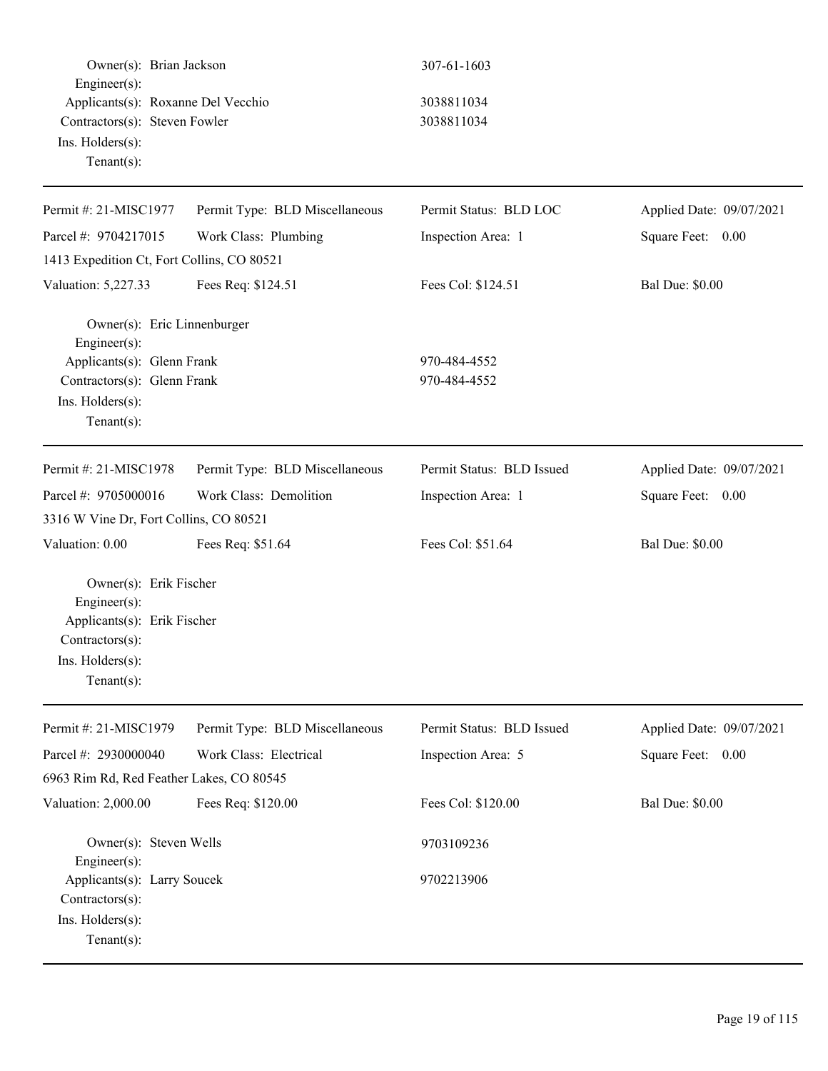Owner(s): Brian Jackson 307-61-1603
Engineer(s):
Applicants(s): Roxanne Del Vecchio 3038811034
Contractors(s): Steven Fowler 3038811034
Ins. Holders(s):
Tenant(s):

---

| Permit #: 21-MISC1977 | Permit Type: BLD Miscellaneous | Permit Status: BLD LOC | Applied Date: 09/07/2021 |
|---|---|---|---|
| Parcel #: 9704217015 | Work Class: Plumbing | Inspection Area: 1 | Square Feet: 0.00 |
| 1413 Expedition Ct, Fort Collins, CO 80521 | | | |
| Valuation: 5,227.33 | Fees Req: $124.51 | Fees Col: $124.51 | Bal Due: $0.00 |

Owner(s): Eric Linnenburger
Engineer(s):
Applicants(s): Glenn Frank 970-484-4552
Contractors(s): Glenn Frank 970-484-4552
Ins. Holders(s):
Tenant(s):

---

| Permit #: 21-MISC1978 | Permit Type: BLD Miscellaneous | Permit Status: BLD Issued | Applied Date: 09/07/2021 |
|---|---|---|---|
| Parcel #: 9705000016 | Work Class: Demolition | Inspection Area: 1 | Square Feet: 0.00 |
| 3316 W Vine Dr, Fort Collins, CO 80521 | | | |
| Valuation: 0.00 | Fees Req: $51.64 | Fees Col: $51.64 | Bal Due: $0.00 |

Owner(s): Erik Fischer
Engineer(s):
Applicants(s): Erik Fischer
Contractors(s):
Ins. Holders(s):
Tenant(s):

---

| Permit #: 21-MISC1979 | Permit Type: BLD Miscellaneous | Permit Status: BLD Issued | Applied Date: 09/07/2021 |
|---|---|---|---|
| Parcel #: 2930000040 | Work Class: Electrical | Inspection Area: 5 | Square Feet: 0.00 |
| 6963 Rim Rd, Red Feather Lakes, CO 80545 | | | |
| Valuation: 2,000.00 | Fees Req: $120.00 | Fees Col: $120.00 | Bal Due: $0.00 |

Owner(s): Steven Wells 9703109236
Engineer(s):
Applicants(s): Larry Soucek 9702213906
Contractors(s):
Ins. Holders(s):
Tenant(s):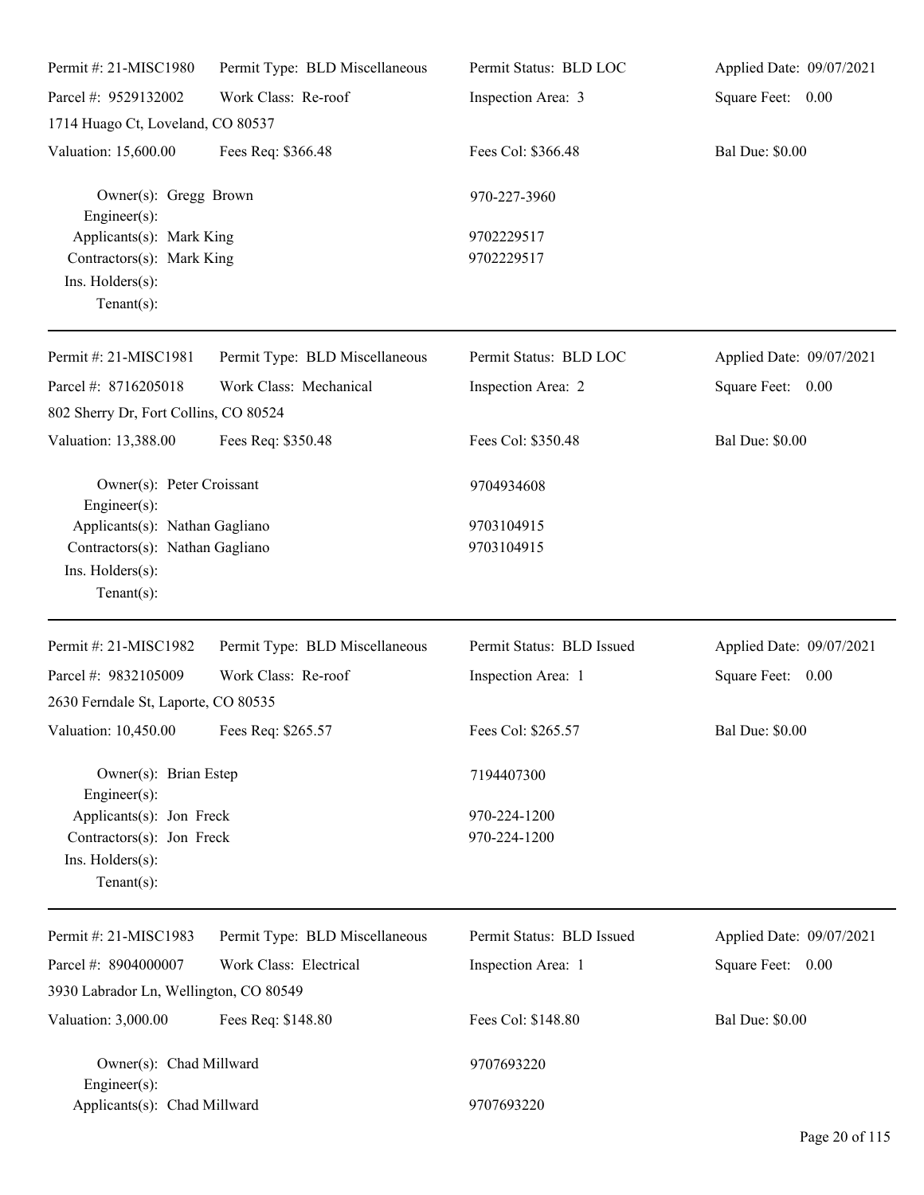Permit #: 21-MISC1980 Permit Type: BLD Miscellaneous Permit Status: BLD LOC Applied Date: 09/07/2021

Parcel #: 9529132002 Work Class: Re-roof Inspection Area: 3 Square Feet: 0.00

1714 Huago Ct, Loveland, CO 80537

Valuation: 15,600.00 Fees Req: $366.48 Fees Col: $366.48 Bal Due: $0.00

Owner(s): Gregg Brown 970-227-3960

Engineer(s):

Applicants(s): Mark King 9702229517

Contractors(s): Mark King 9702229517

Ins. Holders(s):

Tenant(s):

---

Permit #: 21-MISC1981 Permit Type: BLD Miscellaneous Permit Status: BLD LOC Applied Date: 09/07/2021

Parcel #: 8716205018 Work Class: Mechanical Inspection Area: 2 Square Feet: 0.00

802 Sherry Dr, Fort Collins, CO 80524

Valuation: 13,388.00 Fees Req: $350.48 Fees Col: $350.48 Bal Due: $0.00

Owner(s): Peter Croissant 9704934608

Engineer(s):

Applicants(s): Nathan Gagliano 9703104915

Contractors(s): Nathan Gagliano 9703104915

Ins. Holders(s):

Tenant(s):

---

Permit #: 21-MISC1982 Permit Type: BLD Miscellaneous Permit Status: BLD Issued Applied Date: 09/07/2021

Parcel #: 9832105009 Work Class: Re-roof Inspection Area: 1 Square Feet: 0.00

2630 Ferndale St, Laporte, CO 80535

Valuation: 10,450.00 Fees Req: $265.57 Fees Col: $265.57 Bal Due: $0.00

Owner(s): Brian Estep 7194407300

Engineer(s):

Applicants(s): Jon Freck 970-224-1200

Contractors(s): Jon Freck 970-224-1200

Ins. Holders(s):

Tenant(s):

---

Permit #: 21-MISC1983 Permit Type: BLD Miscellaneous Permit Status: BLD Issued Applied Date: 09/07/2021

Parcel #: 8904000007 Work Class: Electrical Inspection Area: 1 Square Feet: 0.00

3930 Labrador Ln, Wellington, CO 80549

Valuation: 3,000.00 Fees Req: $148.80 Fees Col: $148.80 Bal Due: $0.00

Owner(s): Chad Millward 9707693220

Engineer(s):

Applicants(s): Chad Millward 9707693220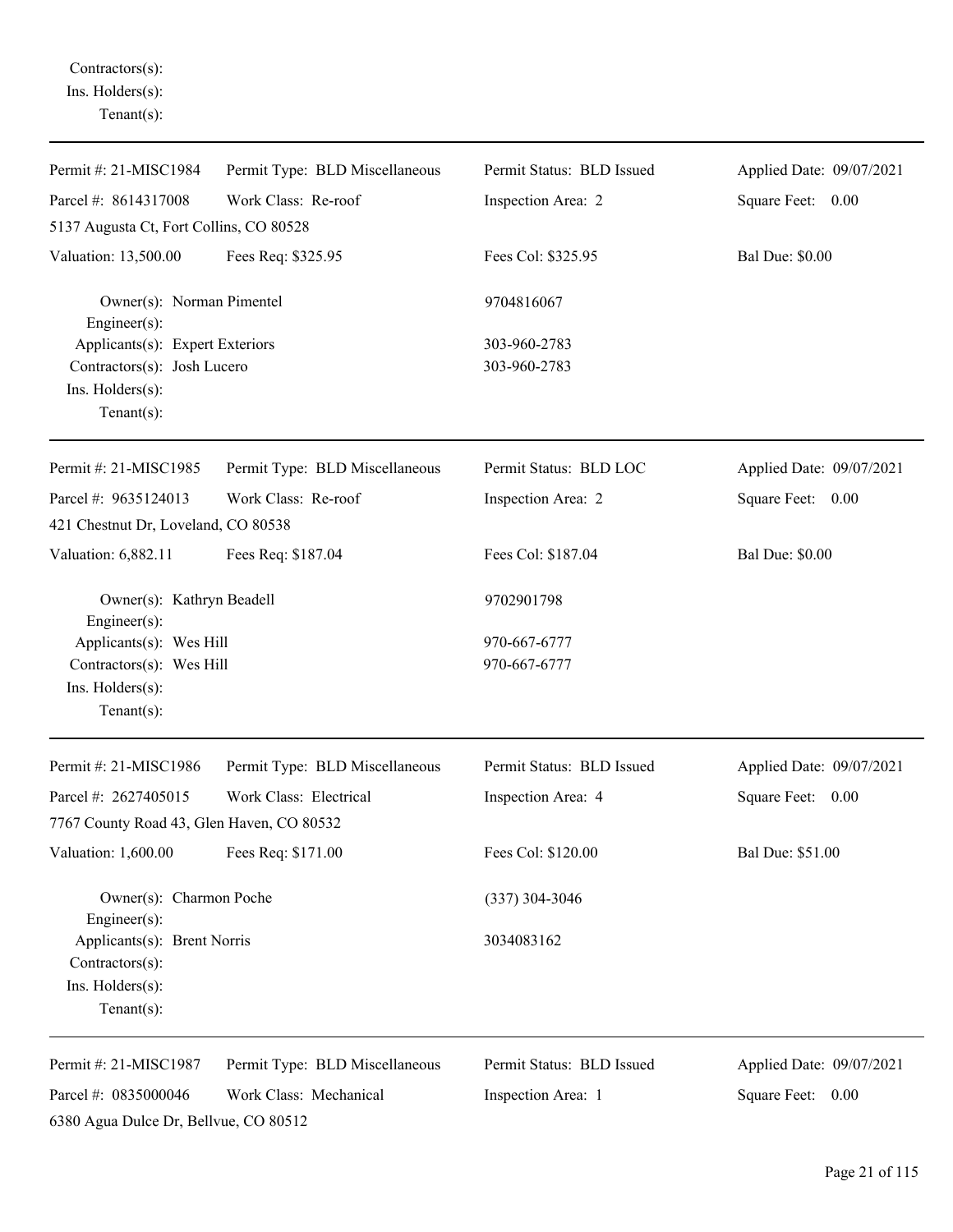Contractors(s):
Ins. Holders(s):
Tenant(s):

---

Permit #: 21-MISC1984 Permit Type: BLD Miscellaneous Permit Status: BLD Issued Applied Date: 09/07/2021
Parcel #: 8614317008 Work Class: Re-roof Inspection Area: 2 Square Feet: 0.00
5137 Augusta Ct, Fort Collins, CO 80528
Valuation: 13,500.00 Fees Req: $325.95 Fees Col: $325.95 Bal Due: $0.00

Owner(s): Norman Pimentel 9704816067
Engineer(s):
Applicants(s): Expert Exteriors 303-960-2783
Contractors(s): Josh Lucero 303-960-2783
Ins. Holders(s):
Tenant(s):

---

Permit #: 21-MISC1985 Permit Type: BLD Miscellaneous Permit Status: BLD LOC Applied Date: 09/07/2021
Parcel #: 9635124013 Work Class: Re-roof Inspection Area: 2 Square Feet: 0.00
421 Chestnut Dr, Loveland, CO 80538
Valuation: 6,882.11 Fees Req: $187.04 Fees Col: $187.04 Bal Due: $0.00

Owner(s): Kathryn Beadell 9702901798
Engineer(s):
Applicants(s): Wes Hill 970-667-6777
Contractors(s): Wes Hill 970-667-6777
Ins. Holders(s):
Tenant(s):

---

Permit #: 21-MISC1986 Permit Type: BLD Miscellaneous Permit Status: BLD Issued Applied Date: 09/07/2021
Parcel #: 2627405015 Work Class: Electrical Inspection Area: 4 Square Feet: 0.00
7767 County Road 43, Glen Haven, CO 80532
Valuation: 1,600.00 Fees Req: $171.00 Fees Col: $120.00 Bal Due: $51.00

Owner(s): Charmon Poche (337) 304-3046
Engineer(s):
Applicants(s): Brent Norris 3034083162
Contractors(s):
Ins. Holders(s):
Tenant(s):

---

Permit #: 21-MISC1987 Permit Type: BLD Miscellaneous Permit Status: BLD Issued Applied Date: 09/07/2021
Parcel #: 0835000046 Work Class: Mechanical Inspection Area: 1 Square Feet: 0.00
6380 Agua Dulce Dr, Bellvue, CO 80512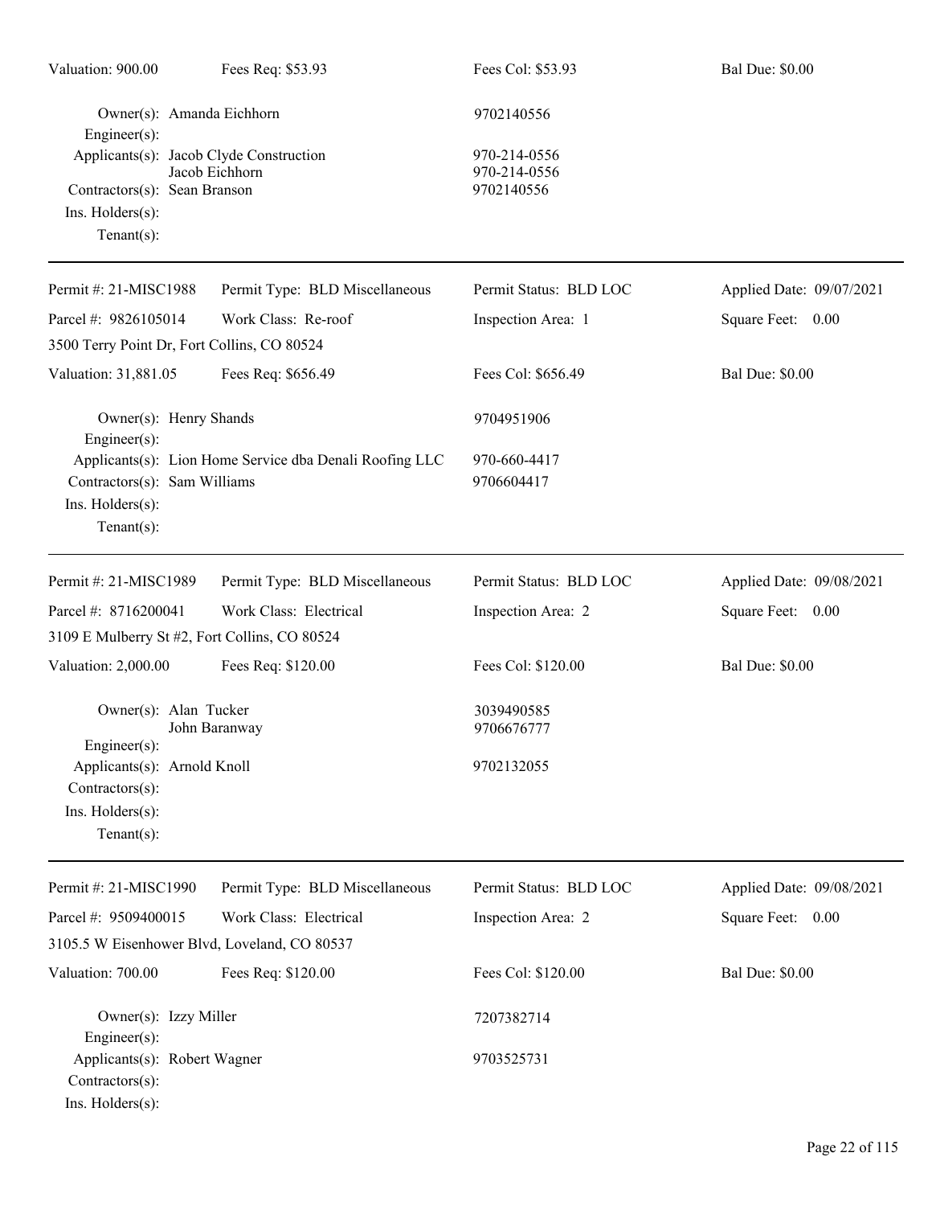| Valuation: 900.00 | Fees Req: $53.93 | Fees Col: $53.93 | Bal Due: $0.00 |
|---|---|---|---|

Owner(s): Amanda Eichhorn — 9702140556
Engineer(s):
Applicants(s): Jacob Clyde Construction — 970-214-0556
Jacob Eichhorn — 970-214-0556
Contractors(s): Sean Branson — 9702140556
Ins. Holders(s):
Tenant(s):

---

| Permit #: 21-MISC1988 | Permit Type: BLD Miscellaneous | Permit Status: BLD LOC | Applied Date: 09/07/2021 |
|---|---|---|---|
| Parcel #: 9826105014 | Work Class: Re-roof | Inspection Area: 1 | Square Feet: 0.00 |
| 3500 Terry Point Dr, Fort Collins, CO 80524 | | | |
| Valuation: 31,881.05 | Fees Req: $656.49 | Fees Col: $656.49 | Bal Due: $0.00 |

Owner(s): Henry Shands — 9704951906
Engineer(s):
Applicants(s): Lion Home Service dba Denali Roofing LLC — 970-660-4417
Contractors(s): Sam Williams — 9706604417
Ins. Holders(s):
Tenant(s):

---

| Permit #: 21-MISC1989 | Permit Type: BLD Miscellaneous | Permit Status: BLD LOC | Applied Date: 09/08/2021 |
|---|---|---|---|
| Parcel #: 8716200041 | Work Class: Electrical | Inspection Area: 2 | Square Feet: 0.00 |
| 3109 E Mulberry St #2, Fort Collins, CO 80524 | | | |
| Valuation: 2,000.00 | Fees Req: $120.00 | Fees Col: $120.00 | Bal Due: $0.00 |

Owner(s): Alan Tucker — 3039490585
John Baranway — 9706676777
Engineer(s):
Applicants(s): Arnold Knoll — 9702132055
Contractors(s):
Ins. Holders(s):
Tenant(s):

---

| Permit #: 21-MISC1990 | Permit Type: BLD Miscellaneous | Permit Status: BLD LOC | Applied Date: 09/08/2021 |
|---|---|---|---|
| Parcel #: 9509400015 | Work Class: Electrical | Inspection Area: 2 | Square Feet: 0.00 |
| 3105.5 W Eisenhower Blvd, Loveland, CO 80537 | | | |
| Valuation: 700.00 | Fees Req: $120.00 | Fees Col: $120.00 | Bal Due: $0.00 |

Owner(s): Izzy Miller — 7207382714
Engineer(s):
Applicants(s): Robert Wagner — 9703525731
Contractors(s):
Ins. Holders(s):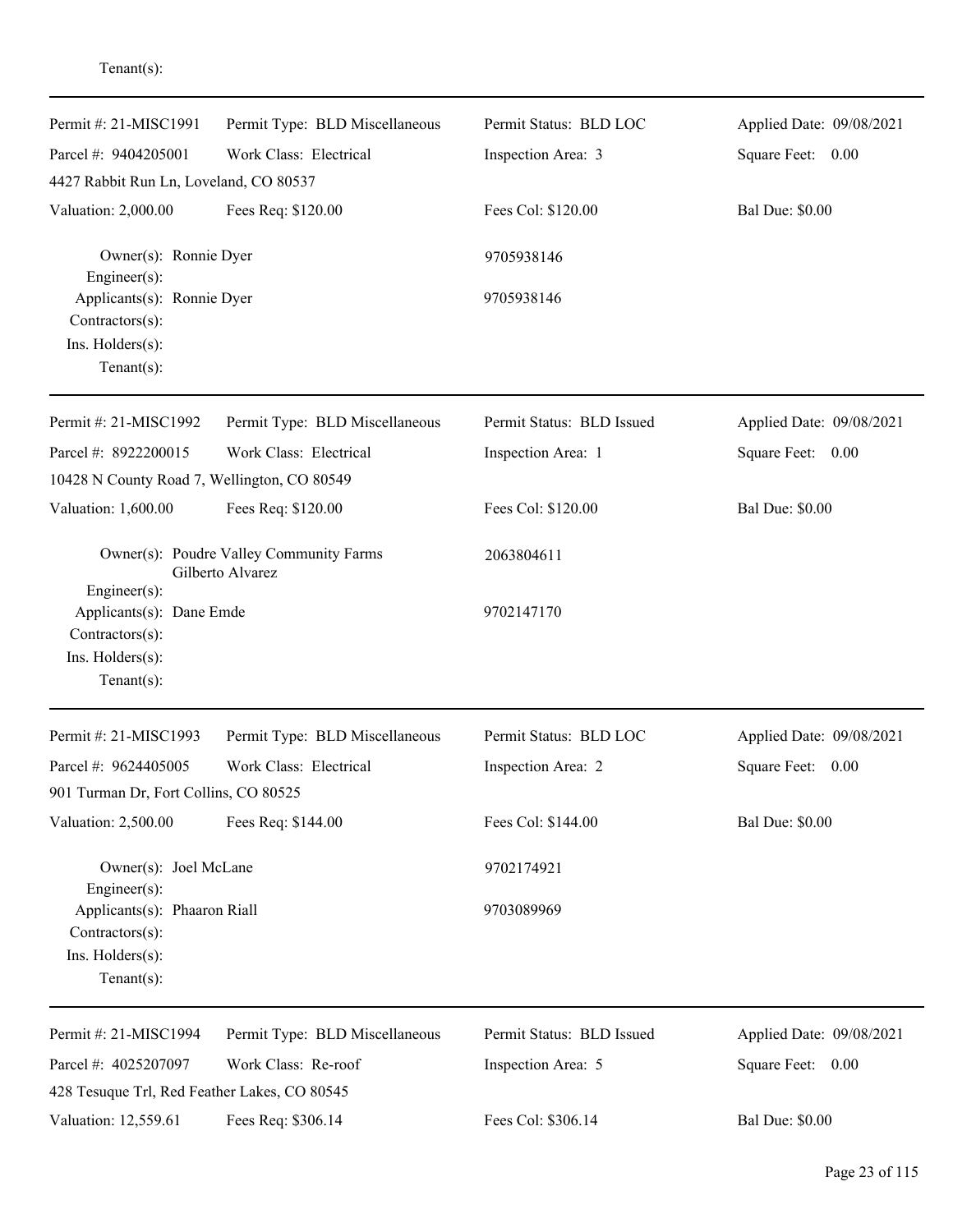Tenant(s):

---

| Permit #: 21-MISC1991 | Permit Type: BLD Miscellaneous | Permit Status: BLD LOC | Applied Date: 09/08/2021 |
|---|---|---|---|
| Parcel #: 9404205001 | Work Class: Electrical | Inspection Area: 3 | Square Feet: 0.00 |
| 4427 Rabbit Run Ln, Loveland, CO 80537 | | | |
| Valuation: 2,000.00 | Fees Req: $120.00 | Fees Col: $120.00 | Bal Due: $0.00 |

Owner(s): Ronnie Dyer — 9705938146
Engineer(s):
Applicants(s): Ronnie Dyer — 9705938146
Contractors(s):
Ins. Holders(s):
Tenant(s):

---

| Permit #: 21-MISC1992 | Permit Type: BLD Miscellaneous | Permit Status: BLD Issued | Applied Date: 09/08/2021 |
|---|---|---|---|
| Parcel #: 8922200015 | Work Class: Electrical | Inspection Area: 1 | Square Feet: 0.00 |
| 10428 N County Road 7, Wellington, CO 80549 | | | |
| Valuation: 1,600.00 | Fees Req: $120.00 | Fees Col: $120.00 | Bal Due: $0.00 |

Owner(s): Poudre Valley Community Farms Gilberto Alvarez — 2063804611
Engineer(s):
Applicants(s): Dane Emde — 9702147170
Contractors(s):
Ins. Holders(s):
Tenant(s):

---

| Permit #: 21-MISC1993 | Permit Type: BLD Miscellaneous | Permit Status: BLD LOC | Applied Date: 09/08/2021 |
|---|---|---|---|
| Parcel #: 9624405005 | Work Class: Electrical | Inspection Area: 2 | Square Feet: 0.00 |
| 901 Turman Dr, Fort Collins, CO 80525 | | | |
| Valuation: 2,500.00 | Fees Req: $144.00 | Fees Col: $144.00 | Bal Due: $0.00 |

Owner(s): Joel McLane — 9702174921
Engineer(s):
Applicants(s): Phaaron Riall — 9703089969
Contractors(s):
Ins. Holders(s):
Tenant(s):

---

| Permit #: 21-MISC1994 | Permit Type: BLD Miscellaneous | Permit Status: BLD Issued | Applied Date: 09/08/2021 |
|---|---|---|---|
| Parcel #: 4025207097 | Work Class: Re-roof | Inspection Area: 5 | Square Feet: 0.00 |
| 428 Tesuque Trl, Red Feather Lakes, CO 80545 | | | |
| Valuation: 12,559.61 | Fees Req: $306.14 | Fees Col: $306.14 | Bal Due: $0.00 |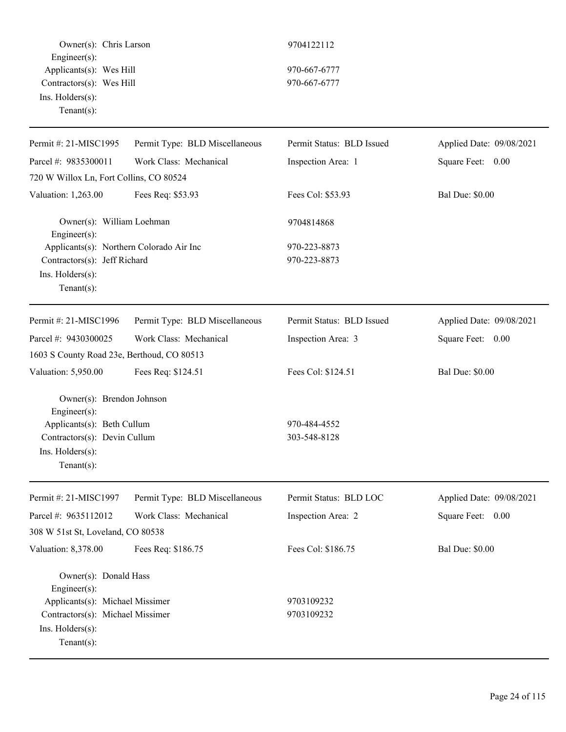Owner(s): Chris Larson 9704122112
Engineer(s):
Applicants(s): Wes Hill 970-667-6777
Contractors(s): Wes Hill 970-667-6777
Ins. Holders(s):
Tenant(s):

---

| Permit #: 21-MISC1995 | Permit Type: BLD Miscellaneous | Permit Status: BLD Issued | Applied Date: 09/08/2021 |
|---|---|---|---|
| Parcel #: 9835300011 | Work Class: Mechanical | Inspection Area: 1 | Square Feet: 0.00 |
| 720 W Willox Ln, Fort Collins, CO 80524 | | | |
| Valuation: 1,263.00 | Fees Req: $53.93 | Fees Col: $53.93 | Bal Due: $0.00 |

Owner(s): William Loehman 9704814868
Engineer(s):
Applicants(s): Northern Colorado Air Inc 970-223-8873
Contractors(s): Jeff Richard 970-223-8873
Ins. Holders(s):
Tenant(s):

---

| Permit #: 21-MISC1996 | Permit Type: BLD Miscellaneous | Permit Status: BLD Issued | Applied Date: 09/08/2021 |
|---|---|---|---|
| Parcel #: 9430300025 | Work Class: Mechanical | Inspection Area: 3 | Square Feet: 0.00 |
| 1603 S County Road 23e, Berthoud, CO 80513 | | | |
| Valuation: 5,950.00 | Fees Req: $124.51 | Fees Col: $124.51 | Bal Due: $0.00 |

Owner(s): Brendon Johnson
Engineer(s):
Applicants(s): Beth Cullum 970-484-4552
Contractors(s): Devin Cullum 303-548-8128
Ins. Holders(s):
Tenant(s):

---

| Permit #: 21-MISC1997 | Permit Type: BLD Miscellaneous | Permit Status: BLD LOC | Applied Date: 09/08/2021 |
|---|---|---|---|
| Parcel #: 9635112012 | Work Class: Mechanical | Inspection Area: 2 | Square Feet: 0.00 |
| 308 W 51st St, Loveland, CO 80538 | | | |
| Valuation: 8,378.00 | Fees Req: $186.75 | Fees Col: $186.75 | Bal Due: $0.00 |

Owner(s): Donald Hass
Engineer(s):
Applicants(s): Michael Missimer 9703109232
Contractors(s): Michael Missimer 9703109232
Ins. Holders(s):
Tenant(s):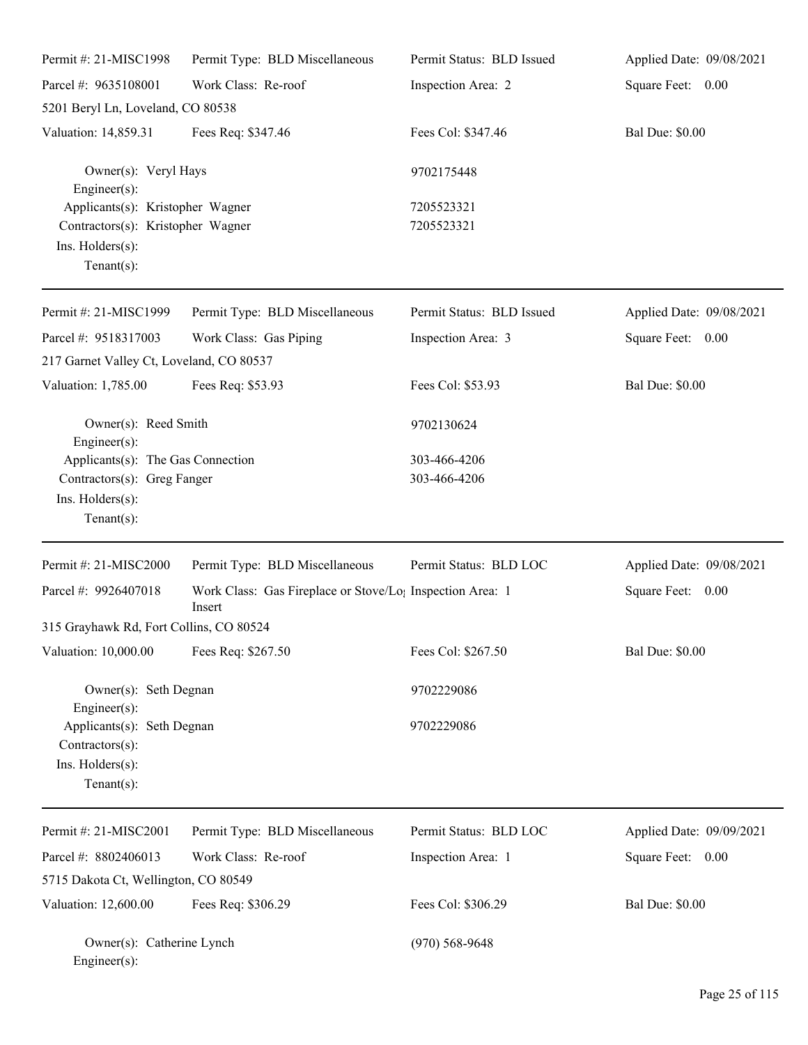| Permit #: 21-MISC1998 | Permit Type: BLD Miscellaneous | Permit Status: BLD Issued | Applied Date: 09/08/2021 |
|---|---|---|---|
| Parcel #: 9635108001 | Work Class: Re-roof | Inspection Area: 2 | Square Feet: 0.00 |
| 5201 Beryl Ln, Loveland, CO 80538 | | | |
| Valuation: 14,859.31 | Fees Req: $347.46 | Fees Col: $347.46 | Bal Due: $0.00 |

Owner(s): Veryl Hays — 9702175448
Engineer(s):
Applicants(s): Kristopher Wagner — 7205523321
Contractors(s): Kristopher Wagner — 7205523321
Ins. Holders(s):
Tenant(s):

---

| Permit #: 21-MISC1999 | Permit Type: BLD Miscellaneous | Permit Status: BLD Issued | Applied Date: 09/08/2021 |
|---|---|---|---|
| Parcel #: 9518317003 | Work Class: Gas Piping | Inspection Area: 3 | Square Feet: 0.00 |
| 217 Garnet Valley Ct, Loveland, CO 80537 | | | |
| Valuation: 1,785.00 | Fees Req: $53.93 | Fees Col: $53.93 | Bal Due: $0.00 |

Owner(s): Reed Smith — 9702130624
Engineer(s):
Applicants(s): The Gas Connection — 303-466-4206
Contractors(s): Greg Fanger — 303-466-4206
Ins. Holders(s):
Tenant(s):

---

| Permit #: 21-MISC2000 | Permit Type: BLD Miscellaneous | Permit Status: BLD LOC | Applied Date: 09/08/2021 |
|---|---|---|---|
| Parcel #: 9926407018 | Work Class: Gas Fireplace or Stove/Log Insert | Inspection Area: 1 | Square Feet: 0.00 |
| 315 Grayhawk Rd, Fort Collins, CO 80524 | | | |
| Valuation: 10,000.00 | Fees Req: $267.50 | Fees Col: $267.50 | Bal Due: $0.00 |

Owner(s): Seth Degnan — 9702229086
Engineer(s):
Applicants(s): Seth Degnan — 9702229086
Contractors(s):
Ins. Holders(s):
Tenant(s):

---

| Permit #: 21-MISC2001 | Permit Type: BLD Miscellaneous | Permit Status: BLD LOC | Applied Date: 09/09/2021 |
|---|---|---|---|
| Parcel #: 8802406013 | Work Class: Re-roof | Inspection Area: 1 | Square Feet: 0.00 |
| 5715 Dakota Ct, Wellington, CO 80549 | | | |
| Valuation: 12,600.00 | Fees Req: $306.29 | Fees Col: $306.29 | Bal Due: $0.00 |

Owner(s): Catherine Lynch — (970) 568-9648
Engineer(s):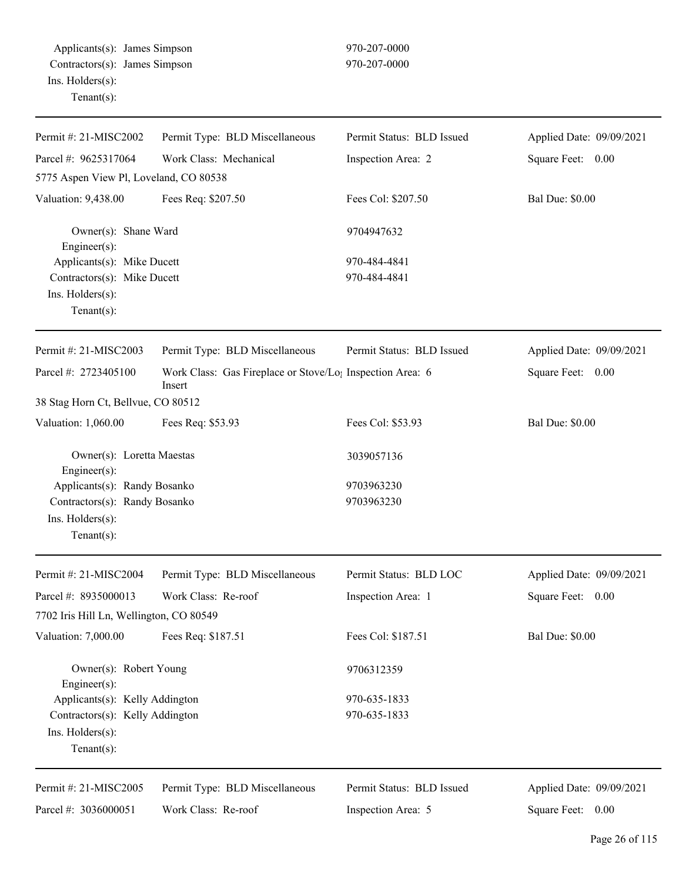Applicants(s): James Simpson 970-207-0000
Contractors(s): James Simpson 970-207-0000
Ins. Holders(s):
Tenant(s):

---

| Permit #: 21-MISC2002 | Permit Type: BLD Miscellaneous | Permit Status: BLD Issued | Applied Date: 09/09/2021 |
|---|---|---|---|
| Parcel #: 9625317064 | Work Class: Mechanical | Inspection Area: 2 | Square Feet: 0.00 |
| 5775 Aspen View Pl, Loveland, CO 80538 | | | |
| Valuation: 9,438.00 | Fees Req: $207.50 | Fees Col: $207.50 | Bal Due: $0.00 |

Owner(s): Shane Ward 9704947632
Engineer(s):
Applicants(s): Mike Ducett 970-484-4841
Contractors(s): Mike Ducett 970-484-4841
Ins. Holders(s):
Tenant(s):

---

| Permit #: 21-MISC2003 | Permit Type: BLD Miscellaneous | Permit Status: BLD Issued | Applied Date: 09/09/2021 |
|---|---|---|---|
| Parcel #: 2723405100 | Work Class: Gas Fireplace or Stove/Log Insert | Inspection Area: 6 | Square Feet: 0.00 |
| 38 Stag Horn Ct, Bellvue, CO 80512 | | | |
| Valuation: 1,060.00 | Fees Req: $53.93 | Fees Col: $53.93 | Bal Due: $0.00 |

Owner(s): Loretta Maestas 3039057136
Engineer(s):
Applicants(s): Randy Bosanko 9703963230
Contractors(s): Randy Bosanko 9703963230
Ins. Holders(s):
Tenant(s):

---

| Permit #: 21-MISC2004 | Permit Type: BLD Miscellaneous | Permit Status: BLD LOC | Applied Date: 09/09/2021 |
|---|---|---|---|
| Parcel #: 8935000013 | Work Class: Re-roof | Inspection Area: 1 | Square Feet: 0.00 |
| 7702 Iris Hill Ln, Wellington, CO 80549 | | | |
| Valuation: 7,000.00 | Fees Req: $187.51 | Fees Col: $187.51 | Bal Due: $0.00 |

Owner(s): Robert Young 9706312359
Engineer(s):
Applicants(s): Kelly Addington 970-635-1833
Contractors(s): Kelly Addington 970-635-1833
Ins. Holders(s):
Tenant(s):

---

| Permit #: 21-MISC2005 | Permit Type: BLD Miscellaneous | Permit Status: BLD Issued | Applied Date: 09/09/2021 |
|---|---|---|---|
| Parcel #: 3036000051 | Work Class: Re-roof | Inspection Area: 5 | Square Feet: 0.00 |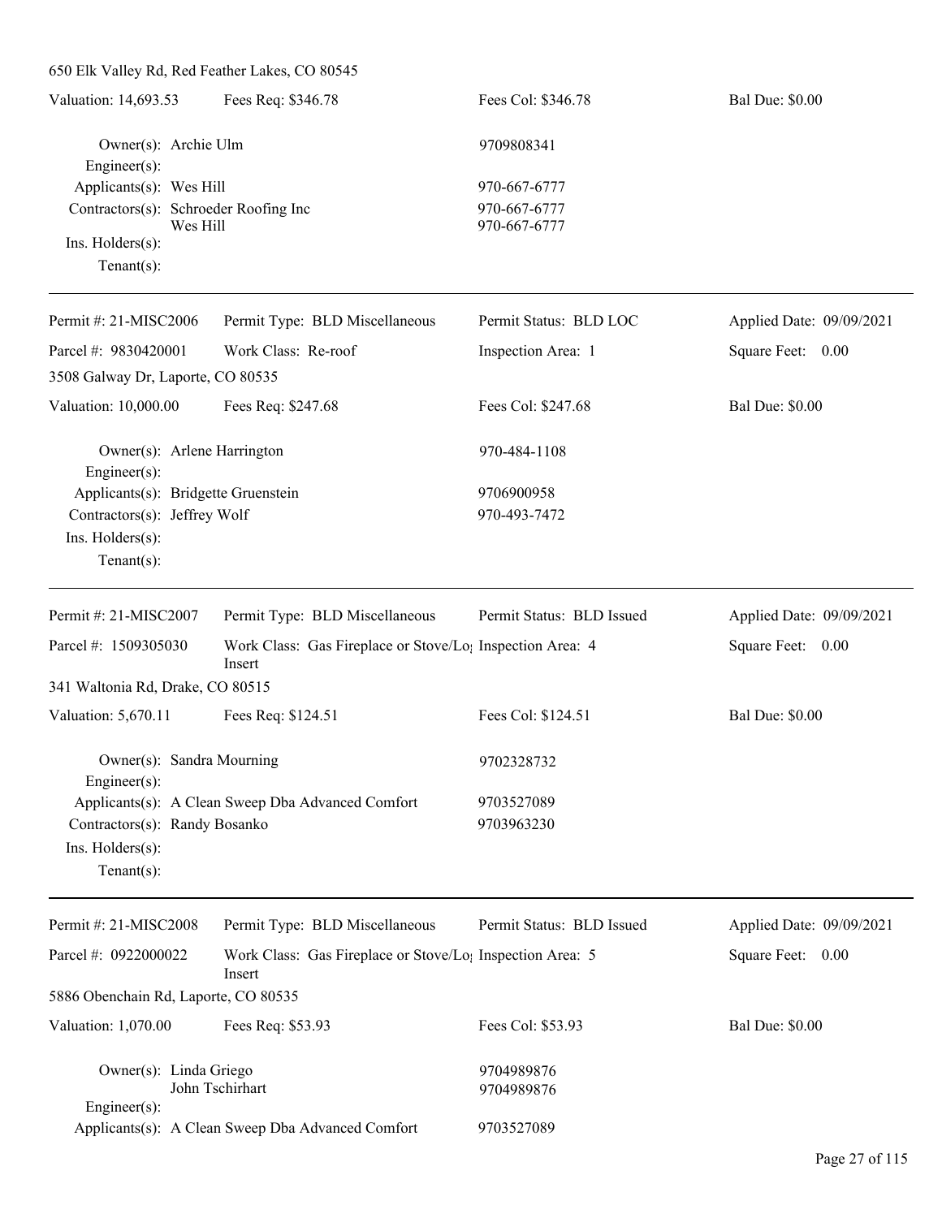650 Elk Valley Rd, Red Feather Lakes, CO 80545

Valuation: 14,693.53 | Fees Req: $346.78 | Fees Col: $346.78 | Bal Due: $0.00

Owner(s): Archie Ulm — 9709808341
Engineer(s):
Applicants(s): Wes Hill — 970-667-6777
Contractors(s): Schroeder Roofing Inc — 970-667-6777
Wes Hill — 970-667-6777
Ins. Holders(s):
Tenant(s):

---

Permit #: 21-MISC2006 | Permit Type: BLD Miscellaneous | Permit Status: BLD LOC | Applied Date: 09/09/2021
Parcel #: 9830420001 | Work Class: Re-roof | Inspection Area: 1 | Square Feet: 0.00

3508 Galway Dr, Laporte, CO 80535

Valuation: 10,000.00 | Fees Req: $247.68 | Fees Col: $247.68 | Bal Due: $0.00

Owner(s): Arlene Harrington — 970-484-1108
Engineer(s):
Applicants(s): Bridgette Gruenstein — 9706900958
Contractors(s): Jeffrey Wolf — 970-493-7472
Ins. Holders(s):
Tenant(s):

---

Permit #: 21-MISC2007 | Permit Type: BLD Miscellaneous | Permit Status: BLD Issued | Applied Date: 09/09/2021
Parcel #: 1509305030 | Work Class: Gas Fireplace or Stove/Log Insert | Inspection Area: 4 | Square Feet: 0.00

341 Waltonia Rd, Drake, CO 80515

Valuation: 5,670.11 | Fees Req: $124.51 | Fees Col: $124.51 | Bal Due: $0.00

Owner(s): Sandra Mourning — 9702328732
Engineer(s):
Applicants(s): A Clean Sweep Dba Advanced Comfort — 9703527089
Contractors(s): Randy Bosanko — 9703963230
Ins. Holders(s):
Tenant(s):

---

Permit #: 21-MISC2008 | Permit Type: BLD Miscellaneous | Permit Status: BLD Issued | Applied Date: 09/09/2021
Parcel #: 0922000022 | Work Class: Gas Fireplace or Stove/Log Insert | Inspection Area: 5 | Square Feet: 0.00

5886 Obenchain Rd, Laporte, CO 80535

Valuation: 1,070.00 | Fees Req: $53.93 | Fees Col: $53.93 | Bal Due: $0.00

Owner(s): Linda Griego — 9704989876
John Tschirhart — 9704989876
Engineer(s):
Applicants(s): A Clean Sweep Dba Advanced Comfort — 9703527089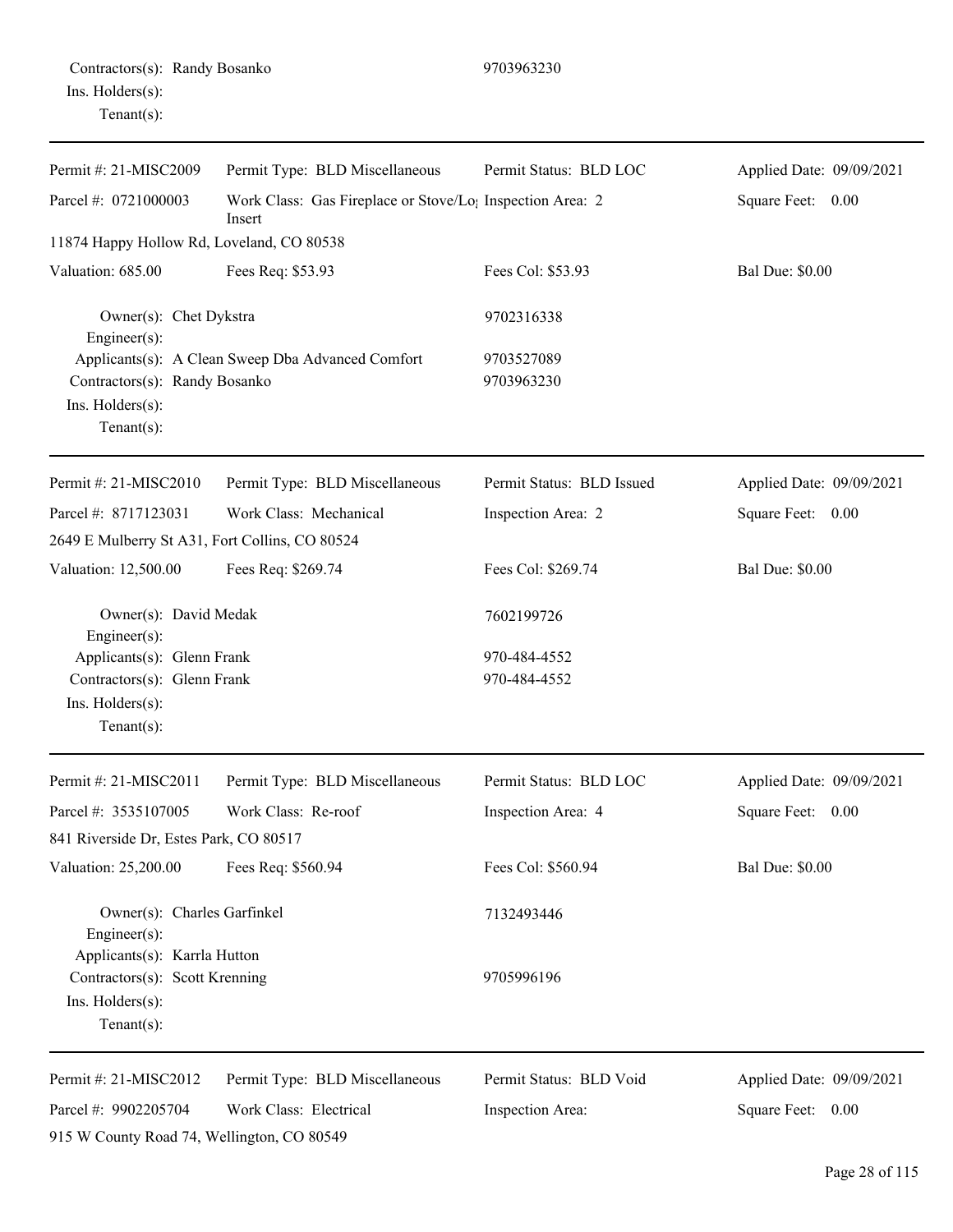Contractors(s): Randy Bosanko 9703963230
Ins. Holders(s):
Tenant(s):

---

| Permit #: 21-MISC2009 | Permit Type: BLD Miscellaneous | Permit Status: BLD LOC | Applied Date: 09/09/2021 |
|---|---|---|---|
| Parcel #: 0721000003 | Work Class: Gas Fireplace or Stove/Log Insert | Inspection Area: 2 | Square Feet: 0.00 |
| 11874 Happy Hollow Rd, Loveland, CO 80538 | | | |
| Valuation: 685.00 | Fees Req: $53.93 | Fees Col: $53.93 | Bal Due: $0.00 |

Owner(s): Chet Dykstra 9702316338
Engineer(s):
Applicants(s): A Clean Sweep Dba Advanced Comfort 9703527089
Contractors(s): Randy Bosanko 9703963230
Ins. Holders(s):
Tenant(s):

---

| Permit #: 21-MISC2010 | Permit Type: BLD Miscellaneous | Permit Status: BLD Issued | Applied Date: 09/09/2021 |
|---|---|---|---|
| Parcel #: 8717123031 | Work Class: Mechanical | Inspection Area: 2 | Square Feet: 0.00 |
| 2649 E Mulberry St A31, Fort Collins, CO 80524 | | | |
| Valuation: 12,500.00 | Fees Req: $269.74 | Fees Col: $269.74 | Bal Due: $0.00 |

Owner(s): David Medak 7602199726
Engineer(s):
Applicants(s): Glenn Frank 970-484-4552
Contractors(s): Glenn Frank 970-484-4552
Ins. Holders(s):
Tenant(s):

---

| Permit #: 21-MISC2011 | Permit Type: BLD Miscellaneous | Permit Status: BLD LOC | Applied Date: 09/09/2021 |
|---|---|---|---|
| Parcel #: 3535107005 | Work Class: Re-roof | Inspection Area: 4 | Square Feet: 0.00 |
| 841 Riverside Dr, Estes Park, CO 80517 | | | |
| Valuation: 25,200.00 | Fees Req: $560.94 | Fees Col: $560.94 | Bal Due: $0.00 |

Owner(s): Charles Garfinkel 7132493446
Engineer(s):
Applicants(s): Karrla Hutton
Contractors(s): Scott Krenning 9705996196
Ins. Holders(s):
Tenant(s):

---

| Permit #: 21-MISC2012 | Permit Type: BLD Miscellaneous | Permit Status: BLD Void | Applied Date: 09/09/2021 |
|---|---|---|---|
| Parcel #: 9902205704 | Work Class: Electrical | Inspection Area: | Square Feet: 0.00 |
| 915 W County Road 74, Wellington, CO 80549 | | | |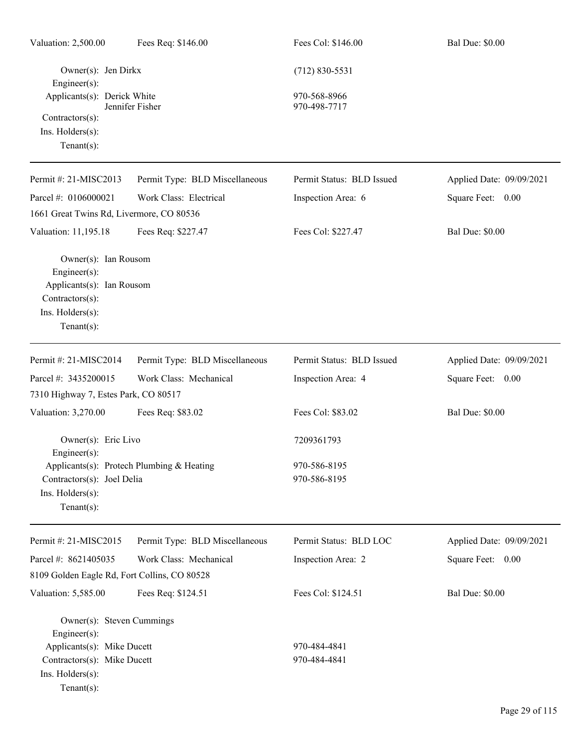Valuation: 2,500.00 | Fees Req: $146.00 | Fees Col: $146.00 | Bal Due: $0.00

Owner(s): Jen Dirkx (712) 830-5531
Engineer(s):
Applicants(s): Derick White 970-568-8966
Jennifer Fisher 970-498-7717
Contractors(s):
Ins. Holders(s):
Tenant(s):

---

Permit #: 21-MISC2013 | Permit Type: BLD Miscellaneous | Permit Status: BLD Issued | Applied Date: 09/09/2021
Parcel #: 0106000021 | Work Class: Electrical | Inspection Area: 6 | Square Feet: 0.00
1661 Great Twins Rd, Livermore, CO 80536
Valuation: 11,195.18 | Fees Req: $227.47 | Fees Col: $227.47 | Bal Due: $0.00

Owner(s): Ian Rousom
Engineer(s):
Applicants(s): Ian Rousom
Contractors(s):
Ins. Holders(s):
Tenant(s):

---

Permit #: 21-MISC2014 | Permit Type: BLD Miscellaneous | Permit Status: BLD Issued | Applied Date: 09/09/2021
Parcel #: 3435200015 | Work Class: Mechanical | Inspection Area: 4 | Square Feet: 0.00
7310 Highway 7, Estes Park, CO 80517
Valuation: 3,270.00 | Fees Req: $83.02 | Fees Col: $83.02 | Bal Due: $0.00

Owner(s): Eric Livo 7209361793
Engineer(s):
Applicants(s): Protech Plumbing & Heating 970-586-8195
Contractors(s): Joel Delia 970-586-8195
Ins. Holders(s):
Tenant(s):

---

Permit #: 21-MISC2015 | Permit Type: BLD Miscellaneous | Permit Status: BLD LOC | Applied Date: 09/09/2021
Parcel #: 8621405035 | Work Class: Mechanical | Inspection Area: 2 | Square Feet: 0.00
8109 Golden Eagle Rd, Fort Collins, CO 80528
Valuation: 5,585.00 | Fees Req: $124.51 | Fees Col: $124.51 | Bal Due: $0.00

Owner(s): Steven Cummings
Engineer(s):
Applicants(s): Mike Ducett 970-484-4841
Contractors(s): Mike Ducett 970-484-4841
Ins. Holders(s):
Tenant(s):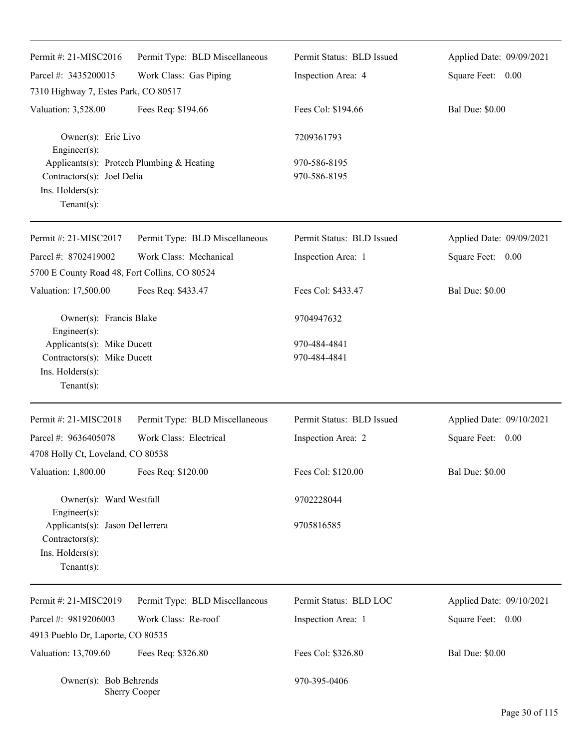| Permit #: 21-MISC2016 | Permit Type: BLD Miscellaneous | Permit Status: BLD Issued | Applied Date: 09/09/2021 |
|---|---|---|---|
| Parcel #: 3435200015 | Work Class: Gas Piping | Inspection Area: 4 | Square Feet: 0.00 |
| 7310 Highway 7, Estes Park, CO 80517 | | | |
| Valuation: 3,528.00 | Fees Req: $194.66 | Fees Col: $194.66 | Bal Due: $0.00 |

Owner(s): Eric Livo — 7209361793
Engineer(s):
Applicants(s): Protech Plumbing & Heating — 970-586-8195
Contractors(s): Joel Delia — 970-586-8195
Ins. Holders(s):
Tenant(s):

---

| Permit #: 21-MISC2017 | Permit Type: BLD Miscellaneous | Permit Status: BLD Issued | Applied Date: 09/09/2021 |
|---|---|---|---|
| Parcel #: 8702419002 | Work Class: Mechanical | Inspection Area: 1 | Square Feet: 0.00 |
| 5700 E County Road 48, Fort Collins, CO 80524 | | | |
| Valuation: 17,500.00 | Fees Req: $433.47 | Fees Col: $433.47 | Bal Due: $0.00 |

Owner(s): Francis Blake — 9704947632
Engineer(s):
Applicants(s): Mike Ducett — 970-484-4841
Contractors(s): Mike Ducett — 970-484-4841
Ins. Holders(s):
Tenant(s):

---

| Permit #: 21-MISC2018 | Permit Type: BLD Miscellaneous | Permit Status: BLD Issued | Applied Date: 09/10/2021 |
|---|---|---|---|
| Parcel #: 9636405078 | Work Class: Electrical | Inspection Area: 2 | Square Feet: 0.00 |
| 4708 Holly Ct, Loveland, CO 80538 | | | |
| Valuation: 1,800.00 | Fees Req: $120.00 | Fees Col: $120.00 | Bal Due: $0.00 |

Owner(s): Ward Westfall — 9702228044
Engineer(s):
Applicants(s): Jason DeHerrera — 9705816585
Contractors(s):
Ins. Holders(s):
Tenant(s):

---

| Permit #: 21-MISC2019 | Permit Type: BLD Miscellaneous | Permit Status: BLD LOC | Applied Date: 09/10/2021 |
|---|---|---|---|
| Parcel #: 9819206003 | Work Class: Re-roof | Inspection Area: 1 | Square Feet: 0.00 |
| 4913 Pueblo Dr, Laporte, CO 80535 | | | |
| Valuation: 13,709.60 | Fees Req: $326.80 | Fees Col: $326.80 | Bal Due: $0.00 |

Owner(s): Bob Behrends, Sherry Cooper — 970-395-0406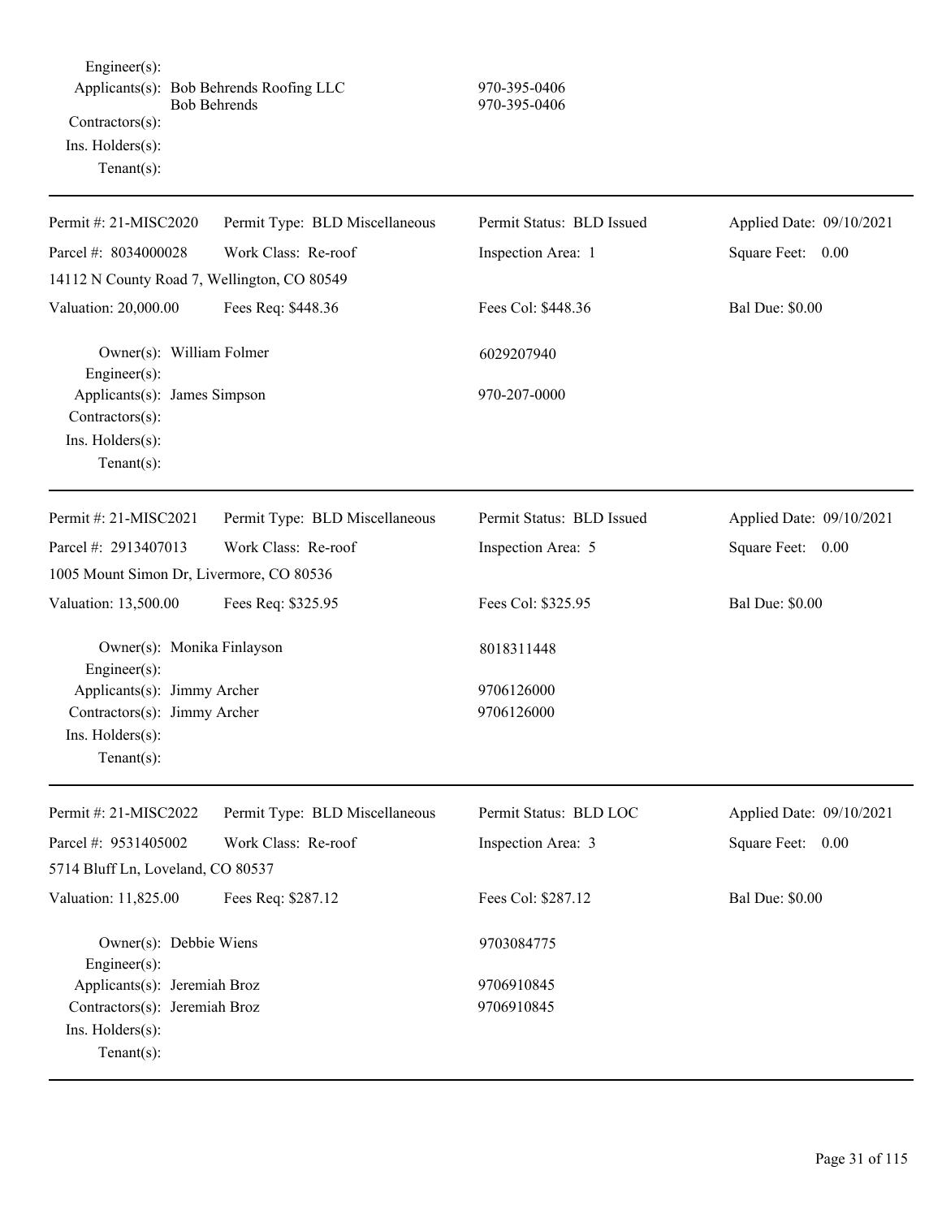Engineer(s):
Applicants(s): Bob Behrends Roofing LLC 970-395-0406
Bob Behrends 970-395-0406
Contractors(s):
Ins. Holders(s):
Tenant(s):

---

| Permit #: 21-MISC2020 | Permit Type: BLD Miscellaneous | Permit Status: BLD Issued | Applied Date: 09/10/2021 |
|---|---|---|---|
| Parcel #: 8034000028 | Work Class: Re-roof | Inspection Area: 1 | Square Feet: 0.00 |
| 14112 N County Road 7, Wellington, CO 80549 | | | |
| Valuation: 20,000.00 | Fees Req: $448.36 | Fees Col: $448.36 | Bal Due: $0.00 |

Owner(s): William Folmer 6029207940
Engineer(s):
Applicants(s): James Simpson 970-207-0000
Contractors(s):
Ins. Holders(s):
Tenant(s):

---

| Permit #: 21-MISC2021 | Permit Type: BLD Miscellaneous | Permit Status: BLD Issued | Applied Date: 09/10/2021 |
|---|---|---|---|
| Parcel #: 2913407013 | Work Class: Re-roof | Inspection Area: 5 | Square Feet: 0.00 |
| 1005 Mount Simon Dr, Livermore, CO 80536 | | | |
| Valuation: 13,500.00 | Fees Req: $325.95 | Fees Col: $325.95 | Bal Due: $0.00 |

Owner(s): Monika Finlayson 8018311448
Engineer(s):
Applicants(s): Jimmy Archer 9706126000
Contractors(s): Jimmy Archer 9706126000
Ins. Holders(s):
Tenant(s):

---

| Permit #: 21-MISC2022 | Permit Type: BLD Miscellaneous | Permit Status: BLD LOC | Applied Date: 09/10/2021 |
|---|---|---|---|
| Parcel #: 9531405002 | Work Class: Re-roof | Inspection Area: 3 | Square Feet: 0.00 |
| 5714 Bluff Ln, Loveland, CO 80537 | | | |
| Valuation: 11,825.00 | Fees Req: $287.12 | Fees Col: $287.12 | Bal Due: $0.00 |

Owner(s): Debbie Wiens 9703084775
Engineer(s):
Applicants(s): Jeremiah Broz 9706910845
Contractors(s): Jeremiah Broz 9706910845
Ins. Holders(s):
Tenant(s):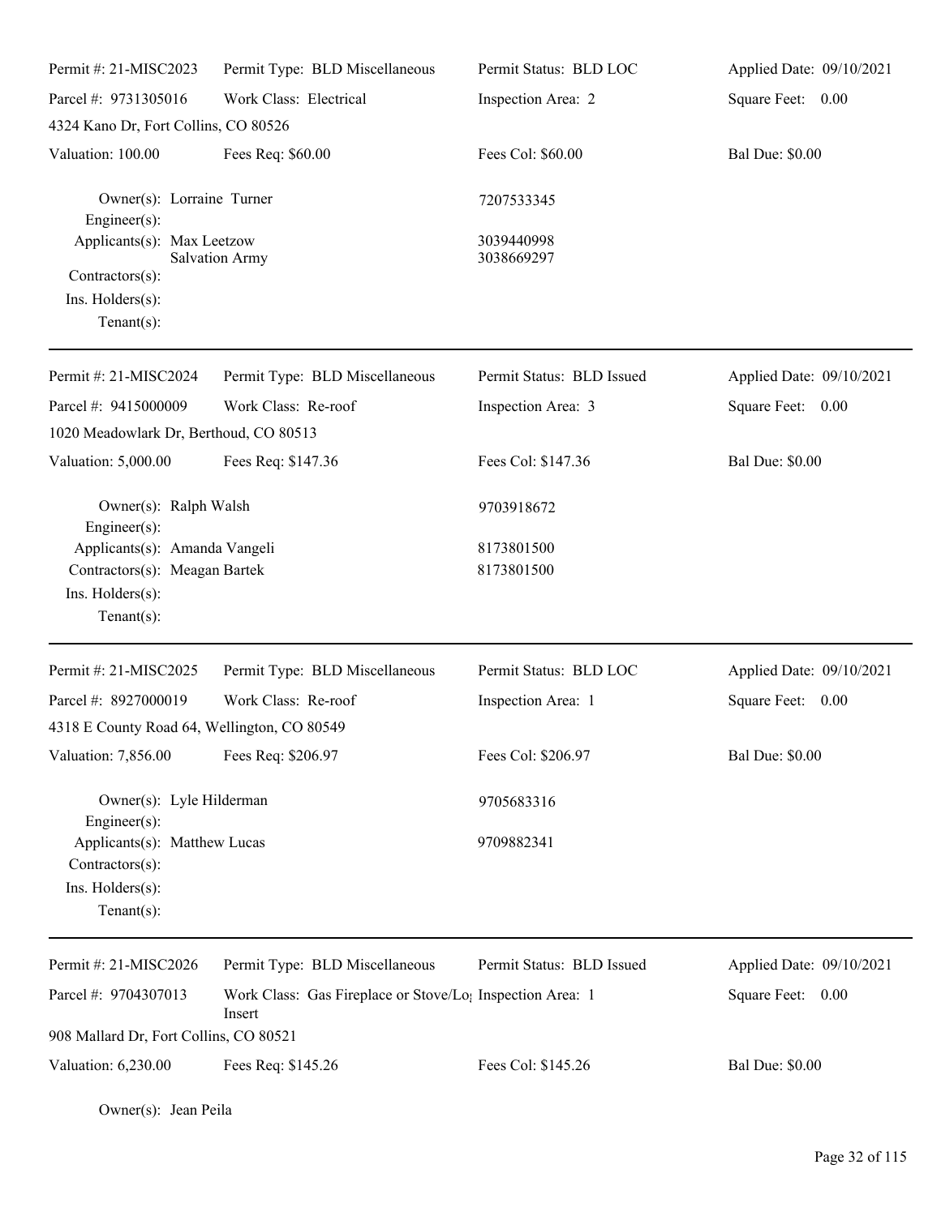| Permit #: 21-MISC2023 | Permit Type: BLD Miscellaneous | Permit Status: BLD LOC | Applied Date: 09/10/2021 |
|---|---|---|---|
| Parcel #: 9731305016 | Work Class: Electrical | Inspection Area: 2 | Square Feet: 0.00 |
| 4324 Kano Dr, Fort Collins, CO 80526 | | | |
| Valuation: 100.00 | Fees Req: $60.00 | Fees Col: $60.00 | Bal Due: $0.00 |

Owner(s): Lorraine Turner — 7207533345
Engineer(s):
Applicants(s): Max Leetzow — 3039440998
Salvation Army — 3038669297
Contractors(s):
Ins. Holders(s):
Tenant(s):

---

| Permit #: 21-MISC2024 | Permit Type: BLD Miscellaneous | Permit Status: BLD Issued | Applied Date: 09/10/2021 |
|---|---|---|---|
| Parcel #: 9415000009 | Work Class: Re-roof | Inspection Area: 3 | Square Feet: 0.00 |
| 1020 Meadowlark Dr, Berthoud, CO 80513 | | | |
| Valuation: 5,000.00 | Fees Req: $147.36 | Fees Col: $147.36 | Bal Due: $0.00 |

Owner(s): Ralph Walsh — 9703918672
Engineer(s):
Applicants(s): Amanda Vangeli — 8173801500
Contractors(s): Meagan Bartek — 8173801500
Ins. Holders(s):
Tenant(s):

---

| Permit #: 21-MISC2025 | Permit Type: BLD Miscellaneous | Permit Status: BLD LOC | Applied Date: 09/10/2021 |
|---|---|---|---|
| Parcel #: 8927000019 | Work Class: Re-roof | Inspection Area: 1 | Square Feet: 0.00 |
| 4318 E County Road 64, Wellington, CO 80549 | | | |
| Valuation: 7,856.00 | Fees Req: $206.97 | Fees Col: $206.97 | Bal Due: $0.00 |

Owner(s): Lyle Hilderman — 9705683316
Engineer(s):
Applicants(s): Matthew Lucas — 9709882341
Contractors(s):
Ins. Holders(s):
Tenant(s):

---

| Permit #: 21-MISC2026 | Permit Type: BLD Miscellaneous | Permit Status: BLD Issued | Applied Date: 09/10/2021 |
|---|---|---|---|
| Parcel #: 9704307013 | Work Class: Gas Fireplace or Stove/Log Insert | Inspection Area: 1 | Square Feet: 0.00 |
| 908 Mallard Dr, Fort Collins, CO 80521 | | | |
| Valuation: 6,230.00 | Fees Req: $145.26 | Fees Col: $145.26 | Bal Due: $0.00 |

Owner(s): Jean Peila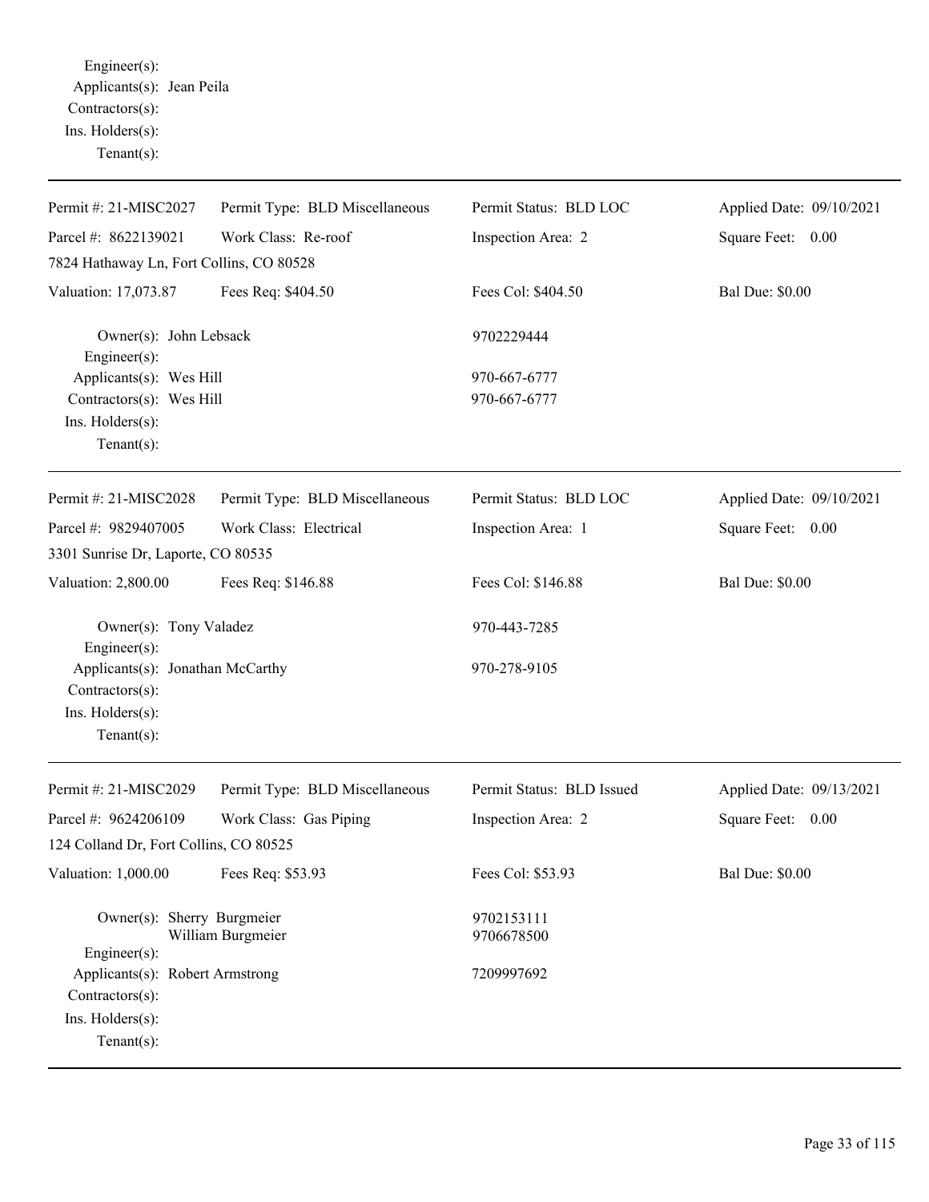Engineer(s):
Applicants(s): Jean Peila
Contractors(s):
Ins. Holders(s):
Tenant(s):

---

| Permit #: 21-MISC2027 | Permit Type: BLD Miscellaneous | Permit Status: BLD LOC | Applied Date: 09/10/2021 |
|---|---|---|---|
| Parcel #: 8622139021 | Work Class: Re-roof | Inspection Area: 2 | Square Feet: 0.00 |
| 7824 Hathaway Ln, Fort Collins, CO 80528 | | | |
| Valuation: 17,073.87 | Fees Req: $404.50 | Fees Col: $404.50 | Bal Due: $0.00 |

Owner(s): John Lebsack — 9702229444
Engineer(s):
Applicants(s): Wes Hill — 970-667-6777
Contractors(s): Wes Hill — 970-667-6777
Ins. Holders(s):
Tenant(s):

---

| Permit #: 21-MISC2028 | Permit Type: BLD Miscellaneous | Permit Status: BLD LOC | Applied Date: 09/10/2021 |
|---|---|---|---|
| Parcel #: 9829407005 | Work Class: Electrical | Inspection Area: 1 | Square Feet: 0.00 |
| 3301 Sunrise Dr, Laporte, CO 80535 | | | |
| Valuation: 2,800.00 | Fees Req: $146.88 | Fees Col: $146.88 | Bal Due: $0.00 |

Owner(s): Tony Valadez — 970-443-7285
Engineer(s):
Applicants(s): Jonathan McCarthy — 970-278-9105
Contractors(s):
Ins. Holders(s):
Tenant(s):

---

| Permit #: 21-MISC2029 | Permit Type: BLD Miscellaneous | Permit Status: BLD Issued | Applied Date: 09/13/2021 |
|---|---|---|---|
| Parcel #: 9624206109 | Work Class: Gas Piping | Inspection Area: 2 | Square Feet: 0.00 |
| 124 Colland Dr, Fort Collins, CO 80525 | | | |
| Valuation: 1,000.00 | Fees Req: $53.93 | Fees Col: $53.93 | Bal Due: $0.00 |

Owner(s): Sherry Burgmeier — 9702153111
William Burgmeier — 9706678500
Engineer(s):
Applicants(s): Robert Armstrong — 7209997692
Contractors(s):
Ins. Holders(s):
Tenant(s):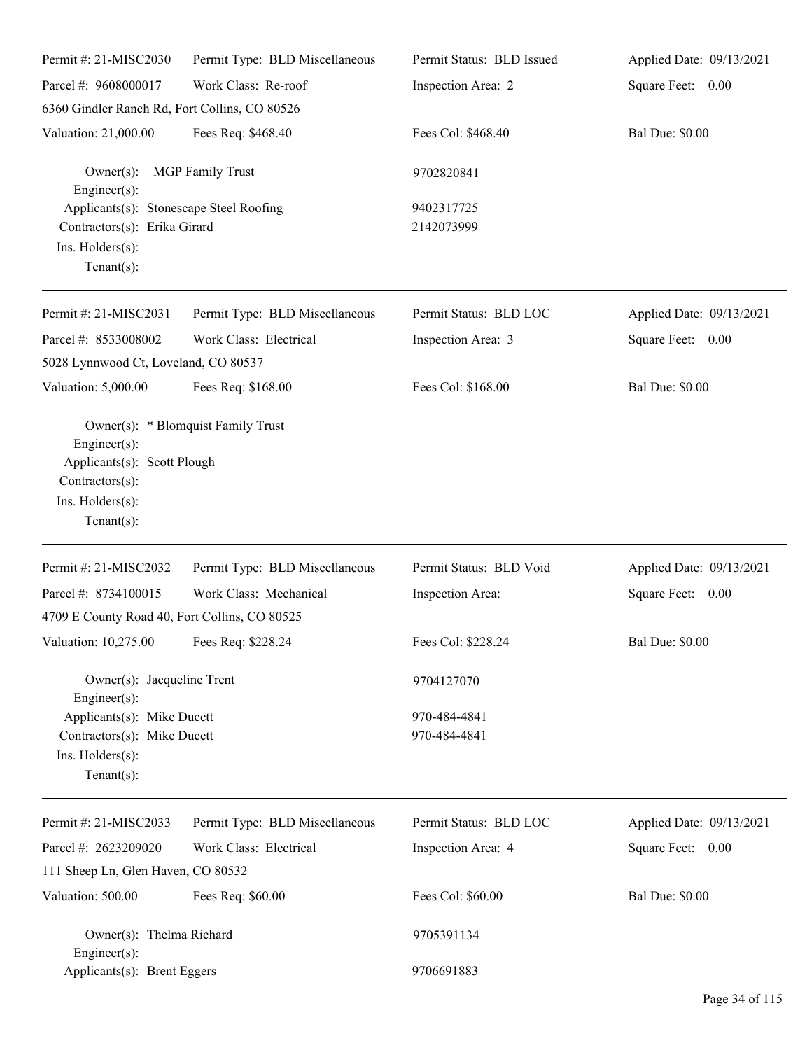Permit #: 21-MISC2030 | Permit Type: BLD Miscellaneous | Permit Status: BLD Issued | Applied Date: 09/13/2021
Parcel #: 9608000017 | Work Class: Re-roof | Inspection Area: 2 | Square Feet: 0.00
6360 Gindler Ranch Rd, Fort Collins, CO 80526
Valuation: 21,000.00 | Fees Req: $468.40 | Fees Col: $468.40 | Bal Due: $0.00

Owner(s): MGP Family Trust — 9702820841
Engineer(s):
Applicants(s): Stonescape Steel Roofing — 9402317725
Contractors(s): Erika Girard — 2142073999
Ins. Holders(s):
Tenant(s):

---

Permit #: 21-MISC2031 | Permit Type: BLD Miscellaneous | Permit Status: BLD LOC | Applied Date: 09/13/2021
Parcel #: 8533008002 | Work Class: Electrical | Inspection Area: 3 | Square Feet: 0.00
5028 Lynnwood Ct, Loveland, CO 80537
Valuation: 5,000.00 | Fees Req: $168.00 | Fees Col: $168.00 | Bal Due: $0.00

Owner(s): * Blomquist Family Trust
Engineer(s):
Applicants(s): Scott Plough
Contractors(s):
Ins. Holders(s):
Tenant(s):

---

Permit #: 21-MISC2032 | Permit Type: BLD Miscellaneous | Permit Status: BLD Void | Applied Date: 09/13/2021
Parcel #: 8734100015 | Work Class: Mechanical | Inspection Area: | Square Feet: 0.00
4709 E County Road 40, Fort Collins, CO 80525
Valuation: 10,275.00 | Fees Req: $228.24 | Fees Col: $228.24 | Bal Due: $0.00

Owner(s): Jacqueline Trent — 9704127070
Engineer(s):
Applicants(s): Mike Ducett — 970-484-4841
Contractors(s): Mike Ducett — 970-484-4841
Ins. Holders(s):
Tenant(s):

---

Permit #: 21-MISC2033 | Permit Type: BLD Miscellaneous | Permit Status: BLD LOC | Applied Date: 09/13/2021
Parcel #: 2623209020 | Work Class: Electrical | Inspection Area: 4 | Square Feet: 0.00
111 Sheep Ln, Glen Haven, CO 80532
Valuation: 500.00 | Fees Req: $60.00 | Fees Col: $60.00 | Bal Due: $0.00

Owner(s): Thelma Richard — 9705391134
Engineer(s):
Applicants(s): Brent Eggers — 9706691883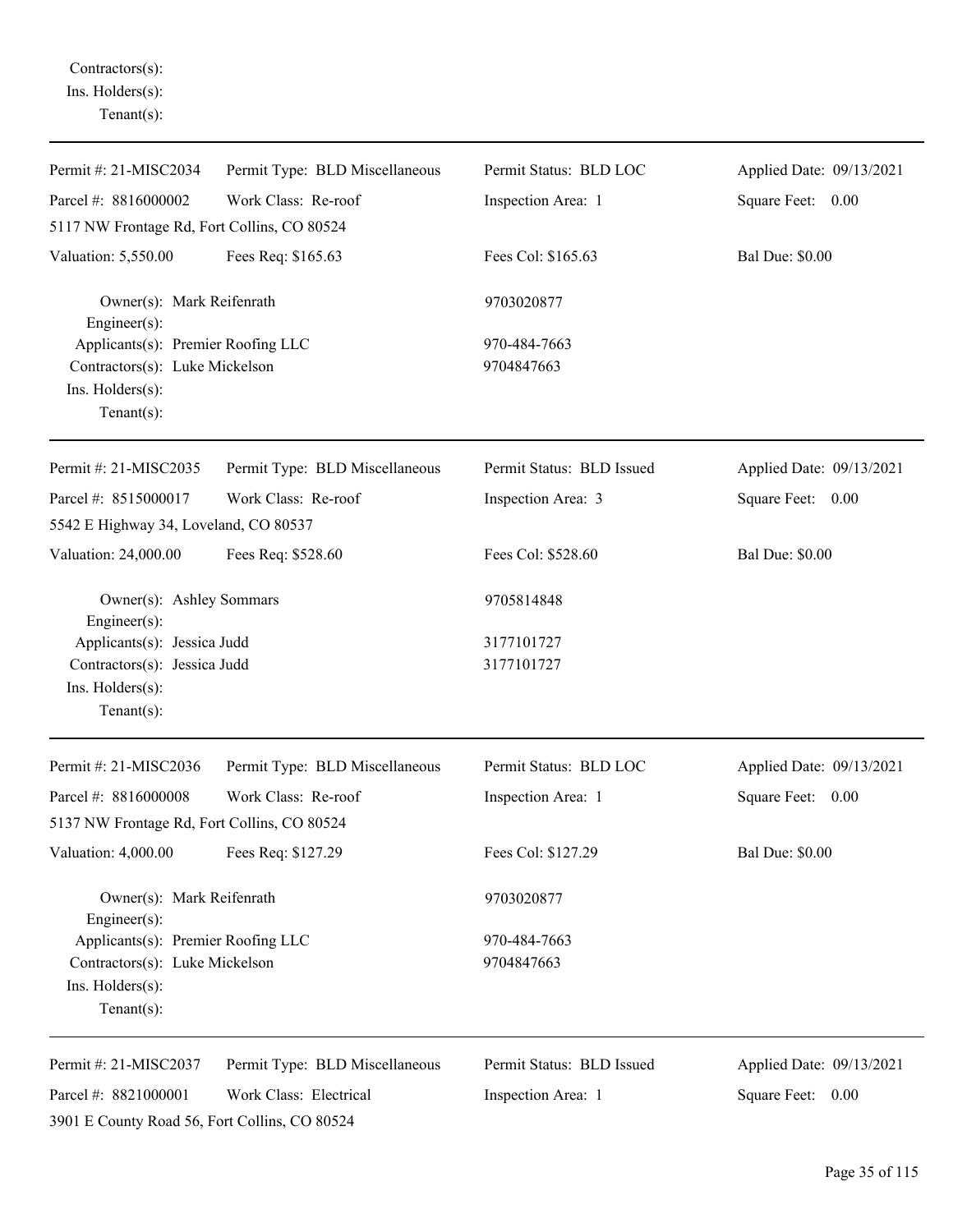Contractors(s):
Ins. Holders(s):
Tenant(s):

---

| | | | |
|---|---|---|---|
| Permit #: 21-MISC2034 | Permit Type: BLD Miscellaneous | Permit Status: BLD LOC | Applied Date: 09/13/2021 |
| Parcel #: 8816000002 | Work Class: Re-roof | Inspection Area: 1 | Square Feet: 0.00 |
| 5117 NW Frontage Rd, Fort Collins, CO 80524 | | | |
| Valuation: 5,550.00 | Fees Req: $165.63 | Fees Col: $165.63 | Bal Due: $0.00 |

Owner(s): Mark Reifenrath — 9703020877
Engineer(s):
Applicants(s): Premier Roofing LLC — 970-484-7663
Contractors(s): Luke Mickelson — 9704847663
Ins. Holders(s):
Tenant(s):

---

| | | | |
|---|---|---|---|
| Permit #: 21-MISC2035 | Permit Type: BLD Miscellaneous | Permit Status: BLD Issued | Applied Date: 09/13/2021 |
| Parcel #: 8515000017 | Work Class: Re-roof | Inspection Area: 3 | Square Feet: 0.00 |
| 5542 E Highway 34, Loveland, CO 80537 | | | |
| Valuation: 24,000.00 | Fees Req: $528.60 | Fees Col: $528.60 | Bal Due: $0.00 |

Owner(s): Ashley Sommars — 9705814848
Engineer(s):
Applicants(s): Jessica Judd — 3177101727
Contractors(s): Jessica Judd — 3177101727
Ins. Holders(s):
Tenant(s):

---

| | | | |
|---|---|---|---|
| Permit #: 21-MISC2036 | Permit Type: BLD Miscellaneous | Permit Status: BLD LOC | Applied Date: 09/13/2021 |
| Parcel #: 8816000008 | Work Class: Re-roof | Inspection Area: 1 | Square Feet: 0.00 |
| 5137 NW Frontage Rd, Fort Collins, CO 80524 | | | |
| Valuation: 4,000.00 | Fees Req: $127.29 | Fees Col: $127.29 | Bal Due: $0.00 |

Owner(s): Mark Reifenrath — 9703020877
Engineer(s):
Applicants(s): Premier Roofing LLC — 970-484-7663
Contractors(s): Luke Mickelson — 9704847663
Ins. Holders(s):
Tenant(s):

---

| | | | |
|---|---|---|---|
| Permit #: 21-MISC2037 | Permit Type: BLD Miscellaneous | Permit Status: BLD Issued | Applied Date: 09/13/2021 |
| Parcel #: 8821000001 | Work Class: Electrical | Inspection Area: 1 | Square Feet: 0.00 |
| 3901 E County Road 56, Fort Collins, CO 80524 | | | |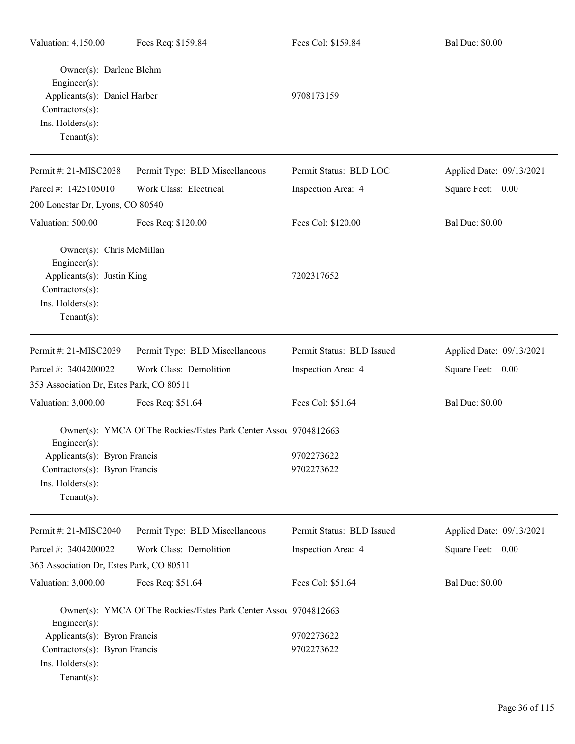Valuation: 4,150.00 | Fees Req: $159.84 | Fees Col: $159.84 | Bal Due: $0.00

Owner(s): Darlene Blehm
Engineer(s):
Applicants(s): Daniel Harber 9708173159
Contractors(s):
Ins. Holders(s):
Tenant(s):

---

| Permit #: 21-MISC2038 | Permit Type: BLD Miscellaneous | Permit Status: BLD LOC | Applied Date: 09/13/2021 |
|---|---|---|---|
| Parcel #: 1425105010 | Work Class: Electrical | Inspection Area: 4 | Square Feet: 0.00 |
| 200 Lonestar Dr, Lyons, CO 80540 | | | |
| Valuation: 500.00 | Fees Req: $120.00 | Fees Col: $120.00 | Bal Due: $0.00 |

Owner(s): Chris McMillan
Engineer(s):
Applicants(s): Justin King 7202317652
Contractors(s):
Ins. Holders(s):
Tenant(s):

---

| Permit #: 21-MISC2039 | Permit Type: BLD Miscellaneous | Permit Status: BLD Issued | Applied Date: 09/13/2021 |
|---|---|---|---|
| Parcel #: 3404200022 | Work Class: Demolition | Inspection Area: 4 | Square Feet: 0.00 |
| 353 Association Dr, Estes Park, CO 80511 | | | |
| Valuation: 3,000.00 | Fees Req: $51.64 | Fees Col: $51.64 | Bal Due: $0.00 |

Owner(s): YMCA Of The Rockies/Estes Park Center Assoc 9704812663
Engineer(s):
Applicants(s): Byron Francis 9702273622
Contractors(s): Byron Francis 9702273622
Ins. Holders(s):
Tenant(s):

---

| Permit #: 21-MISC2040 | Permit Type: BLD Miscellaneous | Permit Status: BLD Issued | Applied Date: 09/13/2021 |
|---|---|---|---|
| Parcel #: 3404200022 | Work Class: Demolition | Inspection Area: 4 | Square Feet: 0.00 |
| 363 Association Dr, Estes Park, CO 80511 | | | |
| Valuation: 3,000.00 | Fees Req: $51.64 | Fees Col: $51.64 | Bal Due: $0.00 |

Owner(s): YMCA Of The Rockies/Estes Park Center Assoc 9704812663
Engineer(s):
Applicants(s): Byron Francis 9702273622
Contractors(s): Byron Francis 9702273622
Ins. Holders(s):
Tenant(s):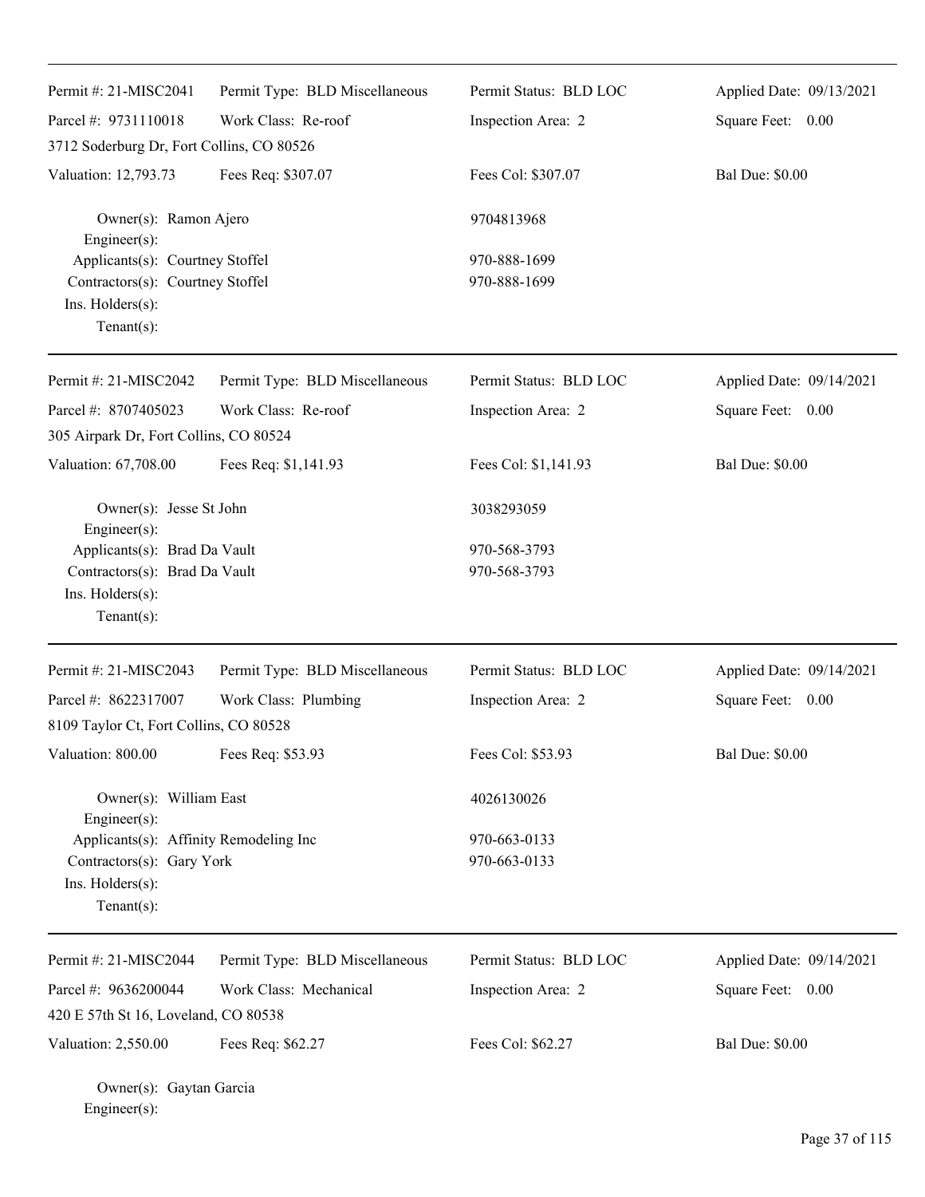Permit #: 21-MISC2041 | Permit Type: BLD Miscellaneous | Permit Status: BLD LOC | Applied Date: 09/13/2021
Parcel #: 9731110018 | Work Class: Re-roof | Inspection Area: 2 | Square Feet: 0.00
3712 Soderburg Dr, Fort Collins, CO 80526
Valuation: 12,793.73 | Fees Req: $307.07 | Fees Col: $307.07 | Bal Due: $0.00

Owner(s): Ramon Ajero — 9704813968
Engineer(s):
Applicants(s): Courtney Stoffel — 970-888-1699
Contractors(s): Courtney Stoffel — 970-888-1699
Ins. Holders(s):
Tenant(s):

---

Permit #: 21-MISC2042 | Permit Type: BLD Miscellaneous | Permit Status: BLD LOC | Applied Date: 09/14/2021
Parcel #: 8707405023 | Work Class: Re-roof | Inspection Area: 2 | Square Feet: 0.00
305 Airpark Dr, Fort Collins, CO 80524
Valuation: 67,708.00 | Fees Req: $1,141.93 | Fees Col: $1,141.93 | Bal Due: $0.00

Owner(s): Jesse St John — 3038293059
Engineer(s):
Applicants(s): Brad Da Vault — 970-568-3793
Contractors(s): Brad Da Vault — 970-568-3793
Ins. Holders(s):
Tenant(s):

---

Permit #: 21-MISC2043 | Permit Type: BLD Miscellaneous | Permit Status: BLD LOC | Applied Date: 09/14/2021
Parcel #: 8622317007 | Work Class: Plumbing | Inspection Area: 2 | Square Feet: 0.00
8109 Taylor Ct, Fort Collins, CO 80528
Valuation: 800.00 | Fees Req: $53.93 | Fees Col: $53.93 | Bal Due: $0.00

Owner(s): William East — 4026130026
Engineer(s):
Applicants(s): Affinity Remodeling Inc — 970-663-0133
Contractors(s): Gary York — 970-663-0133
Ins. Holders(s):
Tenant(s):

---

Permit #: 21-MISC2044 | Permit Type: BLD Miscellaneous | Permit Status: BLD LOC | Applied Date: 09/14/2021
Parcel #: 9636200044 | Work Class: Mechanical | Inspection Area: 2 | Square Feet: 0.00
420 E 57th St 16, Loveland, CO 80538
Valuation: 2,550.00 | Fees Req: $62.27 | Fees Col: $62.27 | Bal Due: $0.00

Owner(s): Gaytan Garcia
Engineer(s):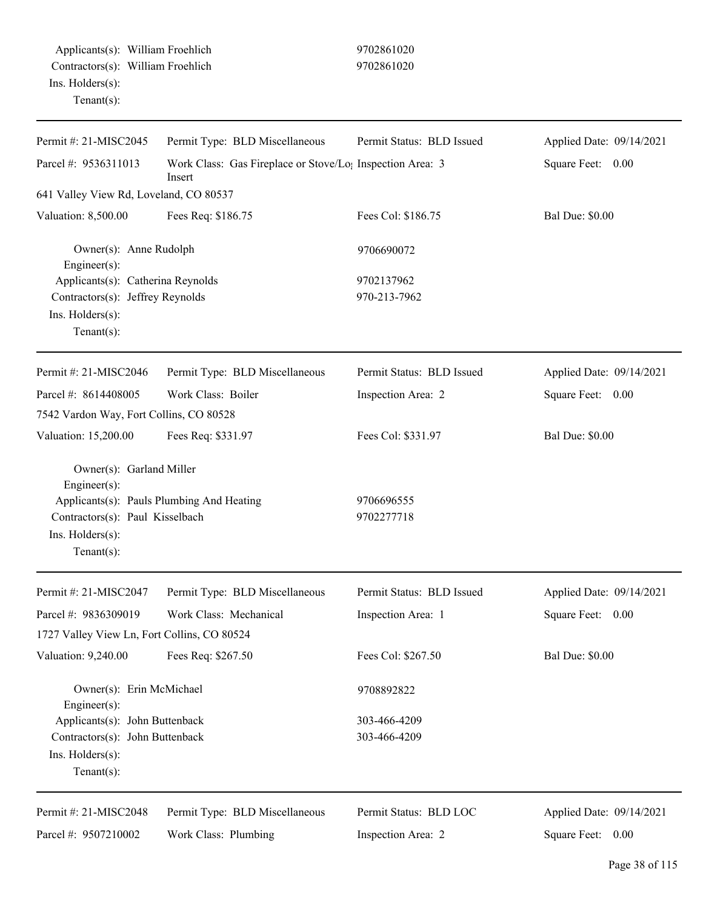Applicants(s): William Froehlich 9702861020
Contractors(s): William Froehlich 9702861020
Ins. Holders(s):
Tenant(s):

---

| Permit #: 21-MISC2045 | Permit Type: BLD Miscellaneous | Permit Status: BLD Issued | Applied Date: 09/14/2021 |
|---|---|---|---|
| Parcel #: 9536311013 | Work Class: Gas Fireplace or Stove/Log Insert | Inspection Area: 3 | Square Feet: 0.00 |
| 641 Valley View Rd, Loveland, CO 80537 | | | |
| Valuation: 8,500.00 | Fees Req: $186.75 | Fees Col: $186.75 | Bal Due: $0.00 |

Owner(s): Anne Rudolph 9706690072
Engineer(s):
Applicants(s): Catherina Reynolds 9702137962
Contractors(s): Jeffrey Reynolds 970-213-7962
Ins. Holders(s):
Tenant(s):

---

| Permit #: 21-MISC2046 | Permit Type: BLD Miscellaneous | Permit Status: BLD Issued | Applied Date: 09/14/2021 |
|---|---|---|---|
| Parcel #: 8614408005 | Work Class: Boiler | Inspection Area: 2 | Square Feet: 0.00 |
| 7542 Vardon Way, Fort Collins, CO 80528 | | | |
| Valuation: 15,200.00 | Fees Req: $331.97 | Fees Col: $331.97 | Bal Due: $0.00 |

Owner(s): Garland Miller
Engineer(s):
Applicants(s): Pauls Plumbing And Heating 9706696555
Contractors(s): Paul Kisselbach 9702277718
Ins. Holders(s):
Tenant(s):

---

| Permit #: 21-MISC2047 | Permit Type: BLD Miscellaneous | Permit Status: BLD Issued | Applied Date: 09/14/2021 |
|---|---|---|---|
| Parcel #: 9836309019 | Work Class: Mechanical | Inspection Area: 1 | Square Feet: 0.00 |
| 1727 Valley View Ln, Fort Collins, CO 80524 | | | |
| Valuation: 9,240.00 | Fees Req: $267.50 | Fees Col: $267.50 | Bal Due: $0.00 |

Owner(s): Erin McMichael 9708892822
Engineer(s):
Applicants(s): John Buttenback 303-466-4209
Contractors(s): John Buttenback 303-466-4209
Ins. Holders(s):
Tenant(s):

---

| Permit #: 21-MISC2048 | Permit Type: BLD Miscellaneous | Permit Status: BLD LOC | Applied Date: 09/14/2021 |
|---|---|---|---|
| Parcel #: 9507210002 | Work Class: Plumbing | Inspection Area: 2 | Square Feet: 0.00 |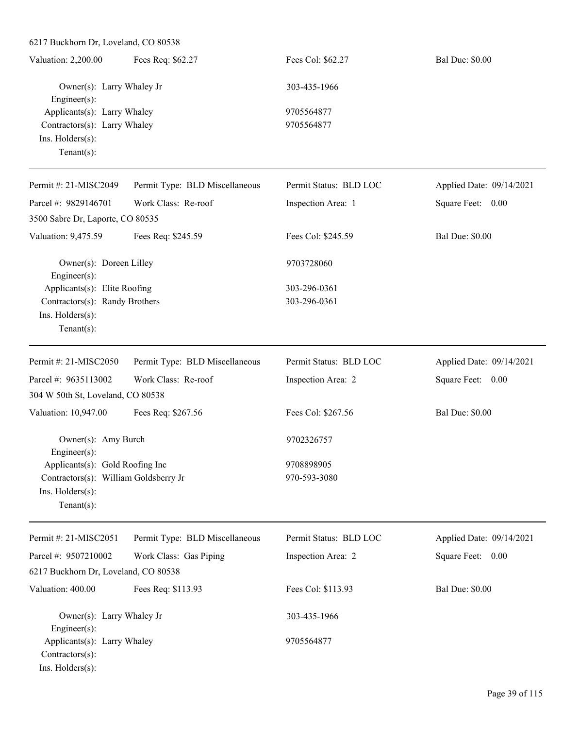6217 Buckhorn Dr, Loveland, CO 80538

Valuation: 2,200.00 | Fees Req: $62.27 | Fees Col: $62.27 | Bal Due: $0.00

Owner(s): Larry Whaley Jr — 303-435-1966
Engineer(s):
Applicants(s): Larry Whaley — 9705564877
Contractors(s): Larry Whaley — 9705564877
Ins. Holders(s):
Tenant(s):

---

Permit #: 21-MISC2049 | Permit Type: BLD Miscellaneous | Permit Status: BLD LOC | Applied Date: 09/14/2021
Parcel #: 9829146701 | Work Class: Re-roof | Inspection Area: 1 | Square Feet: 0.00
3500 Sabre Dr, Laporte, CO 80535

Valuation: 9,475.59 | Fees Req: $245.59 | Fees Col: $245.59 | Bal Due: $0.00

Owner(s): Doreen Lilley — 9703728060
Engineer(s):
Applicants(s): Elite Roofing — 303-296-0361
Contractors(s): Randy Brothers — 303-296-0361
Ins. Holders(s):
Tenant(s):

---

Permit #: 21-MISC2050 | Permit Type: BLD Miscellaneous | Permit Status: BLD LOC | Applied Date: 09/14/2021
Parcel #: 9635113002 | Work Class: Re-roof | Inspection Area: 2 | Square Feet: 0.00
304 W 50th St, Loveland, CO 80538

Valuation: 10,947.00 | Fees Req: $267.56 | Fees Col: $267.56 | Bal Due: $0.00

Owner(s): Amy Burch — 9702326757
Engineer(s):
Applicants(s): Gold Roofing Inc — 9708898905
Contractors(s): William Goldsberry Jr — 970-593-3080
Ins. Holders(s):
Tenant(s):

---

Permit #: 21-MISC2051 | Permit Type: BLD Miscellaneous | Permit Status: BLD LOC | Applied Date: 09/14/2021
Parcel #: 9507210002 | Work Class: Gas Piping | Inspection Area: 2 | Square Feet: 0.00
6217 Buckhorn Dr, Loveland, CO 80538

Valuation: 400.00 | Fees Req: $113.93 | Fees Col: $113.93 | Bal Due: $0.00

Owner(s): Larry Whaley Jr — 303-435-1966
Engineer(s):
Applicants(s): Larry Whaley — 9705564877
Contractors(s):
Ins. Holders(s):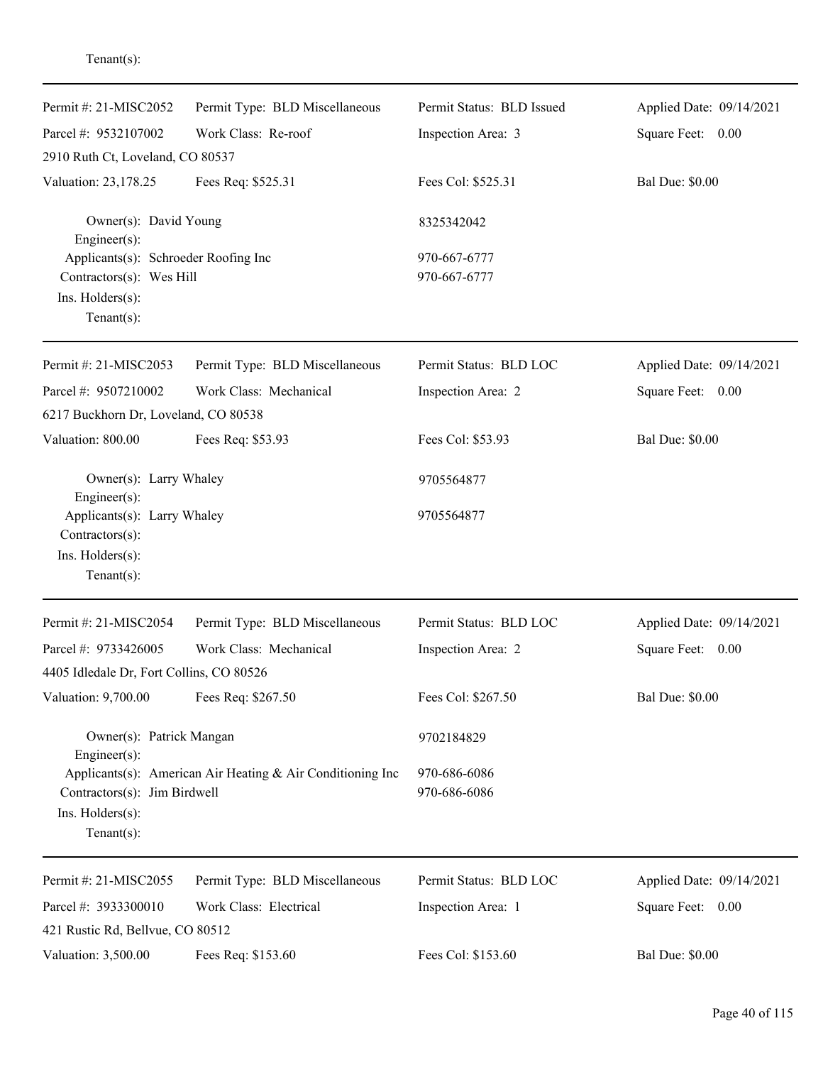Tenant(s):

---

| Permit #: 21-MISC2052 | Permit Type: BLD Miscellaneous | Permit Status: BLD Issued | Applied Date: 09/14/2021 |
|---|---|---|---|
| Parcel #: 9532107002 | Work Class: Re-roof | Inspection Area: 3 | Square Feet: 0.00 |
| 2910 Ruth Ct, Loveland, CO 80537 | | | |
| Valuation: 23,178.25 | Fees Req: $525.31 | Fees Col: $525.31 | Bal Due: $0.00 |

Owner(s): David Young — 8325342042
Engineer(s):
Applicants(s): Schroeder Roofing Inc — 970-667-6777
Contractors(s): Wes Hill — 970-667-6777
Ins. Holders(s):
Tenant(s):

---

| Permit #: 21-MISC2053 | Permit Type: BLD Miscellaneous | Permit Status: BLD LOC | Applied Date: 09/14/2021 |
|---|---|---|---|
| Parcel #: 9507210002 | Work Class: Mechanical | Inspection Area: 2 | Square Feet: 0.00 |
| 6217 Buckhorn Dr, Loveland, CO 80538 | | | |
| Valuation: 800.00 | Fees Req: $53.93 | Fees Col: $53.93 | Bal Due: $0.00 |

Owner(s): Larry Whaley — 9705564877
Engineer(s):
Applicants(s): Larry Whaley — 9705564877
Contractors(s):
Ins. Holders(s):
Tenant(s):

---

| Permit #: 21-MISC2054 | Permit Type: BLD Miscellaneous | Permit Status: BLD LOC | Applied Date: 09/14/2021 |
|---|---|---|---|
| Parcel #: 9733426005 | Work Class: Mechanical | Inspection Area: 2 | Square Feet: 0.00 |
| 4405 Idledale Dr, Fort Collins, CO 80526 | | | |
| Valuation: 9,700.00 | Fees Req: $267.50 | Fees Col: $267.50 | Bal Due: $0.00 |

Owner(s): Patrick Mangan — 9702184829
Engineer(s):
Applicants(s): American Air Heating & Air Conditioning Inc — 970-686-6086
Contractors(s): Jim Birdwell — 970-686-6086
Ins. Holders(s):
Tenant(s):

---

| Permit #: 21-MISC2055 | Permit Type: BLD Miscellaneous | Permit Status: BLD LOC | Applied Date: 09/14/2021 |
|---|---|---|---|
| Parcel #: 3933300010 | Work Class: Electrical | Inspection Area: 1 | Square Feet: 0.00 |
| 421 Rustic Rd, Bellvue, CO 80512 | | | |
| Valuation: 3,500.00 | Fees Req: $153.60 | Fees Col: $153.60 | Bal Due: $0.00 |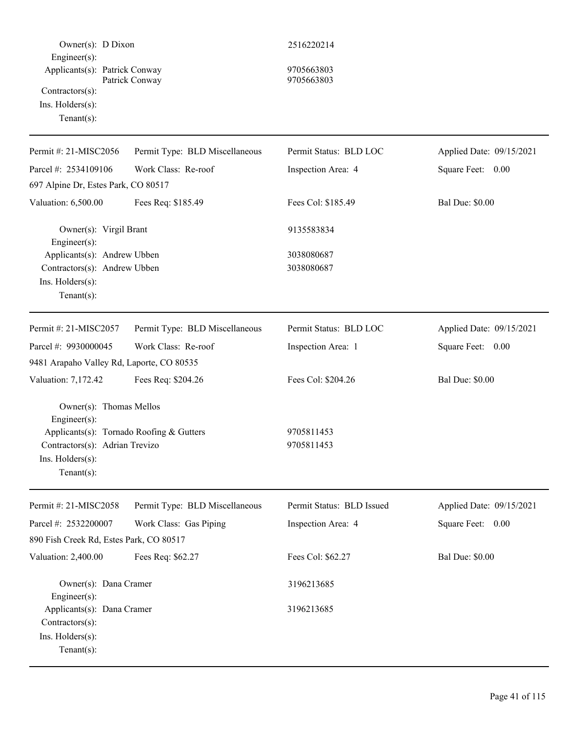Owner(s): D Dixon 2516220214
Engineer(s):
Applicants(s): Patrick Conway 9705663803
Patrick Conway 9705663803
Contractors(s):
Ins. Holders(s):
Tenant(s):

---

| Permit #: 21-MISC2056 | Permit Type: BLD Miscellaneous | Permit Status: BLD LOC | Applied Date: 09/15/2021 |
|---|---|---|---|
| Parcel #: 2534109106 | Work Class: Re-roof | Inspection Area: 4 | Square Feet: 0.00 |
| 697 Alpine Dr, Estes Park, CO 80517 | | | |
| Valuation: 6,500.00 | Fees Req: $185.49 | Fees Col: $185.49 | Bal Due: $0.00 |

Owner(s): Virgil Brant 9135583834
Engineer(s):
Applicants(s): Andrew Ubben 3038080687
Contractors(s): Andrew Ubben 3038080687
Ins. Holders(s):
Tenant(s):

---

| Permit #: 21-MISC2057 | Permit Type: BLD Miscellaneous | Permit Status: BLD LOC | Applied Date: 09/15/2021 |
|---|---|---|---|
| Parcel #: 9930000045 | Work Class: Re-roof | Inspection Area: 1 | Square Feet: 0.00 |
| 9481 Arapaho Valley Rd, Laporte, CO 80535 | | | |
| Valuation: 7,172.42 | Fees Req: $204.26 | Fees Col: $204.26 | Bal Due: $0.00 |

Owner(s): Thomas Mellos
Engineer(s):
Applicants(s): Tornado Roofing & Gutters 9705811453
Contractors(s): Adrian Trevizo 9705811453
Ins. Holders(s):
Tenant(s):

---

| Permit #: 21-MISC2058 | Permit Type: BLD Miscellaneous | Permit Status: BLD Issued | Applied Date: 09/15/2021 |
|---|---|---|---|
| Parcel #: 2532200007 | Work Class: Gas Piping | Inspection Area: 4 | Square Feet: 0.00 |
| 890 Fish Creek Rd, Estes Park, CO 80517 | | | |
| Valuation: 2,400.00 | Fees Req: $62.27 | Fees Col: $62.27 | Bal Due: $0.00 |

Owner(s): Dana Cramer 3196213685
Engineer(s):
Applicants(s): Dana Cramer 3196213685
Contractors(s):
Ins. Holders(s):
Tenant(s):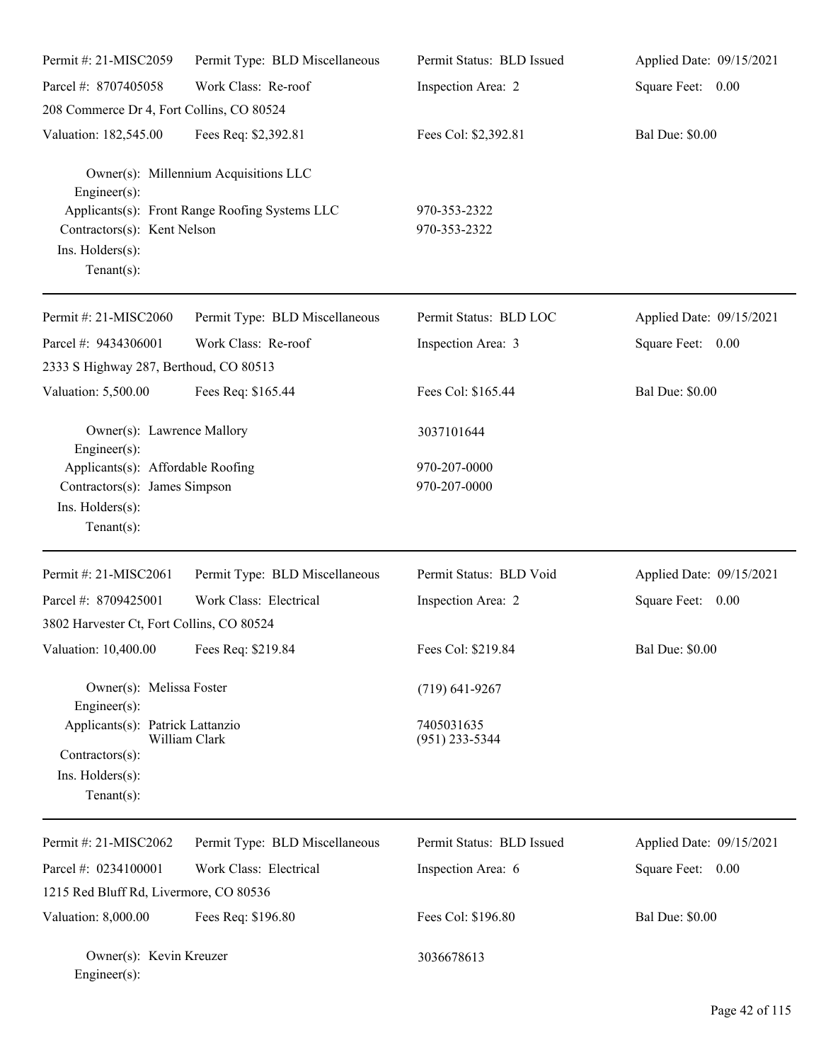Permit #: 21-MISC2059 | Permit Type: BLD Miscellaneous | Permit Status: BLD Issued | Applied Date: 09/15/2021
Parcel #: 8707405058 | Work Class: Re-roof | Inspection Area: 2 | Square Feet: 0.00
208 Commerce Dr 4, Fort Collins, CO 80524
Valuation: 182,545.00 | Fees Req: $2,392.81 | Fees Col: $2,392.81 | Bal Due: $0.00

Owner(s): Millennium Acquisitions LLC
Engineer(s):
Applicants(s): Front Range Roofing Systems LLC 970-353-2322
Contractors(s): Kent Nelson 970-353-2322
Ins. Holders(s):
Tenant(s):

---

Permit #: 21-MISC2060 | Permit Type: BLD Miscellaneous | Permit Status: BLD LOC | Applied Date: 09/15/2021
Parcel #: 9434306001 | Work Class: Re-roof | Inspection Area: 3 | Square Feet: 0.00
2333 S Highway 287, Berthoud, CO 80513
Valuation: 5,500.00 | Fees Req: $165.44 | Fees Col: $165.44 | Bal Due: $0.00

Owner(s): Lawrence Mallory 3037101644
Engineer(s):
Applicants(s): Affordable Roofing 970-207-0000
Contractors(s): James Simpson 970-207-0000
Ins. Holders(s):
Tenant(s):

---

Permit #: 21-MISC2061 | Permit Type: BLD Miscellaneous | Permit Status: BLD Void | Applied Date: 09/15/2021
Parcel #: 8709425001 | Work Class: Electrical | Inspection Area: 2 | Square Feet: 0.00
3802 Harvester Ct, Fort Collins, CO 80524
Valuation: 10,400.00 | Fees Req: $219.84 | Fees Col: $219.84 | Bal Due: $0.00

Owner(s): Melissa Foster (719) 641-9267
Engineer(s):
Applicants(s): Patrick Lattanzio 7405031635
William Clark (951) 233-5344
Contractors(s):
Ins. Holders(s):
Tenant(s):

---

Permit #: 21-MISC2062 | Permit Type: BLD Miscellaneous | Permit Status: BLD Issued | Applied Date: 09/15/2021
Parcel #: 0234100001 | Work Class: Electrical | Inspection Area: 6 | Square Feet: 0.00
1215 Red Bluff Rd, Livermore, CO 80536
Valuation: 8,000.00 | Fees Req: $196.80 | Fees Col: $196.80 | Bal Due: $0.00

Owner(s): Kevin Kreuzer 3036678613
Engineer(s):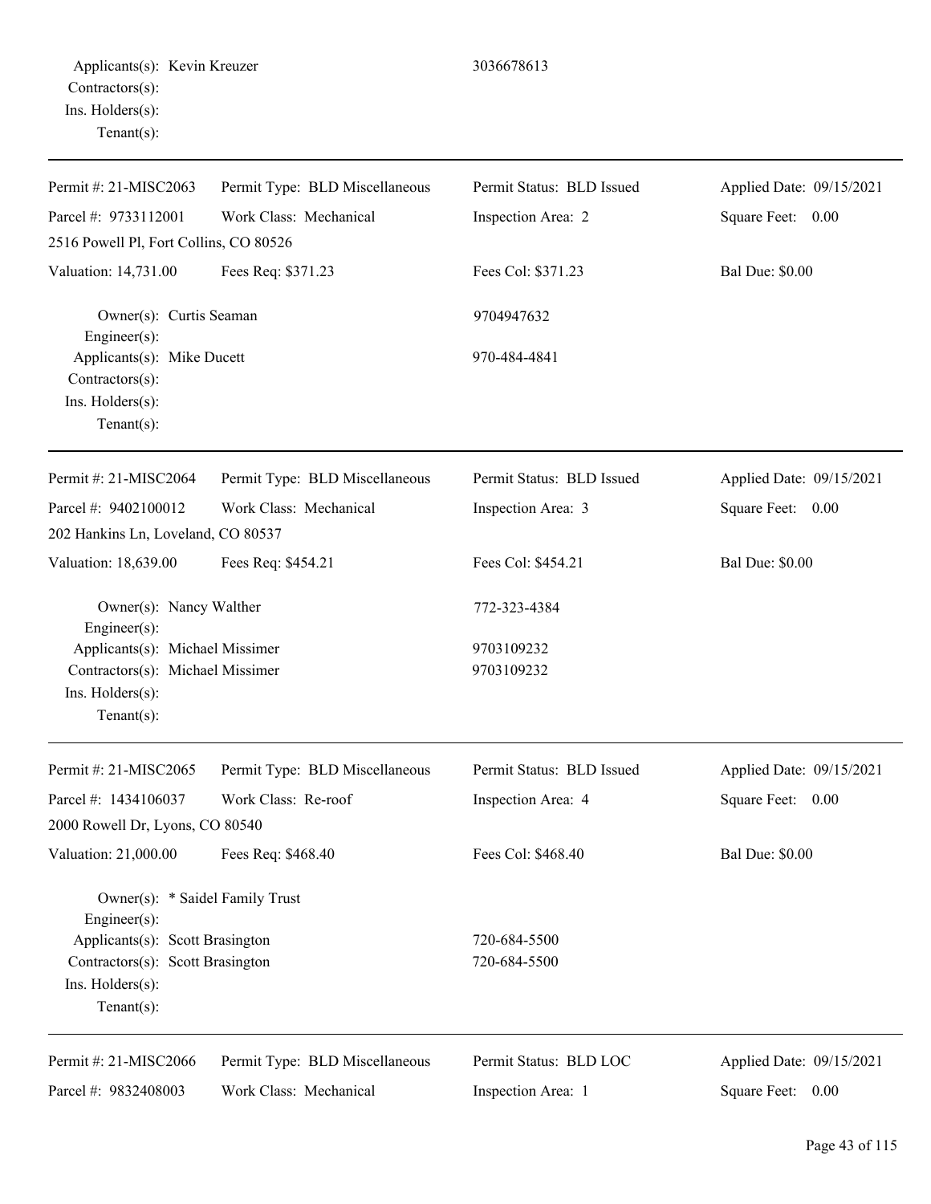Applicants(s): Kevin Kreuzer 3036678613
Contractors(s):
Ins. Holders(s):
Tenant(s):

---

| Permit #: 21-MISC2063 | Permit Type: BLD Miscellaneous | Permit Status: BLD Issued | Applied Date: 09/15/2021 |
|---|---|---|---|
| Parcel #: 9733112001 | Work Class: Mechanical | Inspection Area: 2 | Square Feet: 0.00 |
| 2516 Powell Pl, Fort Collins, CO 80526 | | | |
| Valuation: 14,731.00 | Fees Req: $371.23 | Fees Col: $371.23 | Bal Due: $0.00 |

Owner(s): Curtis Seaman 9704947632
Engineer(s):
Applicants(s): Mike Ducett 970-484-4841
Contractors(s):
Ins. Holders(s):
Tenant(s):

---

| Permit #: 21-MISC2064 | Permit Type: BLD Miscellaneous | Permit Status: BLD Issued | Applied Date: 09/15/2021 |
|---|---|---|---|
| Parcel #: 9402100012 | Work Class: Mechanical | Inspection Area: 3 | Square Feet: 0.00 |
| 202 Hankins Ln, Loveland, CO 80537 | | | |
| Valuation: 18,639.00 | Fees Req: $454.21 | Fees Col: $454.21 | Bal Due: $0.00 |

Owner(s): Nancy Walther 772-323-4384
Engineer(s):
Applicants(s): Michael Missimer 9703109232
Contractors(s): Michael Missimer 9703109232
Ins. Holders(s):
Tenant(s):

---

| Permit #: 21-MISC2065 | Permit Type: BLD Miscellaneous | Permit Status: BLD Issued | Applied Date: 09/15/2021 |
|---|---|---|---|
| Parcel #: 1434106037 | Work Class: Re-roof | Inspection Area: 4 | Square Feet: 0.00 |
| 2000 Rowell Dr, Lyons, CO 80540 | | | |
| Valuation: 21,000.00 | Fees Req: $468.40 | Fees Col: $468.40 | Bal Due: $0.00 |

Owner(s): * Saidel Family Trust
Engineer(s):
Applicants(s): Scott Brasington 720-684-5500
Contractors(s): Scott Brasington 720-684-5500
Ins. Holders(s):
Tenant(s):

---

| Permit #: 21-MISC2066 | Permit Type: BLD Miscellaneous | Permit Status: BLD LOC | Applied Date: 09/15/2021 |
|---|---|---|---|
| Parcel #: 9832408003 | Work Class: Mechanical | Inspection Area: 1 | Square Feet: 0.00 |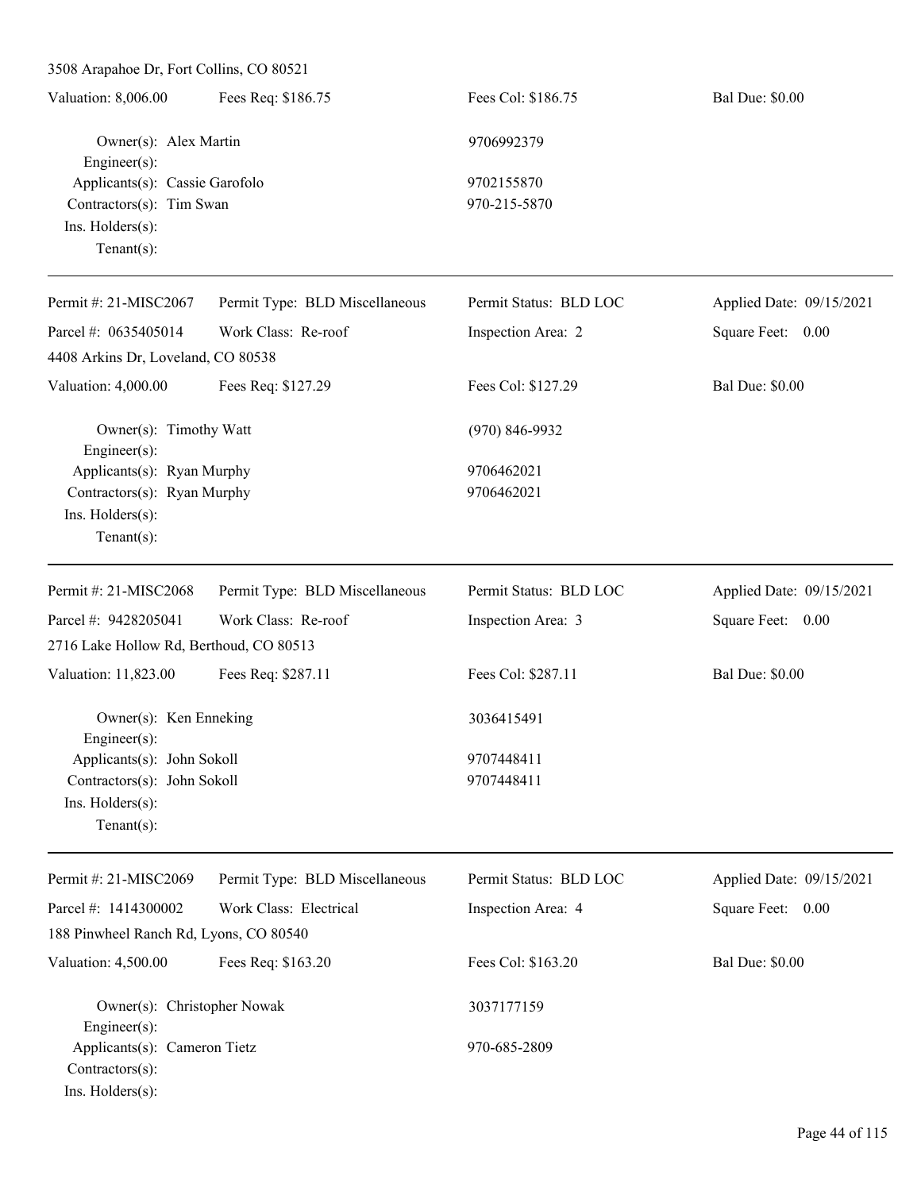3508 Arapahoe Dr, Fort Collins, CO 80521

| Valuation: 8,006.00 | Fees Req: $186.75 | Fees Col: $186.75 | Bal Due: $0.00 |
|---|---|---|---|

Owner(s): Alex Martin — 9706992379
Engineer(s):
Applicants(s): Cassie Garofolo — 9702155870
Contractors(s): Tim Swan — 970-215-5870
Ins. Holders(s):
Tenant(s):

---

| Permit #: 21-MISC2067 | Permit Type: BLD Miscellaneous | Permit Status: BLD LOC | Applied Date: 09/15/2021 |
|---|---|---|---|
| Parcel #: 0635405014 | Work Class: Re-roof | Inspection Area: 2 | Square Feet: 0.00 |

4408 Arkins Dr, Loveland, CO 80538

| Valuation: 4,000.00 | Fees Req: $127.29 | Fees Col: $127.29 | Bal Due: $0.00 |
|---|---|---|---|

Owner(s): Timothy Watt — (970) 846-9932
Engineer(s):
Applicants(s): Ryan Murphy — 9706462021
Contractors(s): Ryan Murphy — 9706462021
Ins. Holders(s):
Tenant(s):

---

| Permit #: 21-MISC2068 | Permit Type: BLD Miscellaneous | Permit Status: BLD LOC | Applied Date: 09/15/2021 |
|---|---|---|---|
| Parcel #: 9428205041 | Work Class: Re-roof | Inspection Area: 3 | Square Feet: 0.00 |

2716 Lake Hollow Rd, Berthoud, CO 80513

| Valuation: 11,823.00 | Fees Req: $287.11 | Fees Col: $287.11 | Bal Due: $0.00 |
|---|---|---|---|

Owner(s): Ken Enneking — 3036415491
Engineer(s):
Applicants(s): John Sokoll — 9707448411
Contractors(s): John Sokoll — 9707448411
Ins. Holders(s):
Tenant(s):

---

| Permit #: 21-MISC2069 | Permit Type: BLD Miscellaneous | Permit Status: BLD LOC | Applied Date: 09/15/2021 |
|---|---|---|---|
| Parcel #: 1414300002 | Work Class: Electrical | Inspection Area: 4 | Square Feet: 0.00 |

188 Pinwheel Ranch Rd, Lyons, CO 80540

| Valuation: 4,500.00 | Fees Req: $163.20 | Fees Col: $163.20 | Bal Due: $0.00 |
|---|---|---|---|

Owner(s): Christopher Nowak — 3037177159
Engineer(s):
Applicants(s): Cameron Tietz — 970-685-2809
Contractors(s):
Ins. Holders(s):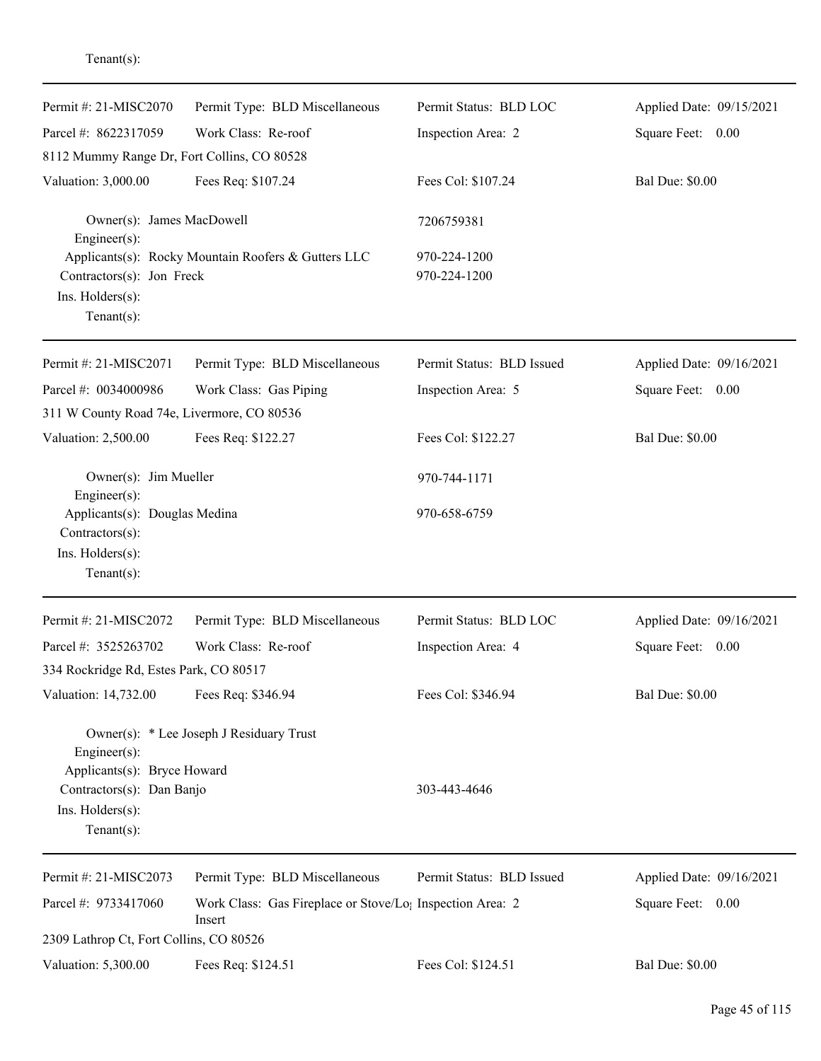Tenant(s):

---

| Permit #: 21-MISC2070 | Permit Type: BLD Miscellaneous | Permit Status: BLD LOC | Applied Date: 09/15/2021 |
|---|---|---|---|
| Parcel #: 8622317059 | Work Class: Re-roof | Inspection Area: 2 | Square Feet: 0.00 |
| 8112 Mummy Range Dr, Fort Collins, CO 80528 | | | |
| Valuation: 3,000.00 | Fees Req: $107.24 | Fees Col: $107.24 | Bal Due: $0.00 |

Owner(s): James MacDowell — 7206759381
Engineer(s):
Applicants(s): Rocky Mountain Roofers & Gutters LLC — 970-224-1200
Contractors(s): Jon Freck — 970-224-1200
Ins. Holders(s):
Tenant(s):

---

| Permit #: 21-MISC2071 | Permit Type: BLD Miscellaneous | Permit Status: BLD Issued | Applied Date: 09/16/2021 |
|---|---|---|---|
| Parcel #: 0034000986 | Work Class: Gas Piping | Inspection Area: 5 | Square Feet: 0.00 |
| 311 W County Road 74e, Livermore, CO 80536 | | | |
| Valuation: 2,500.00 | Fees Req: $122.27 | Fees Col: $122.27 | Bal Due: $0.00 |

Owner(s): Jim Mueller — 970-744-1171
Engineer(s):
Applicants(s): Douglas Medina — 970-658-6759
Contractors(s):
Ins. Holders(s):
Tenant(s):

---

| Permit #: 21-MISC2072 | Permit Type: BLD Miscellaneous | Permit Status: BLD LOC | Applied Date: 09/16/2021 |
|---|---|---|---|
| Parcel #: 3525263702 | Work Class: Re-roof | Inspection Area: 4 | Square Feet: 0.00 |
| 334 Rockridge Rd, Estes Park, CO 80517 | | | |
| Valuation: 14,732.00 | Fees Req: $346.94 | Fees Col: $346.94 | Bal Due: $0.00 |

Owner(s): * Lee Joseph J Residuary Trust
Engineer(s):
Applicants(s): Bryce Howard
Contractors(s): Dan Banjo — 303-443-4646
Ins. Holders(s):
Tenant(s):

---

| Permit #: 21-MISC2073 | Permit Type: BLD Miscellaneous | Permit Status: BLD Issued | Applied Date: 09/16/2021 |
|---|---|---|---|
| Parcel #: 9733417060 | Work Class: Gas Fireplace or Stove/Log Insert | Inspection Area: 2 | Square Feet: 0.00 |
| 2309 Lathrop Ct, Fort Collins, CO 80526 | | | |
| Valuation: 5,300.00 | Fees Req: $124.51 | Fees Col: $124.51 | Bal Due: $0.00 |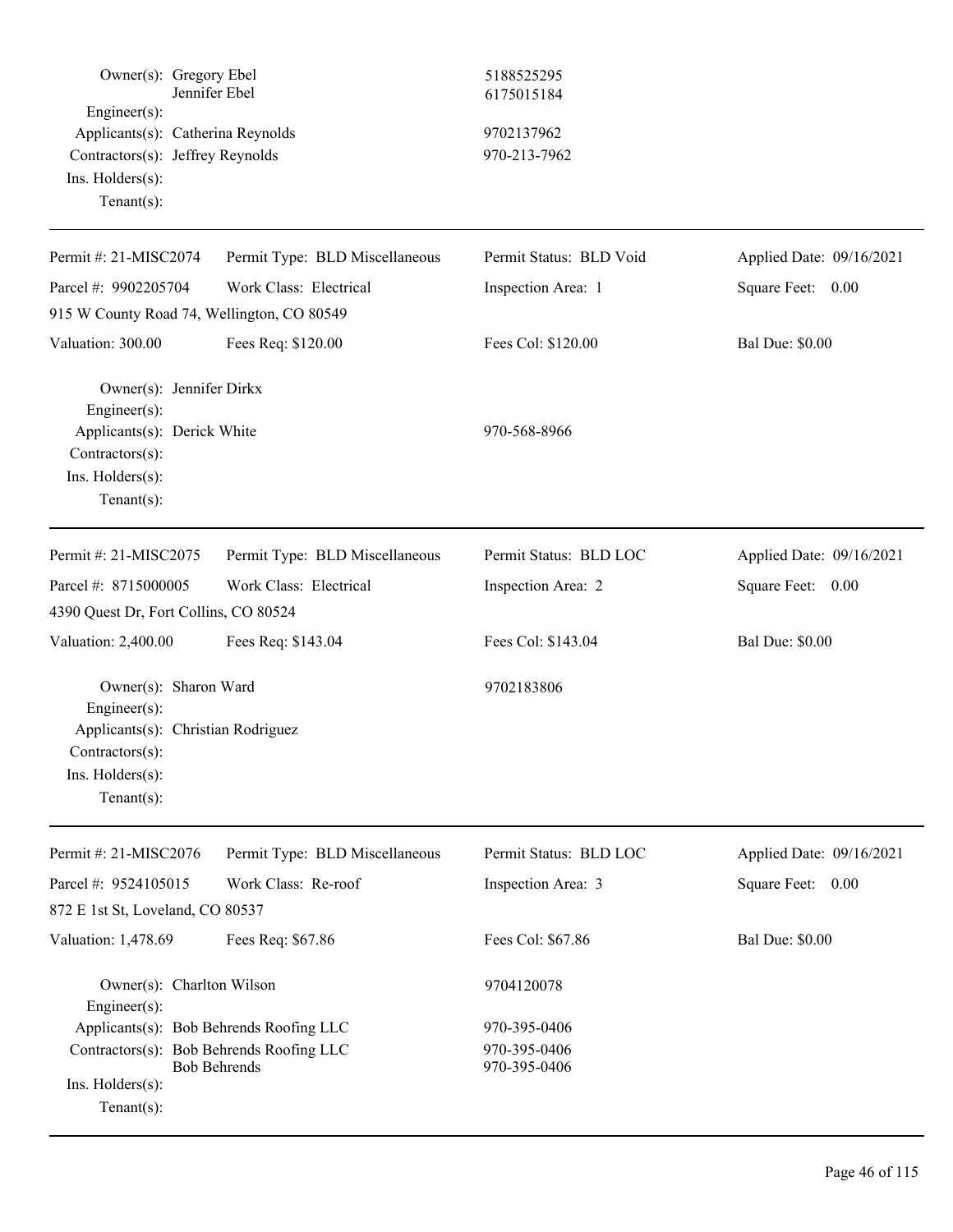Owner(s): Gregory Ebel 5188525295
Jennifer Ebel 6175015184
Engineer(s):
Applicants(s): Catherina Reynolds 9702137962
Contractors(s): Jeffrey Reynolds 970-213-7962
Ins. Holders(s):
Tenant(s):

---

| Permit #: 21-MISC2074 | Permit Type: BLD Miscellaneous | Permit Status: BLD Void | Applied Date: 09/16/2021 |
|---|---|---|---|
| Parcel #: 9902205704 | Work Class: Electrical | Inspection Area: 1 | Square Feet: 0.00 |
| 915 W County Road 74, Wellington, CO 80549 | | | |
| Valuation: 300.00 | Fees Req: $120.00 | Fees Col: $120.00 | Bal Due: $0.00 |

Owner(s): Jennifer Dirkx
Engineer(s):
Applicants(s): Derick White 970-568-8966
Contractors(s):
Ins. Holders(s):
Tenant(s):

---

| Permit #: 21-MISC2075 | Permit Type: BLD Miscellaneous | Permit Status: BLD LOC | Applied Date: 09/16/2021 |
|---|---|---|---|
| Parcel #: 8715000005 | Work Class: Electrical | Inspection Area: 2 | Square Feet: 0.00 |
| 4390 Quest Dr, Fort Collins, CO 80524 | | | |
| Valuation: 2,400.00 | Fees Req: $143.04 | Fees Col: $143.04 | Bal Due: $0.00 |

Owner(s): Sharon Ward 9702183806
Engineer(s):
Applicants(s): Christian Rodriguez
Contractors(s):
Ins. Holders(s):
Tenant(s):

---

| Permit #: 21-MISC2076 | Permit Type: BLD Miscellaneous | Permit Status: BLD LOC | Applied Date: 09/16/2021 |
|---|---|---|---|
| Parcel #: 9524105015 | Work Class: Re-roof | Inspection Area: 3 | Square Feet: 0.00 |
| 872 E 1st St, Loveland, CO 80537 | | | |
| Valuation: 1,478.69 | Fees Req: $67.86 | Fees Col: $67.86 | Bal Due: $0.00 |

Owner(s): Charlton Wilson 9704120078
Engineer(s):
Applicants(s): Bob Behrends Roofing LLC 970-395-0406
Contractors(s): Bob Behrends Roofing LLC 970-395-0406
Bob Behrends 970-395-0406
Ins. Holders(s):
Tenant(s):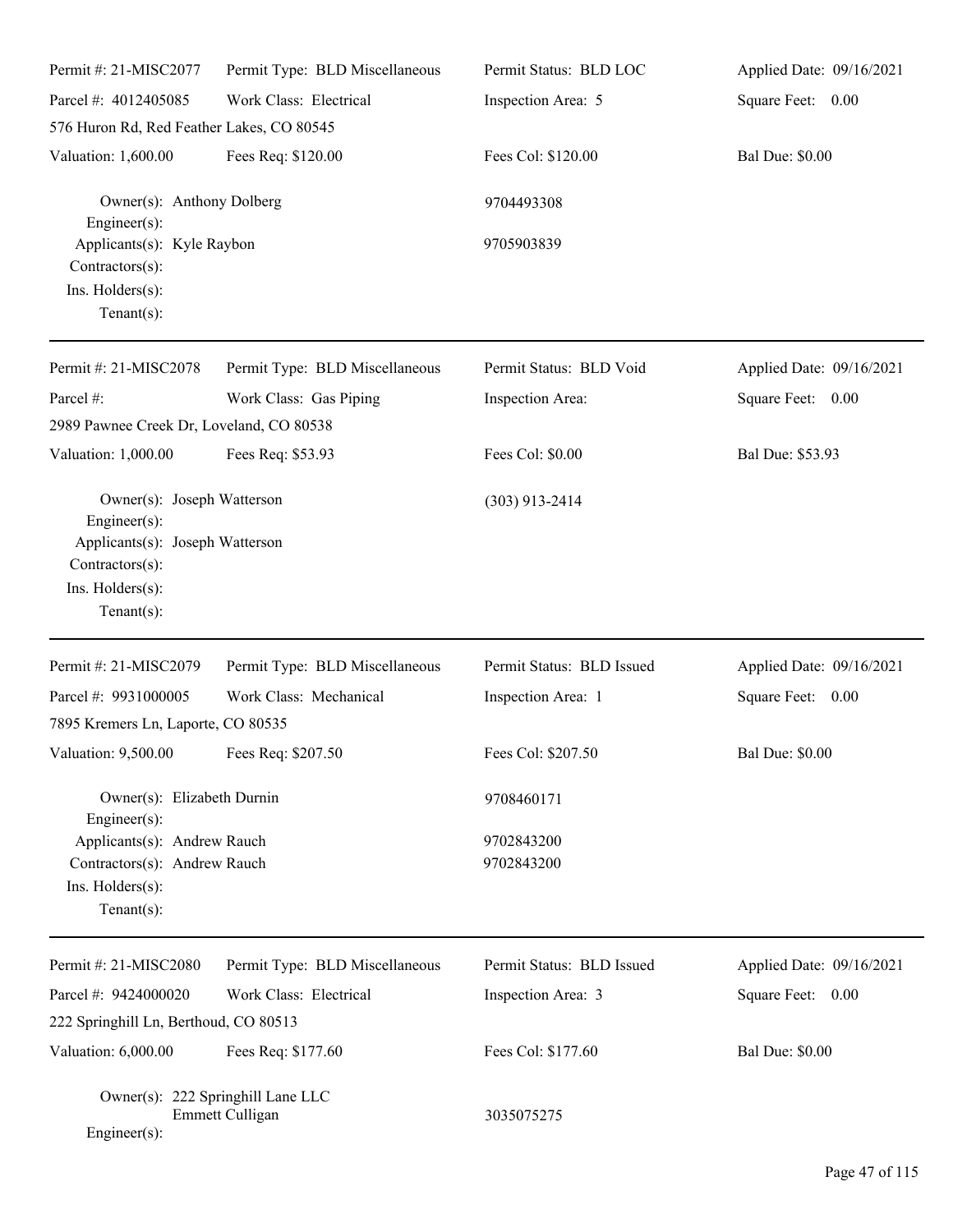| | | | |
|---|---|---|---|
| Permit #: 21-MISC2077 | Permit Type: BLD Miscellaneous | Permit Status: BLD LOC | Applied Date: 09/16/2021 |
| Parcel #: 4012405085 | Work Class: Electrical | Inspection Area: 5 | Square Feet: 0.00 |
| 576 Huron Rd, Red Feather Lakes, CO 80545 | | | |
| Valuation: 1,600.00 | Fees Req: $120.00 | Fees Col: $120.00 | Bal Due: $0.00 |

Owner(s): Anthony Dolberg — 9704493308
Engineer(s):
Applicants(s): Kyle Raybon — 9705903839
Contractors(s):
Ins. Holders(s):
Tenant(s):

---

| | | | |
|---|---|---|---|
| Permit #: 21-MISC2078 | Permit Type: BLD Miscellaneous | Permit Status: BLD Void | Applied Date: 09/16/2021 |
| Parcel #: | Work Class: Gas Piping | Inspection Area: | Square Feet: 0.00 |
| 2989 Pawnee Creek Dr, Loveland, CO 80538 | | | |
| Valuation: 1,000.00 | Fees Req: $53.93 | Fees Col: $0.00 | Bal Due: $53.93 |

Owner(s): Joseph Watterson — (303) 913-2414
Engineer(s):
Applicants(s): Joseph Watterson
Contractors(s):
Ins. Holders(s):
Tenant(s):

---

| | | | |
|---|---|---|---|
| Permit #: 21-MISC2079 | Permit Type: BLD Miscellaneous | Permit Status: BLD Issued | Applied Date: 09/16/2021 |
| Parcel #: 9931000005 | Work Class: Mechanical | Inspection Area: 1 | Square Feet: 0.00 |
| 7895 Kremers Ln, Laporte, CO 80535 | | | |
| Valuation: 9,500.00 | Fees Req: $207.50 | Fees Col: $207.50 | Bal Due: $0.00 |

Owner(s): Elizabeth Durnin — 9708460171
Engineer(s):
Applicants(s): Andrew Rauch — 9702843200
Contractors(s): Andrew Rauch — 9702843200
Ins. Holders(s):
Tenant(s):

---

| | | | |
|---|---|---|---|
| Permit #: 21-MISC2080 | Permit Type: BLD Miscellaneous | Permit Status: BLD Issued | Applied Date: 09/16/2021 |
| Parcel #: 9424000020 | Work Class: Electrical | Inspection Area: 3 | Square Feet: 0.00 |
| 222 Springhill Ln, Berthoud, CO 80513 | | | |
| Valuation: 6,000.00 | Fees Req: $177.60 | Fees Col: $177.60 | Bal Due: $0.00 |

Owner(s): 222 Springhill Lane LLC
Emmett Culligan — 3035075275
Engineer(s):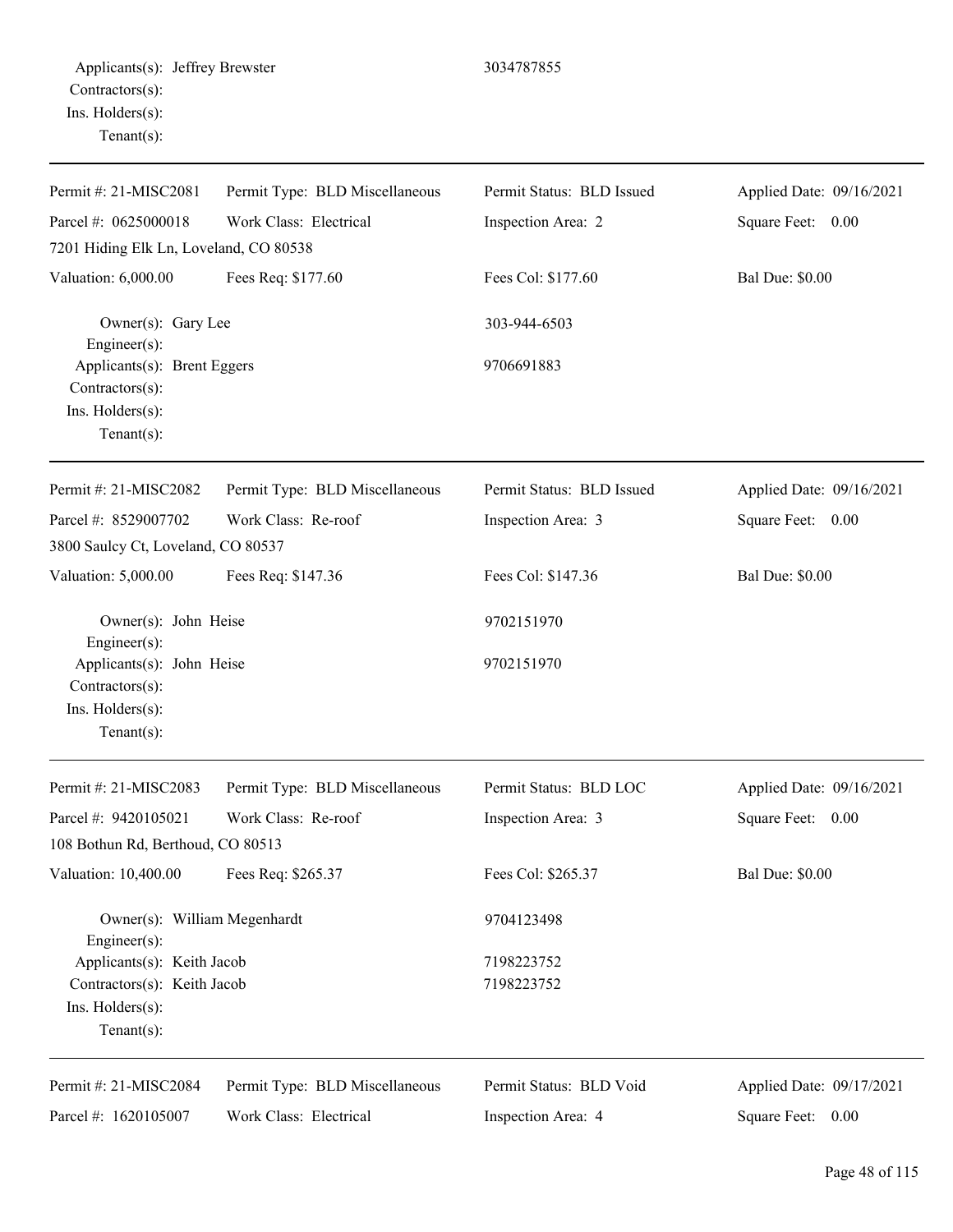Applicants(s): Jeffrey Brewster 3034787855
Contractors(s):
Ins. Holders(s):
Tenant(s):

---

Permit #: 21-MISC2081 Permit Type: BLD Miscellaneous Permit Status: BLD Issued Applied Date: 09/16/2021
Parcel #: 0625000018 Work Class: Electrical Inspection Area: 2 Square Feet: 0.00
7201 Hiding Elk Ln, Loveland, CO 80538
Valuation: 6,000.00 Fees Req: $177.60 Fees Col: $177.60 Bal Due: $0.00

Owner(s): Gary Lee 303-944-6503
Engineer(s):
Applicants(s): Brent Eggers 9706691883
Contractors(s):
Ins. Holders(s):
Tenant(s):

---

Permit #: 21-MISC2082 Permit Type: BLD Miscellaneous Permit Status: BLD Issued Applied Date: 09/16/2021
Parcel #: 8529007702 Work Class: Re-roof Inspection Area: 3 Square Feet: 0.00
3800 Saulcy Ct, Loveland, CO 80537
Valuation: 5,000.00 Fees Req: $147.36 Fees Col: $147.36 Bal Due: $0.00

Owner(s): John Heise 9702151970
Engineer(s):
Applicants(s): John Heise 9702151970
Contractors(s):
Ins. Holders(s):
Tenant(s):

---

Permit #: 21-MISC2083 Permit Type: BLD Miscellaneous Permit Status: BLD LOC Applied Date: 09/16/2021
Parcel #: 9420105021 Work Class: Re-roof Inspection Area: 3 Square Feet: 0.00
108 Bothun Rd, Berthoud, CO 80513
Valuation: 10,400.00 Fees Req: $265.37 Fees Col: $265.37 Bal Due: $0.00

Owner(s): William Megenhardt 9704123498
Engineer(s):
Applicants(s): Keith Jacob 7198223752
Contractors(s): Keith Jacob 7198223752
Ins. Holders(s):
Tenant(s):

---

Permit #: 21-MISC2084 Permit Type: BLD Miscellaneous Permit Status: BLD Void Applied Date: 09/17/2021
Parcel #: 1620105007 Work Class: Electrical Inspection Area: 4 Square Feet: 0.00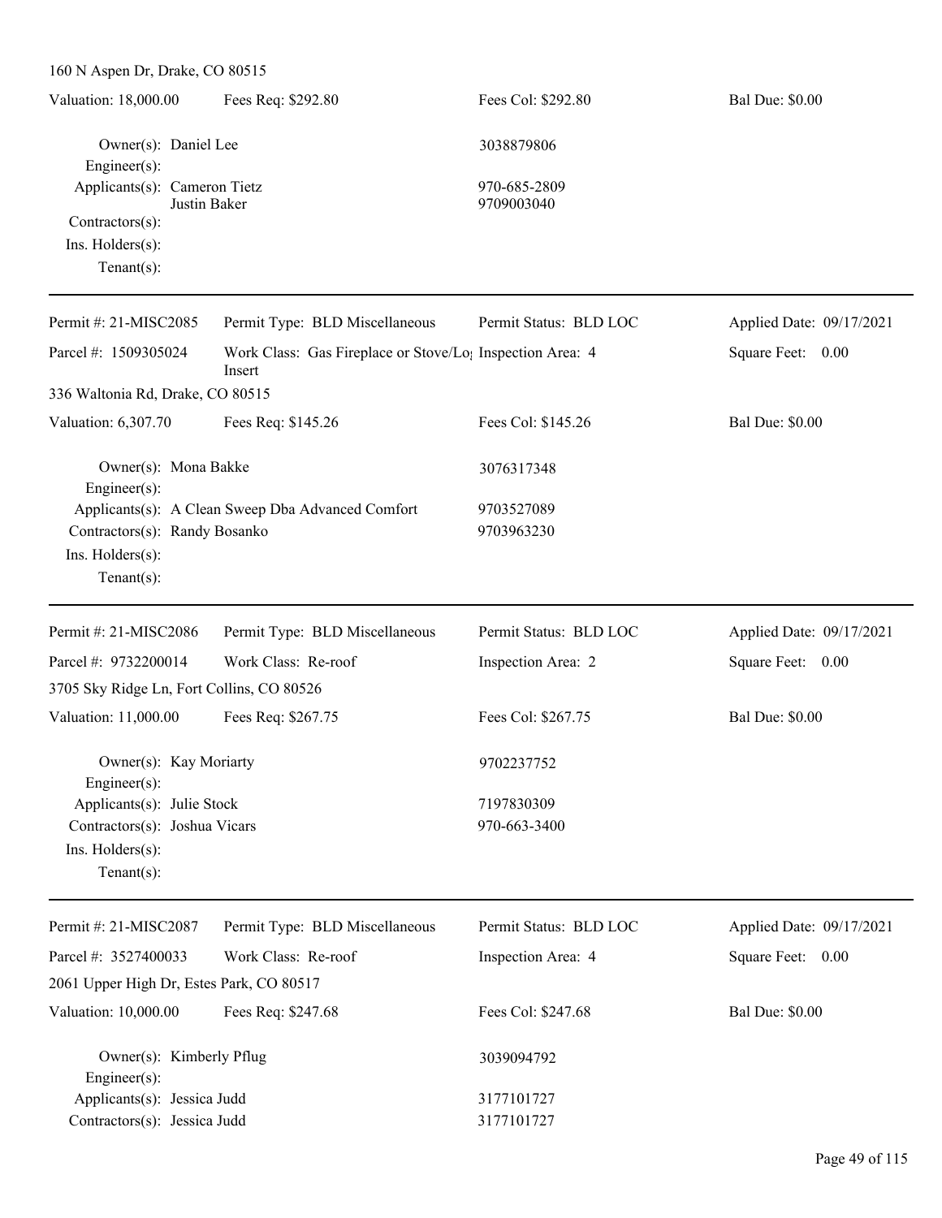160 N Aspen Dr, Drake, CO 80515

| Valuation: 18,000.00 | Fees Req: $292.80 | Fees Col: $292.80 | Bal Due: $0.00 |
|---|---|---|---|

Owner(s): Daniel Lee — 3038879806
Engineer(s):
Applicants(s): Cameron Tietz — 970-685-2809
Justin Baker — 9709003040
Contractors(s):
Ins. Holders(s):
Tenant(s):

---

| Permit #: 21-MISC2085 | Permit Type: BLD Miscellaneous | Permit Status: BLD LOC | Applied Date: 09/17/2021 |
|---|---|---|---|
| Parcel #: 1509305024 | Work Class: Gas Fireplace or Stove/Log Insert | Inspection Area: 4 | Square Feet: 0.00 |

336 Waltonia Rd, Drake, CO 80515

| Valuation: 6,307.70 | Fees Req: $145.26 | Fees Col: $145.26 | Bal Due: $0.00 |
|---|---|---|---|

Owner(s): Mona Bakke — 3076317348
Engineer(s):
Applicants(s): A Clean Sweep Dba Advanced Comfort — 9703527089
Contractors(s): Randy Bosanko — 9703963230
Ins. Holders(s):
Tenant(s):

---

| Permit #: 21-MISC2086 | Permit Type: BLD Miscellaneous | Permit Status: BLD LOC | Applied Date: 09/17/2021 |
|---|---|---|---|
| Parcel #: 9732200014 | Work Class: Re-roof | Inspection Area: 2 | Square Feet: 0.00 |

3705 Sky Ridge Ln, Fort Collins, CO 80526

| Valuation: 11,000.00 | Fees Req: $267.75 | Fees Col: $267.75 | Bal Due: $0.00 |
|---|---|---|---|

Owner(s): Kay Moriarty — 9702237752
Engineer(s):
Applicants(s): Julie Stock — 7197830309
Contractors(s): Joshua Vicars — 970-663-3400
Ins. Holders(s):
Tenant(s):

---

| Permit #: 21-MISC2087 | Permit Type: BLD Miscellaneous | Permit Status: BLD LOC | Applied Date: 09/17/2021 |
|---|---|---|---|
| Parcel #: 3527400033 | Work Class: Re-roof | Inspection Area: 4 | Square Feet: 0.00 |

2061 Upper High Dr, Estes Park, CO 80517

| Valuation: 10,000.00 | Fees Req: $247.68 | Fees Col: $247.68 | Bal Due: $0.00 |
|---|---|---|---|

Owner(s): Kimberly Pflug — 3039094792
Engineer(s):
Applicants(s): Jessica Judd — 3177101727
Contractors(s): Jessica Judd — 3177101727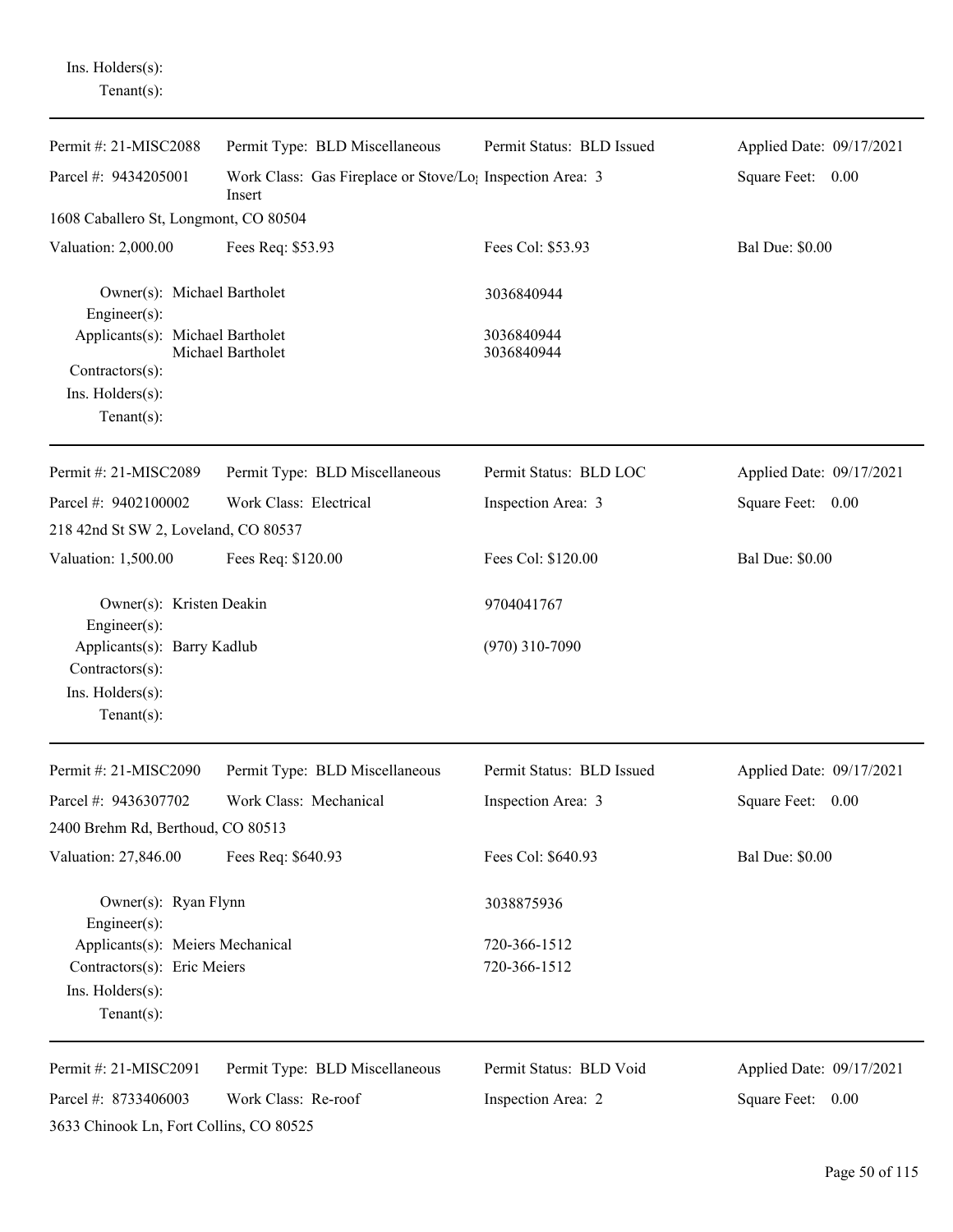Ins. Holders(s):
Tenant(s):

---

| Permit #: 21-MISC2088 | Permit Type: BLD Miscellaneous | Permit Status: BLD Issued | Applied Date: 09/17/2021 |
|---|---|---|---|
| Parcel #: 9434205001 | Work Class: Gas Fireplace or Stove/Log Insert | Inspection Area: 3 | Square Feet: 0.00 |
| 1608 Caballero St, Longmont, CO 80504 | | | |
| Valuation: 2,000.00 | Fees Req: $53.93 | Fees Col: $53.93 | Bal Due: $0.00 |

Owner(s): Michael Bartholet — 3036840944
Engineer(s):
Applicants(s): Michael Bartholet — 3036840944
Michael Bartholet — 3036840944
Contractors(s):
Ins. Holders(s):
Tenant(s):

---

| Permit #: 21-MISC2089 | Permit Type: BLD Miscellaneous | Permit Status: BLD LOC | Applied Date: 09/17/2021 |
|---|---|---|---|
| Parcel #: 9402100002 | Work Class: Electrical | Inspection Area: 3 | Square Feet: 0.00 |
| 218 42nd St SW 2, Loveland, CO 80537 | | | |
| Valuation: 1,500.00 | Fees Req: $120.00 | Fees Col: $120.00 | Bal Due: $0.00 |

Owner(s): Kristen Deakin — 9704041767
Engineer(s):
Applicants(s): Barry Kadlub — (970) 310-7090
Contractors(s):
Ins. Holders(s):
Tenant(s):

---

| Permit #: 21-MISC2090 | Permit Type: BLD Miscellaneous | Permit Status: BLD Issued | Applied Date: 09/17/2021 |
|---|---|---|---|
| Parcel #: 9436307702 | Work Class: Mechanical | Inspection Area: 3 | Square Feet: 0.00 |
| 2400 Brehm Rd, Berthoud, CO 80513 | | | |
| Valuation: 27,846.00 | Fees Req: $640.93 | Fees Col: $640.93 | Bal Due: $0.00 |

Owner(s): Ryan Flynn — 3038875936
Engineer(s):
Applicants(s): Meiers Mechanical — 720-366-1512
Contractors(s): Eric Meiers — 720-366-1512
Ins. Holders(s):
Tenant(s):

---

| Permit #: 21-MISC2091 | Permit Type: BLD Miscellaneous | Permit Status: BLD Void | Applied Date: 09/17/2021 |
|---|---|---|---|
| Parcel #: 8733406003 | Work Class: Re-roof | Inspection Area: 2 | Square Feet: 0.00 |
| 3633 Chinook Ln, Fort Collins, CO 80525 | | | |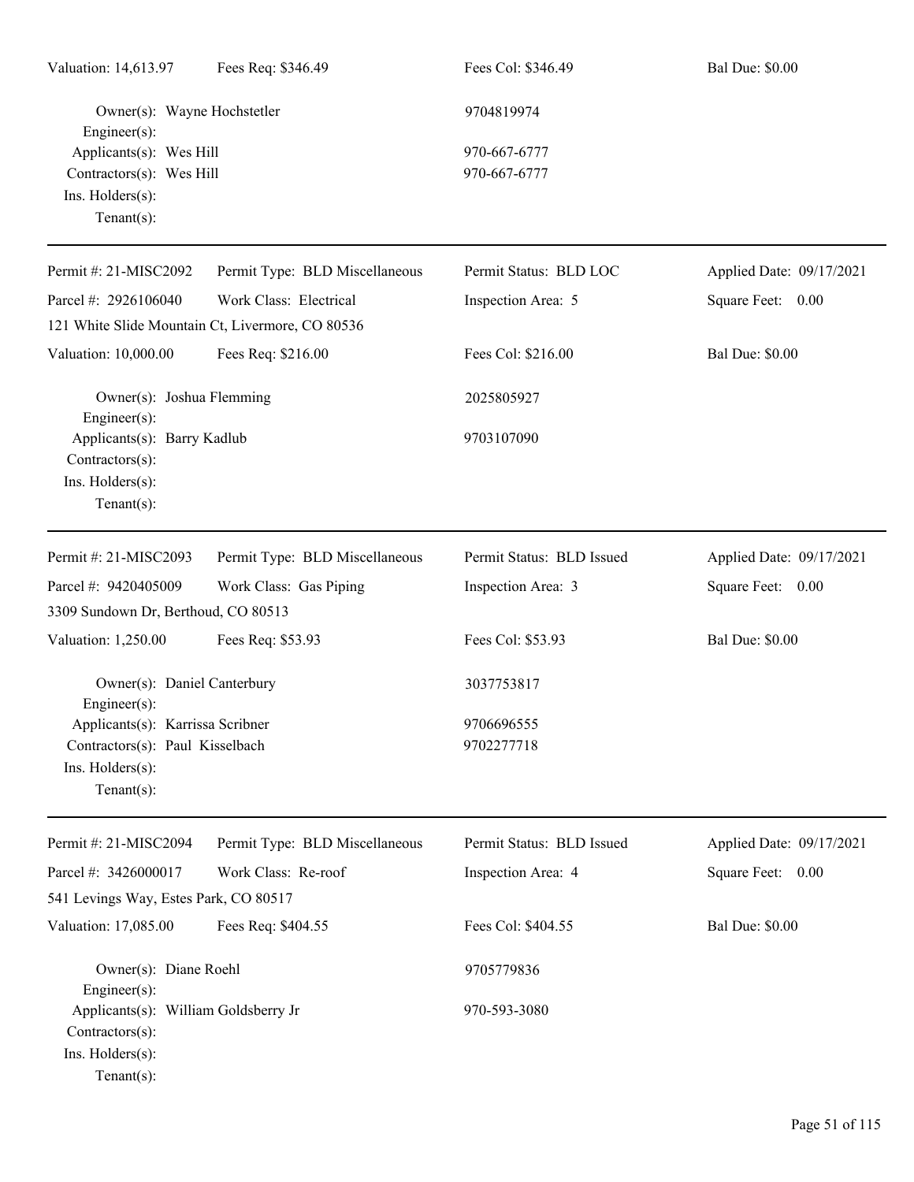Valuation: 14,613.97 | Fees Req: $346.49 | Fees Col: $346.49 | Bal Due: $0.00

Owner(s): Wayne Hochstetler — 9704819974
Engineer(s):
Applicants(s): Wes Hill — 970-667-6777
Contractors(s): Wes Hill — 970-667-6777
Ins. Holders(s):
Tenant(s):

---

| | | | |
|---|---|---|---|
| Permit #: 21-MISC2092 | Permit Type: BLD Miscellaneous | Permit Status: BLD LOC | Applied Date: 09/17/2021 |
| Parcel #: 2926106040 | Work Class: Electrical | Inspection Area: 5 | Square Feet: 0.00 |

121 White Slide Mountain Ct, Livermore, CO 80536

| | | | |
|---|---|---|---|
| Valuation: 10,000.00 | Fees Req: $216.00 | Fees Col: $216.00 | Bal Due: $0.00 |

Owner(s): Joshua Flemming — 2025805927
Engineer(s):
Applicants(s): Barry Kadlub — 9703107090
Contractors(s):
Ins. Holders(s):
Tenant(s):

---

| | | | |
|---|---|---|---|
| Permit #: 21-MISC2093 | Permit Type: BLD Miscellaneous | Permit Status: BLD Issued | Applied Date: 09/17/2021 |
| Parcel #: 9420405009 | Work Class: Gas Piping | Inspection Area: 3 | Square Feet: 0.00 |

3309 Sundown Dr, Berthoud, CO 80513

| | | | |
|---|---|---|---|
| Valuation: 1,250.00 | Fees Req: $53.93 | Fees Col: $53.93 | Bal Due: $0.00 |

Owner(s): Daniel Canterbury — 3037753817
Engineer(s):
Applicants(s): Karrissa Scribner — 9706696555
Contractors(s): Paul Kisselbach — 9702277718
Ins. Holders(s):
Tenant(s):

---

| | | | |
|---|---|---|---|
| Permit #: 21-MISC2094 | Permit Type: BLD Miscellaneous | Permit Status: BLD Issued | Applied Date: 09/17/2021 |
| Parcel #: 3426000017 | Work Class: Re-roof | Inspection Area: 4 | Square Feet: 0.00 |

541 Levings Way, Estes Park, CO 80517

| | | | |
|---|---|---|---|
| Valuation: 17,085.00 | Fees Req: $404.55 | Fees Col: $404.55 | Bal Due: $0.00 |

Owner(s): Diane Roehl — 9705779836
Engineer(s):
Applicants(s): William Goldsberry Jr — 970-593-3080
Contractors(s):
Ins. Holders(s):
Tenant(s):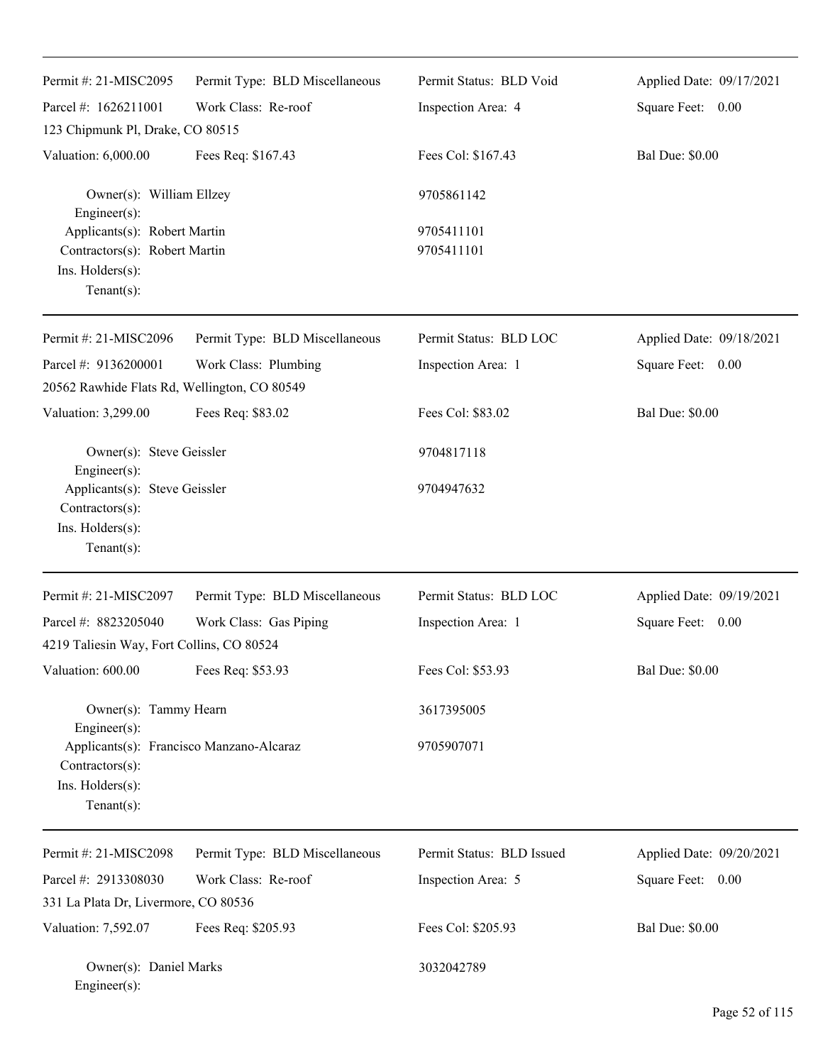| Permit #: 21-MISC2095 | Permit Type: BLD Miscellaneous | Permit Status: BLD Void | Applied Date: 09/17/2021 |
|---|---|---|---|
| Parcel #: 1626211001 | Work Class: Re-roof | Inspection Area: 4 | Square Feet: 0.00 |
| 123 Chipmunk Pl, Drake, CO 80515 | | | |
| Valuation: 6,000.00 | Fees Req: $167.43 | Fees Col: $167.43 | Bal Due: $0.00 |

Owner(s): William Ellzey — 9705861142
Engineer(s):
Applicants(s): Robert Martin — 9705411101
Contractors(s): Robert Martin — 9705411101
Ins. Holders(s):
Tenant(s):

---

| Permit #: 21-MISC2096 | Permit Type: BLD Miscellaneous | Permit Status: BLD LOC | Applied Date: 09/18/2021 |
|---|---|---|---|
| Parcel #: 9136200001 | Work Class: Plumbing | Inspection Area: 1 | Square Feet: 0.00 |
| 20562 Rawhide Flats Rd, Wellington, CO 80549 | | | |
| Valuation: 3,299.00 | Fees Req: $83.02 | Fees Col: $83.02 | Bal Due: $0.00 |

Owner(s): Steve Geissler — 9704817118
Engineer(s):
Applicants(s): Steve Geissler — 9704947632
Contractors(s):
Ins. Holders(s):
Tenant(s):

---

| Permit #: 21-MISC2097 | Permit Type: BLD Miscellaneous | Permit Status: BLD LOC | Applied Date: 09/19/2021 |
|---|---|---|---|
| Parcel #: 8823205040 | Work Class: Gas Piping | Inspection Area: 1 | Square Feet: 0.00 |
| 4219 Taliesin Way, Fort Collins, CO 80524 | | | |
| Valuation: 600.00 | Fees Req: $53.93 | Fees Col: $53.93 | Bal Due: $0.00 |

Owner(s): Tammy Hearn — 3617395005
Engineer(s):
Applicants(s): Francisco Manzano-Alcaraz — 9705907071
Contractors(s):
Ins. Holders(s):
Tenant(s):

---

| Permit #: 21-MISC2098 | Permit Type: BLD Miscellaneous | Permit Status: BLD Issued | Applied Date: 09/20/2021 |
|---|---|---|---|
| Parcel #: 2913308030 | Work Class: Re-roof | Inspection Area: 5 | Square Feet: 0.00 |
| 331 La Plata Dr, Livermore, CO 80536 | | | |
| Valuation: 7,592.07 | Fees Req: $205.93 | Fees Col: $205.93 | Bal Due: $0.00 |

Owner(s): Daniel Marks — 3032042789
Engineer(s):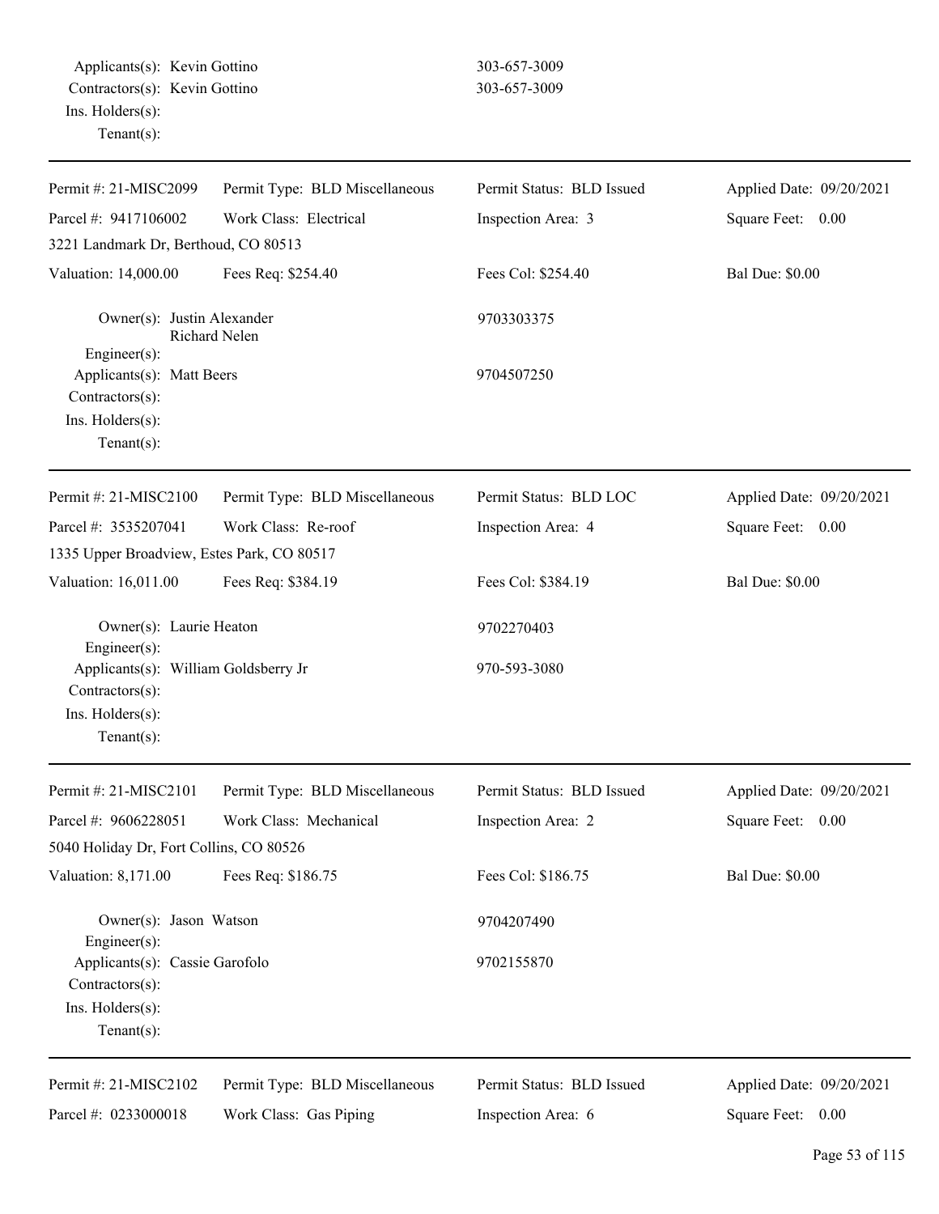Applicants(s): Kevin Gottino 303-657-3009
Contractors(s): Kevin Gottino 303-657-3009
Ins. Holders(s):
Tenant(s):

---

| Permit #: 21-MISC2099 | Permit Type: BLD Miscellaneous | Permit Status: BLD Issued | Applied Date: 09/20/2021 |
|---|---|---|---|
| Parcel #: 9417106002 | Work Class: Electrical | Inspection Area: 3 | Square Feet: 0.00 |
| 3221 Landmark Dr, Berthoud, CO 80513 | | | |
| Valuation: 14,000.00 | Fees Req: $254.40 | Fees Col: $254.40 | Bal Due: $0.00 |

Owner(s): Justin Alexander
Richard Nelen 9703303375
Engineer(s):
Applicants(s): Matt Beers 9704507250
Contractors(s):
Ins. Holders(s):
Tenant(s):

---

| Permit #: 21-MISC2100 | Permit Type: BLD Miscellaneous | Permit Status: BLD LOC | Applied Date: 09/20/2021 |
|---|---|---|---|
| Parcel #: 3535207041 | Work Class: Re-roof | Inspection Area: 4 | Square Feet: 0.00 |
| 1335 Upper Broadview, Estes Park, CO 80517 | | | |
| Valuation: 16,011.00 | Fees Req: $384.19 | Fees Col: $384.19 | Bal Due: $0.00 |

Owner(s): Laurie Heaton 9702270403
Engineer(s):
Applicants(s): William Goldsberry Jr 970-593-3080
Contractors(s):
Ins. Holders(s):
Tenant(s):

---

| Permit #: 21-MISC2101 | Permit Type: BLD Miscellaneous | Permit Status: BLD Issued | Applied Date: 09/20/2021 |
|---|---|---|---|
| Parcel #: 9606228051 | Work Class: Mechanical | Inspection Area: 2 | Square Feet: 0.00 |
| 5040 Holiday Dr, Fort Collins, CO 80526 | | | |
| Valuation: 8,171.00 | Fees Req: $186.75 | Fees Col: $186.75 | Bal Due: $0.00 |

Owner(s): Jason Watson 9704207490
Engineer(s):
Applicants(s): Cassie Garofolo 9702155870
Contractors(s):
Ins. Holders(s):
Tenant(s):

---

| Permit #: 21-MISC2102 | Permit Type: BLD Miscellaneous | Permit Status: BLD Issued | Applied Date: 09/20/2021 |
|---|---|---|---|
| Parcel #: 0233000018 | Work Class: Gas Piping | Inspection Area: 6 | Square Feet: 0.00 |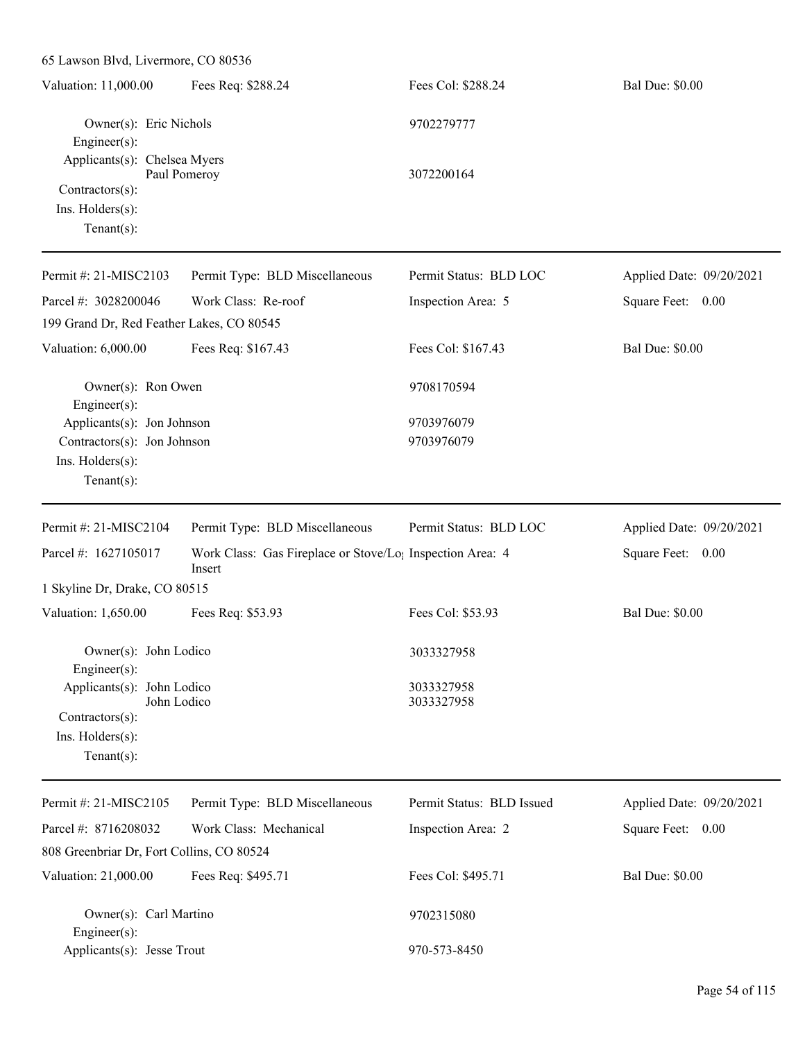65 Lawson Blvd, Livermore, CO 80536

| Valuation: 11,000.00 | Fees Req: $288.24 | Fees Col: $288.24 | Bal Due: $0.00 |
|---|---|---|---|

Owner(s): Eric Nichols — 9702279777
Engineer(s):
Applicants(s): Chelsea Myers
Paul Pomeroy — 3072200164
Contractors(s):
Ins. Holders(s):
Tenant(s):

---

| Permit #: 21-MISC2103 | Permit Type: BLD Miscellaneous | Permit Status: BLD LOC | Applied Date: 09/20/2021 |
|---|---|---|---|
| Parcel #: 3028200046 | Work Class: Re-roof | Inspection Area: 5 | Square Feet: 0.00 |

199 Grand Dr, Red Feather Lakes, CO 80545

| Valuation: 6,000.00 | Fees Req: $167.43 | Fees Col: $167.43 | Bal Due: $0.00 |
|---|---|---|---|

Owner(s): Ron Owen — 9708170594
Engineer(s):
Applicants(s): Jon Johnson — 9703976079
Contractors(s): Jon Johnson — 9703976079
Ins. Holders(s):
Tenant(s):

---

| Permit #: 21-MISC2104 | Permit Type: BLD Miscellaneous | Permit Status: BLD LOC | Applied Date: 09/20/2021 |
|---|---|---|---|
| Parcel #: 1627105017 | Work Class: Gas Fireplace or Stove/Log Insert | Inspection Area: 4 | Square Feet: 0.00 |

1 Skyline Dr, Drake, CO 80515

| Valuation: 1,650.00 | Fees Req: $53.93 | Fees Col: $53.93 | Bal Due: $0.00 |
|---|---|---|---|

Owner(s): John Lodico — 3033327958
Engineer(s):
Applicants(s): John Lodico — 3033327958
John Lodico — 3033327958
Contractors(s):
Ins. Holders(s):
Tenant(s):

---

| Permit #: 21-MISC2105 | Permit Type: BLD Miscellaneous | Permit Status: BLD Issued | Applied Date: 09/20/2021 |
|---|---|---|---|
| Parcel #: 8716208032 | Work Class: Mechanical | Inspection Area: 2 | Square Feet: 0.00 |

808 Greenbriar Dr, Fort Collins, CO 80524

| Valuation: 21,000.00 | Fees Req: $495.71 | Fees Col: $495.71 | Bal Due: $0.00 |
|---|---|---|---|

Owner(s): Carl Martino — 9702315080
Engineer(s):
Applicants(s): Jesse Trout — 970-573-8450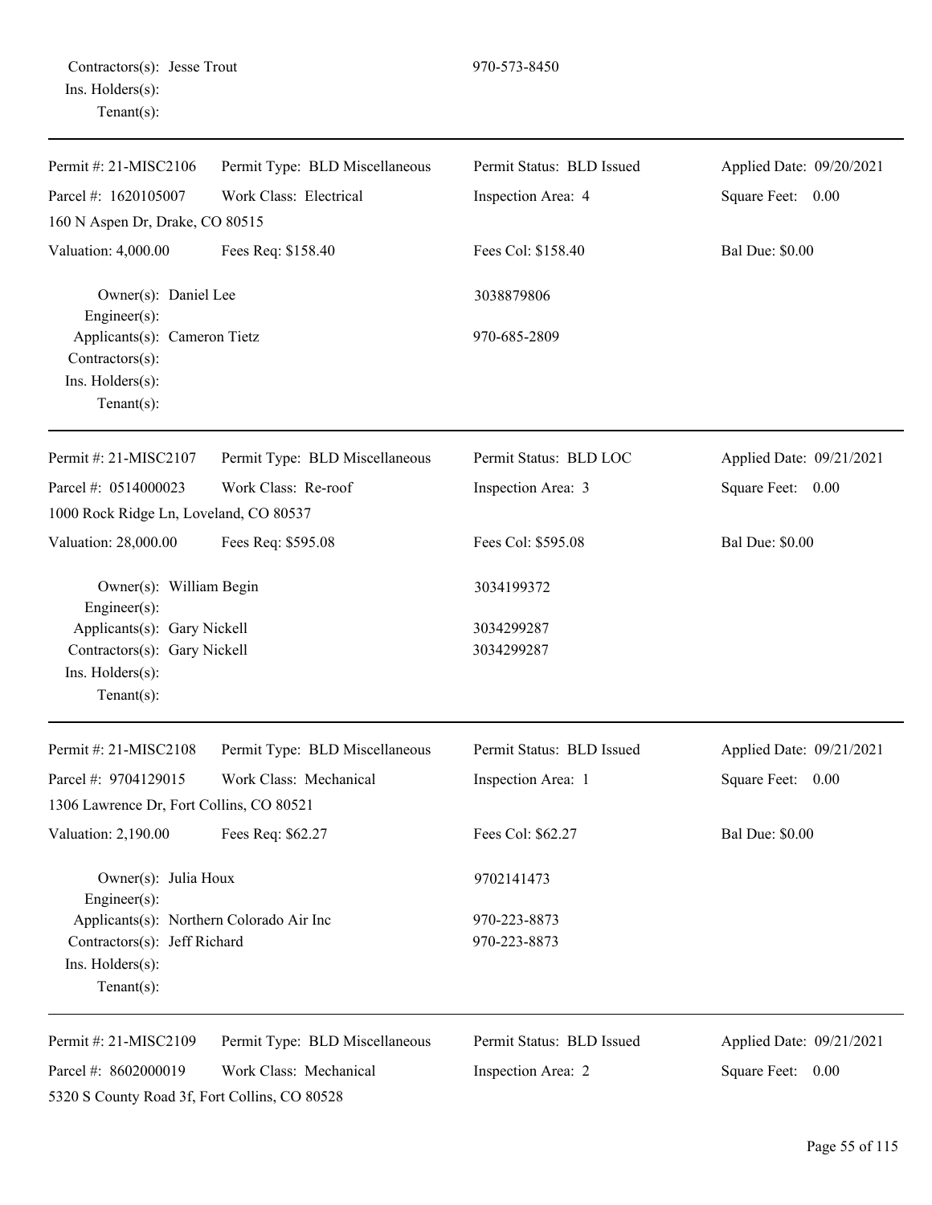Contractors(s): Jesse Trout 970-573-8450
Ins. Holders(s):
Tenant(s):

---

| Permit #: 21-MISC2106 | Permit Type: BLD Miscellaneous | Permit Status: BLD Issued | Applied Date: 09/20/2021 |
|---|---|---|---|
| Parcel #: 1620105007 | Work Class: Electrical | Inspection Area: 4 | Square Feet: 0.00 |
| 160 N Aspen Dr, Drake, CO 80515 | | | |
| Valuation: 4,000.00 | Fees Req: $158.40 | Fees Col: $158.40 | Bal Due: $0.00 |

Owner(s): Daniel Lee 3038879806
Engineer(s):
Applicants(s): Cameron Tietz 970-685-2809
Contractors(s):
Ins. Holders(s):
Tenant(s):

---

| Permit #: 21-MISC2107 | Permit Type: BLD Miscellaneous | Permit Status: BLD LOC | Applied Date: 09/21/2021 |
|---|---|---|---|
| Parcel #: 0514000023 | Work Class: Re-roof | Inspection Area: 3 | Square Feet: 0.00 |
| 1000 Rock Ridge Ln, Loveland, CO 80537 | | | |
| Valuation: 28,000.00 | Fees Req: $595.08 | Fees Col: $595.08 | Bal Due: $0.00 |

Owner(s): William Begin 3034199372
Engineer(s):
Applicants(s): Gary Nickell 3034299287
Contractors(s): Gary Nickell 3034299287
Ins. Holders(s):
Tenant(s):

---

| Permit #: 21-MISC2108 | Permit Type: BLD Miscellaneous | Permit Status: BLD Issued | Applied Date: 09/21/2021 |
|---|---|---|---|
| Parcel #: 9704129015 | Work Class: Mechanical | Inspection Area: 1 | Square Feet: 0.00 |
| 1306 Lawrence Dr, Fort Collins, CO 80521 | | | |
| Valuation: 2,190.00 | Fees Req: $62.27 | Fees Col: $62.27 | Bal Due: $0.00 |

Owner(s): Julia Houx 9702141473
Engineer(s):
Applicants(s): Northern Colorado Air Inc 970-223-8873
Contractors(s): Jeff Richard 970-223-8873
Ins. Holders(s):
Tenant(s):

---

| Permit #: 21-MISC2109 | Permit Type: BLD Miscellaneous | Permit Status: BLD Issued | Applied Date: 09/21/2021 |
|---|---|---|---|
| Parcel #: 8602000019 | Work Class: Mechanical | Inspection Area: 2 | Square Feet: 0.00 |
| 5320 S County Road 3f, Fort Collins, CO 80528 | | | |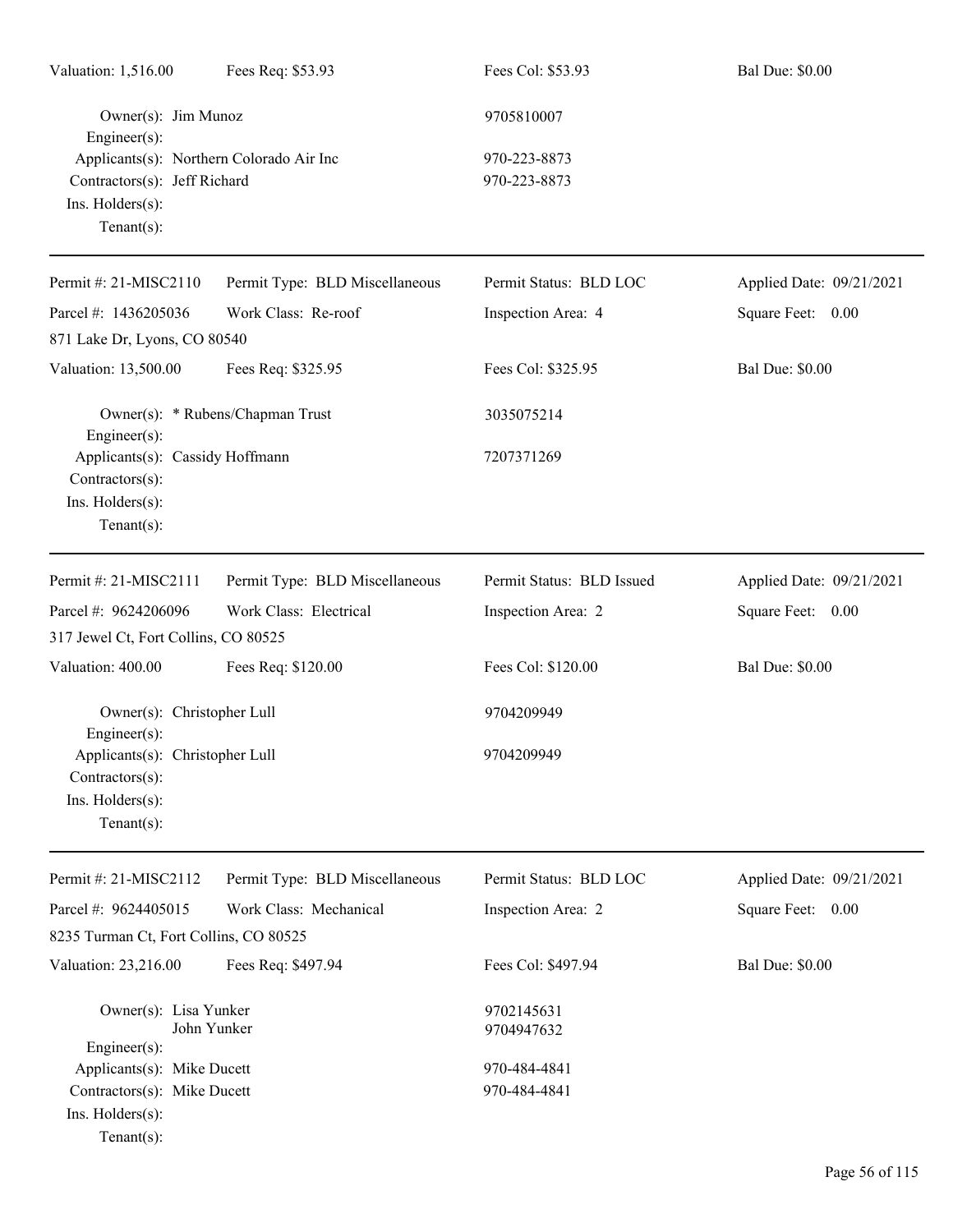Valuation: 1,516.00 Fees Req: $53.93 Fees Col: $53.93 Bal Due: $0.00

Owner(s): Jim Munoz 9705810007
Engineer(s):
Applicants(s): Northern Colorado Air Inc 970-223-8873
Contractors(s): Jeff Richard 970-223-8873
Ins. Holders(s):
Tenant(s):

---

| Permit #: 21-MISC2110 | Permit Type: BLD Miscellaneous | Permit Status: BLD LOC | Applied Date: 09/21/2021 |
|---|---|---|---|
| Parcel #: 1436205036 | Work Class: Re-roof | Inspection Area: 4 | Square Feet: 0.00 |
| 871 Lake Dr, Lyons, CO 80540 | | | |
| Valuation: 13,500.00 | Fees Req: $325.95 | Fees Col: $325.95 | Bal Due: $0.00 |

Owner(s): * Rubens/Chapman Trust 3035075214
Engineer(s):
Applicants(s): Cassidy Hoffmann 7207371269
Contractors(s):
Ins. Holders(s):
Tenant(s):

---

| Permit #: 21-MISC2111 | Permit Type: BLD Miscellaneous | Permit Status: BLD Issued | Applied Date: 09/21/2021 |
|---|---|---|---|
| Parcel #: 9624206096 | Work Class: Electrical | Inspection Area: 2 | Square Feet: 0.00 |
| 317 Jewel Ct, Fort Collins, CO 80525 | | | |
| Valuation: 400.00 | Fees Req: $120.00 | Fees Col: $120.00 | Bal Due: $0.00 |

Owner(s): Christopher Lull 9704209949
Engineer(s):
Applicants(s): Christopher Lull 9704209949
Contractors(s):
Ins. Holders(s):
Tenant(s):

---

| Permit #: 21-MISC2112 | Permit Type: BLD Miscellaneous | Permit Status: BLD LOC | Applied Date: 09/21/2021 |
|---|---|---|---|
| Parcel #: 9624405015 | Work Class: Mechanical | Inspection Area: 2 | Square Feet: 0.00 |
| 8235 Turman Ct, Fort Collins, CO 80525 | | | |
| Valuation: 23,216.00 | Fees Req: $497.94 | Fees Col: $497.94 | Bal Due: $0.00 |

Owner(s): Lisa Yunker 9702145631
John Yunker 9704947632
Engineer(s):
Applicants(s): Mike Ducett 970-484-4841
Contractors(s): Mike Ducett 970-484-4841
Ins. Holders(s):
Tenant(s):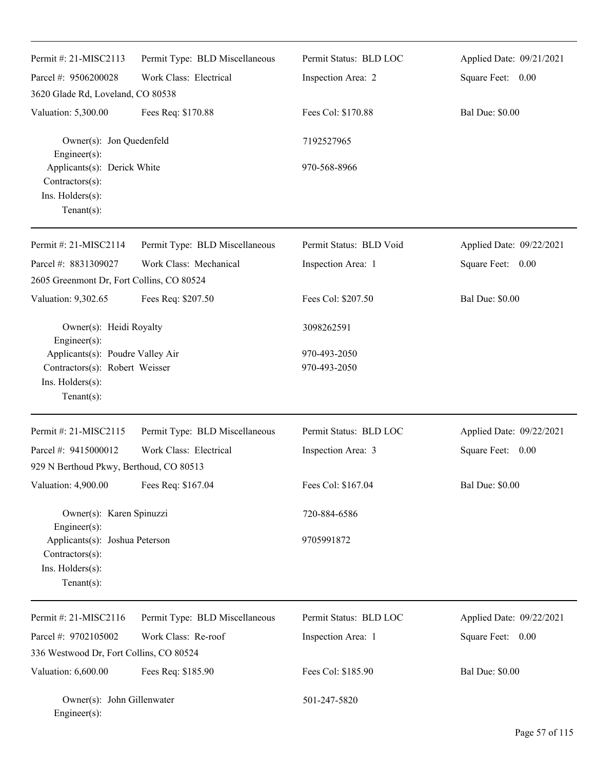Permit #: 21-MISC2113 | Permit Type: BLD Miscellaneous | Permit Status: BLD LOC | Applied Date: 09/21/2021
Parcel #: 9506200028 | Work Class: Electrical | Inspection Area: 2 | Square Feet: 0.00
3620 Glade Rd, Loveland, CO 80538
Valuation: 5,300.00 | Fees Req: $170.88 | Fees Col: $170.88 | Bal Due: $0.00

Owner(s): Jon Quedenfeld — 7192527965
Engineer(s):
Applicants(s): Derick White — 970-568-8966
Contractors(s):
Ins. Holders(s):
Tenant(s):

---

Permit #: 21-MISC2114 | Permit Type: BLD Miscellaneous | Permit Status: BLD Void | Applied Date: 09/22/2021
Parcel #: 8831309027 | Work Class: Mechanical | Inspection Area: 1 | Square Feet: 0.00
2605 Greenmont Dr, Fort Collins, CO 80524
Valuation: 9,302.65 | Fees Req: $207.50 | Fees Col: $207.50 | Bal Due: $0.00

Owner(s): Heidi Royalty — 3098262591
Engineer(s):
Applicants(s): Poudre Valley Air — 970-493-2050
Contractors(s): Robert Weisser — 970-493-2050
Ins. Holders(s):
Tenant(s):

---

Permit #: 21-MISC2115 | Permit Type: BLD Miscellaneous | Permit Status: BLD LOC | Applied Date: 09/22/2021
Parcel #: 9415000012 | Work Class: Electrical | Inspection Area: 3 | Square Feet: 0.00
929 N Berthoud Pkwy, Berthoud, CO 80513
Valuation: 4,900.00 | Fees Req: $167.04 | Fees Col: $167.04 | Bal Due: $0.00

Owner(s): Karen Spinuzzi — 720-884-6586
Engineer(s):
Applicants(s): Joshua Peterson — 9705991872
Contractors(s):
Ins. Holders(s):
Tenant(s):

---

Permit #: 21-MISC2116 | Permit Type: BLD Miscellaneous | Permit Status: BLD LOC | Applied Date: 09/22/2021
Parcel #: 9702105002 | Work Class: Re-roof | Inspection Area: 1 | Square Feet: 0.00
336 Westwood Dr, Fort Collins, CO 80524
Valuation: 6,600.00 | Fees Req: $185.90 | Fees Col: $185.90 | Bal Due: $0.00

Owner(s): John Gillenwater — 501-247-5820
Engineer(s):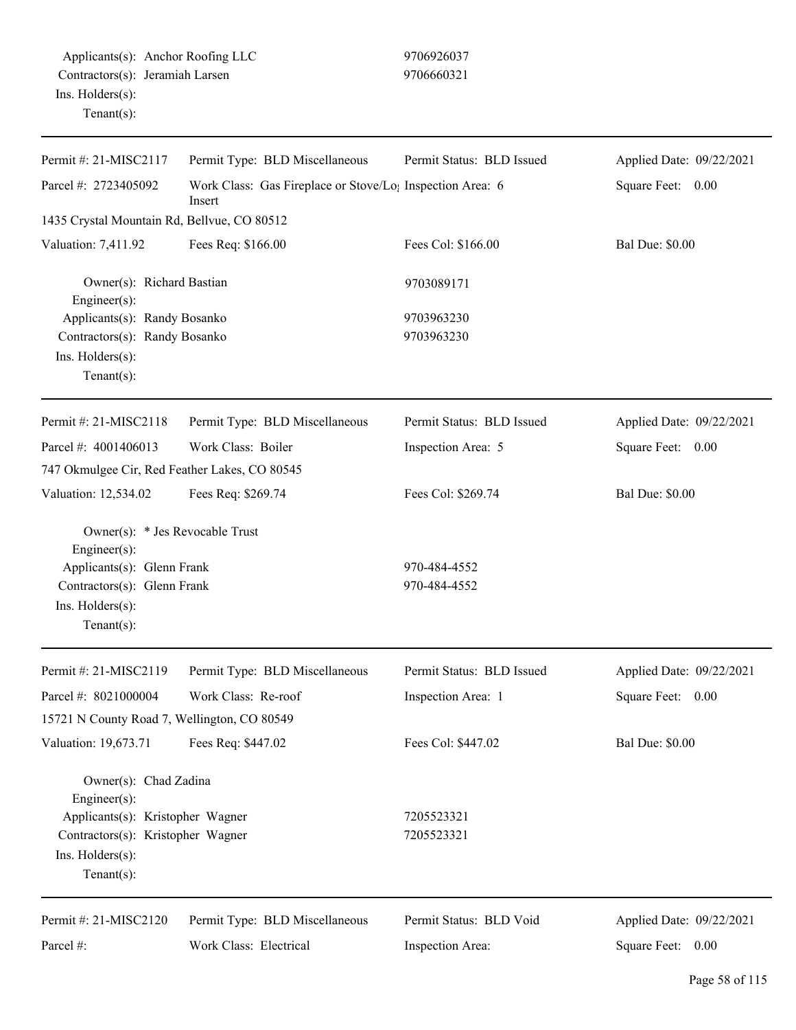Applicants(s): Anchor Roofing LLC 9706926037
Contractors(s): Jeramiah Larsen 9706660321
Ins. Holders(s):
Tenant(s):

---

| Permit #: 21-MISC2117 | Permit Type: BLD Miscellaneous | Permit Status: BLD Issued | Applied Date: 09/22/2021 |
|---|---|---|---|
| Parcel #: 2723405092 | Work Class: Gas Fireplace or Stove/Log Insert | Inspection Area: 6 | Square Feet: 0.00 |
| 1435 Crystal Mountain Rd, Bellvue, CO 80512 | | | |
| Valuation: 7,411.92 | Fees Req: $166.00 | Fees Col: $166.00 | Bal Due: $0.00 |

Owner(s): Richard Bastian 9703089171
Engineer(s):
Applicants(s): Randy Bosanko 9703963230
Contractors(s): Randy Bosanko 9703963230
Ins. Holders(s):
Tenant(s):

---

| Permit #: 21-MISC2118 | Permit Type: BLD Miscellaneous | Permit Status: BLD Issued | Applied Date: 09/22/2021 |
|---|---|---|---|
| Parcel #: 4001406013 | Work Class: Boiler | Inspection Area: 5 | Square Feet: 0.00 |
| 747 Okmulgee Cir, Red Feather Lakes, CO 80545 | | | |
| Valuation: 12,534.02 | Fees Req: $269.74 | Fees Col: $269.74 | Bal Due: $0.00 |

Owner(s): * Jes Revocable Trust
Engineer(s):
Applicants(s): Glenn Frank 970-484-4552
Contractors(s): Glenn Frank 970-484-4552
Ins. Holders(s):
Tenant(s):

---

| Permit #: 21-MISC2119 | Permit Type: BLD Miscellaneous | Permit Status: BLD Issued | Applied Date: 09/22/2021 |
|---|---|---|---|
| Parcel #: 8021000004 | Work Class: Re-roof | Inspection Area: 1 | Square Feet: 0.00 |
| 15721 N County Road 7, Wellington, CO 80549 | | | |
| Valuation: 19,673.71 | Fees Req: $447.02 | Fees Col: $447.02 | Bal Due: $0.00 |

Owner(s): Chad Zadina
Engineer(s):
Applicants(s): Kristopher Wagner 7205523321
Contractors(s): Kristopher Wagner 7205523321
Ins. Holders(s):
Tenant(s):

---

| Permit #: 21-MISC2120 | Permit Type: BLD Miscellaneous | Permit Status: BLD Void | Applied Date: 09/22/2021 |
|---|---|---|---|
| Parcel #: | Work Class: Electrical | Inspection Area: | Square Feet: 0.00 |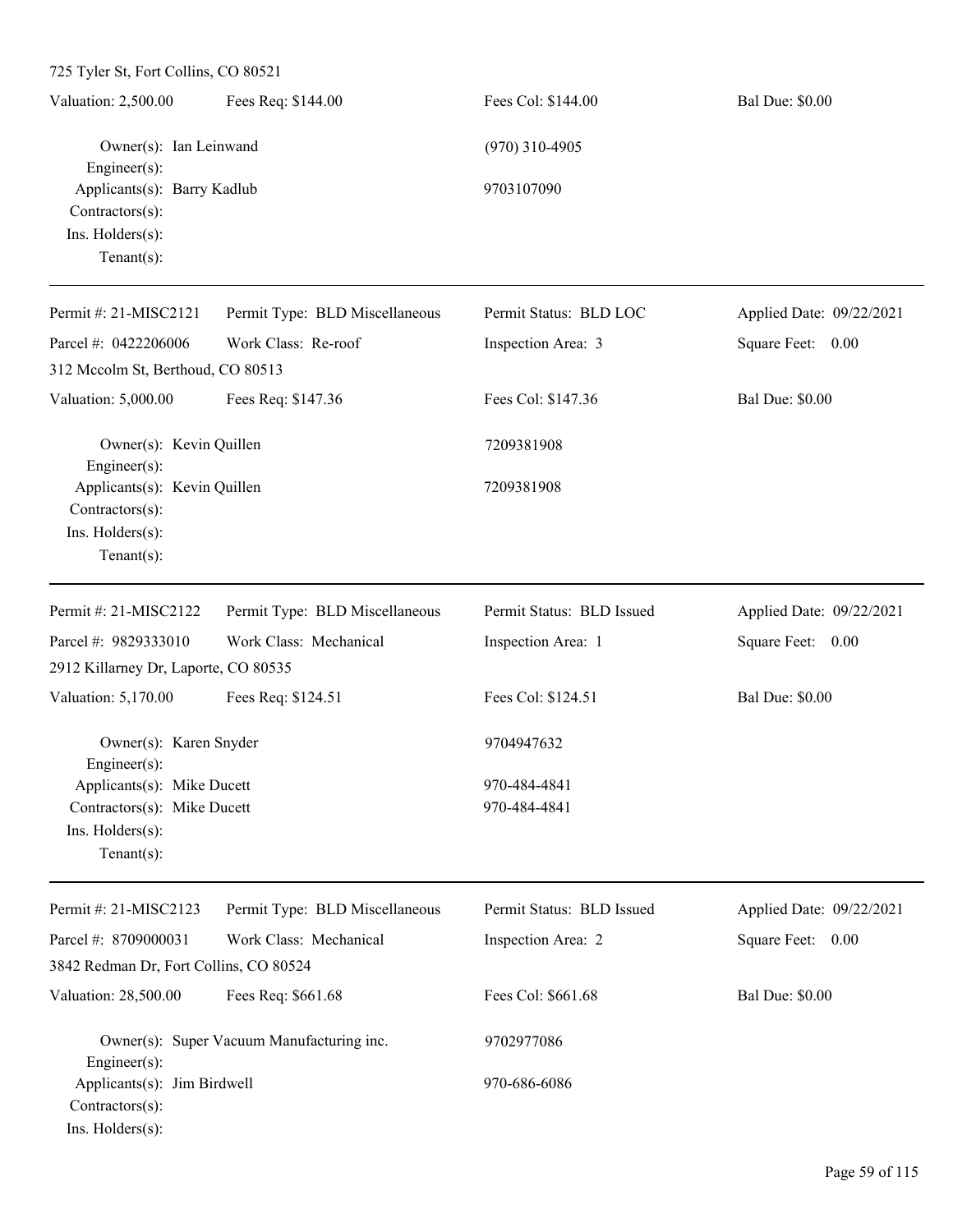725 Tyler St, Fort Collins, CO 80521

| Valuation: 2,500.00 | Fees Req: $144.00 | Fees Col: $144.00 | Bal Due: $0.00 |
|---|---|---|---|

Owner(s): Ian Leinwand — (970) 310-4905
Engineer(s):
Applicants(s): Barry Kadlub — 9703107090
Contractors(s):
Ins. Holders(s):
Tenant(s):

---

| Permit #: 21-MISC2121 | Permit Type: BLD Miscellaneous | Permit Status: BLD LOC | Applied Date: 09/22/2021 |
|---|---|---|---|
| Parcel #: 0422206006 | Work Class: Re-roof | Inspection Area: 3 | Square Feet: 0.00 |
| 312 Mccolm St, Berthoud, CO 80513 | | | |
| Valuation: 5,000.00 | Fees Req: $147.36 | Fees Col: $147.36 | Bal Due: $0.00 |

Owner(s): Kevin Quillen — 7209381908
Engineer(s):
Applicants(s): Kevin Quillen — 7209381908
Contractors(s):
Ins. Holders(s):
Tenant(s):

---

| Permit #: 21-MISC2122 | Permit Type: BLD Miscellaneous | Permit Status: BLD Issued | Applied Date: 09/22/2021 |
|---|---|---|---|
| Parcel #: 9829333010 | Work Class: Mechanical | Inspection Area: 1 | Square Feet: 0.00 |
| 2912 Killarney Dr, Laporte, CO 80535 | | | |
| Valuation: 5,170.00 | Fees Req: $124.51 | Fees Col: $124.51 | Bal Due: $0.00 |

Owner(s): Karen Snyder — 9704947632
Engineer(s):
Applicants(s): Mike Ducett — 970-484-4841
Contractors(s): Mike Ducett — 970-484-4841
Ins. Holders(s):
Tenant(s):

---

| Permit #: 21-MISC2123 | Permit Type: BLD Miscellaneous | Permit Status: BLD Issued | Applied Date: 09/22/2021 |
|---|---|---|---|
| Parcel #: 8709000031 | Work Class: Mechanical | Inspection Area: 2 | Square Feet: 0.00 |
| 3842 Redman Dr, Fort Collins, CO 80524 | | | |
| Valuation: 28,500.00 | Fees Req: $661.68 | Fees Col: $661.68 | Bal Due: $0.00 |

Owner(s): Super Vacuum Manufacturing inc. — 9702977086
Engineer(s):
Applicants(s): Jim Birdwell — 970-686-6086
Contractors(s):
Ins. Holders(s):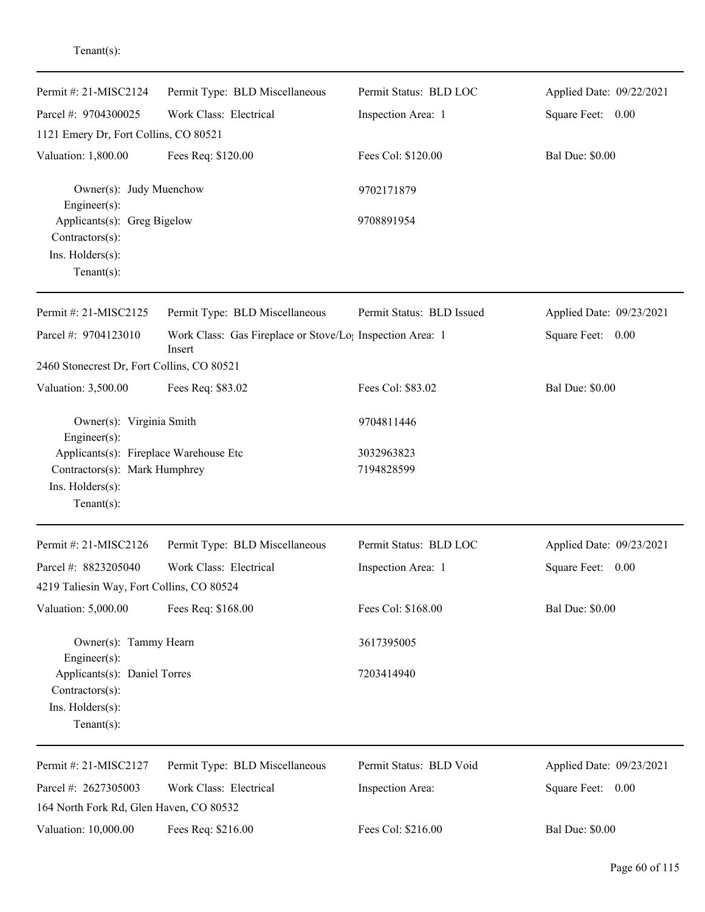Tenant(s):

| Permit #: 21-MISC2124 | Permit Type: BLD Miscellaneous | Permit Status: BLD LOC | Applied Date: 09/22/2021 |
|---|---|---|---|
| Parcel #: 9704300025 | Work Class: Electrical | Inspection Area: 1 | Square Feet: 0.00 |
| 1121 Emery Dr, Fort Collins, CO 80521 | | | |
| Valuation: 1,800.00 | Fees Req: $120.00 | Fees Col: $120.00 | Bal Due: $0.00 |

Owner(s): Judy Muenchow 9702171879
Engineer(s):
Applicants(s): Greg Bigelow 9708891954
Contractors(s):
Ins. Holders(s):
Tenant(s):

| Permit #: 21-MISC2125 | Permit Type: BLD Miscellaneous | Permit Status: BLD Issued | Applied Date: 09/23/2021 |
|---|---|---|---|
| Parcel #: 9704123010 | Work Class: Gas Fireplace or Stove/Log Insert | Inspection Area: 1 | Square Feet: 0.00 |
| 2460 Stonecrest Dr, Fort Collins, CO 80521 | | | |
| Valuation: 3,500.00 | Fees Req: $83.02 | Fees Col: $83.02 | Bal Due: $0.00 |

Owner(s): Virginia Smith 9704811446
Engineer(s):
Applicants(s): Fireplace Warehouse Etc 3032963823
Contractors(s): Mark Humphrey 7194828599
Ins. Holders(s):
Tenant(s):

| Permit #: 21-MISC2126 | Permit Type: BLD Miscellaneous | Permit Status: BLD LOC | Applied Date: 09/23/2021 |
|---|---|---|---|
| Parcel #: 8823205040 | Work Class: Electrical | Inspection Area: 1 | Square Feet: 0.00 |
| 4219 Taliesin Way, Fort Collins, CO 80524 | | | |
| Valuation: 5,000.00 | Fees Req: $168.00 | Fees Col: $168.00 | Bal Due: $0.00 |

Owner(s): Tammy Hearn 3617395005
Engineer(s):
Applicants(s): Daniel Torres 7203414940
Contractors(s):
Ins. Holders(s):
Tenant(s):

| Permit #: 21-MISC2127 | Permit Type: BLD Miscellaneous | Permit Status: BLD Void | Applied Date: 09/23/2021 |
|---|---|---|---|
| Parcel #: 2627305003 | Work Class: Electrical | Inspection Area: | Square Feet: 0.00 |
| 164 North Fork Rd, Glen Haven, CO 80532 | | | |
| Valuation: 10,000.00 | Fees Req: $216.00 | Fees Col: $216.00 | Bal Due: $0.00 |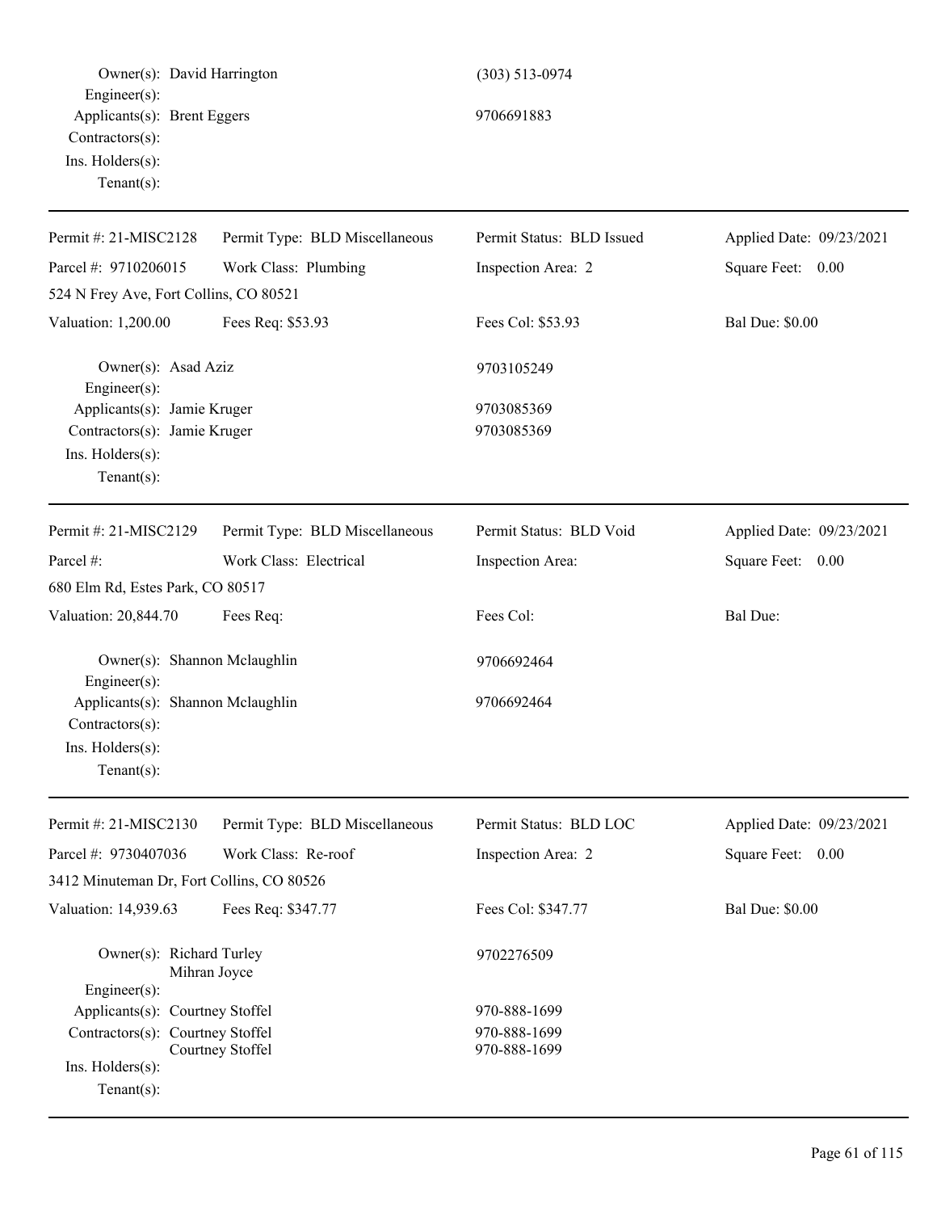Owner(s): David Harrington (303) 513-0974
Engineer(s):
Applicants(s): Brent Eggers 9706691883
Contractors(s):
Ins. Holders(s):
Tenant(s):

---

| Permit #: 21-MISC2128 | Permit Type: BLD Miscellaneous | Permit Status: BLD Issued | Applied Date: 09/23/2021 |
|---|---|---|---|
| Parcel #: 9710206015 | Work Class: Plumbing | Inspection Area: 2 | Square Feet: 0.00 |
| 524 N Frey Ave, Fort Collins, CO 80521 | | | |
| Valuation: 1,200.00 | Fees Req: $53.93 | Fees Col: $53.93 | Bal Due: $0.00 |

Owner(s): Asad Aziz 9703105249
Engineer(s):
Applicants(s): Jamie Kruger 9703085369
Contractors(s): Jamie Kruger 9703085369
Ins. Holders(s):
Tenant(s):

---

| Permit #: 21-MISC2129 | Permit Type: BLD Miscellaneous | Permit Status: BLD Void | Applied Date: 09/23/2021 |
|---|---|---|---|
| Parcel #: | Work Class: Electrical | Inspection Area: | Square Feet: 0.00 |
| 680 Elm Rd, Estes Park, CO 80517 | | | |
| Valuation: 20,844.70 | Fees Req: | Fees Col: | Bal Due: |

Owner(s): Shannon Mclaughlin 9706692464
Engineer(s):
Applicants(s): Shannon Mclaughlin 9706692464
Contractors(s):
Ins. Holders(s):
Tenant(s):

---

| Permit #: 21-MISC2130 | Permit Type: BLD Miscellaneous | Permit Status: BLD LOC | Applied Date: 09/23/2021 |
|---|---|---|---|
| Parcel #: 9730407036 | Work Class: Re-roof | Inspection Area: 2 | Square Feet: 0.00 |
| 3412 Minuteman Dr, Fort Collins, CO 80526 | | | |
| Valuation: 14,939.63 | Fees Req: $347.77 | Fees Col: $347.77 | Bal Due: $0.00 |

Owner(s): Richard Turley 9702276509
Mihran Joyce
Engineer(s):
Applicants(s): Courtney Stoffel 970-888-1699
Contractors(s): Courtney Stoffel 970-888-1699
Courtney Stoffel 970-888-1699
Ins. Holders(s):
Tenant(s):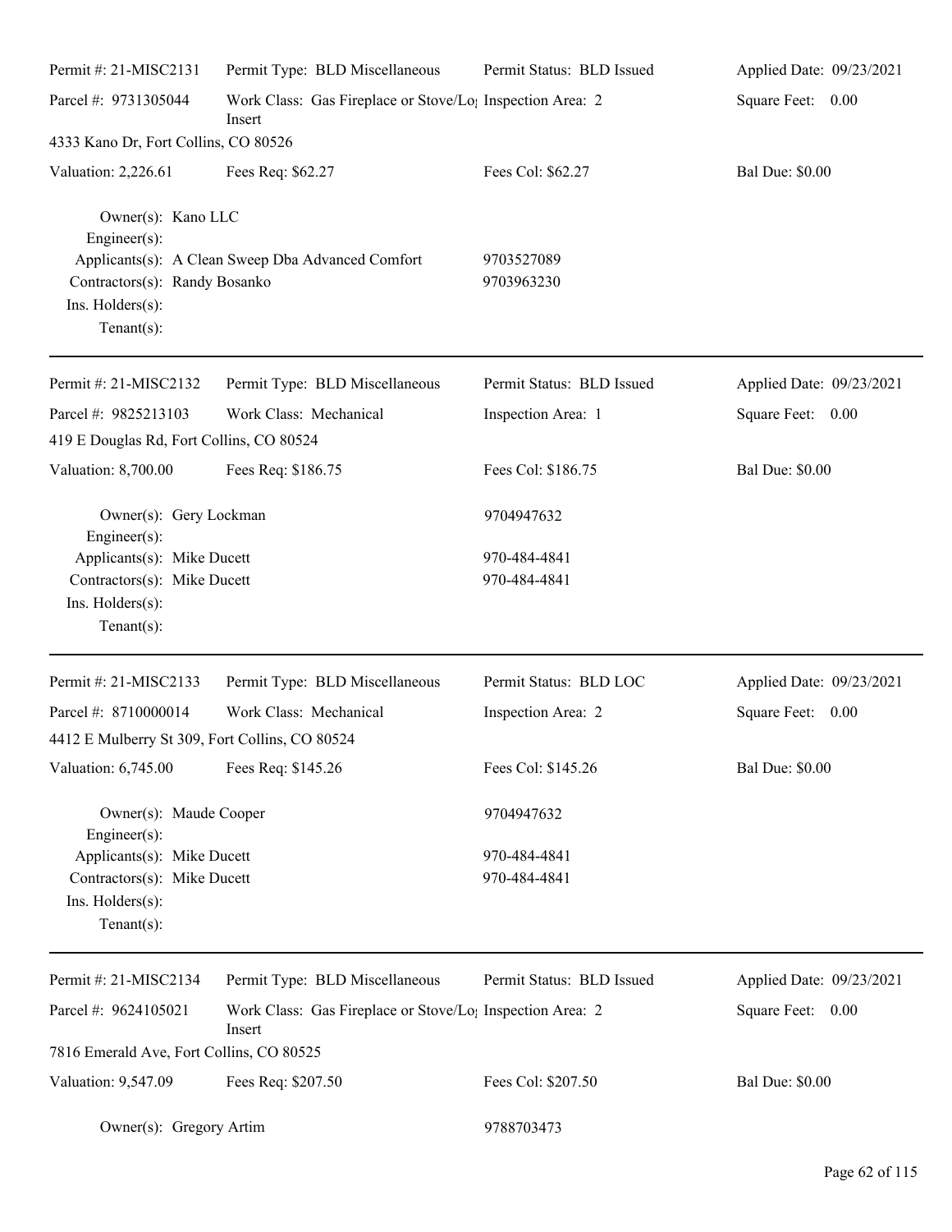Permit #: 21-MISC2131 | Permit Type: BLD Miscellaneous | Permit Status: BLD Issued | Applied Date: 09/23/2021

Parcel #: 9731305044 | Work Class: Gas Fireplace or Stove/Log Insert | Inspection Area: 2 | Square Feet: 0.00

4333 Kano Dr, Fort Collins, CO 80526

Valuation: 2,226.61 | Fees Req: $62.27 | Fees Col: $62.27 | Bal Due: $0.00

Owner(s): Kano LLC
Engineer(s):
Applicants(s): A Clean Sweep Dba Advanced Comfort 9703527089
Contractors(s): Randy Bosanko 9703963230
Ins. Holders(s):
Tenant(s):

---

Permit #: 21-MISC2132 | Permit Type: BLD Miscellaneous | Permit Status: BLD Issued | Applied Date: 09/23/2021

Parcel #: 9825213103 | Work Class: Mechanical | Inspection Area: 1 | Square Feet: 0.00

419 E Douglas Rd, Fort Collins, CO 80524

Valuation: 8,700.00 | Fees Req: $186.75 | Fees Col: $186.75 | Bal Due: $0.00

Owner(s): Gery Lockman 9704947632
Engineer(s):
Applicants(s): Mike Ducett 970-484-4841
Contractors(s): Mike Ducett 970-484-4841
Ins. Holders(s):
Tenant(s):

---

Permit #: 21-MISC2133 | Permit Type: BLD Miscellaneous | Permit Status: BLD LOC | Applied Date: 09/23/2021

Parcel #: 8710000014 | Work Class: Mechanical | Inspection Area: 2 | Square Feet: 0.00

4412 E Mulberry St 309, Fort Collins, CO 80524

Valuation: 6,745.00 | Fees Req: $145.26 | Fees Col: $145.26 | Bal Due: $0.00

Owner(s): Maude Cooper 9704947632
Engineer(s):
Applicants(s): Mike Ducett 970-484-4841
Contractors(s): Mike Ducett 970-484-4841
Ins. Holders(s):
Tenant(s):

---

Permit #: 21-MISC2134 | Permit Type: BLD Miscellaneous | Permit Status: BLD Issued | Applied Date: 09/23/2021

Parcel #: 9624105021 | Work Class: Gas Fireplace or Stove/Log Insert | Inspection Area: 2 | Square Feet: 0.00

7816 Emerald Ave, Fort Collins, CO 80525

Valuation: 9,547.09 | Fees Req: $207.50 | Fees Col: $207.50 | Bal Due: $0.00

Owner(s): Gregory Artim 9788703473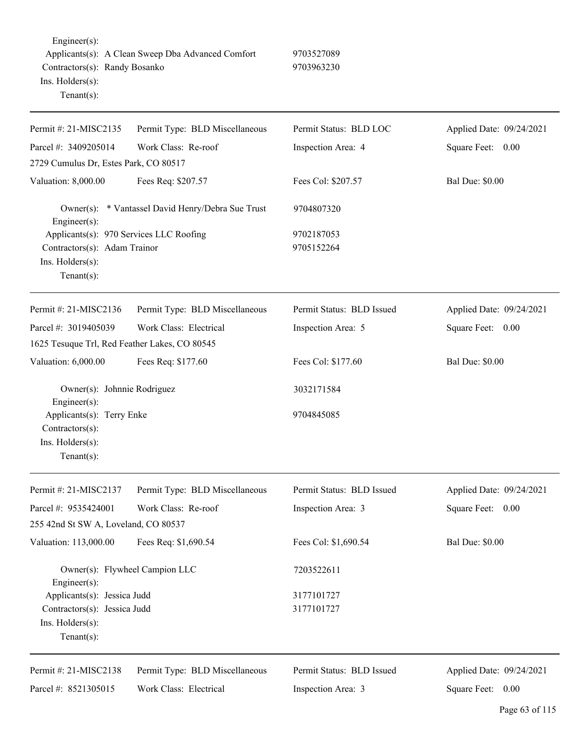Engineer(s):
Applicants(s): A Clean Sweep Dba Advanced Comfort 9703527089
Contractors(s): Randy Bosanko 9703963230
Ins. Holders(s):
Tenant(s):

---

| Permit #: 21-MISC2135 | Permit Type: BLD Miscellaneous | Permit Status: BLD LOC | Applied Date: 09/24/2021 |
|---|---|---|---|
| Parcel #: 3409205014 | Work Class: Re-roof | Inspection Area: 4 | Square Feet: 0.00 |
| 2729 Cumulus Dr, Estes Park, CO 80517 | | | |
| Valuation: 8,000.00 | Fees Req: $207.57 | Fees Col: $207.57 | Bal Due: $0.00 |

Owner(s): * Vantassel David Henry/Debra Sue Trust 9704807320
Engineer(s):
Applicants(s): 970 Services LLC Roofing 9702187053
Contractors(s): Adam Trainor 9705152264
Ins. Holders(s):
Tenant(s):

---

| Permit #: 21-MISC2136 | Permit Type: BLD Miscellaneous | Permit Status: BLD Issued | Applied Date: 09/24/2021 |
|---|---|---|---|
| Parcel #: 3019405039 | Work Class: Electrical | Inspection Area: 5 | Square Feet: 0.00 |
| 1625 Tesuque Trl, Red Feather Lakes, CO 80545 | | | |
| Valuation: 6,000.00 | Fees Req: $177.60 | Fees Col: $177.60 | Bal Due: $0.00 |

Owner(s): Johnnie Rodriguez 3032171584
Engineer(s):
Applicants(s): Terry Enke 9704845085
Contractors(s):
Ins. Holders(s):
Tenant(s):

---

| Permit #: 21-MISC2137 | Permit Type: BLD Miscellaneous | Permit Status: BLD Issued | Applied Date: 09/24/2021 |
|---|---|---|---|
| Parcel #: 9535424001 | Work Class: Re-roof | Inspection Area: 3 | Square Feet: 0.00 |
| 255 42nd St SW A, Loveland, CO 80537 | | | |
| Valuation: 113,000.00 | Fees Req: $1,690.54 | Fees Col: $1,690.54 | Bal Due: $0.00 |

Owner(s): Flywheel Campion LLC 7203522611
Engineer(s):
Applicants(s): Jessica Judd 3177101727
Contractors(s): Jessica Judd 3177101727
Ins. Holders(s):
Tenant(s):

---

| Permit #: 21-MISC2138 | Permit Type: BLD Miscellaneous | Permit Status: BLD Issued | Applied Date: 09/24/2021 |
|---|---|---|---|
| Parcel #: 8521305015 | Work Class: Electrical | Inspection Area: 3 | Square Feet: 0.00 |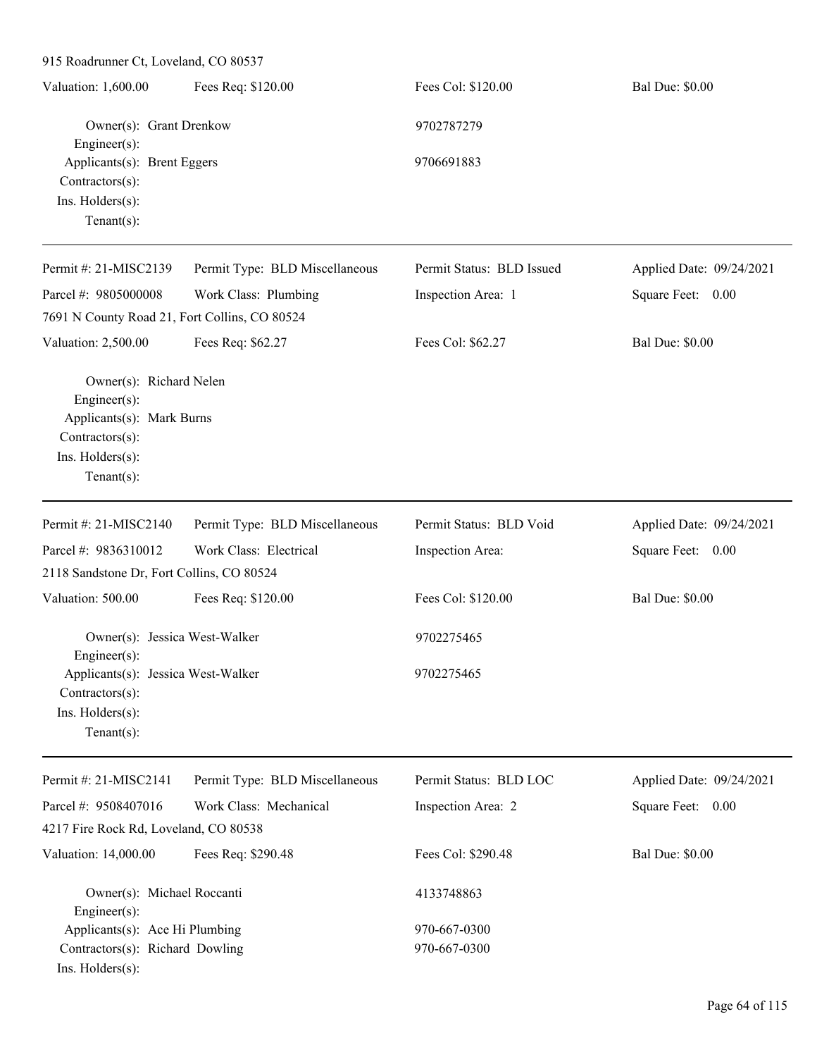915 Roadrunner Ct, Loveland, CO 80537

| Valuation: 1,600.00 | Fees Req: $120.00 | Fees Col: $120.00 | Bal Due: $0.00 |
|---|---|---|---|

Owner(s): Grant Drenkow — 9702787279
Engineer(s):
Applicants(s): Brent Eggers — 9706691883
Contractors(s):
Ins. Holders(s):
Tenant(s):

---

| Permit #: 21-MISC2139 | Permit Type: BLD Miscellaneous | Permit Status: BLD Issued | Applied Date: 09/24/2021 |
|---|---|---|---|
| Parcel #: 9805000008 | Work Class: Plumbing | Inspection Area: 1 | Square Feet: 0.00 |
| 7691 N County Road 21, Fort Collins, CO 80524 | | | |
| Valuation: 2,500.00 | Fees Req: $62.27 | Fees Col: $62.27 | Bal Due: $0.00 |

Owner(s): Richard Nelen
Engineer(s):
Applicants(s): Mark Burns
Contractors(s):
Ins. Holders(s):
Tenant(s):

---

| Permit #: 21-MISC2140 | Permit Type: BLD Miscellaneous | Permit Status: BLD Void | Applied Date: 09/24/2021 |
|---|---|---|---|
| Parcel #: 9836310012 | Work Class: Electrical | Inspection Area: | Square Feet: 0.00 |
| 2118 Sandstone Dr, Fort Collins, CO 80524 | | | |
| Valuation: 500.00 | Fees Req: $120.00 | Fees Col: $120.00 | Bal Due: $0.00 |

Owner(s): Jessica West-Walker — 9702275465
Engineer(s):
Applicants(s): Jessica West-Walker — 9702275465
Contractors(s):
Ins. Holders(s):
Tenant(s):

---

| Permit #: 21-MISC2141 | Permit Type: BLD Miscellaneous | Permit Status: BLD LOC | Applied Date: 09/24/2021 |
|---|---|---|---|
| Parcel #: 9508407016 | Work Class: Mechanical | Inspection Area: 2 | Square Feet: 0.00 |
| 4217 Fire Rock Rd, Loveland, CO 80538 | | | |
| Valuation: 14,000.00 | Fees Req: $290.48 | Fees Col: $290.48 | Bal Due: $0.00 |

Owner(s): Michael Roccanti — 4133748863
Engineer(s):
Applicants(s): Ace Hi Plumbing — 970-667-0300
Contractors(s): Richard Dowling — 970-667-0300
Ins. Holders(s):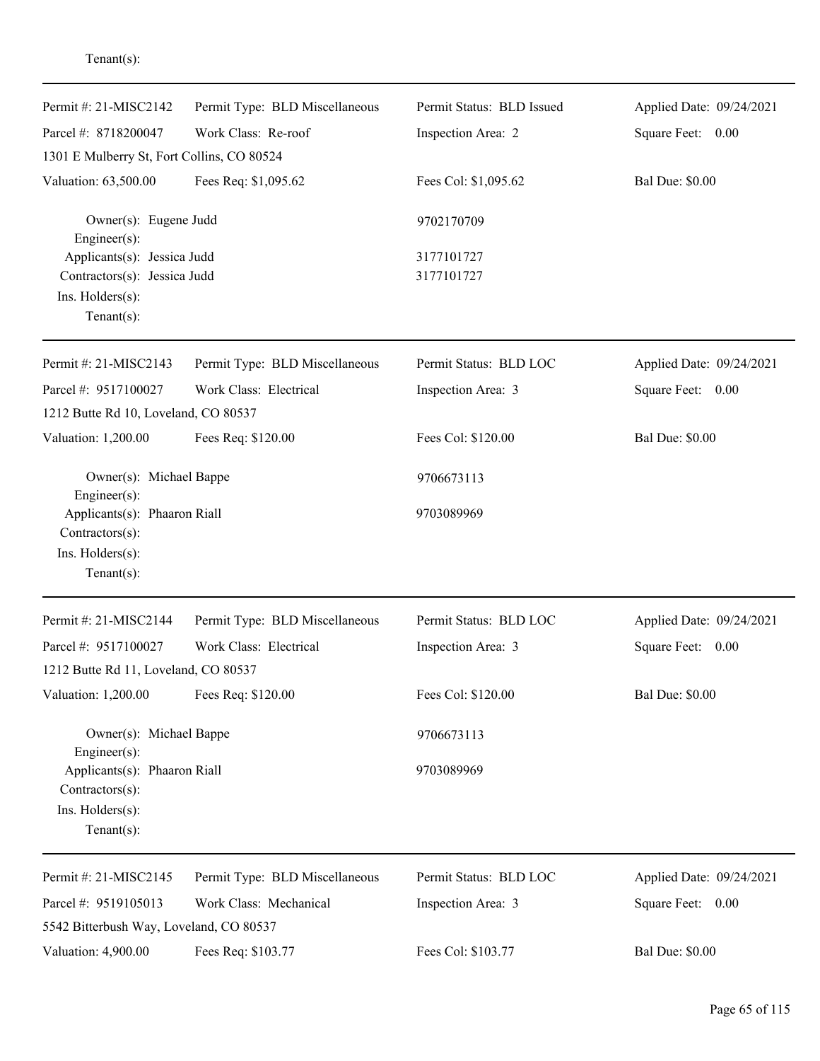Tenant(s):

| Permit #: 21-MISC2142 | Permit Type: BLD Miscellaneous | Permit Status: BLD Issued | Applied Date: 09/24/2021 |
|---|---|---|---|
| Parcel #: 8718200047 | Work Class: Re-roof | Inspection Area: 2 | Square Feet: 0.00 |
| 1301 E Mulberry St, Fort Collins, CO 80524 | | | |
| Valuation: 63,500.00 | Fees Req: $1,095.62 | Fees Col: $1,095.62 | Bal Due: $0.00 |

Owner(s): Eugene Judd — 9702170709
Engineer(s):
Applicants(s): Jessica Judd — 3177101727
Contractors(s): Jessica Judd — 3177101727
Ins. Holders(s):
Tenant(s):

| Permit #: 21-MISC2143 | Permit Type: BLD Miscellaneous | Permit Status: BLD LOC | Applied Date: 09/24/2021 |
|---|---|---|---|
| Parcel #: 9517100027 | Work Class: Electrical | Inspection Area: 3 | Square Feet: 0.00 |
| 1212 Butte Rd 10, Loveland, CO 80537 | | | |
| Valuation: 1,200.00 | Fees Req: $120.00 | Fees Col: $120.00 | Bal Due: $0.00 |

Owner(s): Michael Bappe — 9706673113
Engineer(s):
Applicants(s): Phaaron Riall — 9703089969
Contractors(s):
Ins. Holders(s):
Tenant(s):

| Permit #: 21-MISC2144 | Permit Type: BLD Miscellaneous | Permit Status: BLD LOC | Applied Date: 09/24/2021 |
|---|---|---|---|
| Parcel #: 9517100027 | Work Class: Electrical | Inspection Area: 3 | Square Feet: 0.00 |
| 1212 Butte Rd 11, Loveland, CO 80537 | | | |
| Valuation: 1,200.00 | Fees Req: $120.00 | Fees Col: $120.00 | Bal Due: $0.00 |

Owner(s): Michael Bappe — 9706673113
Engineer(s):
Applicants(s): Phaaron Riall — 9703089969
Contractors(s):
Ins. Holders(s):
Tenant(s):

| Permit #: 21-MISC2145 | Permit Type: BLD Miscellaneous | Permit Status: BLD LOC | Applied Date: 09/24/2021 |
|---|---|---|---|
| Parcel #: 9519105013 | Work Class: Mechanical | Inspection Area: 3 | Square Feet: 0.00 |
| 5542 Bitterbush Way, Loveland, CO 80537 | | | |
| Valuation: 4,900.00 | Fees Req: $103.77 | Fees Col: $103.77 | Bal Due: $0.00 |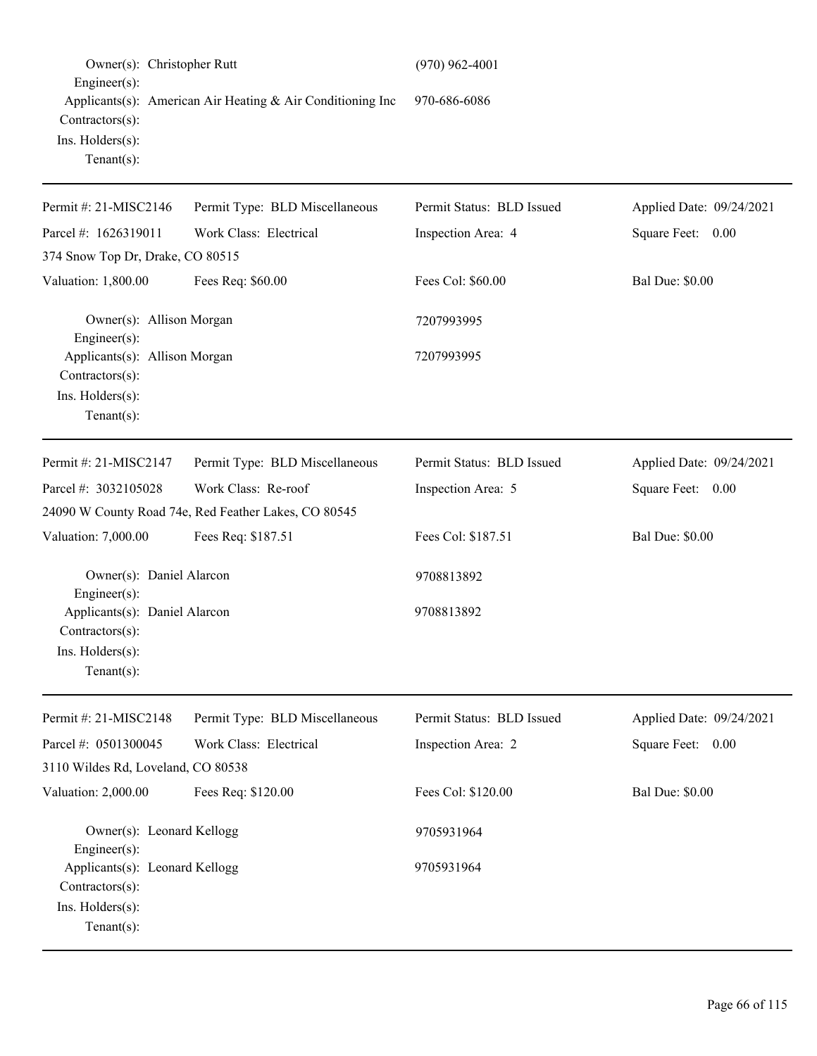Owner(s): Christopher Rutt (970) 962-4001
Engineer(s):
Applicants(s): American Air Heating & Air Conditioning Inc 970-686-6086
Contractors(s):
Ins. Holders(s):
Tenant(s):

---

| Permit #: 21-MISC2146 | Permit Type: BLD Miscellaneous | Permit Status: BLD Issued | Applied Date: 09/24/2021 |
|---|---|---|---|
| Parcel #: 1626319011 | Work Class: Electrical | Inspection Area: 4 | Square Feet: 0.00 |
| 374 Snow Top Dr, Drake, CO 80515 | | | |
| Valuation: 1,800.00 | Fees Req: $60.00 | Fees Col: $60.00 | Bal Due: $0.00 |

Owner(s): Allison Morgan 7207993995
Engineer(s):
Applicants(s): Allison Morgan 7207993995
Contractors(s):
Ins. Holders(s):
Tenant(s):

---

| Permit #: 21-MISC2147 | Permit Type: BLD Miscellaneous | Permit Status: BLD Issued | Applied Date: 09/24/2021 |
|---|---|---|---|
| Parcel #: 3032105028 | Work Class: Re-roof | Inspection Area: 5 | Square Feet: 0.00 |
| 24090 W County Road 74e, Red Feather Lakes, CO 80545 | | | |
| Valuation: 7,000.00 | Fees Req: $187.51 | Fees Col: $187.51 | Bal Due: $0.00 |

Owner(s): Daniel Alarcon 9708813892
Engineer(s):
Applicants(s): Daniel Alarcon 9708813892
Contractors(s):
Ins. Holders(s):
Tenant(s):

---

| Permit #: 21-MISC2148 | Permit Type: BLD Miscellaneous | Permit Status: BLD Issued | Applied Date: 09/24/2021 |
|---|---|---|---|
| Parcel #: 0501300045 | Work Class: Electrical | Inspection Area: 2 | Square Feet: 0.00 |
| 3110 Wildes Rd, Loveland, CO 80538 | | | |
| Valuation: 2,000.00 | Fees Req: $120.00 | Fees Col: $120.00 | Bal Due: $0.00 |

Owner(s): Leonard Kellogg 9705931964
Engineer(s):
Applicants(s): Leonard Kellogg 9705931964
Contractors(s):
Ins. Holders(s):
Tenant(s):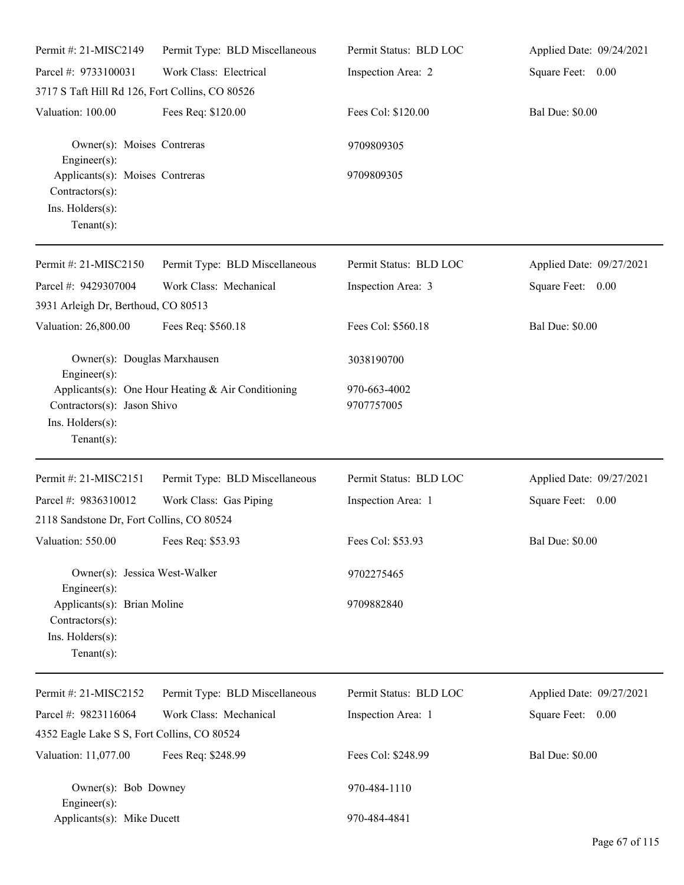| Permit #: 21-MISC2149 | Permit Type: BLD Miscellaneous | Permit Status: BLD LOC | Applied Date: 09/24/2021 |
|---|---|---|---|
| Parcel #: 9733100031 | Work Class: Electrical | Inspection Area: 2 | Square Feet: 0.00 |
| 3717 S Taft Hill Rd 126, Fort Collins, CO 80526 | | | |
| Valuation: 100.00 | Fees Req: $120.00 | Fees Col: $120.00 | Bal Due: $0.00 |

Owner(s): Moises Contreras — 9709809305
Engineer(s):
Applicants(s): Moises Contreras — 9709809305
Contractors(s):
Ins. Holders(s):
Tenant(s):

---

| Permit #: 21-MISC2150 | Permit Type: BLD Miscellaneous | Permit Status: BLD LOC | Applied Date: 09/27/2021 |
|---|---|---|---|
| Parcel #: 9429307004 | Work Class: Mechanical | Inspection Area: 3 | Square Feet: 0.00 |
| 3931 Arleigh Dr, Berthoud, CO 80513 | | | |
| Valuation: 26,800.00 | Fees Req: $560.18 | Fees Col: $560.18 | Bal Due: $0.00 |

Owner(s): Douglas Marxhausen — 3038190700
Engineer(s):
Applicants(s): One Hour Heating & Air Conditioning — 970-663-4002
Contractors(s): Jason Shivo — 9707757005
Ins. Holders(s):
Tenant(s):

---

| Permit #: 21-MISC2151 | Permit Type: BLD Miscellaneous | Permit Status: BLD LOC | Applied Date: 09/27/2021 |
|---|---|---|---|
| Parcel #: 9836310012 | Work Class: Gas Piping | Inspection Area: 1 | Square Feet: 0.00 |
| 2118 Sandstone Dr, Fort Collins, CO 80524 | | | |
| Valuation: 550.00 | Fees Req: $53.93 | Fees Col: $53.93 | Bal Due: $0.00 |

Owner(s): Jessica West-Walker — 9702275465
Engineer(s):
Applicants(s): Brian Moline — 9709882840
Contractors(s):
Ins. Holders(s):
Tenant(s):

---

| Permit #: 21-MISC2152 | Permit Type: BLD Miscellaneous | Permit Status: BLD LOC | Applied Date: 09/27/2021 |
|---|---|---|---|
| Parcel #: 9823116064 | Work Class: Mechanical | Inspection Area: 1 | Square Feet: 0.00 |
| 4352 Eagle Lake S S, Fort Collins, CO 80524 | | | |
| Valuation: 11,077.00 | Fees Req: $248.99 | Fees Col: $248.99 | Bal Due: $0.00 |

Owner(s): Bob Downey — 970-484-1110
Engineer(s):
Applicants(s): Mike Ducett — 970-484-4841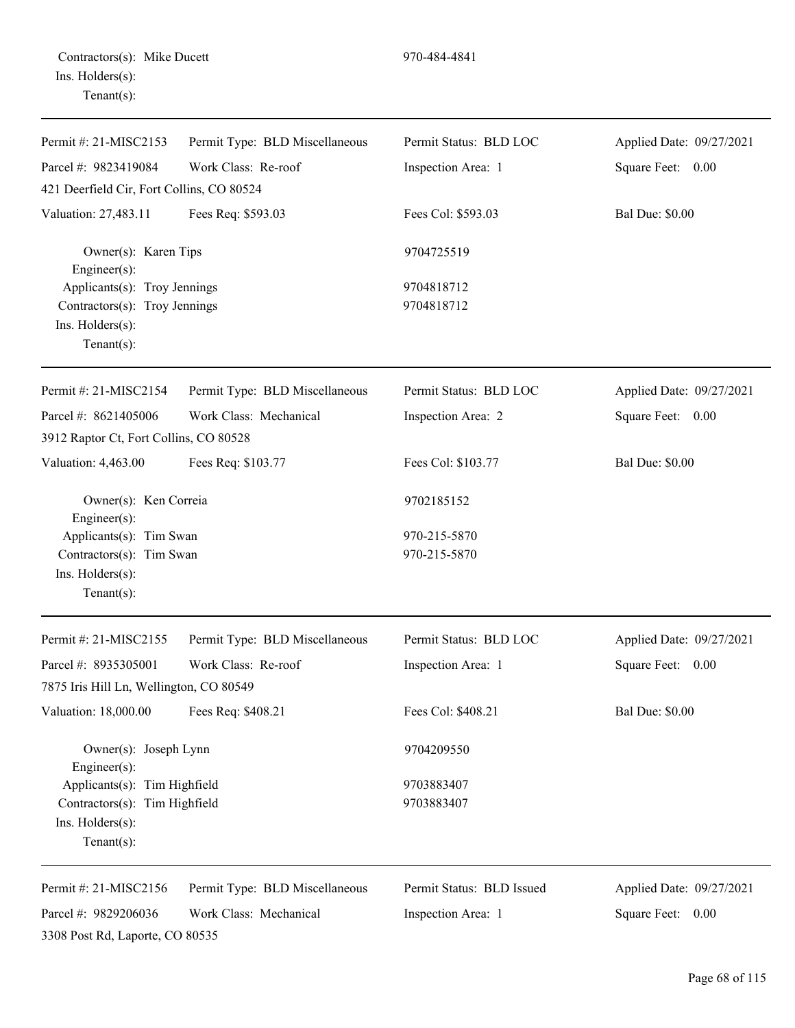Contractors(s): Mike Ducett 970-484-4841
Ins. Holders(s):
Tenant(s):

---

| Permit #: 21-MISC2153 | Permit Type: BLD Miscellaneous | Permit Status: BLD LOC | Applied Date: 09/27/2021 |
|---|---|---|---|
| Parcel #: 9823419084 | Work Class: Re-roof | Inspection Area: 1 | Square Feet: 0.00 |
| 421 Deerfield Cir, Fort Collins, CO 80524 | | | |
| Valuation: 27,483.11 | Fees Req: $593.03 | Fees Col: $593.03 | Bal Due: $0.00 |

Owner(s): Karen Tips 9704725519
Engineer(s):
Applicants(s): Troy Jennings 9704818712
Contractors(s): Troy Jennings 9704818712
Ins. Holders(s):
Tenant(s):

---

| Permit #: 21-MISC2154 | Permit Type: BLD Miscellaneous | Permit Status: BLD LOC | Applied Date: 09/27/2021 |
|---|---|---|---|
| Parcel #: 8621405006 | Work Class: Mechanical | Inspection Area: 2 | Square Feet: 0.00 |
| 3912 Raptor Ct, Fort Collins, CO 80528 | | | |
| Valuation: 4,463.00 | Fees Req: $103.77 | Fees Col: $103.77 | Bal Due: $0.00 |

Owner(s): Ken Correia 9702185152
Engineer(s):
Applicants(s): Tim Swan 970-215-5870
Contractors(s): Tim Swan 970-215-5870
Ins. Holders(s):
Tenant(s):

---

| Permit #: 21-MISC2155 | Permit Type: BLD Miscellaneous | Permit Status: BLD LOC | Applied Date: 09/27/2021 |
|---|---|---|---|
| Parcel #: 8935305001 | Work Class: Re-roof | Inspection Area: 1 | Square Feet: 0.00 |
| 7875 Iris Hill Ln, Wellington, CO 80549 | | | |
| Valuation: 18,000.00 | Fees Req: $408.21 | Fees Col: $408.21 | Bal Due: $0.00 |

Owner(s): Joseph Lynn 9704209550
Engineer(s):
Applicants(s): Tim Highfield 9703883407
Contractors(s): Tim Highfield 9703883407
Ins. Holders(s):
Tenant(s):

---

| Permit #: 21-MISC2156 | Permit Type: BLD Miscellaneous | Permit Status: BLD Issued | Applied Date: 09/27/2021 |
|---|---|---|---|
| Parcel #: 9829206036 | Work Class: Mechanical | Inspection Area: 1 | Square Feet: 0.00 |
| 3308 Post Rd, Laporte, CO 80535 | | | |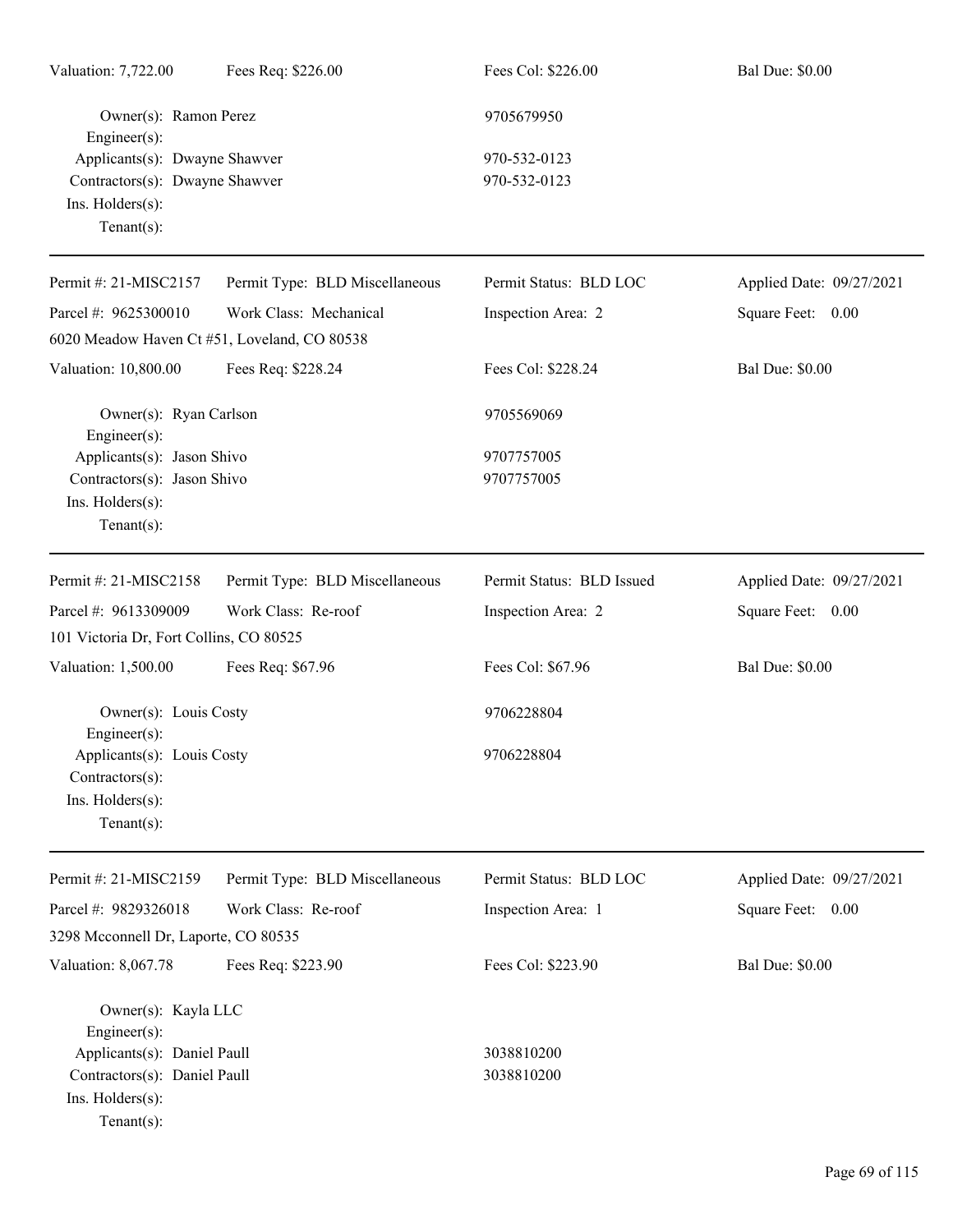Valuation: 7,722.00 | Fees Req: $226.00 | Fees Col: $226.00 | Bal Due: $0.00

Owner(s): Ramon Perez 9705679950
Engineer(s):
Applicants(s): Dwayne Shawver 970-532-0123
Contractors(s): Dwayne Shawver 970-532-0123
Ins. Holders(s):
Tenant(s):

---

Permit #: 21-MISC2157 | Permit Type: BLD Miscellaneous | Permit Status: BLD LOC | Applied Date: 09/27/2021
Parcel #: 9625300010 | Work Class: Mechanical | Inspection Area: 2 | Square Feet: 0.00
6020 Meadow Haven Ct #51, Loveland, CO 80538
Valuation: 10,800.00 | Fees Req: $228.24 | Fees Col: $228.24 | Bal Due: $0.00

Owner(s): Ryan Carlson 9705569069
Engineer(s):
Applicants(s): Jason Shivo 9707757005
Contractors(s): Jason Shivo 9707757005
Ins. Holders(s):
Tenant(s):

---

Permit #: 21-MISC2158 | Permit Type: BLD Miscellaneous | Permit Status: BLD Issued | Applied Date: 09/27/2021
Parcel #: 9613309009 | Work Class: Re-roof | Inspection Area: 2 | Square Feet: 0.00
101 Victoria Dr, Fort Collins, CO 80525
Valuation: 1,500.00 | Fees Req: $67.96 | Fees Col: $67.96 | Bal Due: $0.00

Owner(s): Louis Costy 9706228804
Engineer(s):
Applicants(s): Louis Costy 9706228804
Contractors(s):
Ins. Holders(s):
Tenant(s):

---

Permit #: 21-MISC2159 | Permit Type: BLD Miscellaneous | Permit Status: BLD LOC | Applied Date: 09/27/2021
Parcel #: 9829326018 | Work Class: Re-roof | Inspection Area: 1 | Square Feet: 0.00
3298 Mcconnell Dr, Laporte, CO 80535
Valuation: 8,067.78 | Fees Req: $223.90 | Fees Col: $223.90 | Bal Due: $0.00

Owner(s): Kayla LLC
Engineer(s):
Applicants(s): Daniel Paull 3038810200
Contractors(s): Daniel Paull 3038810200
Ins. Holders(s):
Tenant(s):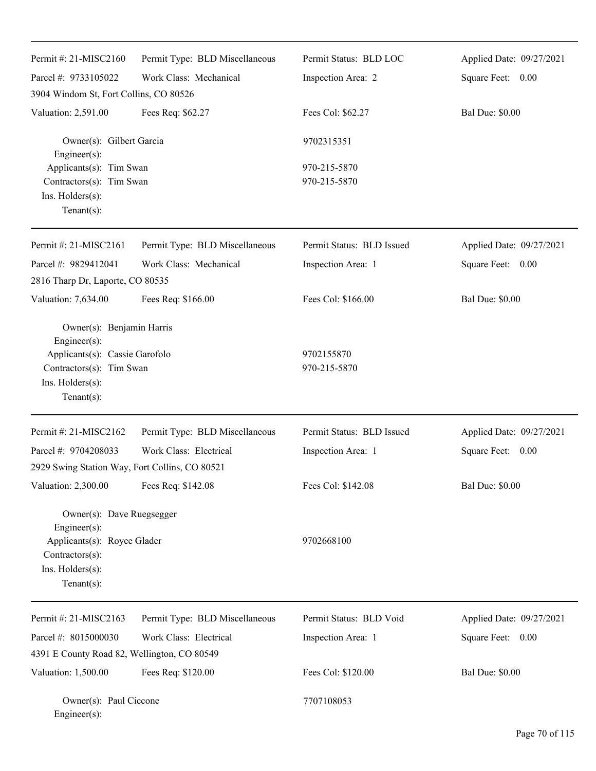Permit #: 21-MISC2160 | Permit Type: BLD Miscellaneous | Permit Status: BLD LOC | Applied Date: 09/27/2021

Parcel #: 9733105022 | Work Class: Mechanical | Inspection Area: 2 | Square Feet: 0.00

3904 Windom St, Fort Collins, CO 80526

Valuation: 2,591.00 | Fees Req: $62.27 | Fees Col: $62.27 | Bal Due: $0.00

Owner(s): Gilbert Garcia 9702315351
Engineer(s):
Applicants(s): Tim Swan 970-215-5870
Contractors(s): Tim Swan 970-215-5870
Ins. Holders(s):
Tenant(s):

---

Permit #: 21-MISC2161 | Permit Type: BLD Miscellaneous | Permit Status: BLD Issued | Applied Date: 09/27/2021

Parcel #: 9829412041 | Work Class: Mechanical | Inspection Area: 1 | Square Feet: 0.00

2816 Tharp Dr, Laporte, CO 80535

Valuation: 7,634.00 | Fees Req: $166.00 | Fees Col: $166.00 | Bal Due: $0.00

Owner(s): Benjamin Harris
Engineer(s):
Applicants(s): Cassie Garofolo 9702155870
Contractors(s): Tim Swan 970-215-5870
Ins. Holders(s):
Tenant(s):

---

Permit #: 21-MISC2162 | Permit Type: BLD Miscellaneous | Permit Status: BLD Issued | Applied Date: 09/27/2021

Parcel #: 9704208033 | Work Class: Electrical | Inspection Area: 1 | Square Feet: 0.00

2929 Swing Station Way, Fort Collins, CO 80521

Valuation: 2,300.00 | Fees Req: $142.08 | Fees Col: $142.08 | Bal Due: $0.00

Owner(s): Dave Ruegsegger
Engineer(s):
Applicants(s): Royce Glader 9702668100
Contractors(s):
Ins. Holders(s):
Tenant(s):

---

Permit #: 21-MISC2163 | Permit Type: BLD Miscellaneous | Permit Status: BLD Void | Applied Date: 09/27/2021

Parcel #: 8015000030 | Work Class: Electrical | Inspection Area: 1 | Square Feet: 0.00

4391 E County Road 82, Wellington, CO 80549

Valuation: 1,500.00 | Fees Req: $120.00 | Fees Col: $120.00 | Bal Due: $0.00

Owner(s): Paul Ciccone 7707108053
Engineer(s):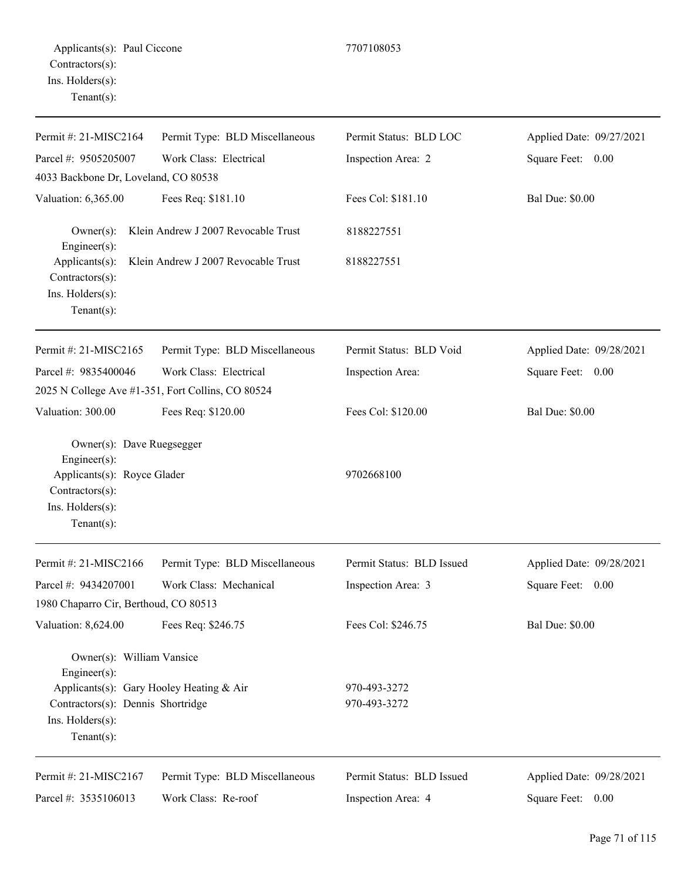Applicants(s): Paul Ciccone 7707108053
Contractors(s):
Ins. Holders(s):
Tenant(s):

---

| Permit #: 21-MISC2164 | Permit Type: BLD Miscellaneous | Permit Status: BLD LOC | Applied Date: 09/27/2021 |
|---|---|---|---|
| Parcel #: 9505205007 | Work Class: Electrical | Inspection Area: 2 | Square Feet: 0.00 |
| 4033 Backbone Dr, Loveland, CO 80538 | | | |
| Valuation: 6,365.00 | Fees Req: $181.10 | Fees Col: $181.10 | Bal Due: $0.00 |

Owner(s): Klein Andrew J 2007 Revocable Trust 8188227551
Engineer(s):
Applicants(s): Klein Andrew J 2007 Revocable Trust 8188227551
Contractors(s):
Ins. Holders(s):
Tenant(s):

---

| Permit #: 21-MISC2165 | Permit Type: BLD Miscellaneous | Permit Status: BLD Void | Applied Date: 09/28/2021 |
|---|---|---|---|
| Parcel #: 9835400046 | Work Class: Electrical | Inspection Area: | Square Feet: 0.00 |
| 2025 N College Ave #1-351, Fort Collins, CO 80524 | | | |
| Valuation: 300.00 | Fees Req: $120.00 | Fees Col: $120.00 | Bal Due: $0.00 |

Owner(s): Dave Ruegsegger
Engineer(s):
Applicants(s): Royce Glader 9702668100
Contractors(s):
Ins. Holders(s):
Tenant(s):

---

| Permit #: 21-MISC2166 | Permit Type: BLD Miscellaneous | Permit Status: BLD Issued | Applied Date: 09/28/2021 |
|---|---|---|---|
| Parcel #: 9434207001 | Work Class: Mechanical | Inspection Area: 3 | Square Feet: 0.00 |
| 1980 Chaparro Cir, Berthoud, CO 80513 | | | |
| Valuation: 8,624.00 | Fees Req: $246.75 | Fees Col: $246.75 | Bal Due: $0.00 |

Owner(s): William Vansice
Engineer(s):
Applicants(s): Gary Hooley Heating & Air 970-493-3272
Contractors(s): Dennis Shortridge 970-493-3272
Ins. Holders(s):
Tenant(s):

---

| Permit #: 21-MISC2167 | Permit Type: BLD Miscellaneous | Permit Status: BLD Issued | Applied Date: 09/28/2021 |
|---|---|---|---|
| Parcel #: 3535106013 | Work Class: Re-roof | Inspection Area: 4 | Square Feet: 0.00 |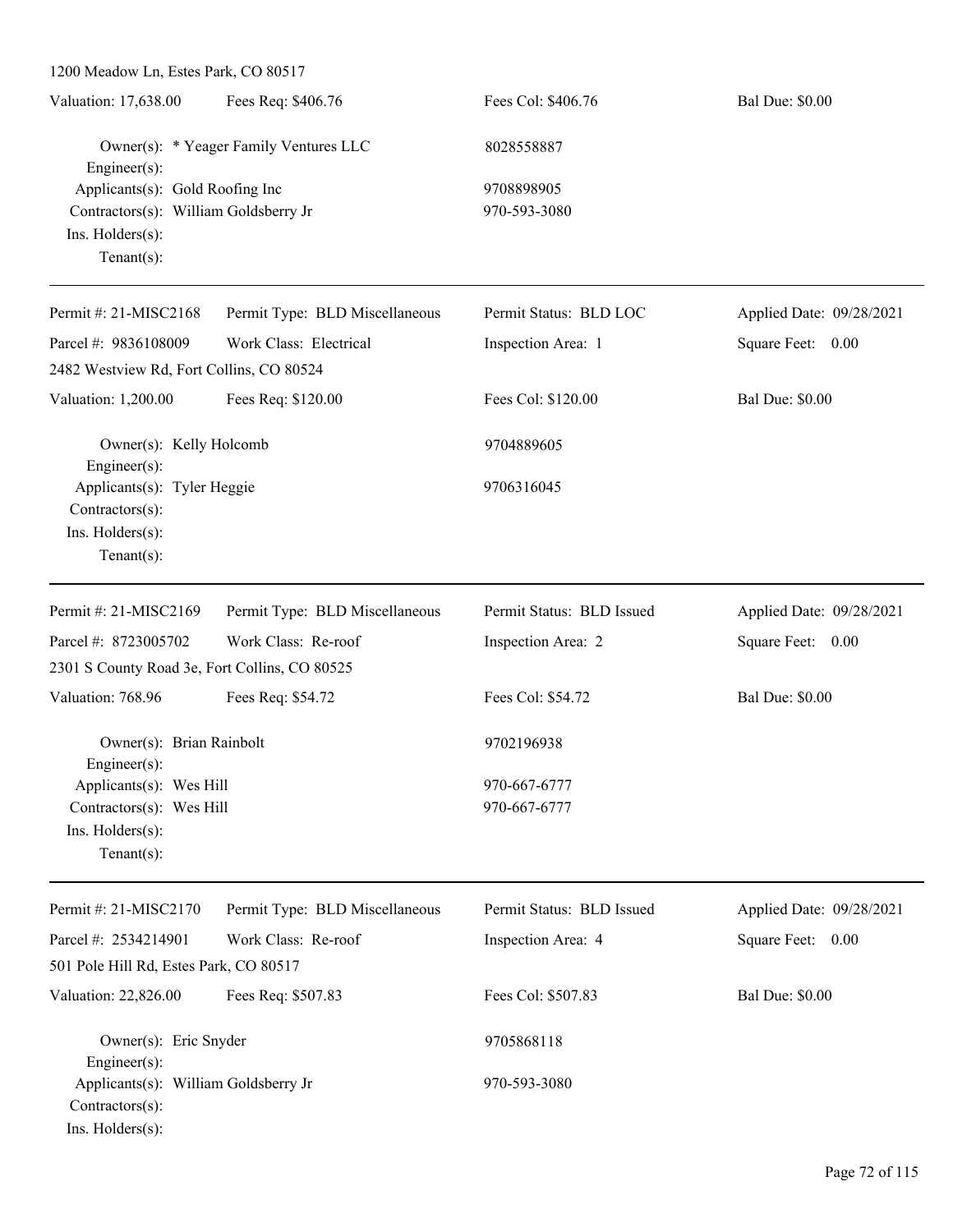1200 Meadow Ln, Estes Park, CO 80517

| Valuation: 17,638.00 | Fees Req: $406.76 | Fees Col: $406.76 | Bal Due: $0.00 |
|---|---|---|---|

Owner(s): * Yeager Family Ventures LLC — 8028558887
Engineer(s):
Applicants(s): Gold Roofing Inc — 9708898905
Contractors(s): William Goldsberry Jr — 970-593-3080
Ins. Holders(s):
Tenant(s):

---

| Permit #: 21-MISC2168 | Permit Type: BLD Miscellaneous | Permit Status: BLD LOC | Applied Date: 09/28/2021 |
|---|---|---|---|
| Parcel #: 9836108009 | Work Class: Electrical | Inspection Area: 1 | Square Feet: 0.00 |

2482 Westview Rd, Fort Collins, CO 80524

| Valuation: 1,200.00 | Fees Req: $120.00 | Fees Col: $120.00 | Bal Due: $0.00 |
|---|---|---|---|

Owner(s): Kelly Holcomb — 9704889605
Engineer(s):
Applicants(s): Tyler Heggie — 9706316045
Contractors(s):
Ins. Holders(s):
Tenant(s):

---

| Permit #: 21-MISC2169 | Permit Type: BLD Miscellaneous | Permit Status: BLD Issued | Applied Date: 09/28/2021 |
|---|---|---|---|
| Parcel #: 8723005702 | Work Class: Re-roof | Inspection Area: 2 | Square Feet: 0.00 |

2301 S County Road 3e, Fort Collins, CO 80525

| Valuation: 768.96 | Fees Req: $54.72 | Fees Col: $54.72 | Bal Due: $0.00 |
|---|---|---|---|

Owner(s): Brian Rainbolt — 9702196938
Engineer(s):
Applicants(s): Wes Hill — 970-667-6777
Contractors(s): Wes Hill — 970-667-6777
Ins. Holders(s):
Tenant(s):

---

| Permit #: 21-MISC2170 | Permit Type: BLD Miscellaneous | Permit Status: BLD Issued | Applied Date: 09/28/2021 |
|---|---|---|---|
| Parcel #: 2534214901 | Work Class: Re-roof | Inspection Area: 4 | Square Feet: 0.00 |

501 Pole Hill Rd, Estes Park, CO 80517

| Valuation: 22,826.00 | Fees Req: $507.83 | Fees Col: $507.83 | Bal Due: $0.00 |
|---|---|---|---|

Owner(s): Eric Snyder — 9705868118
Engineer(s):
Applicants(s): William Goldsberry Jr — 970-593-3080
Contractors(s):
Ins. Holders(s):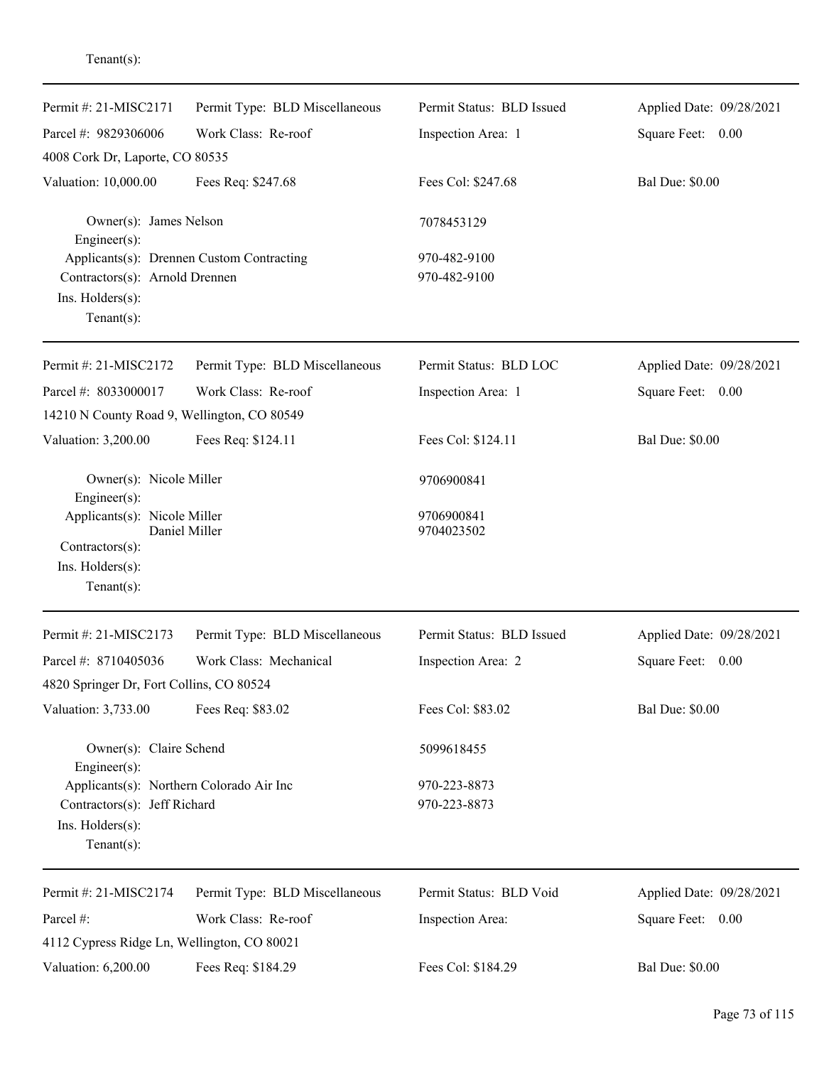Tenant(s):

---

| Permit #: 21-MISC2171 | Permit Type: BLD Miscellaneous | Permit Status: BLD Issued | Applied Date: 09/28/2021 |
|---|---|---|---|
| Parcel #: 9829306006 | Work Class: Re-roof | Inspection Area: 1 | Square Feet: 0.00 |
| 4008 Cork Dr, Laporte, CO 80535 | | | |
| Valuation: 10,000.00 | Fees Req: $247.68 | Fees Col: $247.68 | Bal Due: $0.00 |

Owner(s): James Nelson — 7078453129
Engineer(s):
Applicants(s): Drennen Custom Contracting — 970-482-9100
Contractors(s): Arnold Drennen — 970-482-9100
Ins. Holders(s):
Tenant(s):

---

| Permit #: 21-MISC2172 | Permit Type: BLD Miscellaneous | Permit Status: BLD LOC | Applied Date: 09/28/2021 |
|---|---|---|---|
| Parcel #: 8033000017 | Work Class: Re-roof | Inspection Area: 1 | Square Feet: 0.00 |
| 14210 N County Road 9, Wellington, CO 80549 | | | |
| Valuation: 3,200.00 | Fees Req: $124.11 | Fees Col: $124.11 | Bal Due: $0.00 |

Owner(s): Nicole Miller — 9706900841
Engineer(s):
Applicants(s): Nicole Miller — 9706900841
Daniel Miller — 9704023502
Contractors(s):
Ins. Holders(s):
Tenant(s):

---

| Permit #: 21-MISC2173 | Permit Type: BLD Miscellaneous | Permit Status: BLD Issued | Applied Date: 09/28/2021 |
|---|---|---|---|
| Parcel #: 8710405036 | Work Class: Mechanical | Inspection Area: 2 | Square Feet: 0.00 |
| 4820 Springer Dr, Fort Collins, CO 80524 | | | |
| Valuation: 3,733.00 | Fees Req: $83.02 | Fees Col: $83.02 | Bal Due: $0.00 |

Owner(s): Claire Schend — 5099618455
Engineer(s):
Applicants(s): Northern Colorado Air Inc — 970-223-8873
Contractors(s): Jeff Richard — 970-223-8873
Ins. Holders(s):
Tenant(s):

---

| Permit #: 21-MISC2174 | Permit Type: BLD Miscellaneous | Permit Status: BLD Void | Applied Date: 09/28/2021 |
|---|---|---|---|
| Parcel #: | Work Class: Re-roof | Inspection Area: | Square Feet: 0.00 |
| 4112 Cypress Ridge Ln, Wellington, CO 80021 | | | |
| Valuation: 6,200.00 | Fees Req: $184.29 | Fees Col: $184.29 | Bal Due: $0.00 |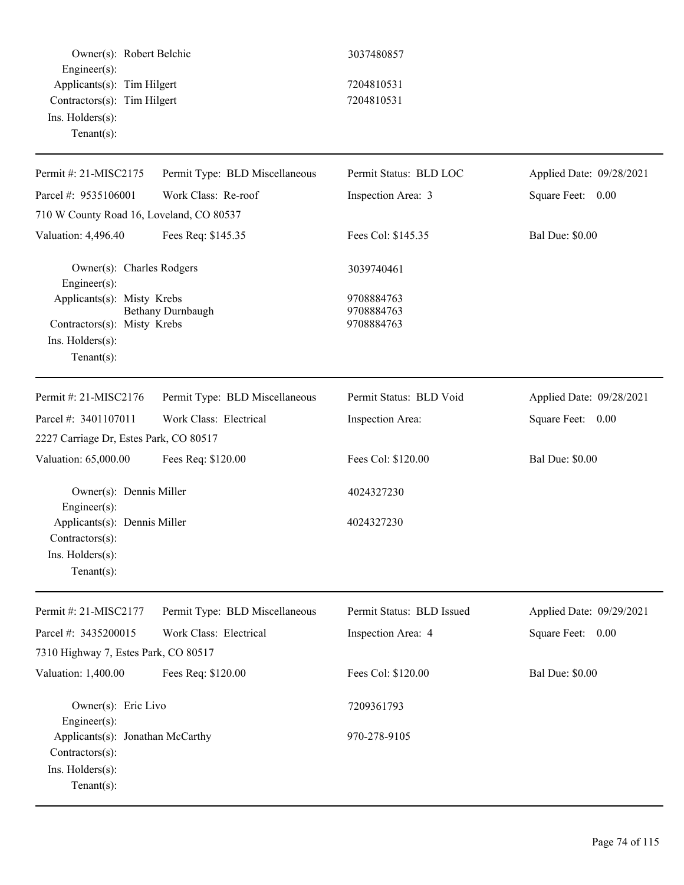Owner(s): Robert Belchic 3037480857
Engineer(s):
Applicants(s): Tim Hilgert 7204810531
Contractors(s): Tim Hilgert 7204810531
Ins. Holders(s):
Tenant(s):

---

| Permit #: 21-MISC2175 | Permit Type: BLD Miscellaneous | Permit Status: BLD LOC | Applied Date: 09/28/2021 |
|---|---|---|---|
| Parcel #: 9535106001 | Work Class: Re-roof | Inspection Area: 3 | Square Feet: 0.00 |
| 710 W County Road 16, Loveland, CO 80537 | | | |
| Valuation: 4,496.40 | Fees Req: $145.35 | Fees Col: $145.35 | Bal Due: $0.00 |

Owner(s): Charles Rodgers 3039740461
Engineer(s):
Applicants(s): Misty Krebs 9708884763
Bethany Durnbaugh 9708884763
Contractors(s): Misty Krebs 9708884763
Ins. Holders(s):
Tenant(s):

---

| Permit #: 21-MISC2176 | Permit Type: BLD Miscellaneous | Permit Status: BLD Void | Applied Date: 09/28/2021 |
|---|---|---|---|
| Parcel #: 3401107011 | Work Class: Electrical | Inspection Area: | Square Feet: 0.00 |
| 2227 Carriage Dr, Estes Park, CO 80517 | | | |
| Valuation: 65,000.00 | Fees Req: $120.00 | Fees Col: $120.00 | Bal Due: $0.00 |

Owner(s): Dennis Miller 4024327230
Engineer(s):
Applicants(s): Dennis Miller 4024327230
Contractors(s):
Ins. Holders(s):
Tenant(s):

---

| Permit #: 21-MISC2177 | Permit Type: BLD Miscellaneous | Permit Status: BLD Issued | Applied Date: 09/29/2021 |
|---|---|---|---|
| Parcel #: 3435200015 | Work Class: Electrical | Inspection Area: 4 | Square Feet: 0.00 |
| 7310 Highway 7, Estes Park, CO 80517 | | | |
| Valuation: 1,400.00 | Fees Req: $120.00 | Fees Col: $120.00 | Bal Due: $0.00 |

Owner(s): Eric Livo 7209361793
Engineer(s):
Applicants(s): Jonathan McCarthy 970-278-9105
Contractors(s):
Ins. Holders(s):
Tenant(s):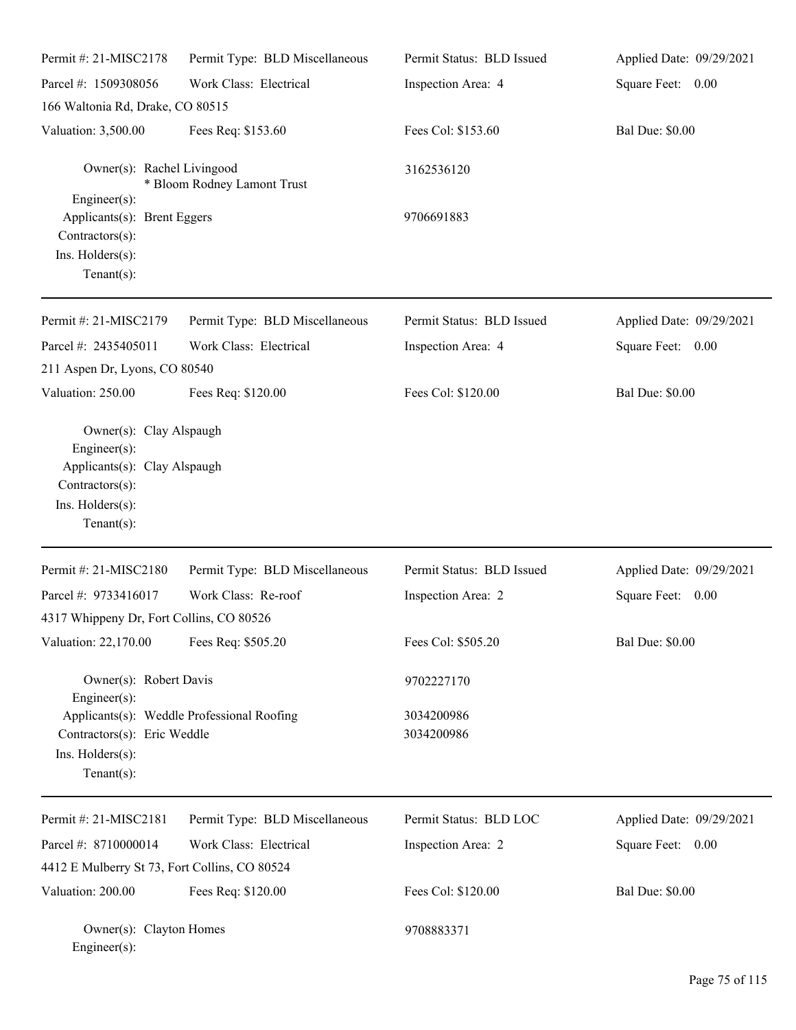Permit #: 21-MISC2178 | Permit Type: BLD Miscellaneous | Permit Status: BLD Issued | Applied Date: 09/29/2021

Parcel #: 1509308056 | Work Class: Electrical | Inspection Area: 4 | Square Feet: 0.00

166 Waltonia Rd, Drake, CO 80515

Valuation: 3,500.00 | Fees Req: $153.60 | Fees Col: $153.60 | Bal Due: $0.00

Owner(s): Rachel Livingood 3162536120
* Bloom Rodney Lamont Trust

Engineer(s):

Applicants(s): Brent Eggers 9706691883

Contractors(s):

Ins. Holders(s):

Tenant(s):

---

Permit #: 21-MISC2179 | Permit Type: BLD Miscellaneous | Permit Status: BLD Issued | Applied Date: 09/29/2021

Parcel #: 2435405011 | Work Class: Electrical | Inspection Area: 4 | Square Feet: 0.00

211 Aspen Dr, Lyons, CO 80540

Valuation: 250.00 | Fees Req: $120.00 | Fees Col: $120.00 | Bal Due: $0.00

Owner(s): Clay Alspaugh

Engineer(s):

Applicants(s): Clay Alspaugh

Contractors(s):

Ins. Holders(s):

Tenant(s):

---

Permit #: 21-MISC2180 | Permit Type: BLD Miscellaneous | Permit Status: BLD Issued | Applied Date: 09/29/2021

Parcel #: 9733416017 | Work Class: Re-roof | Inspection Area: 2 | Square Feet: 0.00

4317 Whippeny Dr, Fort Collins, CO 80526

Valuation: 22,170.00 | Fees Req: $505.20 | Fees Col: $505.20 | Bal Due: $0.00

Owner(s): Robert Davis 9702227170

Engineer(s):

Applicants(s): Weddle Professional Roofing 3034200986

Contractors(s): Eric Weddle 3034200986

Ins. Holders(s):

Tenant(s):

---

Permit #: 21-MISC2181 | Permit Type: BLD Miscellaneous | Permit Status: BLD LOC | Applied Date: 09/29/2021

Parcel #: 8710000014 | Work Class: Electrical | Inspection Area: 2 | Square Feet: 0.00

4412 E Mulberry St 73, Fort Collins, CO 80524

Valuation: 200.00 | Fees Req: $120.00 | Fees Col: $120.00 | Bal Due: $0.00

Owner(s): Clayton Homes 9708883371

Engineer(s):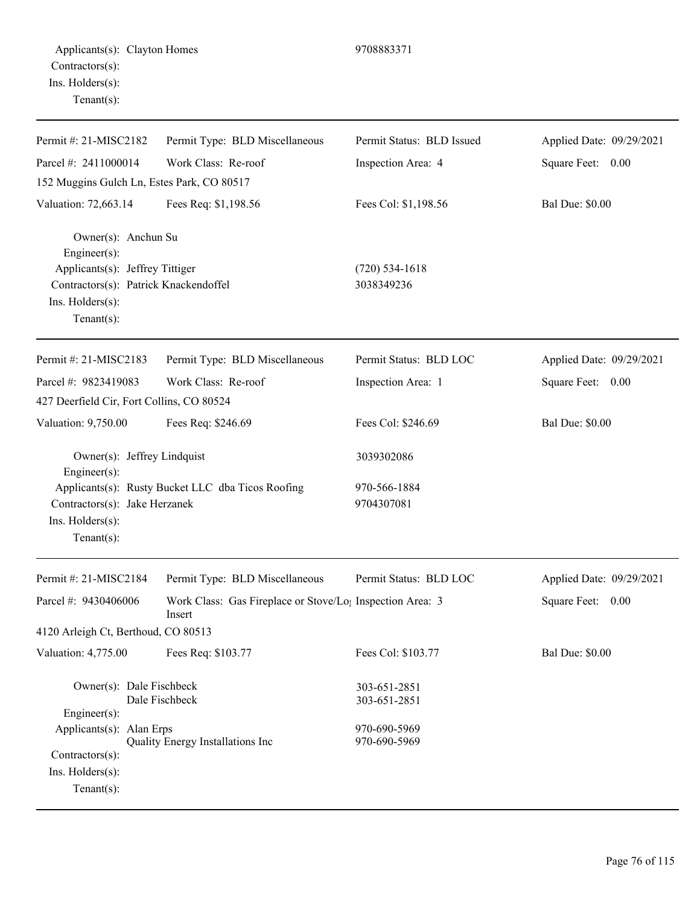Applicants(s): Clayton Homes 9708883371
Contractors(s):
Ins. Holders(s):
Tenant(s):

---

| Permit #: 21-MISC2182 | Permit Type: BLD Miscellaneous | Permit Status: BLD Issued | Applied Date: 09/29/2021 |
|---|---|---|---|
| Parcel #: 2411000014 | Work Class: Re-roof | Inspection Area: 4 | Square Feet: 0.00 |
| 152 Muggins Gulch Ln, Estes Park, CO 80517 | | | |
| Valuation: 72,663.14 | Fees Req: $1,198.56 | Fees Col: $1,198.56 | Bal Due: $0.00 |

Owner(s): Anchun Su
Engineer(s):
Applicants(s): Jeffrey Tittiger (720) 534-1618
Contractors(s): Patrick Knackendoffel 3038349236
Ins. Holders(s):
Tenant(s):

---

| Permit #: 21-MISC2183 | Permit Type: BLD Miscellaneous | Permit Status: BLD LOC | Applied Date: 09/29/2021 |
|---|---|---|---|
| Parcel #: 9823419083 | Work Class: Re-roof | Inspection Area: 1 | Square Feet: 0.00 |
| 427 Deerfield Cir, Fort Collins, CO 80524 | | | |
| Valuation: 9,750.00 | Fees Req: $246.69 | Fees Col: $246.69 | Bal Due: $0.00 |

Owner(s): Jeffrey Lindquist 3039302086
Engineer(s):
Applicants(s): Rusty Bucket LLC dba Ticos Roofing 970-566-1884
Contractors(s): Jake Herzanek 9704307081
Ins. Holders(s):
Tenant(s):

---

| Permit #: 21-MISC2184 | Permit Type: BLD Miscellaneous | Permit Status: BLD LOC | Applied Date: 09/29/2021 |
|---|---|---|---|
| Parcel #: 9430406006 | Work Class: Gas Fireplace or Stove/Log Insert | Inspection Area: 3 | Square Feet: 0.00 |
| 4120 Arleigh Ct, Berthoud, CO 80513 | | | |
| Valuation: 4,775.00 | Fees Req: $103.77 | Fees Col: $103.77 | Bal Due: $0.00 |

Owner(s): Dale Fischbeck 303-651-2851
Dale Fischbeck 303-651-2851
Engineer(s):
Applicants(s): Alan Erps 970-690-5969
Quality Energy Installations Inc 970-690-5969
Contractors(s):
Ins. Holders(s):
Tenant(s):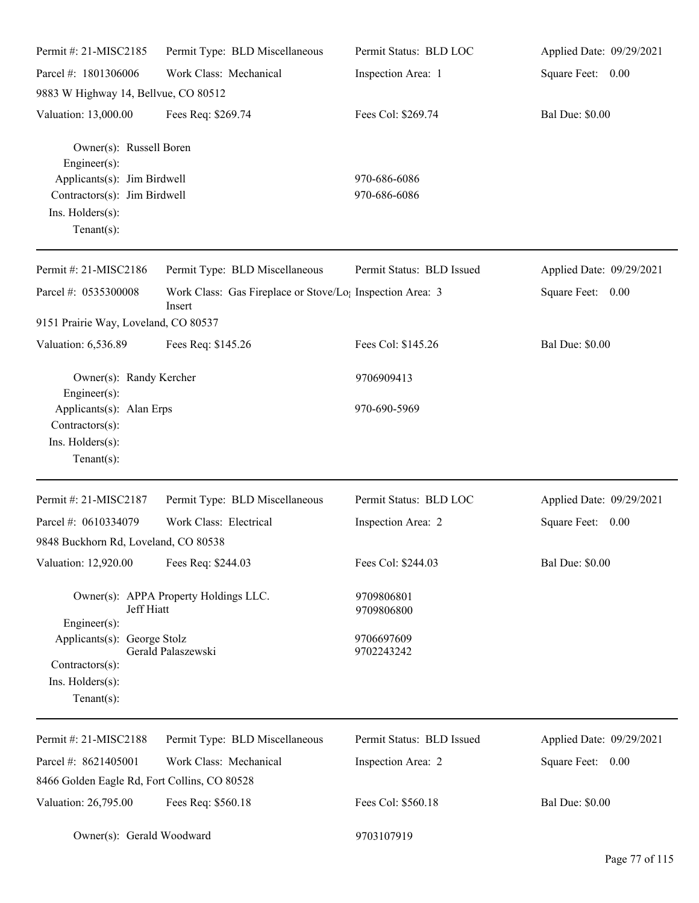Permit #: 21-MISC2185 | Permit Type: BLD Miscellaneous | Permit Status: BLD LOC | Applied Date: 09/29/2021

Parcel #: 1801306006 | Work Class: Mechanical | Inspection Area: 1 | Square Feet: 0.00

9883 W Highway 14, Bellvue, CO 80512

Valuation: 13,000.00 | Fees Req: $269.74 | Fees Col: $269.74 | Bal Due: $0.00

Owner(s): Russell Boren
Engineer(s):
Applicants(s): Jim Birdwell 970-686-6086
Contractors(s): Jim Birdwell 970-686-6086
Ins. Holders(s):
Tenant(s):

---

Permit #: 21-MISC2186 | Permit Type: BLD Miscellaneous | Permit Status: BLD Issued | Applied Date: 09/29/2021

Parcel #: 0535300008 | Work Class: Gas Fireplace or Stove/Log Insert | Inspection Area: 3 | Square Feet: 0.00

9151 Prairie Way, Loveland, CO 80537

Valuation: 6,536.89 | Fees Req: $145.26 | Fees Col: $145.26 | Bal Due: $0.00

Owner(s): Randy Kercher 9706909413
Engineer(s):
Applicants(s): Alan Erps 970-690-5969
Contractors(s):
Ins. Holders(s):
Tenant(s):

---

Permit #: 21-MISC2187 | Permit Type: BLD Miscellaneous | Permit Status: BLD LOC | Applied Date: 09/29/2021

Parcel #: 0610334079 | Work Class: Electrical | Inspection Area: 2 | Square Feet: 0.00

9848 Buckhorn Rd, Loveland, CO 80538

Valuation: 12,920.00 | Fees Req: $244.03 | Fees Col: $244.03 | Bal Due: $0.00

Owner(s): APPA Property Holdings LLC. 9709806801
Jeff Hiatt 9709806800
Engineer(s):
Applicants(s): George Stolz 9706697609
Gerald Palaszewski 9702243242
Contractors(s):
Ins. Holders(s):
Tenant(s):

---

Permit #: 21-MISC2188 | Permit Type: BLD Miscellaneous | Permit Status: BLD Issued | Applied Date: 09/29/2021

Parcel #: 8621405001 | Work Class: Mechanical | Inspection Area: 2 | Square Feet: 0.00

8466 Golden Eagle Rd, Fort Collins, CO 80528

Valuation: 26,795.00 | Fees Req: $560.18 | Fees Col: $560.18 | Bal Due: $0.00

Owner(s): Gerald Woodward 9703107919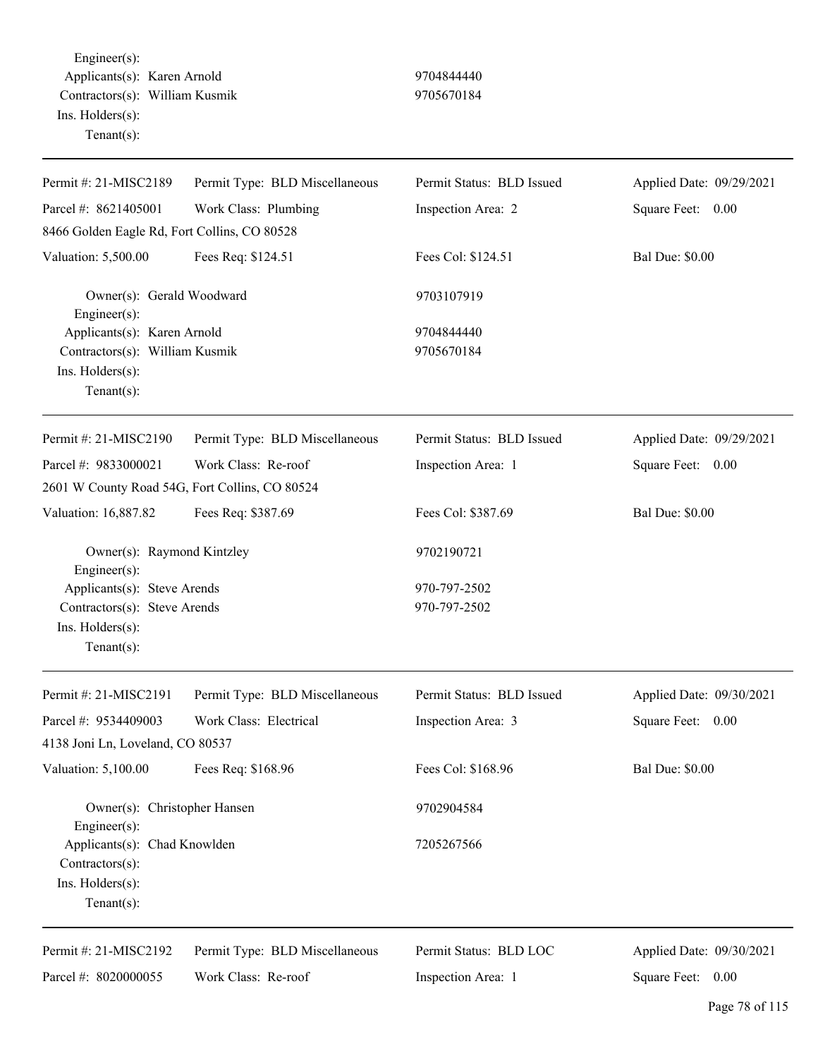Engineer(s):
Applicants(s): Karen Arnold 9704844440
Contractors(s): William Kusmik 9705670184
Ins. Holders(s):
Tenant(s):

---

| Permit #: 21-MISC2189 | Permit Type: BLD Miscellaneous | Permit Status: BLD Issued | Applied Date: 09/29/2021 |
|---|---|---|---|
| Parcel #: 8621405001 | Work Class: Plumbing | Inspection Area: 2 | Square Feet: 0.00 |
| 8466 Golden Eagle Rd, Fort Collins, CO 80528 | | | |
| Valuation: 5,500.00 | Fees Req: $124.51 | Fees Col: $124.51 | Bal Due: $0.00 |

Owner(s): Gerald Woodward 9703107919
Engineer(s):
Applicants(s): Karen Arnold 9704844440
Contractors(s): William Kusmik 9705670184
Ins. Holders(s):
Tenant(s):

---

| Permit #: 21-MISC2190 | Permit Type: BLD Miscellaneous | Permit Status: BLD Issued | Applied Date: 09/29/2021 |
|---|---|---|---|
| Parcel #: 9833000021 | Work Class: Re-roof | Inspection Area: 1 | Square Feet: 0.00 |
| 2601 W County Road 54G, Fort Collins, CO 80524 | | | |
| Valuation: 16,887.82 | Fees Req: $387.69 | Fees Col: $387.69 | Bal Due: $0.00 |

Owner(s): Raymond Kintzley 9702190721
Engineer(s):
Applicants(s): Steve Arends 970-797-2502
Contractors(s): Steve Arends 970-797-2502
Ins. Holders(s):
Tenant(s):

---

| Permit #: 21-MISC2191 | Permit Type: BLD Miscellaneous | Permit Status: BLD Issued | Applied Date: 09/30/2021 |
|---|---|---|---|
| Parcel #: 9534409003 | Work Class: Electrical | Inspection Area: 3 | Square Feet: 0.00 |
| 4138 Joni Ln, Loveland, CO 80537 | | | |
| Valuation: 5,100.00 | Fees Req: $168.96 | Fees Col: $168.96 | Bal Due: $0.00 |

Owner(s): Christopher Hansen 9702904584
Engineer(s):
Applicants(s): Chad Knowlden 7205267566
Contractors(s):
Ins. Holders(s):
Tenant(s):

---

| Permit #: 21-MISC2192 | Permit Type: BLD Miscellaneous | Permit Status: BLD LOC | Applied Date: 09/30/2021 |
|---|---|---|---|
| Parcel #: 8020000055 | Work Class: Re-roof | Inspection Area: 1 | Square Feet: 0.00 |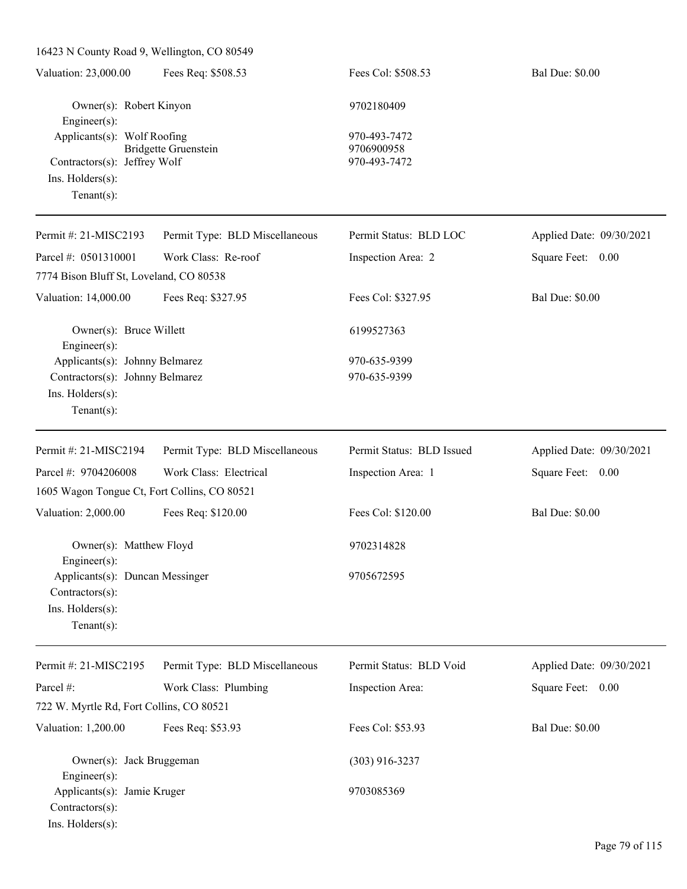16423 N County Road 9, Wellington, CO 80549

Valuation: 23,000.00 | Fees Req: $508.53 | Fees Col: $508.53 | Bal Due: $0.00

Owner(s): Robert Kinyon 9702180409
Engineer(s):
Applicants(s): Wolf Roofing 970-493-7472
Bridgette Gruenstein 9706900958
Contractors(s): Jeffrey Wolf 970-493-7472
Ins. Holders(s):
Tenant(s):

---

Permit #: 21-MISC2193 | Permit Type: BLD Miscellaneous | Permit Status: BLD LOC | Applied Date: 09/30/2021
Parcel #: 0501310001 | Work Class: Re-roof | Inspection Area: 2 | Square Feet: 0.00
7774 Bison Bluff St, Loveland, CO 80538
Valuation: 14,000.00 | Fees Req: $327.95 | Fees Col: $327.95 | Bal Due: $0.00

Owner(s): Bruce Willett 6199527363
Engineer(s):
Applicants(s): Johnny Belmarez 970-635-9399
Contractors(s): Johnny Belmarez 970-635-9399
Ins. Holders(s):
Tenant(s):

---

Permit #: 21-MISC2194 | Permit Type: BLD Miscellaneous | Permit Status: BLD Issued | Applied Date: 09/30/2021
Parcel #: 9704206008 | Work Class: Electrical | Inspection Area: 1 | Square Feet: 0.00
1605 Wagon Tongue Ct, Fort Collins, CO 80521
Valuation: 2,000.00 | Fees Req: $120.00 | Fees Col: $120.00 | Bal Due: $0.00

Owner(s): Matthew Floyd 9702314828
Engineer(s):
Applicants(s): Duncan Messinger 9705672595
Contractors(s):
Ins. Holders(s):
Tenant(s):

---

Permit #: 21-MISC2195 | Permit Type: BLD Miscellaneous | Permit Status: BLD Void | Applied Date: 09/30/2021
Parcel #: | Work Class: Plumbing | Inspection Area: | Square Feet: 0.00
722 W. Myrtle Rd, Fort Collins, CO 80521
Valuation: 1,200.00 | Fees Req: $53.93 | Fees Col: $53.93 | Bal Due: $0.00

Owner(s): Jack Bruggeman (303) 916-3237
Engineer(s):
Applicants(s): Jamie Kruger 9703085369
Contractors(s):
Ins. Holders(s):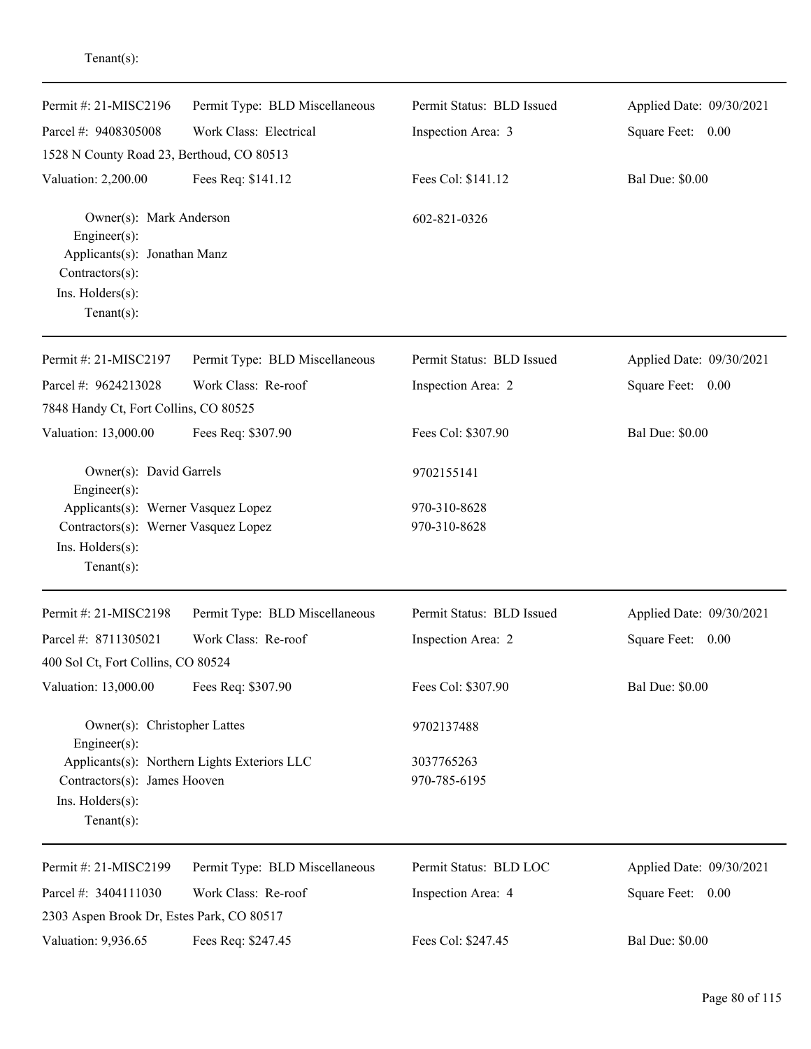Tenant(s):

---

Permit #: 21-MISC2196 | Permit Type: BLD Miscellaneous | Permit Status: BLD Issued | Applied Date: 09/30/2021
Parcel #: 9408305008 | Work Class: Electrical | Inspection Area: 3 | Square Feet: 0.00
1528 N County Road 23, Berthoud, CO 80513
Valuation: 2,200.00 | Fees Req: $141.12 | Fees Col: $141.12 | Bal Due: $0.00

Owner(s): Mark Anderson — 602-821-0326
Engineer(s):
Applicants(s): Jonathan Manz
Contractors(s):
Ins. Holders(s):
Tenant(s):

---

Permit #: 21-MISC2197 | Permit Type: BLD Miscellaneous | Permit Status: BLD Issued | Applied Date: 09/30/2021
Parcel #: 9624213028 | Work Class: Re-roof | Inspection Area: 2 | Square Feet: 0.00
7848 Handy Ct, Fort Collins, CO 80525
Valuation: 13,000.00 | Fees Req: $307.90 | Fees Col: $307.90 | Bal Due: $0.00

Owner(s): David Garrels — 9702155141
Engineer(s):
Applicants(s): Werner Vasquez Lopez — 970-310-8628
Contractors(s): Werner Vasquez Lopez — 970-310-8628
Ins. Holders(s):
Tenant(s):

---

Permit #: 21-MISC2198 | Permit Type: BLD Miscellaneous | Permit Status: BLD Issued | Applied Date: 09/30/2021
Parcel #: 8711305021 | Work Class: Re-roof | Inspection Area: 2 | Square Feet: 0.00
400 Sol Ct, Fort Collins, CO 80524
Valuation: 13,000.00 | Fees Req: $307.90 | Fees Col: $307.90 | Bal Due: $0.00

Owner(s): Christopher Lattes — 9702137488
Engineer(s):
Applicants(s): Northern Lights Exteriors LLC — 3037765263
Contractors(s): James Hooven — 970-785-6195
Ins. Holders(s):
Tenant(s):

---

Permit #: 21-MISC2199 | Permit Type: BLD Miscellaneous | Permit Status: BLD LOC | Applied Date: 09/30/2021
Parcel #: 3404111030 | Work Class: Re-roof | Inspection Area: 4 | Square Feet: 0.00
2303 Aspen Brook Dr, Estes Park, CO 80517
Valuation: 9,936.65 | Fees Req: $247.45 | Fees Col: $247.45 | Bal Due: $0.00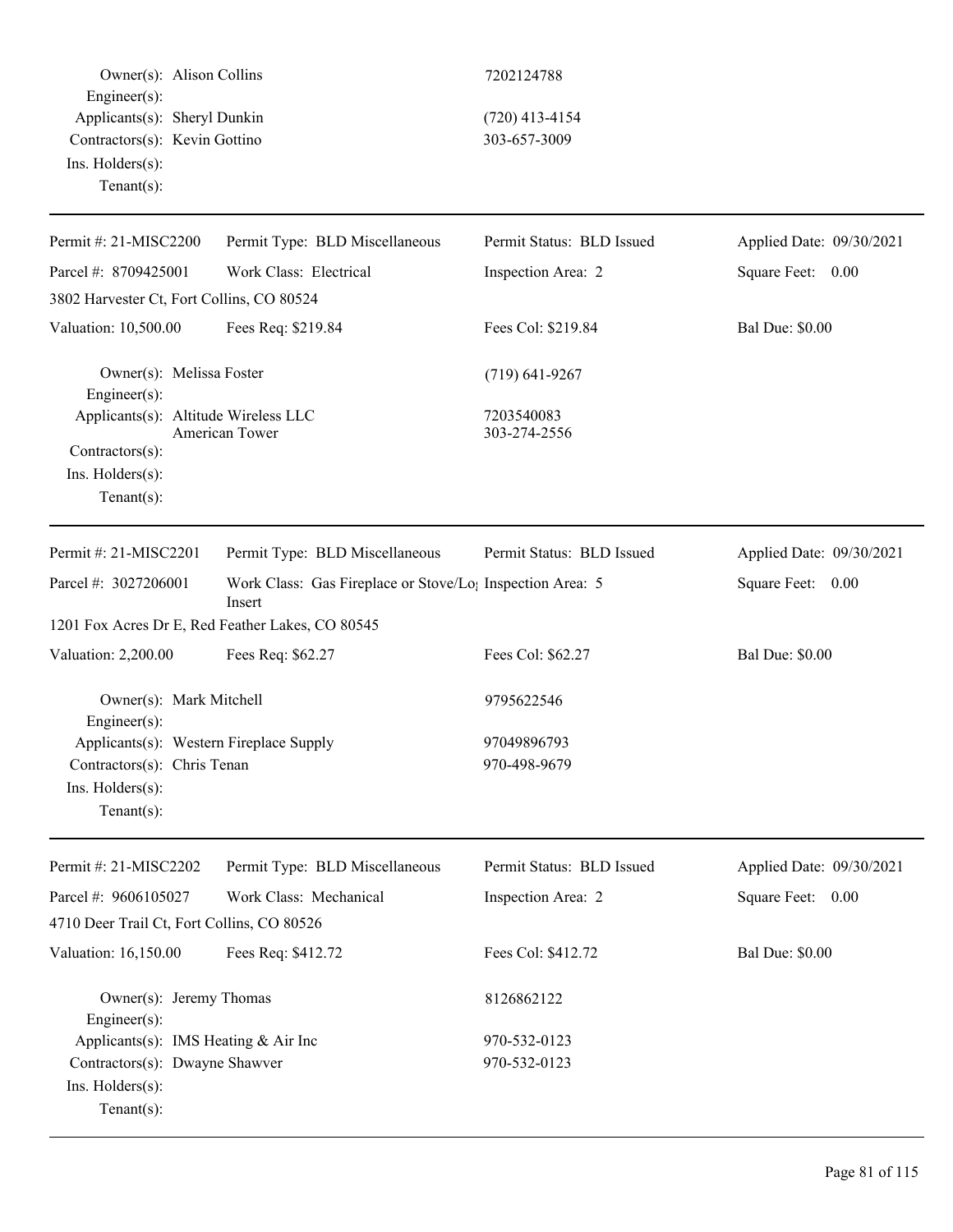| | | |
|---|---|---|
| Owner(s): | Alison Collins | 7202124788 |
| Engineer(s): | | |
| Applicants(s): | Sheryl Dunkin | (720) 413-4154 |
| Contractors(s): | Kevin Gottino | 303-657-3009 |
| Ins. Holders(s): | | |
| Tenant(s): | | |

---

| | | | |
|---|---|---|---|
| Permit #: 21-MISC2200 | Permit Type: BLD Miscellaneous | Permit Status: BLD Issued | Applied Date: 09/30/2021 |
| Parcel #: 8709425001 | Work Class: Electrical | Inspection Area: 2 | Square Feet: 0.00 |
| 3802 Harvester Ct, Fort Collins, CO 80524 | | | |
| Valuation: 10,500.00 | Fees Req: $219.84 | Fees Col: $219.84 | Bal Due: $0.00 |

| | | |
|---|---|---|
| Owner(s): | Melissa Foster | (719) 641-9267 |
| Engineer(s): | | |
| Applicants(s): | Altitude Wireless LLC<br>American Tower | 7203540083<br>303-274-2556 |
| Contractors(s): | | |
| Ins. Holders(s): | | |
| Tenant(s): | | |

---

| | | | |
|---|---|---|---|
| Permit #: 21-MISC2201 | Permit Type: BLD Miscellaneous | Permit Status: BLD Issued | Applied Date: 09/30/2021 |
| Parcel #: 3027206001 | Work Class: Gas Fireplace or Stove/Log Insert | Inspection Area: 5 | Square Feet: 0.00 |
| 1201 Fox Acres Dr E, Red Feather Lakes, CO 80545 | | | |
| Valuation: 2,200.00 | Fees Req: $62.27 | Fees Col: $62.27 | Bal Due: $0.00 |

| | | |
|---|---|---|
| Owner(s): | Mark Mitchell | 9795622546 |
| Engineer(s): | | |
| Applicants(s): | Western Fireplace Supply | 97049896793 |
| Contractors(s): | Chris Tenan | 970-498-9679 |
| Ins. Holders(s): | | |
| Tenant(s): | | |

---

| | | | |
|---|---|---|---|
| Permit #: 21-MISC2202 | Permit Type: BLD Miscellaneous | Permit Status: BLD Issued | Applied Date: 09/30/2021 |
| Parcel #: 9606105027 | Work Class: Mechanical | Inspection Area: 2 | Square Feet: 0.00 |
| 4710 Deer Trail Ct, Fort Collins, CO 80526 | | | |
| Valuation: 16,150.00 | Fees Req: $412.72 | Fees Col: $412.72 | Bal Due: $0.00 |

| | | |
|---|---|---|
| Owner(s): | Jeremy Thomas | 8126862122 |
| Engineer(s): | | |
| Applicants(s): | IMS Heating & Air Inc | 970-532-0123 |
| Contractors(s): | Dwayne Shawver | 970-532-0123 |
| Ins. Holders(s): | | |
| Tenant(s): | | |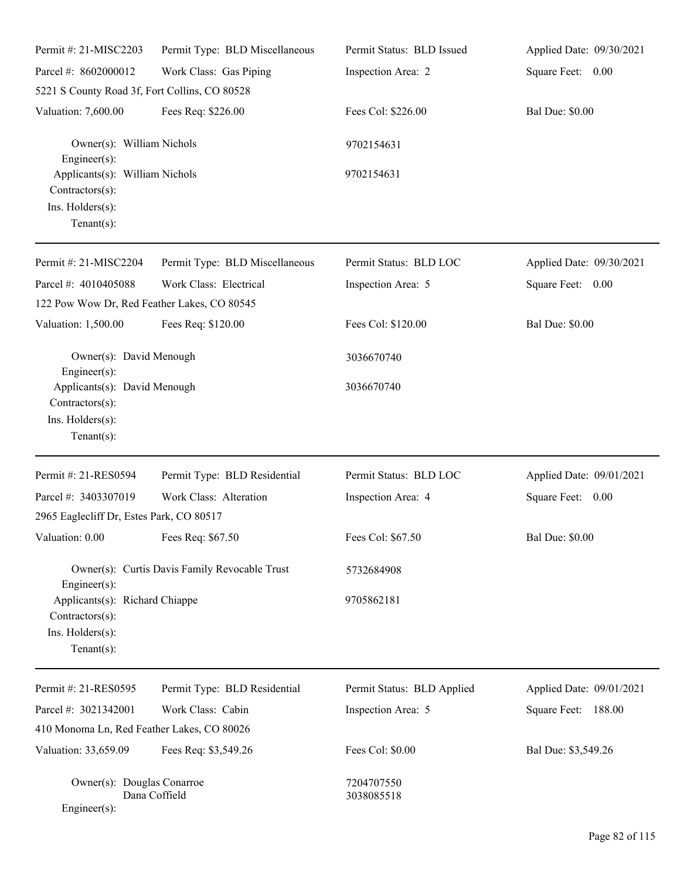Permit #: 21-MISC2203 | Permit Type: BLD Miscellaneous | Permit Status: BLD Issued | Applied Date: 09/30/2021
Parcel #: 8602000012 | Work Class: Gas Piping | Inspection Area: 2 | Square Feet: 0.00
5221 S County Road 3f, Fort Collins, CO 80528
Valuation: 7,600.00 | Fees Req: $226.00 | Fees Col: $226.00 | Bal Due: $0.00

Owner(s): William Nichols 9702154631
Engineer(s):
Applicants(s): William Nichols 9702154631
Contractors(s):
Ins. Holders(s):
Tenant(s):

---

Permit #: 21-MISC2204 | Permit Type: BLD Miscellaneous | Permit Status: BLD LOC | Applied Date: 09/30/2021
Parcel #: 4010405088 | Work Class: Electrical | Inspection Area: 5 | Square Feet: 0.00
122 Pow Wow Dr, Red Feather Lakes, CO 80545
Valuation: 1,500.00 | Fees Req: $120.00 | Fees Col: $120.00 | Bal Due: $0.00

Owner(s): David Menough 3036670740
Engineer(s):
Applicants(s): David Menough 3036670740
Contractors(s):
Ins. Holders(s):
Tenant(s):

---

Permit #: 21-RES0594 | Permit Type: BLD Residential | Permit Status: BLD LOC | Applied Date: 09/01/2021
Parcel #: 3403307019 | Work Class: Alteration | Inspection Area: 4 | Square Feet: 0.00
2965 Eaglecliff Dr, Estes Park, CO 80517
Valuation: 0.00 | Fees Req: $67.50 | Fees Col: $67.50 | Bal Due: $0.00

Owner(s): Curtis Davis Family Revocable Trust 5732684908
Engineer(s):
Applicants(s): Richard Chiappe 9705862181
Contractors(s):
Ins. Holders(s):
Tenant(s):

---

Permit #: 21-RES0595 | Permit Type: BLD Residential | Permit Status: BLD Applied | Applied Date: 09/01/2021
Parcel #: 3021342001 | Work Class: Cabin | Inspection Area: 5 | Square Feet: 188.00
410 Monoma Ln, Red Feather Lakes, CO 80026
Valuation: 33,659.09 | Fees Req: $3,549.26 | Fees Col: $0.00 | Bal Due: $3,549.26

Owner(s): Douglas Conarroe 7204707550
Dana Coffield 3038085518
Engineer(s):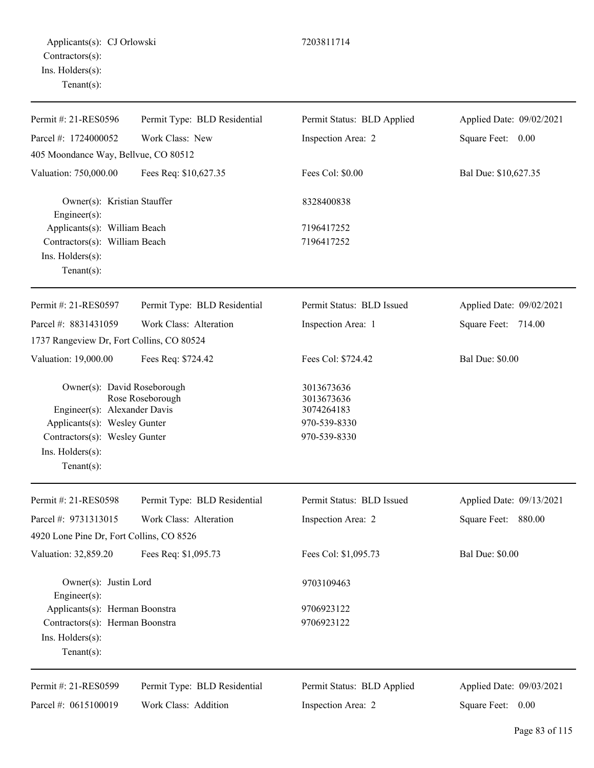Applicants(s): CJ Orlowski 7203811714
Contractors(s):
Ins. Holders(s):
Tenant(s):

---

| Permit #: 21-RES0596 | Permit Type: BLD Residential | Permit Status: BLD Applied | Applied Date: 09/02/2021 |
|---|---|---|---|
| Parcel #: 1724000052 | Work Class: New | Inspection Area: 2 | Square Feet: 0.00 |
| 405 Moondance Way, Bellvue, CO 80512 | | | |
| Valuation: 750,000.00 | Fees Req: $10,627.35 | Fees Col: $0.00 | Bal Due: $10,627.35 |

Owner(s): Kristian Stauffer 8328400838
Engineer(s):
Applicants(s): William Beach 7196417252
Contractors(s): William Beach 7196417252
Ins. Holders(s):
Tenant(s):

---

| Permit #: 21-RES0597 | Permit Type: BLD Residential | Permit Status: BLD Issued | Applied Date: 09/02/2021 |
|---|---|---|---|
| Parcel #: 8831431059 | Work Class: Alteration | Inspection Area: 1 | Square Feet: 714.00 |
| 1737 Rangeview Dr, Fort Collins, CO 80524 | | | |
| Valuation: 19,000.00 | Fees Req: $724.42 | Fees Col: $724.42 | Bal Due: $0.00 |

Owner(s): David Roseborough 3013673636
Rose Roseborough 3013673636
Engineer(s): Alexander Davis 3074264183
Applicants(s): Wesley Gunter 970-539-8330
Contractors(s): Wesley Gunter 970-539-8330
Ins. Holders(s):
Tenant(s):

---

| Permit #: 21-RES0598 | Permit Type: BLD Residential | Permit Status: BLD Issued | Applied Date: 09/13/2021 |
|---|---|---|---|
| Parcel #: 9731313015 | Work Class: Alteration | Inspection Area: 2 | Square Feet: 880.00 |
| 4920 Lone Pine Dr, Fort Collins, CO 8526 | | | |
| Valuation: 32,859.20 | Fees Req: $1,095.73 | Fees Col: $1,095.73 | Bal Due: $0.00 |

Owner(s): Justin Lord 9703109463
Engineer(s):
Applicants(s): Herman Boonstra 9706923122
Contractors(s): Herman Boonstra 9706923122
Ins. Holders(s):
Tenant(s):

---

| Permit #: 21-RES0599 | Permit Type: BLD Residential | Permit Status: BLD Applied | Applied Date: 09/03/2021 |
|---|---|---|---|
| Parcel #: 0615100019 | Work Class: Addition | Inspection Area: 2 | Square Feet: 0.00 |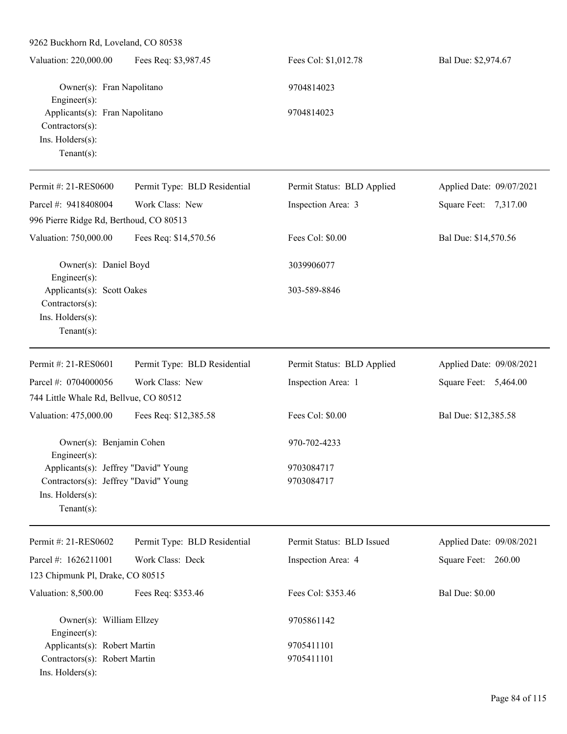9262 Buckhorn Rd, Loveland, CO 80538

Valuation: 220,000.00 | Fees Req: $3,987.45 | Fees Col: $1,012.78 | Bal Due: $2,974.67

Owner(s): Fran Napolitano 9704814023
Engineer(s):
Applicants(s): Fran Napolitano 9704814023
Contractors(s):
Ins. Holders(s):
Tenant(s):

---

Permit #: 21-RES0600 | Permit Type: BLD Residential | Permit Status: BLD Applied | Applied Date: 09/07/2021
Parcel #: 9418408004 | Work Class: New | Inspection Area: 3 | Square Feet: 7,317.00
996 Pierre Ridge Rd, Berthoud, CO 80513

Valuation: 750,000.00 | Fees Req: $14,570.56 | Fees Col: $0.00 | Bal Due: $14,570.56

Owner(s): Daniel Boyd 3039906077
Engineer(s):
Applicants(s): Scott Oakes 303-589-8846
Contractors(s):
Ins. Holders(s):
Tenant(s):

---

Permit #: 21-RES0601 | Permit Type: BLD Residential | Permit Status: BLD Applied | Applied Date: 09/08/2021
Parcel #: 0704000056 | Work Class: New | Inspection Area: 1 | Square Feet: 5,464.00
744 Little Whale Rd, Bellvue, CO 80512

Valuation: 475,000.00 | Fees Req: $12,385.58 | Fees Col: $0.00 | Bal Due: $12,385.58

Owner(s): Benjamin Cohen 970-702-4233
Engineer(s):
Applicants(s): Jeffrey "David" Young 9703084717
Contractors(s): Jeffrey "David" Young 9703084717
Ins. Holders(s):
Tenant(s):

---

Permit #: 21-RES0602 | Permit Type: BLD Residential | Permit Status: BLD Issued | Applied Date: 09/08/2021
Parcel #: 1626211001 | Work Class: Deck | Inspection Area: 4 | Square Feet: 260.00
123 Chipmunk Pl, Drake, CO 80515

Valuation: 8,500.00 | Fees Req: $353.46 | Fees Col: $353.46 | Bal Due: $0.00

Owner(s): William Ellzey 9705861142
Engineer(s):
Applicants(s): Robert Martin 9705411101
Contractors(s): Robert Martin 9705411101
Ins. Holders(s):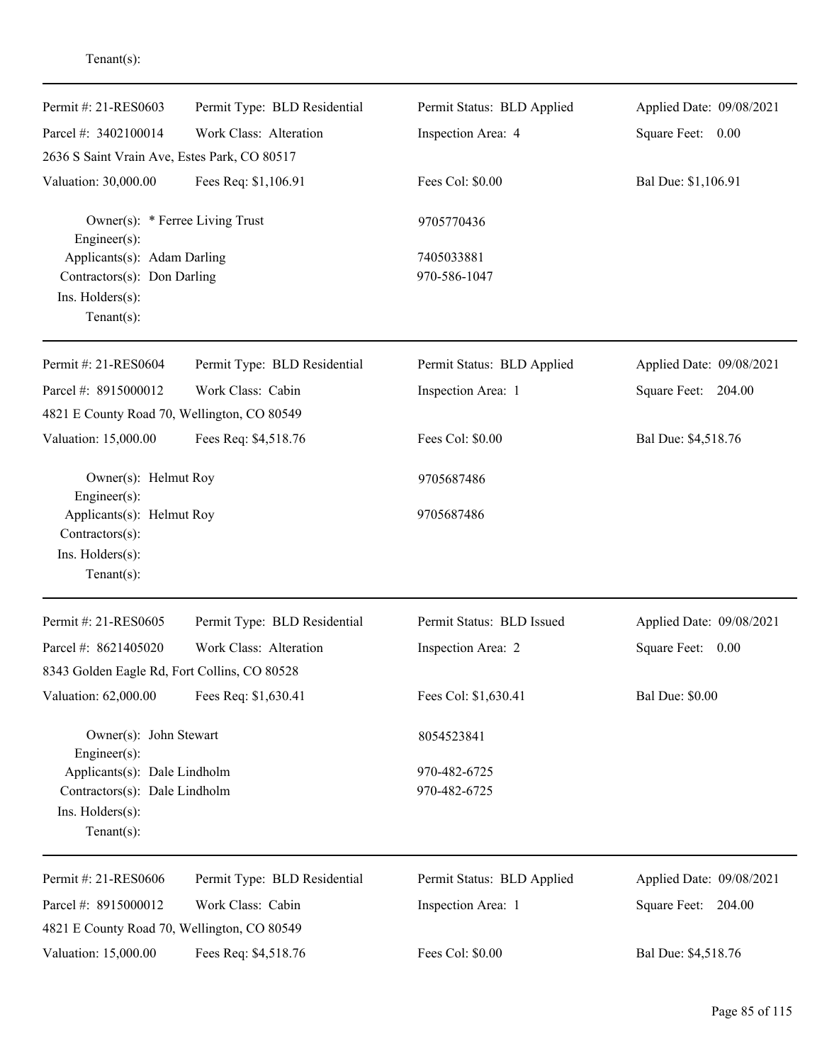Tenant(s):

---

| Permit #: 21-RES0603 | Permit Type: BLD Residential | Permit Status: BLD Applied | Applied Date: 09/08/2021 |
|---|---|---|---|
| Parcel #: 3402100014 | Work Class: Alteration | Inspection Area: 4 | Square Feet: 0.00 |
| 2636 S Saint Vrain Ave, Estes Park, CO 80517 | | | |
| Valuation: 30,000.00 | Fees Req: $1,106.91 | Fees Col: $0.00 | Bal Due: $1,106.91 |

Owner(s): * Ferree Living Trust — 9705770436
Engineer(s):
Applicants(s): Adam Darling — 7405033881
Contractors(s): Don Darling — 970-586-1047
Ins. Holders(s):
Tenant(s):

---

| Permit #: 21-RES0604 | Permit Type: BLD Residential | Permit Status: BLD Applied | Applied Date: 09/08/2021 |
|---|---|---|---|
| Parcel #: 8915000012 | Work Class: Cabin | Inspection Area: 1 | Square Feet: 204.00 |
| 4821 E County Road 70, Wellington, CO 80549 | | | |
| Valuation: 15,000.00 | Fees Req: $4,518.76 | Fees Col: $0.00 | Bal Due: $4,518.76 |

Owner(s): Helmut Roy — 9705687486
Engineer(s):
Applicants(s): Helmut Roy — 9705687486
Contractors(s):
Ins. Holders(s):
Tenant(s):

---

| Permit #: 21-RES0605 | Permit Type: BLD Residential | Permit Status: BLD Issued | Applied Date: 09/08/2021 |
|---|---|---|---|
| Parcel #: 8621405020 | Work Class: Alteration | Inspection Area: 2 | Square Feet: 0.00 |
| 8343 Golden Eagle Rd, Fort Collins, CO 80528 | | | |
| Valuation: 62,000.00 | Fees Req: $1,630.41 | Fees Col: $1,630.41 | Bal Due: $0.00 |

Owner(s): John Stewart — 8054523841
Engineer(s):
Applicants(s): Dale Lindholm — 970-482-6725
Contractors(s): Dale Lindholm — 970-482-6725
Ins. Holders(s):
Tenant(s):

---

| Permit #: 21-RES0606 | Permit Type: BLD Residential | Permit Status: BLD Applied | Applied Date: 09/08/2021 |
|---|---|---|---|
| Parcel #: 8915000012 | Work Class: Cabin | Inspection Area: 1 | Square Feet: 204.00 |
| 4821 E County Road 70, Wellington, CO 80549 | | | |
| Valuation: 15,000.00 | Fees Req: $4,518.76 | Fees Col: $0.00 | Bal Due: $4,518.76 |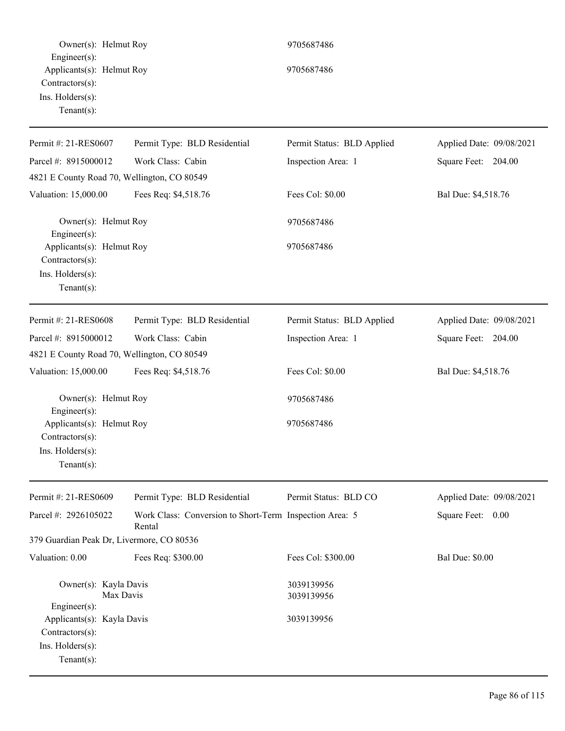Owner(s): Helmut Roy 9705687486
Engineer(s):
Applicants(s): Helmut Roy 9705687486
Contractors(s):
Ins. Holders(s):
Tenant(s):

---

| Permit #: 21-RES0607 | Permit Type: BLD Residential | Permit Status: BLD Applied | Applied Date: 09/08/2021 |
|---|---|---|---|
| Parcel #: 8915000012 | Work Class: Cabin | Inspection Area: 1 | Square Feet: 204.00 |
| 4821 E County Road 70, Wellington, CO 80549 | | | |
| Valuation: 15,000.00 | Fees Req: $4,518.76 | Fees Col: $0.00 | Bal Due: $4,518.76 |

Owner(s): Helmut Roy 9705687486
Engineer(s):
Applicants(s): Helmut Roy 9705687486
Contractors(s):
Ins. Holders(s):
Tenant(s):

---

| Permit #: 21-RES0608 | Permit Type: BLD Residential | Permit Status: BLD Applied | Applied Date: 09/08/2021 |
|---|---|---|---|
| Parcel #: 8915000012 | Work Class: Cabin | Inspection Area: 1 | Square Feet: 204.00 |
| 4821 E County Road 70, Wellington, CO 80549 | | | |
| Valuation: 15,000.00 | Fees Req: $4,518.76 | Fees Col: $0.00 | Bal Due: $4,518.76 |

Owner(s): Helmut Roy 9705687486
Engineer(s):
Applicants(s): Helmut Roy 9705687486
Contractors(s):
Ins. Holders(s):
Tenant(s):

---

| Permit #: 21-RES0609 | Permit Type: BLD Residential | Permit Status: BLD CO | Applied Date: 09/08/2021 |
|---|---|---|---|
| Parcel #: 2926105022 | Work Class: Conversion to Short-Term Rental | Inspection Area: 5 | Square Feet: 0.00 |
| 379 Guardian Peak Dr, Livermore, CO 80536 | | | |
| Valuation: 0.00 | Fees Req: $300.00 | Fees Col: $300.00 | Bal Due: $0.00 |

Owner(s): Kayla Davis 3039139956
Max Davis 3039139956
Engineer(s):
Applicants(s): Kayla Davis 3039139956
Contractors(s):
Ins. Holders(s):
Tenant(s):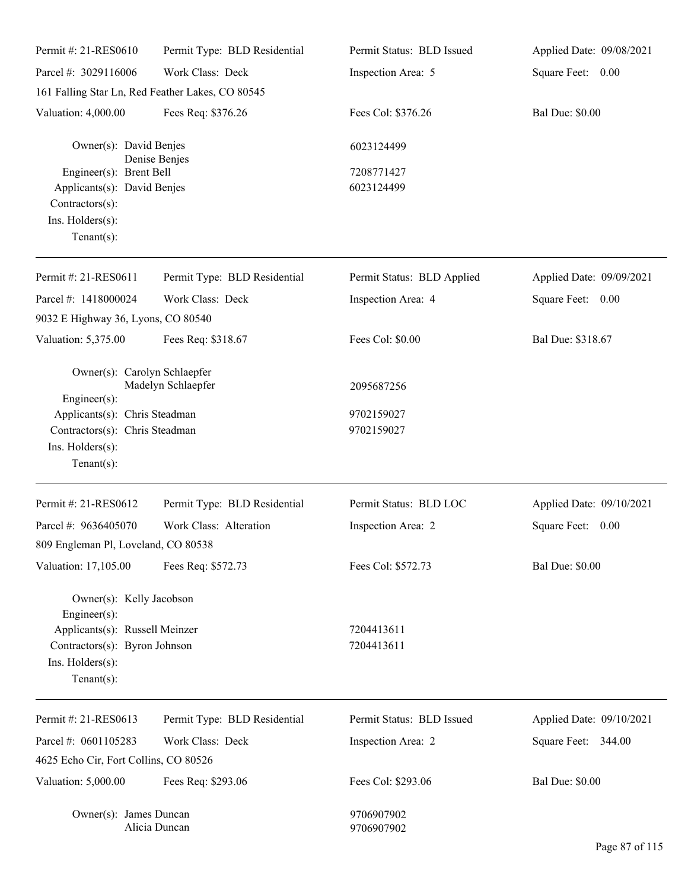Permit #: 21-RES0610 | Permit Type: BLD Residential | Permit Status: BLD Issued | Applied Date: 09/08/2021
Parcel #: 3029116006 | Work Class: Deck | Inspection Area: 5 | Square Feet: 0.00
161 Falling Star Ln, Red Feather Lakes, CO 80545
Valuation: 4,000.00 | Fees Req: $376.26 | Fees Col: $376.26 | Bal Due: $0.00

Owner(s): David Benjes 6023124499
Denise Benjes
Engineer(s): Brent Bell 7208771427
Applicants(s): David Benjes 6023124499
Contractors(s):
Ins. Holders(s):
Tenant(s):

---

Permit #: 21-RES0611 | Permit Type: BLD Residential | Permit Status: BLD Applied | Applied Date: 09/09/2021
Parcel #: 1418000024 | Work Class: Deck | Inspection Area: 4 | Square Feet: 0.00
9032 E Highway 36, Lyons, CO 80540
Valuation: 5,375.00 | Fees Req: $318.67 | Fees Col: $0.00 | Bal Due: $318.67

Owner(s): Carolyn Schlaepfer
Madelyn Schlaepfer 2095687256
Engineer(s):
Applicants(s): Chris Steadman 9702159027
Contractors(s): Chris Steadman 9702159027
Ins. Holders(s):
Tenant(s):

---

Permit #: 21-RES0612 | Permit Type: BLD Residential | Permit Status: BLD LOC | Applied Date: 09/10/2021
Parcel #: 9636405070 | Work Class: Alteration | Inspection Area: 2 | Square Feet: 0.00
809 Engleman Pl, Loveland, CO 80538
Valuation: 17,105.00 | Fees Req: $572.73 | Fees Col: $572.73 | Bal Due: $0.00

Owner(s): Kelly Jacobson
Engineer(s):
Applicants(s): Russell Meinzer 7204413611
Contractors(s): Byron Johnson 7204413611
Ins. Holders(s):
Tenant(s):

---

Permit #: 21-RES0613 | Permit Type: BLD Residential | Permit Status: BLD Issued | Applied Date: 09/10/2021
Parcel #: 0601105283 | Work Class: Deck | Inspection Area: 2 | Square Feet: 344.00
4625 Echo Cir, Fort Collins, CO 80526
Valuation: 5,000.00 | Fees Req: $293.06 | Fees Col: $293.06 | Bal Due: $0.00

Owner(s): James Duncan 9706907902
Alicia Duncan 9706907902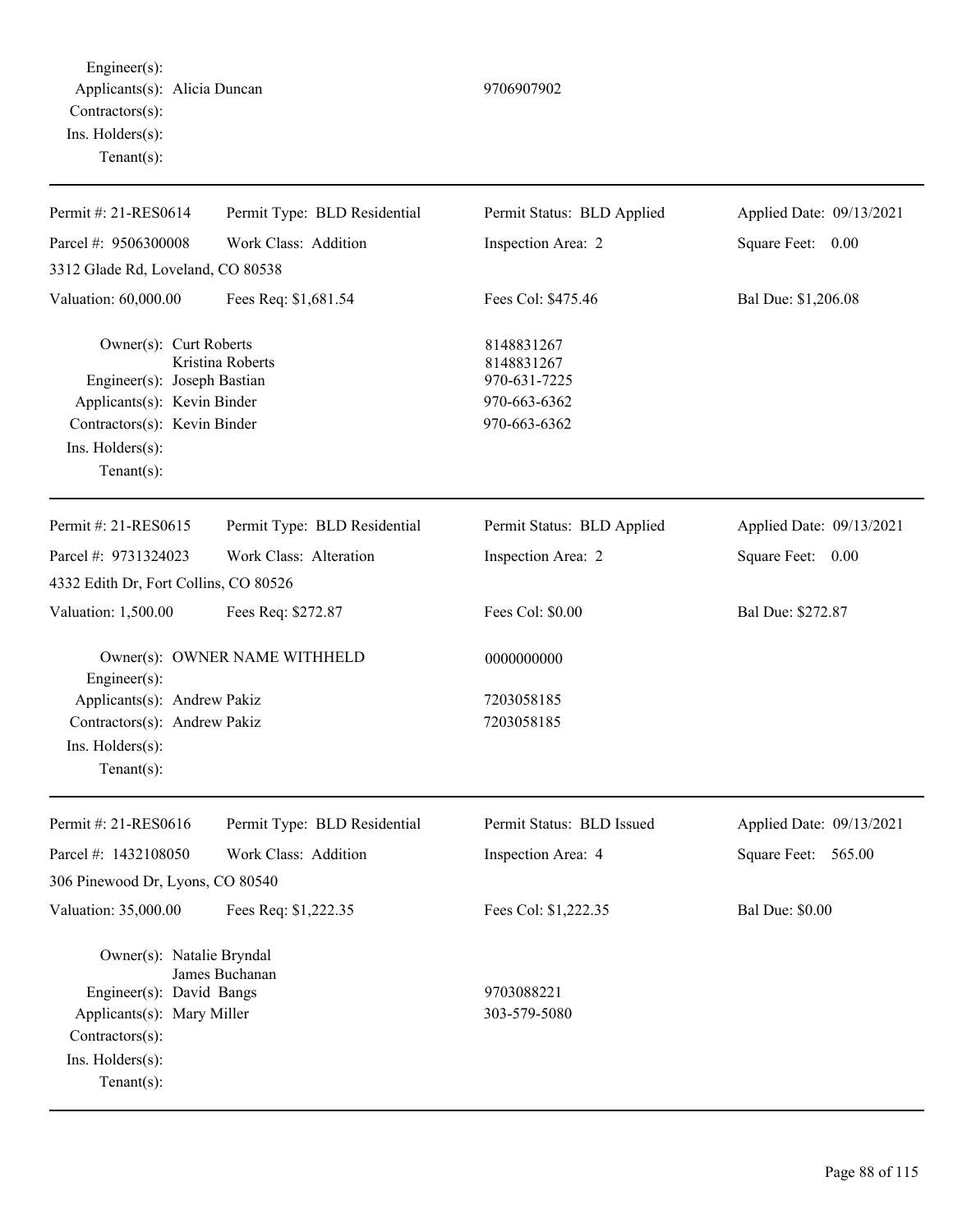Engineer(s):
Applicants(s): Alicia Duncan 9706907902
Contractors(s):
Ins. Holders(s):
Tenant(s):

---

| Permit #: 21-RES0614 | Permit Type: BLD Residential | Permit Status: BLD Applied | Applied Date: 09/13/2021 |
|---|---|---|---|
| Parcel #: 9506300008 | Work Class: Addition | Inspection Area: 2 | Square Feet: 0.00 |
| 3312 Glade Rd, Loveland, CO 80538 | | | |
| Valuation: 60,000.00 | Fees Req: $1,681.54 | Fees Col: $475.46 | Bal Due: $1,206.08 |

Owner(s): Curt Roberts 8148831267
Kristina Roberts 8148831267
Engineer(s): Joseph Bastian 970-631-7225
Applicants(s): Kevin Binder 970-663-6362
Contractors(s): Kevin Binder 970-663-6362
Ins. Holders(s):
Tenant(s):

---

| Permit #: 21-RES0615 | Permit Type: BLD Residential | Permit Status: BLD Applied | Applied Date: 09/13/2021 |
|---|---|---|---|
| Parcel #: 9731324023 | Work Class: Alteration | Inspection Area: 2 | Square Feet: 0.00 |
| 4332 Edith Dr, Fort Collins, CO 80526 | | | |
| Valuation: 1,500.00 | Fees Req: $272.87 | Fees Col: $0.00 | Bal Due: $272.87 |

Owner(s): OWNER NAME WITHHELD 0000000000
Engineer(s):
Applicants(s): Andrew Pakiz 7203058185
Contractors(s): Andrew Pakiz 7203058185
Ins. Holders(s):
Tenant(s):

---

| Permit #: 21-RES0616 | Permit Type: BLD Residential | Permit Status: BLD Issued | Applied Date: 09/13/2021 |
|---|---|---|---|
| Parcel #: 1432108050 | Work Class: Addition | Inspection Area: 4 | Square Feet: 565.00 |
| 306 Pinewood Dr, Lyons, CO 80540 | | | |
| Valuation: 35,000.00 | Fees Req: $1,222.35 | Fees Col: $1,222.35 | Bal Due: $0.00 |

Owner(s): Natalie Bryndal
James Buchanan
Engineer(s): David Bangs 9703088221
Applicants(s): Mary Miller 303-579-5080
Contractors(s):
Ins. Holders(s):
Tenant(s):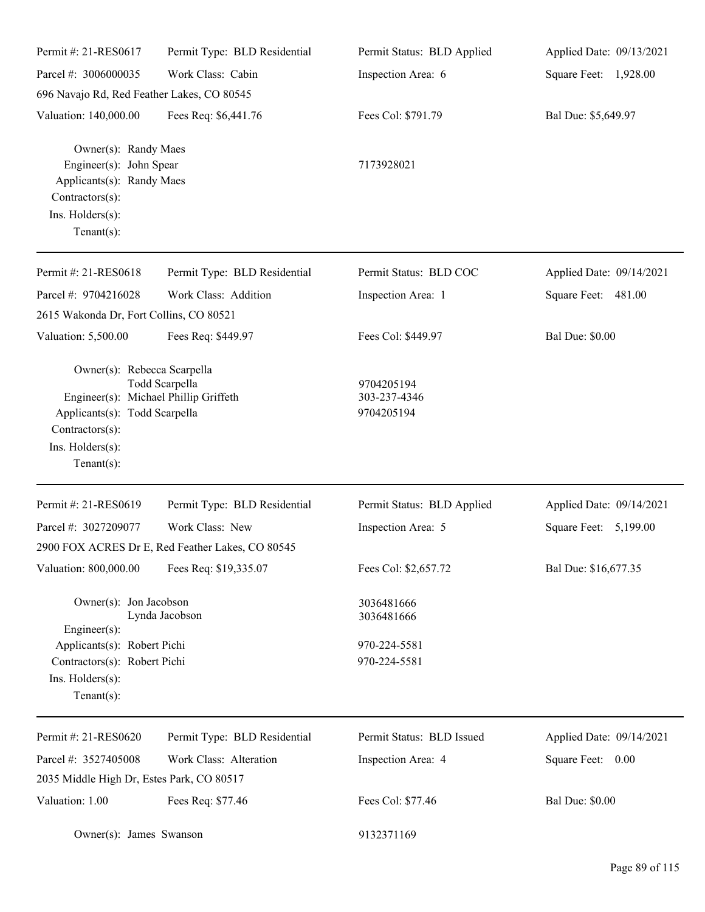Permit #: 21-RES0617 | Permit Type: BLD Residential | Permit Status: BLD Applied | Applied Date: 09/13/2021
Parcel #: 3006000035 | Work Class: Cabin | Inspection Area: 6 | Square Feet: 1,928.00
696 Navajo Rd, Red Feather Lakes, CO 80545
Valuation: 140,000.00 | Fees Req: $6,441.76 | Fees Col: $791.79 | Bal Due: $5,649.97

Owner(s): Randy Maes
Engineer(s): John Spear — 7173928021
Applicants(s): Randy Maes
Contractors(s):
Ins. Holders(s):
Tenant(s):

---

Permit #: 21-RES0618 | Permit Type: BLD Residential | Permit Status: BLD COC | Applied Date: 09/14/2021
Parcel #: 9704216028 | Work Class: Addition | Inspection Area: 1 | Square Feet: 481.00
2615 Wakonda Dr, Fort Collins, CO 80521
Valuation: 5,500.00 | Fees Req: $449.97 | Fees Col: $449.97 | Bal Due: $0.00

Owner(s): Rebecca Scarpella
Todd Scarpella — 9704205194
Engineer(s): Michael Phillip Griffeth — 303-237-4346
Applicants(s): Todd Scarpella — 9704205194
Contractors(s):
Ins. Holders(s):
Tenant(s):

---

Permit #: 21-RES0619 | Permit Type: BLD Residential | Permit Status: BLD Applied | Applied Date: 09/14/2021
Parcel #: 3027209077 | Work Class: New | Inspection Area: 5 | Square Feet: 5,199.00
2900 FOX ACRES Dr E, Red Feather Lakes, CO 80545
Valuation: 800,000.00 | Fees Req: $19,335.07 | Fees Col: $2,657.72 | Bal Due: $16,677.35

Owner(s): Jon Jacobson — 3036481666
Lynda Jacobson — 3036481666
Engineer(s):
Applicants(s): Robert Pichi — 970-224-5581
Contractors(s): Robert Pichi — 970-224-5581
Ins. Holders(s):
Tenant(s):

---

Permit #: 21-RES0620 | Permit Type: BLD Residential | Permit Status: BLD Issued | Applied Date: 09/14/2021
Parcel #: 3527405008 | Work Class: Alteration | Inspection Area: 4 | Square Feet: 0.00
2035 Middle High Dr, Estes Park, CO 80517
Valuation: 1.00 | Fees Req: $77.46 | Fees Col: $77.46 | Bal Due: $0.00

Owner(s): James Swanson — 9132371169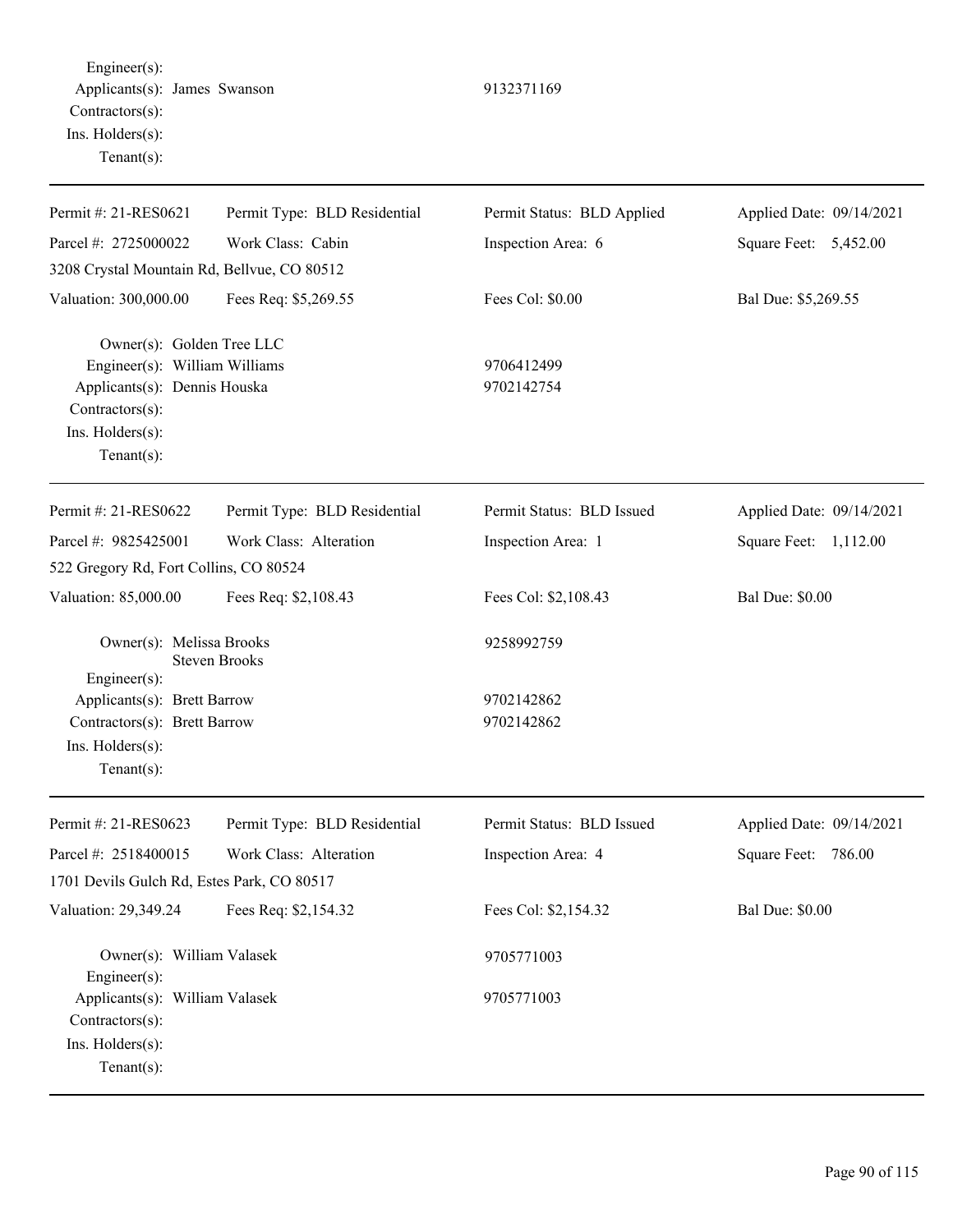Engineer(s):
Applicants(s): James Swanson 9132371169
Contractors(s):
Ins. Holders(s):
Tenant(s):

---

| Permit #: 21-RES0621 | Permit Type: BLD Residential | Permit Status: BLD Applied | Applied Date: 09/14/2021 |
|---|---|---|---|
| Parcel #: 2725000022 | Work Class: Cabin | Inspection Area: 6 | Square Feet: 5,452.00 |
| 3208 Crystal Mountain Rd, Bellvue, CO 80512 | | | |
| Valuation: 300,000.00 | Fees Req: $5,269.55 | Fees Col: $0.00 | Bal Due: $5,269.55 |

Owner(s): Golden Tree LLC
Engineer(s): William Williams 9706412499
Applicants(s): Dennis Houska 9702142754
Contractors(s):
Ins. Holders(s):
Tenant(s):

---

| Permit #: 21-RES0622 | Permit Type: BLD Residential | Permit Status: BLD Issued | Applied Date: 09/14/2021 |
|---|---|---|---|
| Parcel #: 9825425001 | Work Class: Alteration | Inspection Area: 1 | Square Feet: 1,112.00 |
| 522 Gregory Rd, Fort Collins, CO 80524 | | | |
| Valuation: 85,000.00 | Fees Req: $2,108.43 | Fees Col: $2,108.43 | Bal Due: $0.00 |

Owner(s): Melissa Brooks 9258992759
Steven Brooks
Engineer(s):
Applicants(s): Brett Barrow 9702142862
Contractors(s): Brett Barrow 9702142862
Ins. Holders(s):
Tenant(s):

---

| Permit #: 21-RES0623 | Permit Type: BLD Residential | Permit Status: BLD Issued | Applied Date: 09/14/2021 |
|---|---|---|---|
| Parcel #: 2518400015 | Work Class: Alteration | Inspection Area: 4 | Square Feet: 786.00 |
| 1701 Devils Gulch Rd, Estes Park, CO 80517 | | | |
| Valuation: 29,349.24 | Fees Req: $2,154.32 | Fees Col: $2,154.32 | Bal Due: $0.00 |

Owner(s): William Valasek 9705771003
Engineer(s):
Applicants(s): William Valasek 9705771003
Contractors(s):
Ins. Holders(s):
Tenant(s):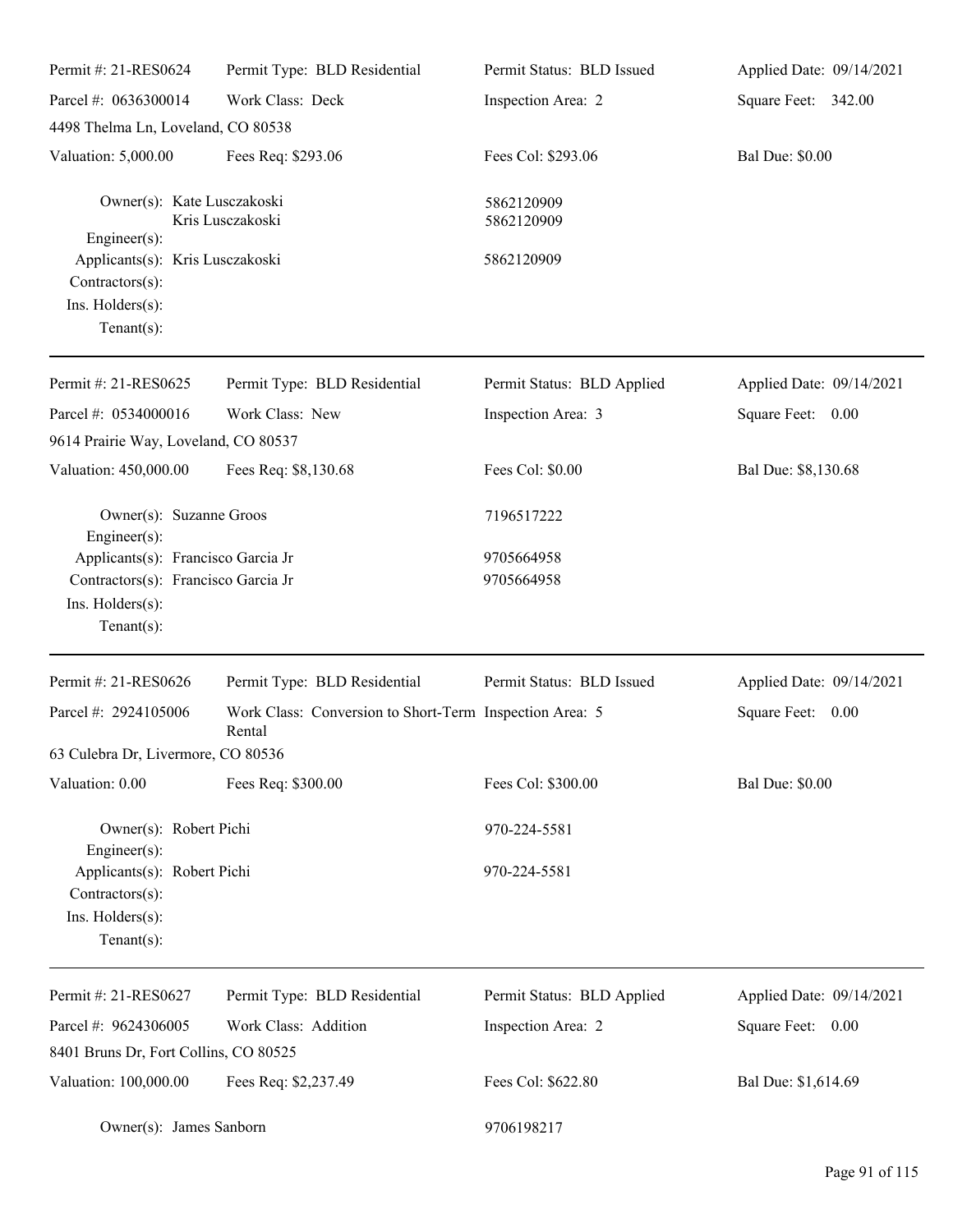Permit #: 21-RES0624 | Permit Type: BLD Residential | Permit Status: BLD Issued | Applied Date: 09/14/2021
Parcel #: 0636300014 | Work Class: Deck | Inspection Area: 2 | Square Feet: 342.00
4498 Thelma Ln, Loveland, CO 80538
Valuation: 5,000.00 | Fees Req: $293.06 | Fees Col: $293.06 | Bal Due: $0.00

Owner(s): Kate Lusczakoski 5862120909
Kris Lusczakoski 5862120909
Engineer(s):
Applicants(s): Kris Lusczakoski 5862120909
Contractors(s):
Ins. Holders(s):
Tenant(s):

---

Permit #: 21-RES0625 | Permit Type: BLD Residential | Permit Status: BLD Applied | Applied Date: 09/14/2021
Parcel #: 0534000016 | Work Class: New | Inspection Area: 3 | Square Feet: 0.00
9614 Prairie Way, Loveland, CO 80537
Valuation: 450,000.00 | Fees Req: $8,130.68 | Fees Col: $0.00 | Bal Due: $8,130.68

Owner(s): Suzanne Groos 7196517222
Engineer(s):
Applicants(s): Francisco Garcia Jr 9705664958
Contractors(s): Francisco Garcia Jr 9705664958
Ins. Holders(s):
Tenant(s):

---

Permit #: 21-RES0626 | Permit Type: BLD Residential | Permit Status: BLD Issued | Applied Date: 09/14/2021
Parcel #: 2924105006 | Work Class: Conversion to Short-Term Rental | Inspection Area: 5 | Square Feet: 0.00
63 Culebra Dr, Livermore, CO 80536
Valuation: 0.00 | Fees Req: $300.00 | Fees Col: $300.00 | Bal Due: $0.00

Owner(s): Robert Pichi 970-224-5581
Engineer(s):
Applicants(s): Robert Pichi 970-224-5581
Contractors(s):
Ins. Holders(s):
Tenant(s):

---

Permit #: 21-RES0627 | Permit Type: BLD Residential | Permit Status: BLD Applied | Applied Date: 09/14/2021
Parcel #: 9624306005 | Work Class: Addition | Inspection Area: 2 | Square Feet: 0.00
8401 Bruns Dr, Fort Collins, CO 80525
Valuation: 100,000.00 | Fees Req: $2,237.49 | Fees Col: $622.80 | Bal Due: $1,614.69

Owner(s): James Sanborn 9706198217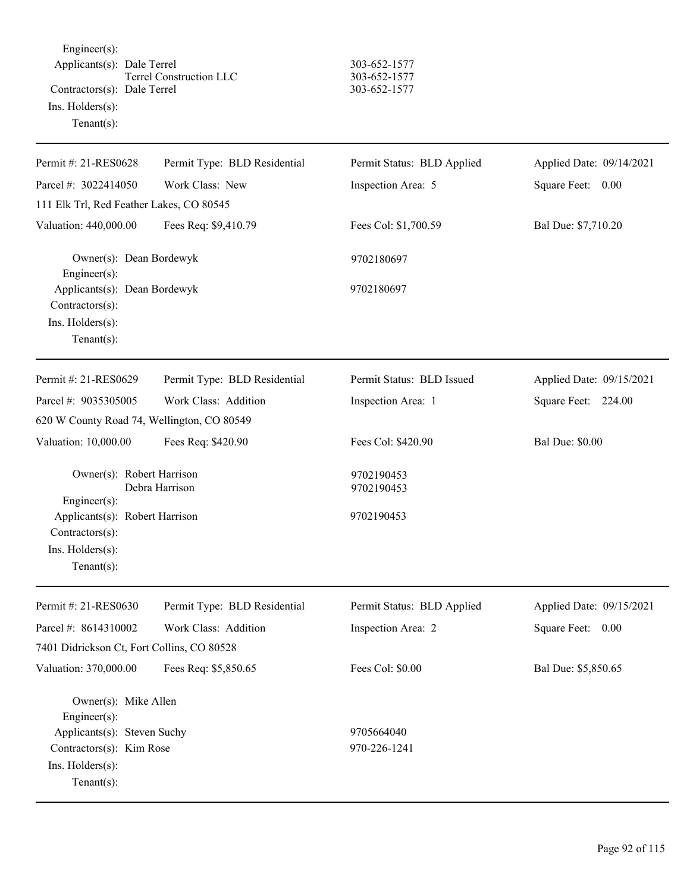Engineer(s):
Applicants(s): Dale Terrel 303-652-1577
Terrel Construction LLC 303-652-1577
Contractors(s): Dale Terrel 303-652-1577
Ins. Holders(s):
Tenant(s):

---

| Permit #: 21-RES0628 | Permit Type: BLD Residential | Permit Status: BLD Applied | Applied Date: 09/14/2021 |
|---|---|---|---|
| Parcel #: 3022414050 | Work Class: New | Inspection Area: 5 | Square Feet: 0.00 |
| 111 Elk Trl, Red Feather Lakes, CO 80545 | | | |
| Valuation: 440,000.00 | Fees Req: $9,410.79 | Fees Col: $1,700.59 | Bal Due: $7,710.20 |

Owner(s): Dean Bordewyk 9702180697
Engineer(s):
Applicants(s): Dean Bordewyk 9702180697
Contractors(s):
Ins. Holders(s):
Tenant(s):

---

| Permit #: 21-RES0629 | Permit Type: BLD Residential | Permit Status: BLD Issued | Applied Date: 09/15/2021 |
|---|---|---|---|
| Parcel #: 9035305005 | Work Class: Addition | Inspection Area: 1 | Square Feet: 224.00 |
| 620 W County Road 74, Wellington, CO 80549 | | | |
| Valuation: 10,000.00 | Fees Req: $420.90 | Fees Col: $420.90 | Bal Due: $0.00 |

Owner(s): Robert Harrison 9702190453
Debra Harrison 9702190453
Engineer(s):
Applicants(s): Robert Harrison 9702190453
Contractors(s):
Ins. Holders(s):
Tenant(s):

---

| Permit #: 21-RES0630 | Permit Type: BLD Residential | Permit Status: BLD Applied | Applied Date: 09/15/2021 |
|---|---|---|---|
| Parcel #: 8614310002 | Work Class: Addition | Inspection Area: 2 | Square Feet: 0.00 |
| 7401 Didrickson Ct, Fort Collins, CO 80528 | | | |
| Valuation: 370,000.00 | Fees Req: $5,850.65 | Fees Col: $0.00 | Bal Due: $5,850.65 |

Owner(s): Mike Allen
Engineer(s):
Applicants(s): Steven Suchy 9705664040
Contractors(s): Kim Rose 970-226-1241
Ins. Holders(s):
Tenant(s):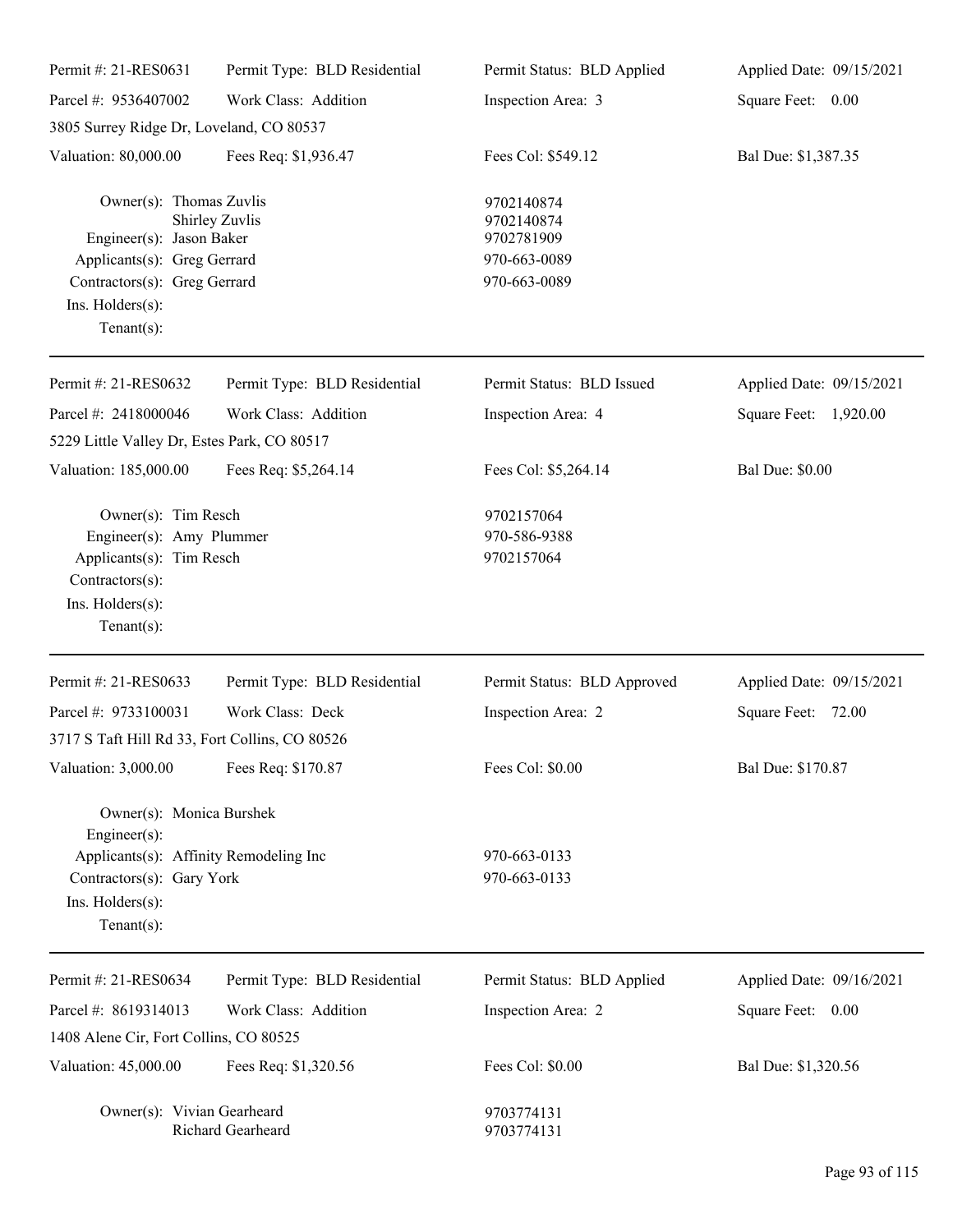Permit #: 21-RES0631 | Permit Type: BLD Residential | Permit Status: BLD Applied | Applied Date: 09/15/2021
Parcel #: 9536407002 | Work Class: Addition | Inspection Area: 3 | Square Feet: 0.00
3805 Surrey Ridge Dr, Loveland, CO 80537
Valuation: 80,000.00 | Fees Req: $1,936.47 | Fees Col: $549.12 | Bal Due: $1,387.35

Owner(s): Thomas Zuvlis 9702140874
Shirley Zuvlis 9702140874
Engineer(s): Jason Baker 9702781909
Applicants(s): Greg Gerrard 970-663-0089
Contractors(s): Greg Gerrard 970-663-0089
Ins. Holders(s):
Tenant(s):

---

Permit #: 21-RES0632 | Permit Type: BLD Residential | Permit Status: BLD Issued | Applied Date: 09/15/2021
Parcel #: 2418000046 | Work Class: Addition | Inspection Area: 4 | Square Feet: 1,920.00
5229 Little Valley Dr, Estes Park, CO 80517
Valuation: 185,000.00 | Fees Req: $5,264.14 | Fees Col: $5,264.14 | Bal Due: $0.00

Owner(s): Tim Resch 9702157064
Engineer(s): Amy Plummer 970-586-9388
Applicants(s): Tim Resch 9702157064
Contractors(s):
Ins. Holders(s):
Tenant(s):

---

Permit #: 21-RES0633 | Permit Type: BLD Residential | Permit Status: BLD Approved | Applied Date: 09/15/2021
Parcel #: 9733100031 | Work Class: Deck | Inspection Area: 2 | Square Feet: 72.00
3717 S Taft Hill Rd 33, Fort Collins, CO 80526
Valuation: 3,000.00 | Fees Req: $170.87 | Fees Col: $0.00 | Bal Due: $170.87

Owner(s): Monica Burshek
Engineer(s):
Applicants(s): Affinity Remodeling Inc 970-663-0133
Contractors(s): Gary York 970-663-0133
Ins. Holders(s):
Tenant(s):

---

Permit #: 21-RES0634 | Permit Type: BLD Residential | Permit Status: BLD Applied | Applied Date: 09/16/2021
Parcel #: 8619314013 | Work Class: Addition | Inspection Area: 2 | Square Feet: 0.00
1408 Alene Cir, Fort Collins, CO 80525
Valuation: 45,000.00 | Fees Req: $1,320.56 | Fees Col: $0.00 | Bal Due: $1,320.56

Owner(s): Vivian Gearheard 9703774131
Richard Gearheard 9703774131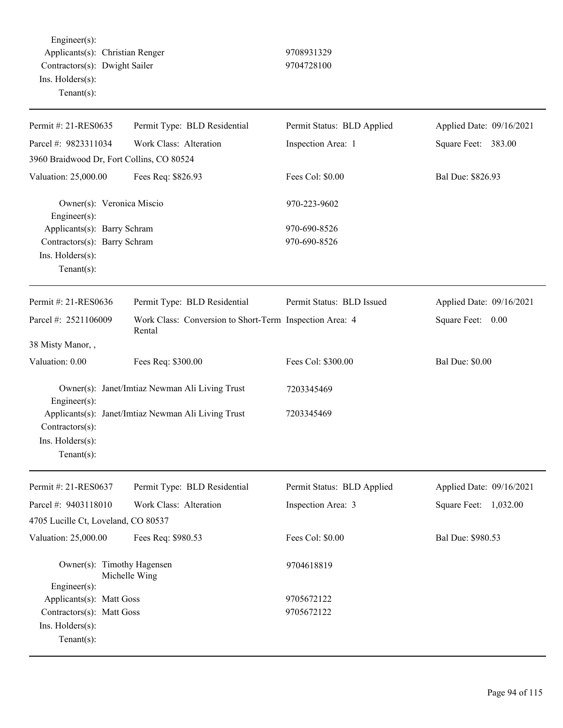Engineer(s):
Applicants(s): Christian Renger 9708931329
Contractors(s): Dwight Sailer 9704728100
Ins. Holders(s):
Tenant(s):

---

| Permit #: 21-RES0635 | Permit Type: BLD Residential | Permit Status: BLD Applied | Applied Date: 09/16/2021 |
|---|---|---|---|
| Parcel #: 9823311034 | Work Class: Alteration | Inspection Area: 1 | Square Feet: 383.00 |
| 3960 Braidwood Dr, Fort Collins, CO 80524 | | | |
| Valuation: 25,000.00 | Fees Req: $826.93 | Fees Col: $0.00 | Bal Due: $826.93 |

Owner(s): Veronica Miscio 970-223-9602
Engineer(s):
Applicants(s): Barry Schram 970-690-8526
Contractors(s): Barry Schram 970-690-8526
Ins. Holders(s):
Tenant(s):

---

| Permit #: 21-RES0636 | Permit Type: BLD Residential | Permit Status: BLD Issued | Applied Date: 09/16/2021 |
|---|---|---|---|
| Parcel #: 2521106009 | Work Class: Conversion to Short-Term Rental | Inspection Area: 4 | Square Feet: 0.00 |
| 38 Misty Manor, , | | | |
| Valuation: 0.00 | Fees Req: $300.00 | Fees Col: $300.00 | Bal Due: $0.00 |

Owner(s): Janet/Imtiaz Newman Ali Living Trust 7203345469
Engineer(s):
Applicants(s): Janet/Imtiaz Newman Ali Living Trust 7203345469
Contractors(s):
Ins. Holders(s):
Tenant(s):

---

| Permit #: 21-RES0637 | Permit Type: BLD Residential | Permit Status: BLD Applied | Applied Date: 09/16/2021 |
|---|---|---|---|
| Parcel #: 9403118010 | Work Class: Alteration | Inspection Area: 3 | Square Feet: 1,032.00 |
| 4705 Lucille Ct, Loveland, CO 80537 | | | |
| Valuation: 25,000.00 | Fees Req: $980.53 | Fees Col: $0.00 | Bal Due: $980.53 |

Owner(s): Timothy Hagensen 9704618819
Michelle Wing
Engineer(s):
Applicants(s): Matt Goss 9705672122
Contractors(s): Matt Goss 9705672122
Ins. Holders(s):
Tenant(s):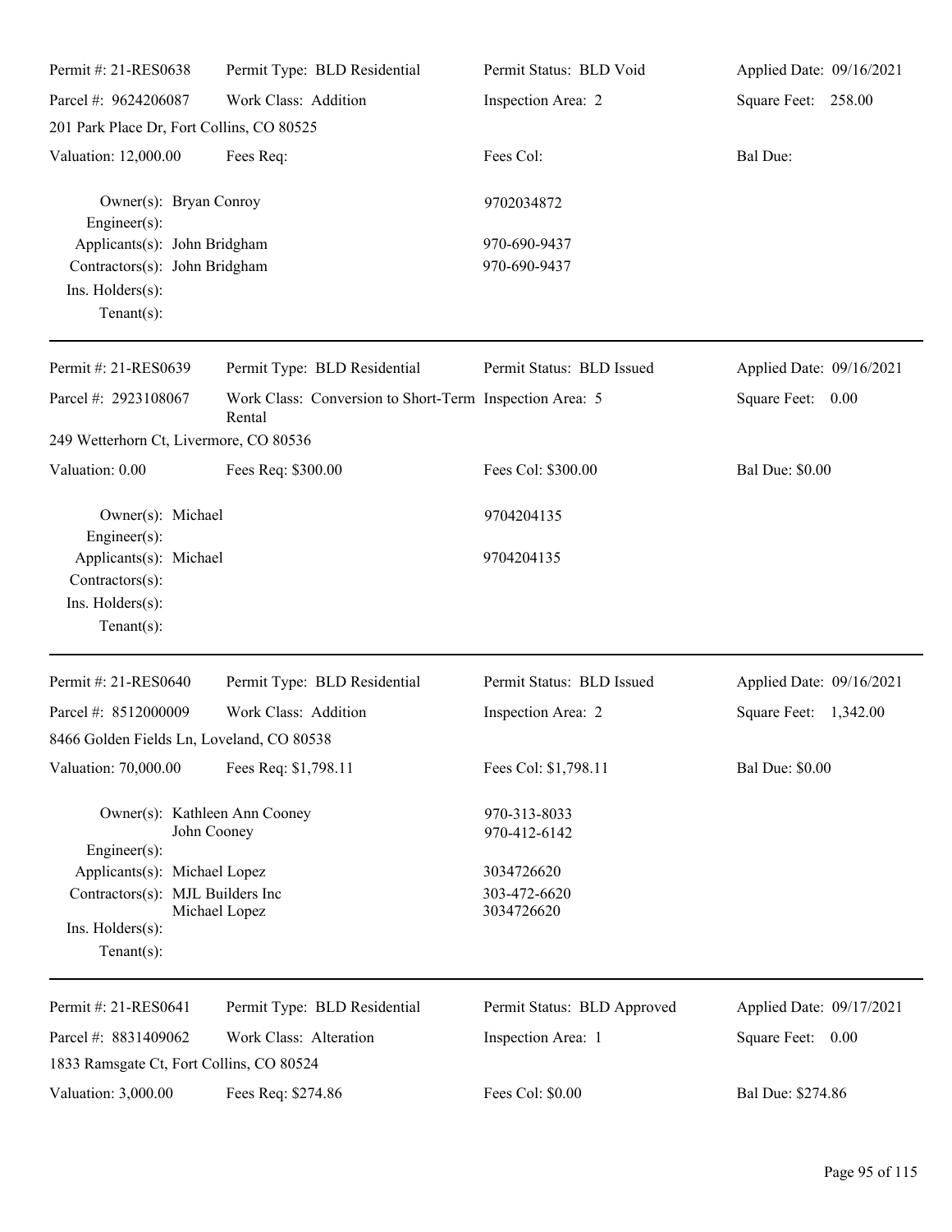Permit #: 21-RES0638 | Permit Type: BLD Residential | Permit Status: BLD Void | Applied Date: 09/16/2021
Parcel #: 9624206087 | Work Class: Addition | Inspection Area: 2 | Square Feet: 258.00
201 Park Place Dr, Fort Collins, CO 80525
Valuation: 12,000.00 | Fees Req: | Fees Col: | Bal Due:

Owner(s): Bryan Conroy 9702034872
Engineer(s):
Applicants(s): John Bridgham 970-690-9437
Contractors(s): John Bridgham 970-690-9437
Ins. Holders(s):
Tenant(s):

---

Permit #: 21-RES0639 | Permit Type: BLD Residential | Permit Status: BLD Issued | Applied Date: 09/16/2021
Parcel #: 2923108067 | Work Class: Conversion to Short-Term Rental | Inspection Area: 5 | Square Feet: 0.00
249 Wetterhorn Ct, Livermore, CO 80536
Valuation: 0.00 | Fees Req: $300.00 | Fees Col: $300.00 | Bal Due: $0.00

Owner(s): Michael 9704204135
Engineer(s):
Applicants(s): Michael 9704204135
Contractors(s):
Ins. Holders(s):
Tenant(s):

---

Permit #: 21-RES0640 | Permit Type: BLD Residential | Permit Status: BLD Issued | Applied Date: 09/16/2021
Parcel #: 8512000009 | Work Class: Addition | Inspection Area: 2 | Square Feet: 1,342.00
8466 Golden Fields Ln, Loveland, CO 80538
Valuation: 70,000.00 | Fees Req: $1,798.11 | Fees Col: $1,798.11 | Bal Due: $0.00

Owner(s): Kathleen Ann Cooney 970-313-8033
John Cooney 970-412-6142
Engineer(s):
Applicants(s): Michael Lopez 3034726620
Contractors(s): MJL Builders Inc 303-472-6620
Michael Lopez 3034726620
Ins. Holders(s):
Tenant(s):

---

Permit #: 21-RES0641 | Permit Type: BLD Residential | Permit Status: BLD Approved | Applied Date: 09/17/2021
Parcel #: 8831409062 | Work Class: Alteration | Inspection Area: 1 | Square Feet: 0.00
1833 Ramsgate Ct, Fort Collins, CO 80524
Valuation: 3,000.00 | Fees Req: $274.86 | Fees Col: $0.00 | Bal Due: $274.86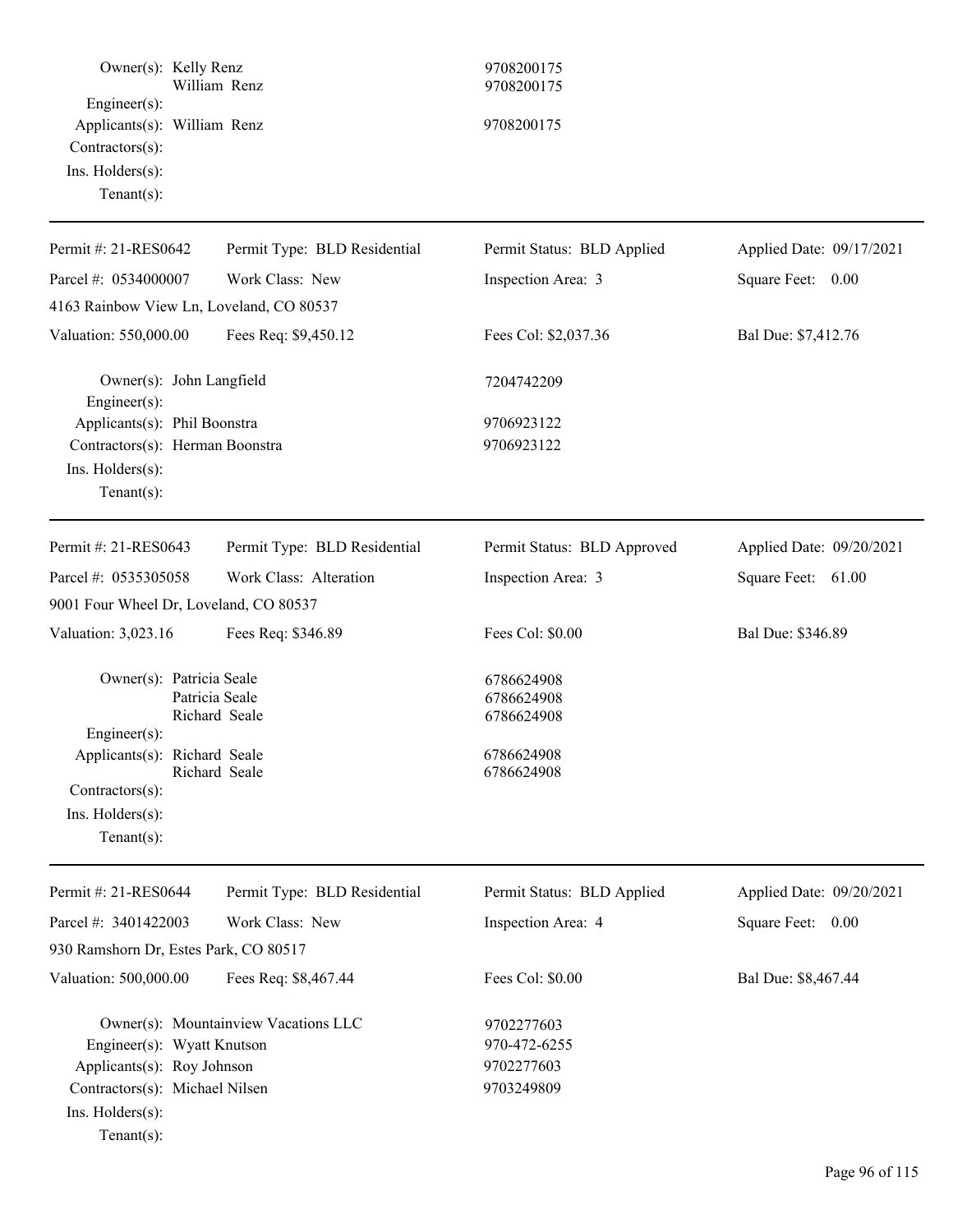Owner(s): Kelly Renz 9708200175
William Renz 9708200175
Engineer(s):
Applicants(s): William Renz 9708200175
Contractors(s):
Ins. Holders(s):
Tenant(s):

---

| Permit #: 21-RES0642 | Permit Type: BLD Residential | Permit Status: BLD Applied | Applied Date: 09/17/2021 |
|---|---|---|---|
| Parcel #: 0534000007 | Work Class: New | Inspection Area: 3 | Square Feet: 0.00 |
| 4163 Rainbow View Ln, Loveland, CO 80537 | | | |
| Valuation: 550,000.00 | Fees Req: $9,450.12 | Fees Col: $2,037.36 | Bal Due: $7,412.76 |

Owner(s): John Langfield 7204742209
Engineer(s):
Applicants(s): Phil Boonstra 9706923122
Contractors(s): Herman Boonstra 9706923122
Ins. Holders(s):
Tenant(s):

---

| Permit #: 21-RES0643 | Permit Type: BLD Residential | Permit Status: BLD Approved | Applied Date: 09/20/2021 |
|---|---|---|---|
| Parcel #: 0535305058 | Work Class: Alteration | Inspection Area: 3 | Square Feet: 61.00 |
| 9001 Four Wheel Dr, Loveland, CO 80537 | | | |
| Valuation: 3,023.16 | Fees Req: $346.89 | Fees Col: $0.00 | Bal Due: $346.89 |

Owner(s): Patricia Seale 6786624908
Patricia Seale 6786624908
Richard Seale 6786624908
Engineer(s):
Applicants(s): Richard Seale 6786624908
Richard Seale 6786624908
Contractors(s):
Ins. Holders(s):
Tenant(s):

---

| Permit #: 21-RES0644 | Permit Type: BLD Residential | Permit Status: BLD Applied | Applied Date: 09/20/2021 |
|---|---|---|---|
| Parcel #: 3401422003 | Work Class: New | Inspection Area: 4 | Square Feet: 0.00 |
| 930 Ramshorn Dr, Estes Park, CO 80517 | | | |
| Valuation: 500,000.00 | Fees Req: $8,467.44 | Fees Col: $0.00 | Bal Due: $8,467.44 |

Owner(s): Mountainview Vacations LLC 9702277603
Engineer(s): Wyatt Knutson 970-472-6255
Applicants(s): Roy Johnson 9702277603
Contractors(s): Michael Nilsen 9703249809
Ins. Holders(s):
Tenant(s):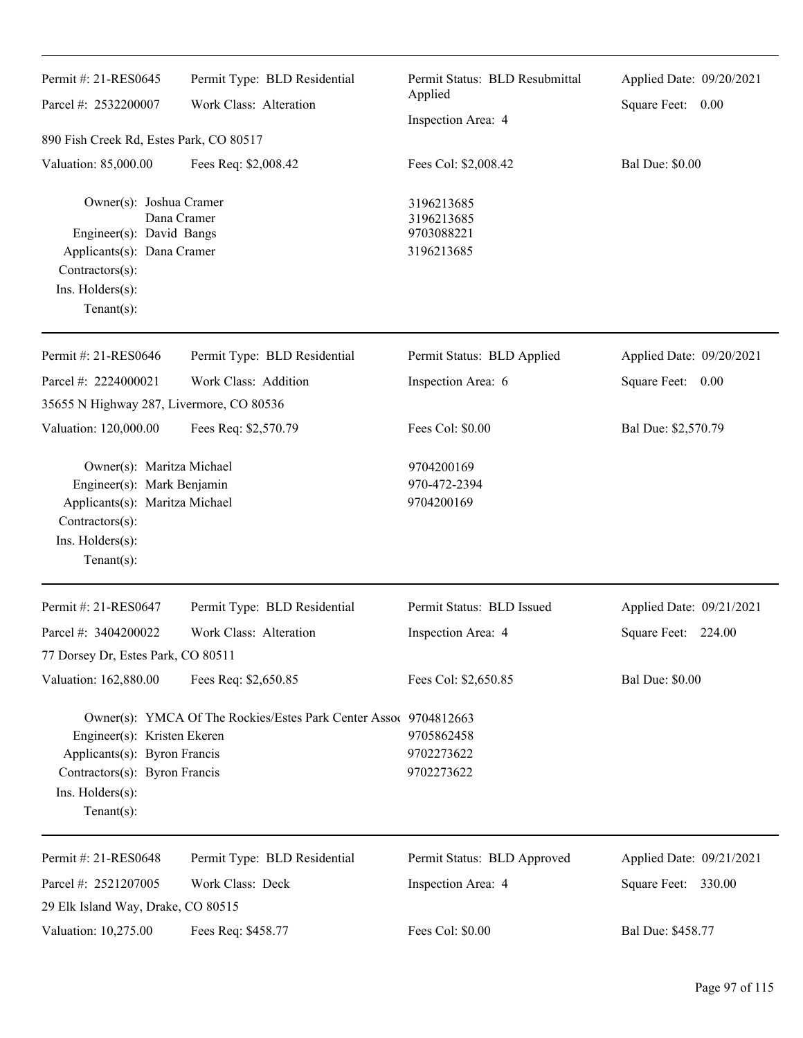| Permit #: 21-RES0645 | Permit Type: BLD Residential | Permit Status: BLD Resubmittal Applied | Applied Date: 09/20/2021 |
|---|---|---|---|
| Parcel #: 2532200007 | Work Class: Alteration | Inspection Area: 4 | Square Feet: 0.00 |
| 890 Fish Creek Rd, Estes Park, CO 80517 | | | |
| Valuation: 85,000.00 | Fees Req: $2,008.42 | Fees Col: $2,008.42 | Bal Due: $0.00 |

Owner(s): Joshua Cramer — 3196213685
Dana Cramer — 3196213685
Engineer(s): David Bangs — 9703088221
Applicants(s): Dana Cramer — 3196213685
Contractors(s):
Ins. Holders(s):
Tenant(s):

---

| Permit #: 21-RES0646 | Permit Type: BLD Residential | Permit Status: BLD Applied | Applied Date: 09/20/2021 |
|---|---|---|---|
| Parcel #: 2224000021 | Work Class: Addition | Inspection Area: 6 | Square Feet: 0.00 |
| 35655 N Highway 287, Livermore, CO 80536 | | | |
| Valuation: 120,000.00 | Fees Req: $2,570.79 | Fees Col: $0.00 | Bal Due: $2,570.79 |

Owner(s): Maritza Michael — 9704200169
Engineer(s): Mark Benjamin — 970-472-2394
Applicants(s): Maritza Michael — 9704200169
Contractors(s):
Ins. Holders(s):
Tenant(s):

---

| Permit #: 21-RES0647 | Permit Type: BLD Residential | Permit Status: BLD Issued | Applied Date: 09/21/2021 |
|---|---|---|---|
| Parcel #: 3404200022 | Work Class: Alteration | Inspection Area: 4 | Square Feet: 224.00 |
| 77 Dorsey Dr, Estes Park, CO 80511 | | | |
| Valuation: 162,880.00 | Fees Req: $2,650.85 | Fees Col: $2,650.85 | Bal Due: $0.00 |

Owner(s): YMCA Of The Rockies/Estes Park Center Assoc — 9704812663
Engineer(s): Kristen Ekeren — 9705862458
Applicants(s): Byron Francis — 9702273622
Contractors(s): Byron Francis — 9702273622
Ins. Holders(s):
Tenant(s):

---

| Permit #: 21-RES0648 | Permit Type: BLD Residential | Permit Status: BLD Approved | Applied Date: 09/21/2021 |
|---|---|---|---|
| Parcel #: 2521207005 | Work Class: Deck | Inspection Area: 4 | Square Feet: 330.00 |
| 29 Elk Island Way, Drake, CO 80515 | | | |
| Valuation: 10,275.00 | Fees Req: $458.77 | Fees Col: $0.00 | Bal Due: $458.77 |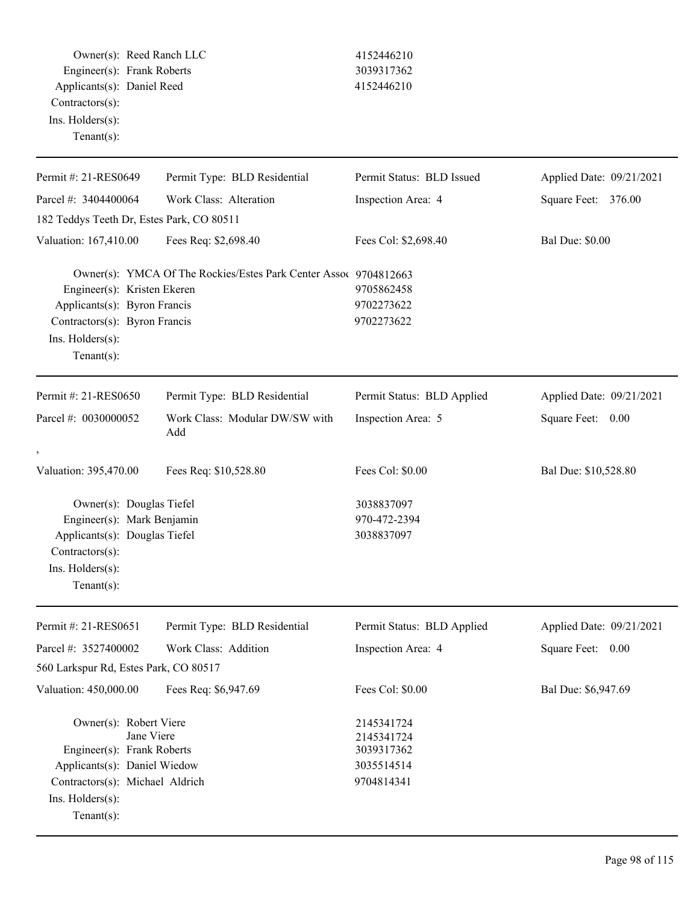Owner(s): Reed Ranch LLC 4152446210
Engineer(s): Frank Roberts 3039317362
Applicants(s): Daniel Reed 4152446210
Contractors(s):
Ins. Holders(s):
Tenant(s):

---

| Permit #: 21-RES0649 | Permit Type: BLD Residential | Permit Status: BLD Issued | Applied Date: 09/21/2021 |
|---|---|---|---|
| Parcel #: 3404400064 | Work Class: Alteration | Inspection Area: 4 | Square Feet: 376.00 |
| 182 Teddys Teeth Dr, Estes Park, CO 80511 | | | |
| Valuation: 167,410.00 | Fees Req: $2,698.40 | Fees Col: $2,698.40 | Bal Due: $0.00 |

Owner(s): YMCA Of The Rockies/Estes Park Center Assoc 9704812663
Engineer(s): Kristen Ekeren 9705862458
Applicants(s): Byron Francis 9702273622
Contractors(s): Byron Francis 9702273622
Ins. Holders(s):
Tenant(s):

---

| Permit #: 21-RES0650 | Permit Type: BLD Residential | Permit Status: BLD Applied | Applied Date: 09/21/2021 |
|---|---|---|---|
| Parcel #: 0030000052 | Work Class: Modular DW/SW with Add | Inspection Area: 5 | Square Feet: 0.00 |
| , | | | |
| Valuation: 395,470.00 | Fees Req: $10,528.80 | Fees Col: $0.00 | Bal Due: $10,528.80 |

Owner(s): Douglas Tiefel 3038837097
Engineer(s): Mark Benjamin 970-472-2394
Applicants(s): Douglas Tiefel 3038837097
Contractors(s):
Ins. Holders(s):
Tenant(s):

---

| Permit #: 21-RES0651 | Permit Type: BLD Residential | Permit Status: BLD Applied | Applied Date: 09/21/2021 |
|---|---|---|---|
| Parcel #: 3527400002 | Work Class: Addition | Inspection Area: 4 | Square Feet: 0.00 |
| 560 Larkspur Rd, Estes Park, CO 80517 | | | |
| Valuation: 450,000.00 | Fees Req: $6,947.69 | Fees Col: $0.00 | Bal Due: $6,947.69 |

Owner(s): Robert Viere 2145341724
Jane Viere 2145341724
Engineer(s): Frank Roberts 3039317362
Applicants(s): Daniel Wiedow 3035514514
Contractors(s): Michael Aldrich 9704814341
Ins. Holders(s):
Tenant(s):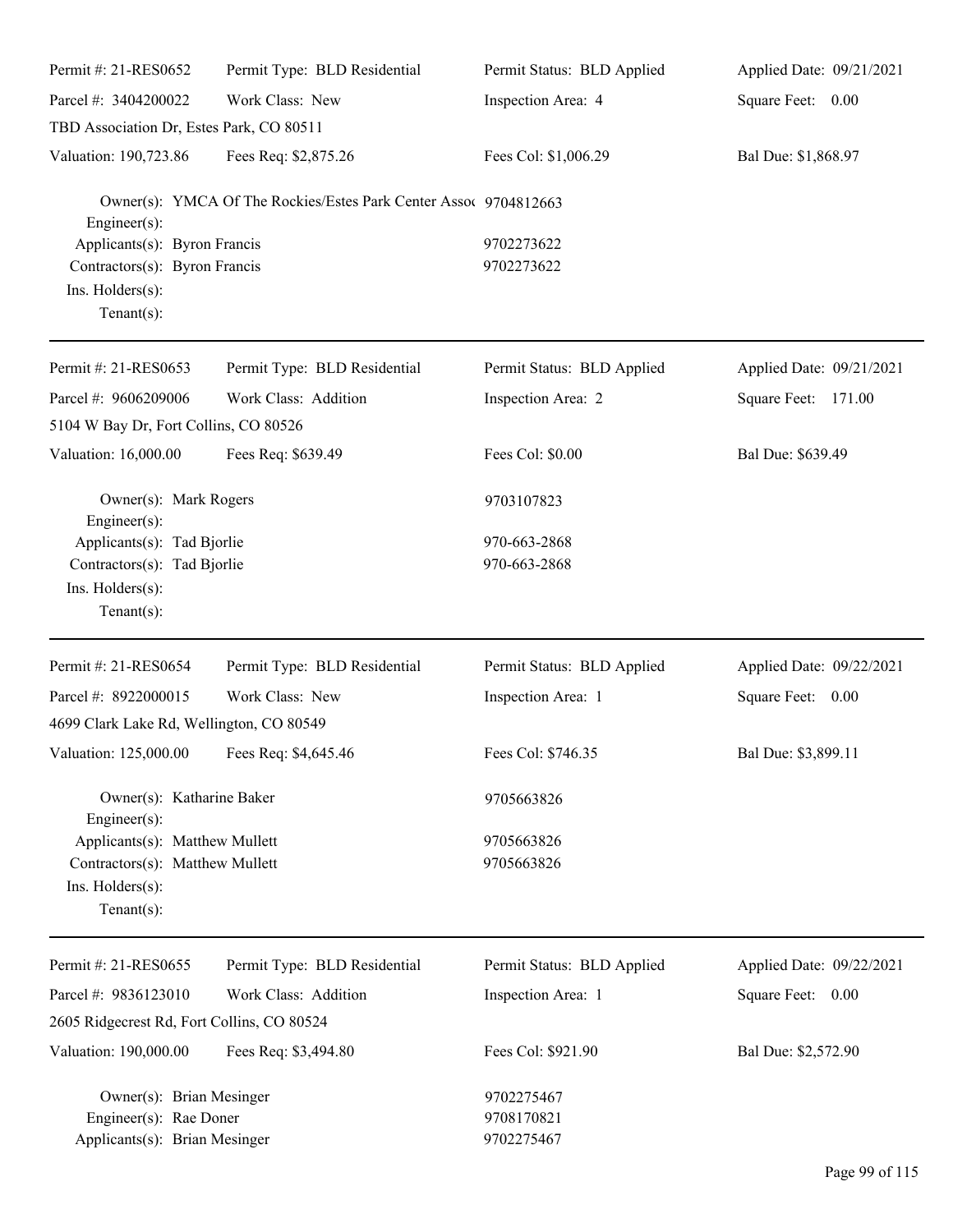Permit #: 21-RES0652 | Permit Type: BLD Residential | Permit Status: BLD Applied | Applied Date: 09/21/2021
Parcel #: 3404200022 | Work Class: New | Inspection Area: 4 | Square Feet: 0.00
TBD Association Dr, Estes Park, CO 80511
Valuation: 190,723.86 | Fees Req: $2,875.26 | Fees Col: $1,006.29 | Bal Due: $1,868.97

Owner(s): YMCA Of The Rockies/Estes Park Center Assoc 9704812663
Engineer(s):
Applicants(s): Byron Francis 9702273622
Contractors(s): Byron Francis 9702273622
Ins. Holders(s):
Tenant(s):

---

Permit #: 21-RES0653 | Permit Type: BLD Residential | Permit Status: BLD Applied | Applied Date: 09/21/2021
Parcel #: 9606209006 | Work Class: Addition | Inspection Area: 2 | Square Feet: 171.00
5104 W Bay Dr, Fort Collins, CO 80526
Valuation: 16,000.00 | Fees Req: $639.49 | Fees Col: $0.00 | Bal Due: $639.49

Owner(s): Mark Rogers 9703107823
Engineer(s):
Applicants(s): Tad Bjorlie 970-663-2868
Contractors(s): Tad Bjorlie 970-663-2868
Ins. Holders(s):
Tenant(s):

---

Permit #: 21-RES0654 | Permit Type: BLD Residential | Permit Status: BLD Applied | Applied Date: 09/22/2021
Parcel #: 8922000015 | Work Class: New | Inspection Area: 1 | Square Feet: 0.00
4699 Clark Lake Rd, Wellington, CO 80549
Valuation: 125,000.00 | Fees Req: $4,645.46 | Fees Col: $746.35 | Bal Due: $3,899.11

Owner(s): Katharine Baker 9705663826
Engineer(s):
Applicants(s): Matthew Mullett 9705663826
Contractors(s): Matthew Mullett 9705663826
Ins. Holders(s):
Tenant(s):

---

Permit #: 21-RES0655 | Permit Type: BLD Residential | Permit Status: BLD Applied | Applied Date: 09/22/2021
Parcel #: 9836123010 | Work Class: Addition | Inspection Area: 1 | Square Feet: 0.00
2605 Ridgecrest Rd, Fort Collins, CO 80524
Valuation: 190,000.00 | Fees Req: $3,494.80 | Fees Col: $921.90 | Bal Due: $2,572.90

Owner(s): Brian Mesinger 9702275467
Engineer(s): Rae Doner 9708170821
Applicants(s): Brian Mesinger 9702275467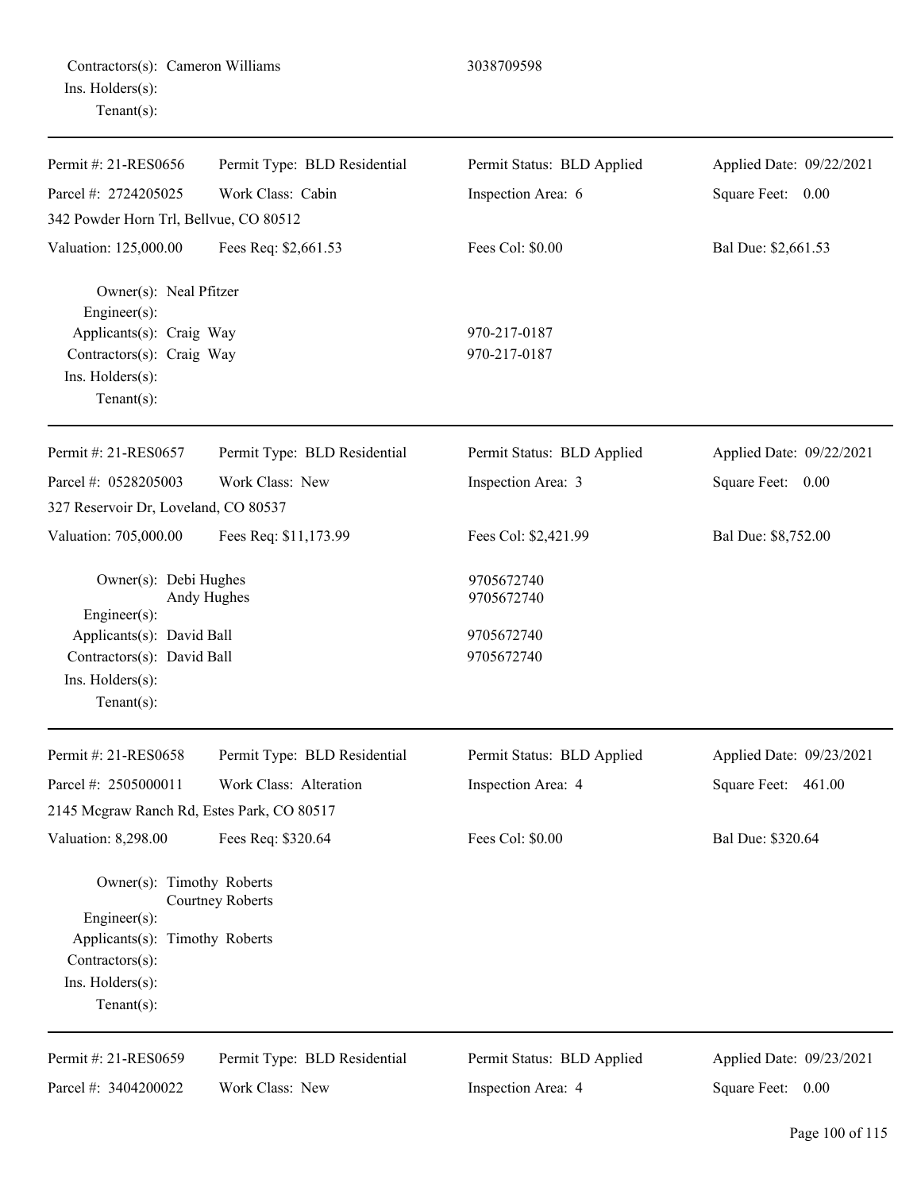Contractors(s): Cameron Williams 3038709598
Ins. Holders(s):
Tenant(s):

---

| Permit #: 21-RES0656 | Permit Type: BLD Residential | Permit Status: BLD Applied | Applied Date: 09/22/2021 |
|---|---|---|---|
| Parcel #: 2724205025 | Work Class: Cabin | Inspection Area: 6 | Square Feet: 0.00 |
| 342 Powder Horn Trl, Bellvue, CO 80512 | | | |
| Valuation: 125,000.00 | Fees Req: $2,661.53 | Fees Col: $0.00 | Bal Due: $2,661.53 |

Owner(s): Neal Pfitzer
Engineer(s):
Applicants(s): Craig Way 970-217-0187
Contractors(s): Craig Way 970-217-0187
Ins. Holders(s):
Tenant(s):

---

| Permit #: 21-RES0657 | Permit Type: BLD Residential | Permit Status: BLD Applied | Applied Date: 09/22/2021 |
|---|---|---|---|
| Parcel #: 0528205003 | Work Class: New | Inspection Area: 3 | Square Feet: 0.00 |
| 327 Reservoir Dr, Loveland, CO 80537 | | | |
| Valuation: 705,000.00 | Fees Req: $11,173.99 | Fees Col: $2,421.99 | Bal Due: $8,752.00 |

Owner(s): Debi Hughes 9705672740
Andy Hughes 9705672740
Engineer(s):
Applicants(s): David Ball 9705672740
Contractors(s): David Ball 9705672740
Ins. Holders(s):
Tenant(s):

---

| Permit #: 21-RES0658 | Permit Type: BLD Residential | Permit Status: BLD Applied | Applied Date: 09/23/2021 |
|---|---|---|---|
| Parcel #: 2505000011 | Work Class: Alteration | Inspection Area: 4 | Square Feet: 461.00 |
| 2145 Mcgraw Ranch Rd, Estes Park, CO 80517 | | | |
| Valuation: 8,298.00 | Fees Req: $320.64 | Fees Col: $0.00 | Bal Due: $320.64 |

Owner(s): Timothy Roberts
Courtney Roberts
Engineer(s):
Applicants(s): Timothy Roberts
Contractors(s):
Ins. Holders(s):
Tenant(s):

---

| Permit #: 21-RES0659 | Permit Type: BLD Residential | Permit Status: BLD Applied | Applied Date: 09/23/2021 |
|---|---|---|---|
| Parcel #: 3404200022 | Work Class: New | Inspection Area: 4 | Square Feet: 0.00 |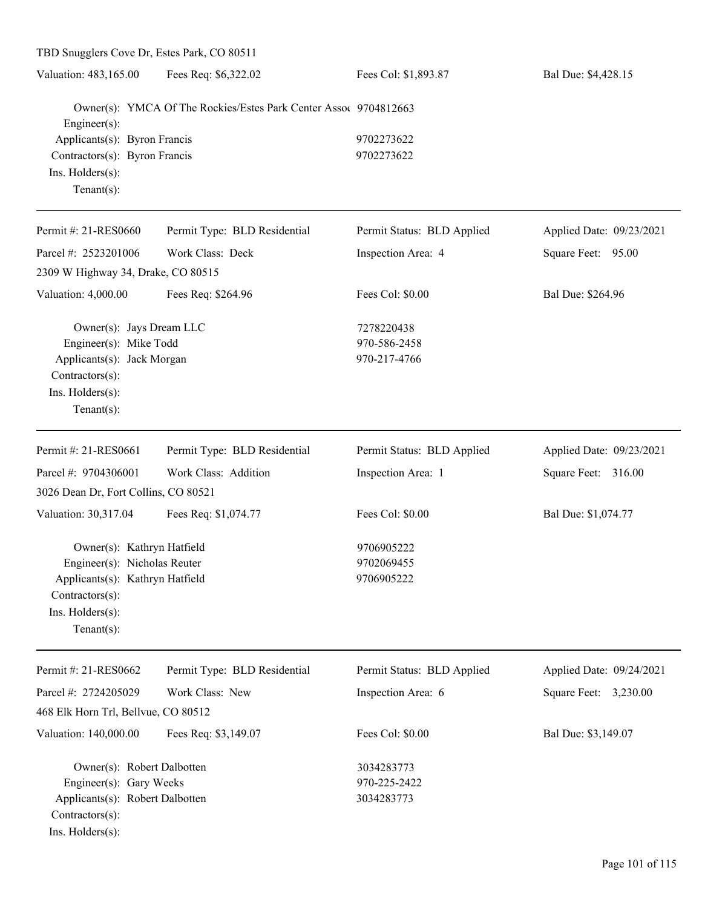TBD Snugglers Cove Dr, Estes Park, CO 80511

| Valuation: 483,165.00 | Fees Req: $6,322.02 | Fees Col: $1,893.87 | Bal Due: $4,428.15 |
|---|---|---|---|

Owner(s): YMCA Of The Rockies/Estes Park Center Assoc 9704812663
Engineer(s):
Applicants(s): Byron Francis 9702273622
Contractors(s): Byron Francis 9702273622
Ins. Holders(s):
Tenant(s):

---

| Permit #: 21-RES0660 | Permit Type: BLD Residential | Permit Status: BLD Applied | Applied Date: 09/23/2021 |
|---|---|---|---|
| Parcel #: 2523201006 | Work Class: Deck | Inspection Area: 4 | Square Feet: 95.00 |
| 2309 W Highway 34, Drake, CO 80515 | | | |
| Valuation: 4,000.00 | Fees Req: $264.96 | Fees Col: $0.00 | Bal Due: $264.96 |

Owner(s): Jays Dream LLC 7278220438
Engineer(s): Mike Todd 970-586-2458
Applicants(s): Jack Morgan 970-217-4766
Contractors(s):
Ins. Holders(s):
Tenant(s):

---

| Permit #: 21-RES0661 | Permit Type: BLD Residential | Permit Status: BLD Applied | Applied Date: 09/23/2021 |
|---|---|---|---|
| Parcel #: 9704306001 | Work Class: Addition | Inspection Area: 1 | Square Feet: 316.00 |
| 3026 Dean Dr, Fort Collins, CO 80521 | | | |
| Valuation: 30,317.04 | Fees Req: $1,074.77 | Fees Col: $0.00 | Bal Due: $1,074.77 |

Owner(s): Kathryn Hatfield 9706905222
Engineer(s): Nicholas Reuter 9702069455
Applicants(s): Kathryn Hatfield 9706905222
Contractors(s):
Ins. Holders(s):
Tenant(s):

---

| Permit #: 21-RES0662 | Permit Type: BLD Residential | Permit Status: BLD Applied | Applied Date: 09/24/2021 |
|---|---|---|---|
| Parcel #: 2724205029 | Work Class: New | Inspection Area: 6 | Square Feet: 3,230.00 |
| 468 Elk Horn Trl, Bellvue, CO 80512 | | | |
| Valuation: 140,000.00 | Fees Req: $3,149.07 | Fees Col: $0.00 | Bal Due: $3,149.07 |

Owner(s): Robert Dalbotten 3034283773
Engineer(s): Gary Weeks 970-225-2422
Applicants(s): Robert Dalbotten 3034283773
Contractors(s):
Ins. Holders(s):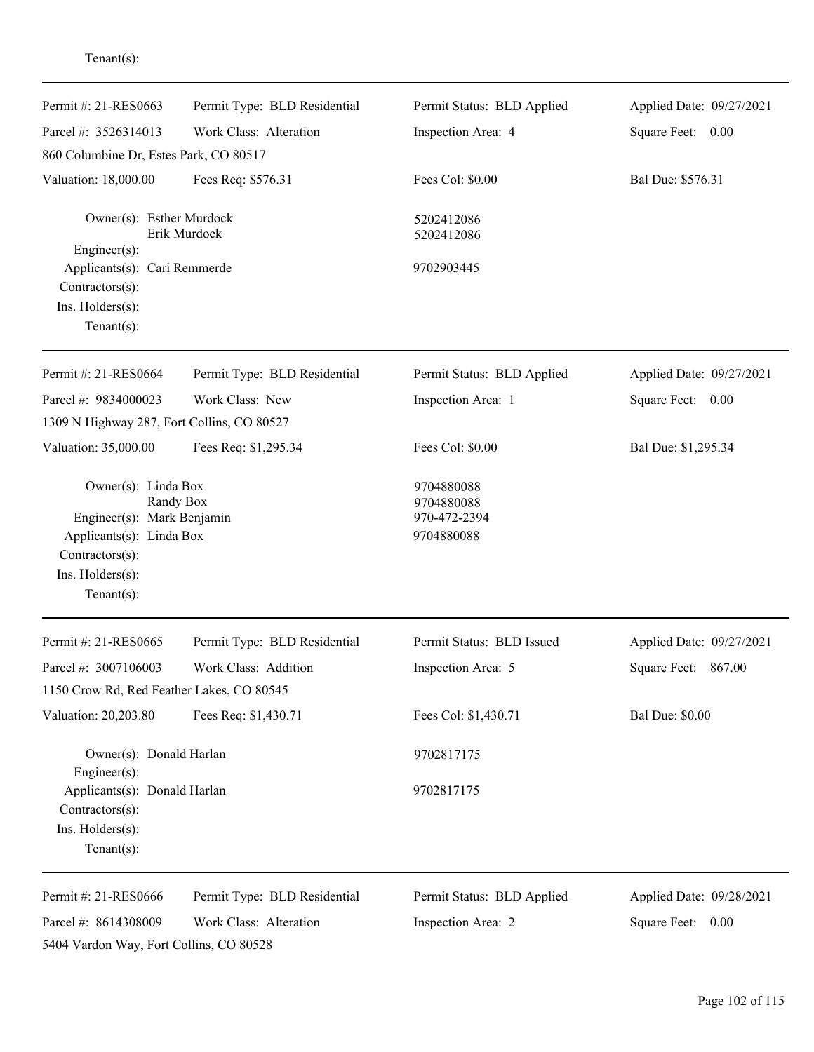Tenant(s):

---

| Permit #: 21-RES0663 | Permit Type: BLD Residential | Permit Status: BLD Applied | Applied Date: 09/27/2021 |
|---|---|---|---|
| Parcel #: 3526314013 | Work Class: Alteration | Inspection Area: 4 | Square Feet: 0.00 |
| 860 Columbine Dr, Estes Park, CO 80517 | | | |
| Valuation: 18,000.00 | Fees Req: $576.31 | Fees Col: $0.00 | Bal Due: $576.31 |

Owner(s): Esther Murdock — 5202412086
Erik Murdock — 5202412086
Engineer(s):
Applicants(s): Cari Remmerde — 9702903445
Contractors(s):
Ins. Holders(s):
Tenant(s):

---

| Permit #: 21-RES0664 | Permit Type: BLD Residential | Permit Status: BLD Applied | Applied Date: 09/27/2021 |
|---|---|---|---|
| Parcel #: 9834000023 | Work Class: New | Inspection Area: 1 | Square Feet: 0.00 |
| 1309 N Highway 287, Fort Collins, CO 80527 | | | |
| Valuation: 35,000.00 | Fees Req: $1,295.34 | Fees Col: $0.00 | Bal Due: $1,295.34 |

Owner(s): Linda Box — 9704880088
Randy Box — 9704880088
Engineer(s): Mark Benjamin — 970-472-2394
Applicants(s): Linda Box — 9704880088
Contractors(s):
Ins. Holders(s):
Tenant(s):

---

| Permit #: 21-RES0665 | Permit Type: BLD Residential | Permit Status: BLD Issued | Applied Date: 09/27/2021 |
|---|---|---|---|
| Parcel #: 3007106003 | Work Class: Addition | Inspection Area: 5 | Square Feet: 867.00 |
| 1150 Crow Rd, Red Feather Lakes, CO 80545 | | | |
| Valuation: 20,203.80 | Fees Req: $1,430.71 | Fees Col: $1,430.71 | Bal Due: $0.00 |

Owner(s): Donald Harlan — 9702817175
Engineer(s):
Applicants(s): Donald Harlan — 9702817175
Contractors(s):
Ins. Holders(s):
Tenant(s):

---

| Permit #: 21-RES0666 | Permit Type: BLD Residential | Permit Status: BLD Applied | Applied Date: 09/28/2021 |
|---|---|---|---|
| Parcel #: 8614308009 | Work Class: Alteration | Inspection Area: 2 | Square Feet: 0.00 |
| 5404 Vardon Way, Fort Collins, CO 80528 | | | |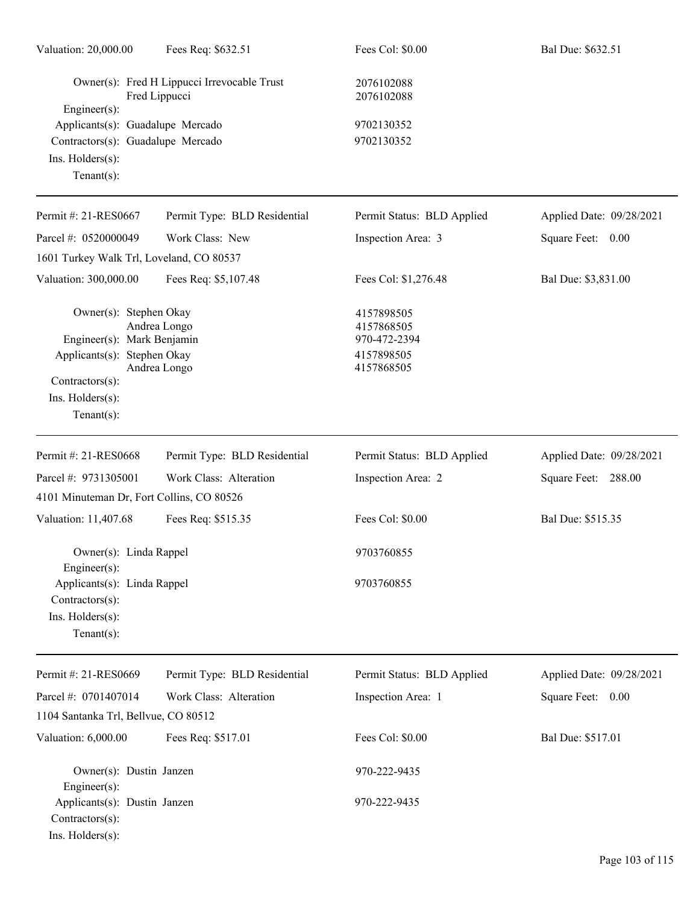| Valuation: 20,000.00 | Fees Req: $632.51 | Fees Col: $0.00 | Bal Due: $632.51 |
|---|---|---|---|

Owner(s): Fred H Lippucci Irrevocable Trust — 2076102088
Fred Lippucci — 2076102088
Engineer(s):
Applicants(s): Guadalupe Mercado — 9702130352
Contractors(s): Guadalupe Mercado — 9702130352
Ins. Holders(s):
Tenant(s):

---

| Permit #: 21-RES0667 | Permit Type: BLD Residential | Permit Status: BLD Applied | Applied Date: 09/28/2021 |
|---|---|---|---|
| Parcel #: 0520000049 | Work Class: New | Inspection Area: 3 | Square Feet: 0.00 |
| 1601 Turkey Walk Trl, Loveland, CO 80537 | | | |
| Valuation: 300,000.00 | Fees Req: $5,107.48 | Fees Col: $1,276.48 | Bal Due: $3,831.00 |

Owner(s): Stephen Okay — 4157898505
Andrea Longo — 4157868505
Engineer(s): Mark Benjamin — 970-472-2394
Applicants(s): Stephen Okay — 4157898505
Andrea Longo — 4157868505
Contractors(s):
Ins. Holders(s):
Tenant(s):

---

| Permit #: 21-RES0668 | Permit Type: BLD Residential | Permit Status: BLD Applied | Applied Date: 09/28/2021 |
|---|---|---|---|
| Parcel #: 9731305001 | Work Class: Alteration | Inspection Area: 2 | Square Feet: 288.00 |
| 4101 Minuteman Dr, Fort Collins, CO 80526 | | | |
| Valuation: 11,407.68 | Fees Req: $515.35 | Fees Col: $0.00 | Bal Due: $515.35 |

Owner(s): Linda Rappel — 9703760855
Engineer(s):
Applicants(s): Linda Rappel — 9703760855
Contractors(s):
Ins. Holders(s):
Tenant(s):

---

| Permit #: 21-RES0669 | Permit Type: BLD Residential | Permit Status: BLD Applied | Applied Date: 09/28/2021 |
|---|---|---|---|
| Parcel #: 0701407014 | Work Class: Alteration | Inspection Area: 1 | Square Feet: 0.00 |
| 1104 Santanka Trl, Bellvue, CO 80512 | | | |
| Valuation: 6,000.00 | Fees Req: $517.01 | Fees Col: $0.00 | Bal Due: $517.01 |

Owner(s): Dustin Janzen — 970-222-9435
Engineer(s):
Applicants(s): Dustin Janzen — 970-222-9435
Contractors(s):
Ins. Holders(s):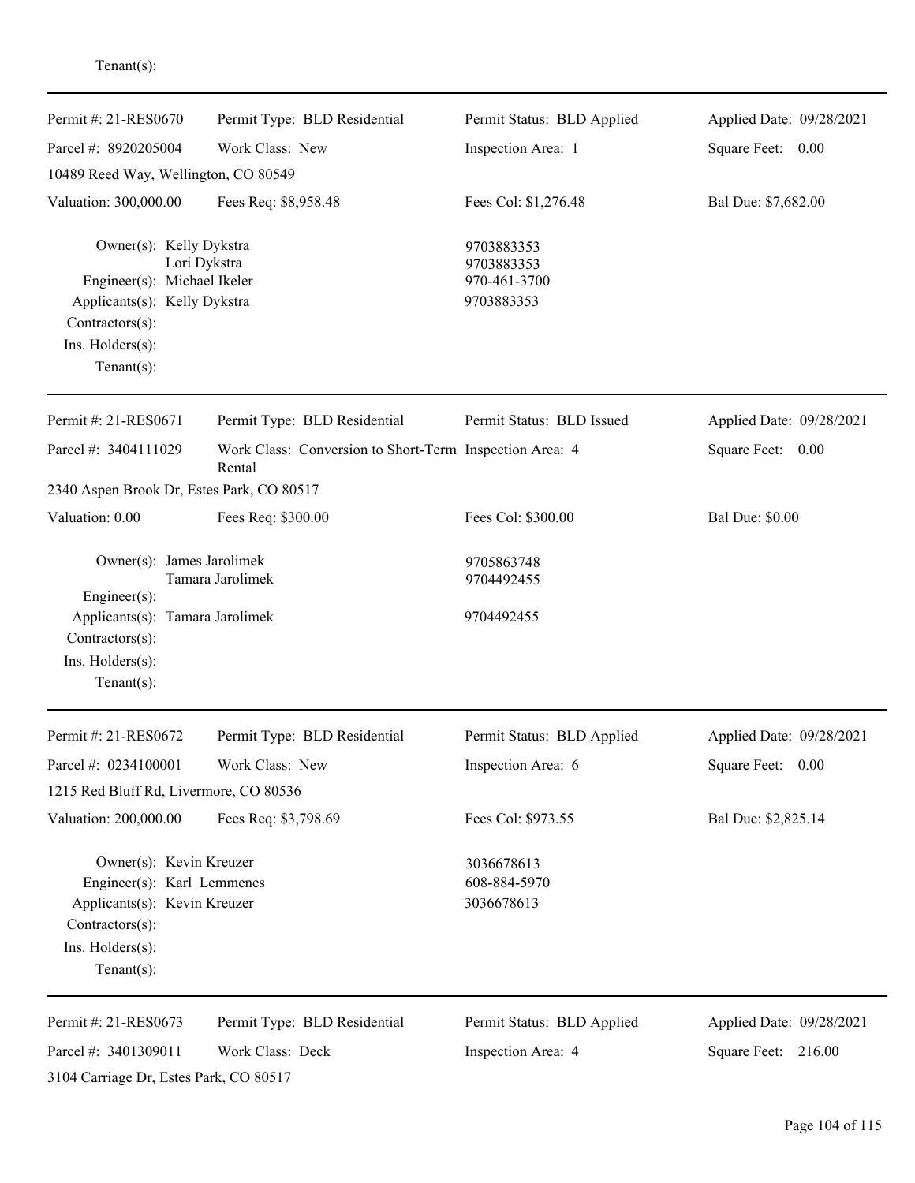Tenant(s):

---

| Permit #: 21-RES0670 | Permit Type: BLD Residential | Permit Status: BLD Applied | Applied Date: 09/28/2021 |
|---|---|---|---|
| Parcel #: 8920205004 | Work Class: New | Inspection Area: 1 | Square Feet: 0.00 |
| 10489 Reed Way, Wellington, CO 80549 | | | |
| Valuation: 300,000.00 | Fees Req: $8,958.48 | Fees Col: $1,276.48 | Bal Due: $7,682.00 |

Owner(s): Kelly Dykstra — 9703883353
Lori Dykstra — 9703883353
Engineer(s): Michael Ikeler — 970-461-3700
Applicants(s): Kelly Dykstra — 9703883353
Contractors(s):
Ins. Holders(s):
Tenant(s):

---

| Permit #: 21-RES0671 | Permit Type: BLD Residential | Permit Status: BLD Issued | Applied Date: 09/28/2021 |
|---|---|---|---|
| Parcel #: 3404111029 | Work Class: Conversion to Short-Term Rental | Inspection Area: 4 | Square Feet: 0.00 |
| 2340 Aspen Brook Dr, Estes Park, CO 80517 | | | |
| Valuation: 0.00 | Fees Req: $300.00 | Fees Col: $300.00 | Bal Due: $0.00 |

Owner(s): James Jarolimek — 9705863748
Tamara Jarolimek — 9704492455
Engineer(s):
Applicants(s): Tamara Jarolimek — 9704492455
Contractors(s):
Ins. Holders(s):
Tenant(s):

---

| Permit #: 21-RES0672 | Permit Type: BLD Residential | Permit Status: BLD Applied | Applied Date: 09/28/2021 |
|---|---|---|---|
| Parcel #: 0234100001 | Work Class: New | Inspection Area: 6 | Square Feet: 0.00 |
| 1215 Red Bluff Rd, Livermore, CO 80536 | | | |
| Valuation: 200,000.00 | Fees Req: $3,798.69 | Fees Col: $973.55 | Bal Due: $2,825.14 |

Owner(s): Kevin Kreuzer — 3036678613
Engineer(s): Karl Lemmenes — 608-884-5970
Applicants(s): Kevin Kreuzer — 3036678613
Contractors(s):
Ins. Holders(s):
Tenant(s):

---

| Permit #: 21-RES0673 | Permit Type: BLD Residential | Permit Status: BLD Applied | Applied Date: 09/28/2021 |
|---|---|---|---|
| Parcel #: 3401309011 | Work Class: Deck | Inspection Area: 4 | Square Feet: 216.00 |
| 3104 Carriage Dr, Estes Park, CO 80517 | | | |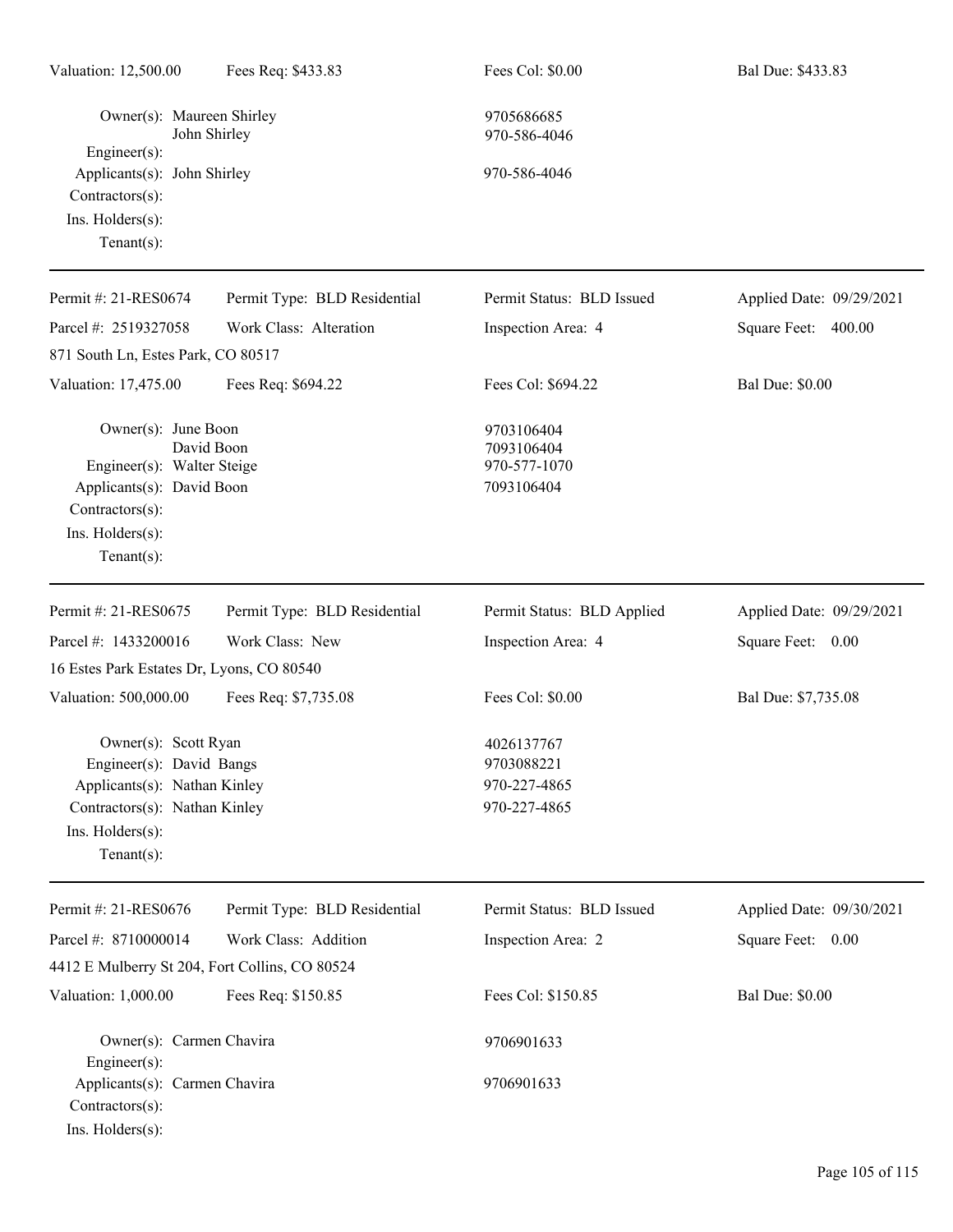Valuation: 12,500.00 Fees Req: $433.83 Fees Col: $0.00 Bal Due: $433.83

Owner(s): Maureen Shirley 9705686685
John Shirley 970-586-4046
Engineer(s):
Applicants(s): John Shirley 970-586-4046
Contractors(s):
Ins. Holders(s):
Tenant(s):

---

Permit #: 21-RES0674 Permit Type: BLD Residential Permit Status: BLD Issued Applied Date: 09/29/2021
Parcel #: 2519327058 Work Class: Alteration Inspection Area: 4 Square Feet: 400.00
871 South Ln, Estes Park, CO 80517
Valuation: 17,475.00 Fees Req: $694.22 Fees Col: $694.22 Bal Due: $0.00

Owner(s): June Boon 9703106404
David Boon 7093106404
Engineer(s): Walter Steige 970-577-1070
Applicants(s): David Boon 7093106404
Contractors(s):
Ins. Holders(s):
Tenant(s):

---

Permit #: 21-RES0675 Permit Type: BLD Residential Permit Status: BLD Applied Applied Date: 09/29/2021
Parcel #: 1433200016 Work Class: New Inspection Area: 4 Square Feet: 0.00
16 Estes Park Estates Dr, Lyons, CO 80540
Valuation: 500,000.00 Fees Req: $7,735.08 Fees Col: $0.00 Bal Due: $7,735.08

Owner(s): Scott Ryan 4026137767
Engineer(s): David Bangs 9703088221
Applicants(s): Nathan Kinley 970-227-4865
Contractors(s): Nathan Kinley 970-227-4865
Ins. Holders(s):
Tenant(s):

---

Permit #: 21-RES0676 Permit Type: BLD Residential Permit Status: BLD Issued Applied Date: 09/30/2021
Parcel #: 8710000014 Work Class: Addition Inspection Area: 2 Square Feet: 0.00
4412 E Mulberry St 204, Fort Collins, CO 80524
Valuation: 1,000.00 Fees Req: $150.85 Fees Col: $150.85 Bal Due: $0.00

Owner(s): Carmen Chavira 9706901633
Engineer(s):
Applicants(s): Carmen Chavira 9706901633
Contractors(s):
Ins. Holders(s):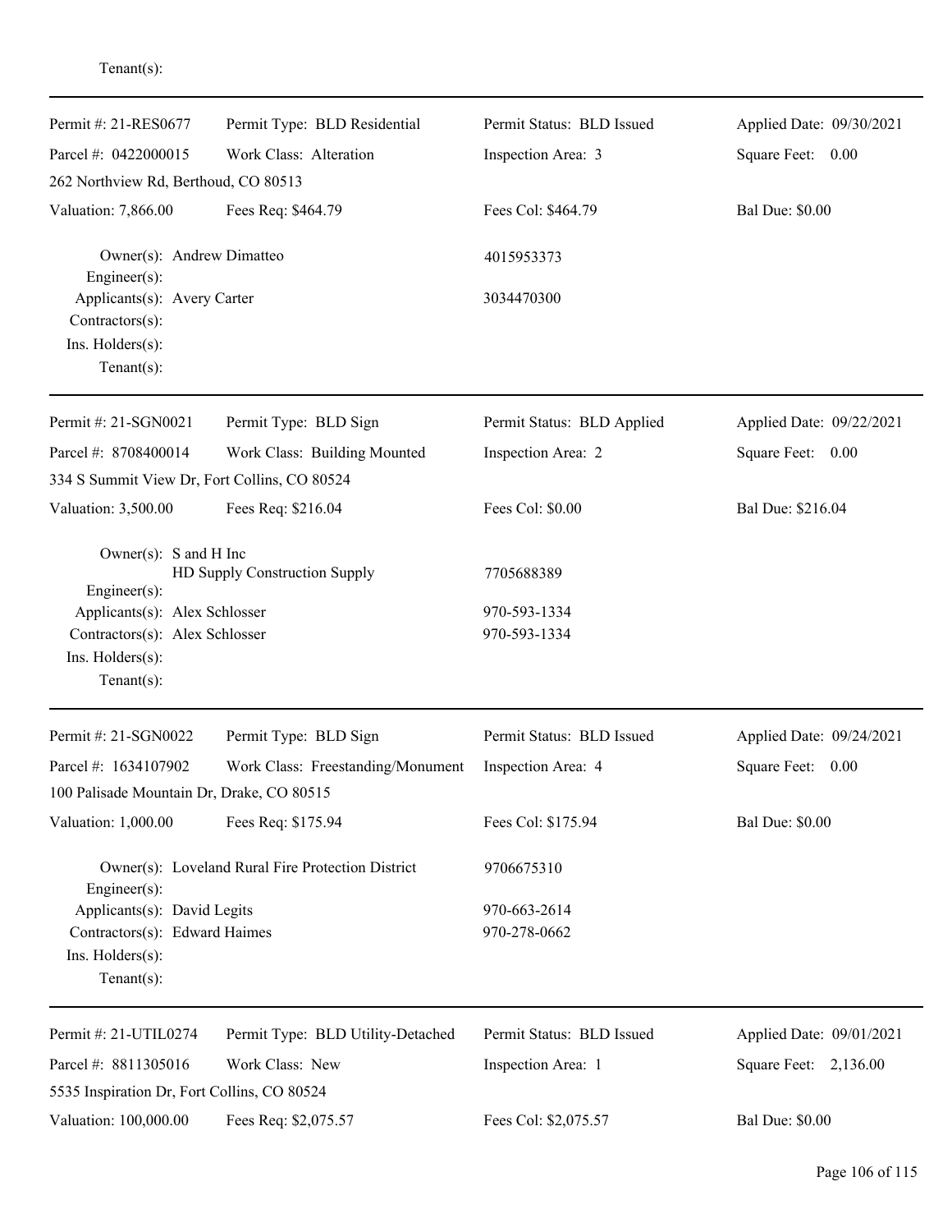Tenant(s):

---

| Permit #: 21-RES0677 | Permit Type: BLD Residential | Permit Status: BLD Issued | Applied Date: 09/30/2021 |
|---|---|---|---|
| Parcel #: 0422000015 | Work Class: Alteration | Inspection Area: 3 | Square Feet: 0.00 |
| 262 Northview Rd, Berthoud, CO 80513 | | | |
| Valuation: 7,866.00 | Fees Req: $464.79 | Fees Col: $464.79 | Bal Due: $0.00 |

Owner(s): Andrew Dimatteo — 4015953373
Engineer(s):
Applicants(s): Avery Carter — 3034470300
Contractors(s):
Ins. Holders(s):
Tenant(s):

---

| Permit #: 21-SGN0021 | Permit Type: BLD Sign | Permit Status: BLD Applied | Applied Date: 09/22/2021 |
|---|---|---|---|
| Parcel #: 8708400014 | Work Class: Building Mounted | Inspection Area: 2 | Square Feet: 0.00 |
| 334 S Summit View Dr, Fort Collins, CO 80524 | | | |
| Valuation: 3,500.00 | Fees Req: $216.04 | Fees Col: $0.00 | Bal Due: $216.04 |

Owner(s): S and H Inc
HD Supply Construction Supply — 7705688389
Engineer(s):
Applicants(s): Alex Schlosser — 970-593-1334
Contractors(s): Alex Schlosser — 970-593-1334
Ins. Holders(s):
Tenant(s):

---

| Permit #: 21-SGN0022 | Permit Type: BLD Sign | Permit Status: BLD Issued | Applied Date: 09/24/2021 |
|---|---|---|---|
| Parcel #: 1634107902 | Work Class: Freestanding/Monument | Inspection Area: 4 | Square Feet: 0.00 |
| 100 Palisade Mountain Dr, Drake, CO 80515 | | | |
| Valuation: 1,000.00 | Fees Req: $175.94 | Fees Col: $175.94 | Bal Due: $0.00 |

Owner(s): Loveland Rural Fire Protection District — 9706675310
Engineer(s):
Applicants(s): David Legits — 970-663-2614
Contractors(s): Edward Haimes — 970-278-0662
Ins. Holders(s):
Tenant(s):

---

| Permit #: 21-UTIL0274 | Permit Type: BLD Utility-Detached | Permit Status: BLD Issued | Applied Date: 09/01/2021 |
|---|---|---|---|
| Parcel #: 8811305016 | Work Class: New | Inspection Area: 1 | Square Feet: 2,136.00 |
| 5535 Inspiration Dr, Fort Collins, CO 80524 | | | |
| Valuation: 100,000.00 | Fees Req: $2,075.57 | Fees Col: $2,075.57 | Bal Due: $0.00 |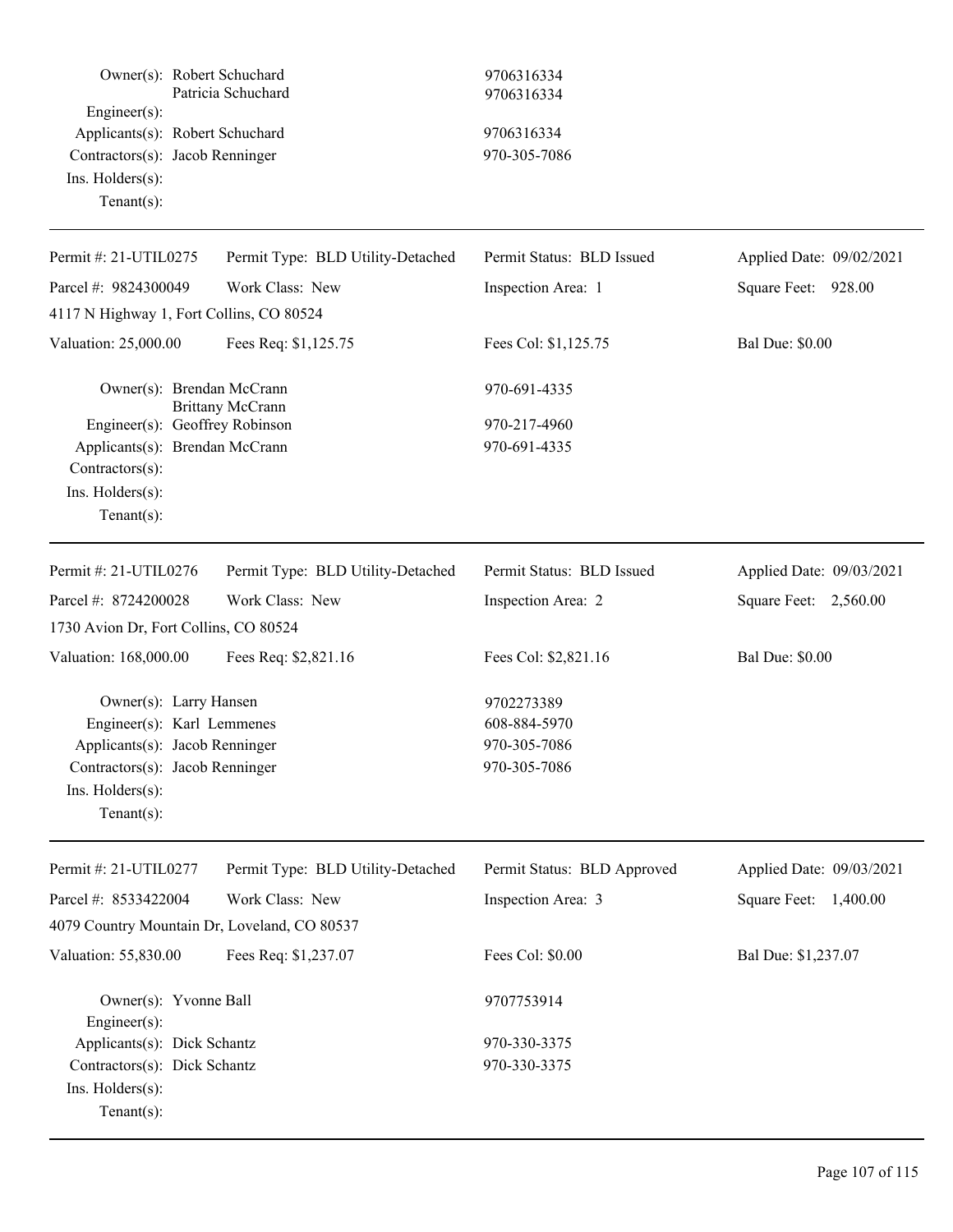Owner(s): Robert Schuchard 9706316334
Patricia Schuchard 9706316334
Engineer(s):
Applicants(s): Robert Schuchard 9706316334
Contractors(s): Jacob Renninger 970-305-7086
Ins. Holders(s):
Tenant(s):

---

| Permit #: 21-UTIL0275 | Permit Type: BLD Utility-Detached | Permit Status: BLD Issued | Applied Date: 09/02/2021 |
|---|---|---|---|
| Parcel #: 9824300049 | Work Class: New | Inspection Area: 1 | Square Feet: 928.00 |
| 4117 N Highway 1, Fort Collins, CO 80524 | | | |
| Valuation: 25,000.00 | Fees Req: $1,125.75 | Fees Col: $1,125.75 | Bal Due: $0.00 |

Owner(s): Brendan McCrann 970-691-4335
Brittany McCrann
Engineer(s): Geoffrey Robinson 970-217-4960
Applicants(s): Brendan McCrann 970-691-4335
Contractors(s):
Ins. Holders(s):
Tenant(s):

---

| Permit #: 21-UTIL0276 | Permit Type: BLD Utility-Detached | Permit Status: BLD Issued | Applied Date: 09/03/2021 |
|---|---|---|---|
| Parcel #: 8724200028 | Work Class: New | Inspection Area: 2 | Square Feet: 2,560.00 |
| 1730 Avion Dr, Fort Collins, CO 80524 | | | |
| Valuation: 168,000.00 | Fees Req: $2,821.16 | Fees Col: $2,821.16 | Bal Due: $0.00 |

Owner(s): Larry Hansen 9702273389
Engineer(s): Karl Lemmenes 608-884-5970
Applicants(s): Jacob Renninger 970-305-7086
Contractors(s): Jacob Renninger 970-305-7086
Ins. Holders(s):
Tenant(s):

---

| Permit #: 21-UTIL0277 | Permit Type: BLD Utility-Detached | Permit Status: BLD Approved | Applied Date: 09/03/2021 |
|---|---|---|---|
| Parcel #: 8533422004 | Work Class: New | Inspection Area: 3 | Square Feet: 1,400.00 |
| 4079 Country Mountain Dr, Loveland, CO 80537 | | | |
| Valuation: 55,830.00 | Fees Req: $1,237.07 | Fees Col: $0.00 | Bal Due: $1,237.07 |

Owner(s): Yvonne Ball 9707753914
Engineer(s):
Applicants(s): Dick Schantz 970-330-3375
Contractors(s): Dick Schantz 970-330-3375
Ins. Holders(s):
Tenant(s):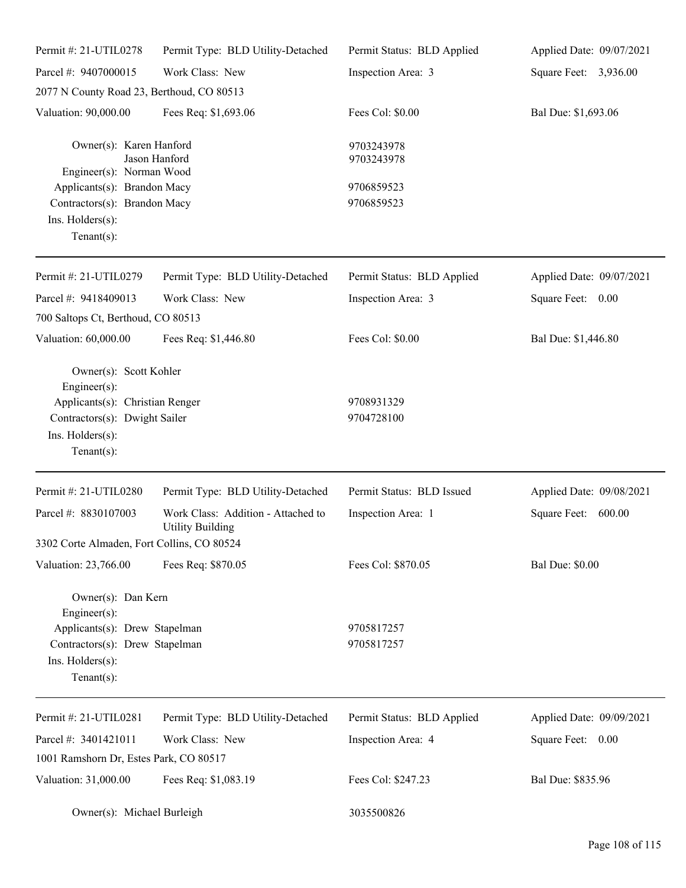| | | | |
|---|---|---|---|
| Permit #: 21-UTIL0278 | Permit Type: BLD Utility-Detached | Permit Status: BLD Applied | Applied Date: 09/07/2021 |
| Parcel #: 9407000015 | Work Class: New | Inspection Area: 3 | Square Feet: 3,936.00 |
| 2077 N County Road 23, Berthoud, CO 80513 | | | |
| Valuation: 90,000.00 | Fees Req: $1,693.06 | Fees Col: $0.00 | Bal Due: $1,693.06 |

Owner(s): Karen Hanford 9703243978
Jason Hanford 9703243978
Engineer(s): Norman Wood
Applicants(s): Brandon Macy 9706859523
Contractors(s): Brandon Macy 9706859523
Ins. Holders(s):
Tenant(s):

---

| | | | |
|---|---|---|---|
| Permit #: 21-UTIL0279 | Permit Type: BLD Utility-Detached | Permit Status: BLD Applied | Applied Date: 09/07/2021 |
| Parcel #: 9418409013 | Work Class: New | Inspection Area: 3 | Square Feet: 0.00 |
| 700 Saltops Ct, Berthoud, CO 80513 | | | |
| Valuation: 60,000.00 | Fees Req: $1,446.80 | Fees Col: $0.00 | Bal Due: $1,446.80 |

Owner(s): Scott Kohler
Engineer(s):
Applicants(s): Christian Renger 9708931329
Contractors(s): Dwight Sailer 9704728100
Ins. Holders(s):
Tenant(s):

---

| | | | |
|---|---|---|---|
| Permit #: 21-UTIL0280 | Permit Type: BLD Utility-Detached | Permit Status: BLD Issued | Applied Date: 09/08/2021 |
| Parcel #: 8830107003 | Work Class: Addition - Attached to Utility Building | Inspection Area: 1 | Square Feet: 600.00 |
| 3302 Corte Almaden, Fort Collins, CO 80524 | | | |
| Valuation: 23,766.00 | Fees Req: $870.05 | Fees Col: $870.05 | Bal Due: $0.00 |

Owner(s): Dan Kern
Engineer(s):
Applicants(s): Drew Stapelman 9705817257
Contractors(s): Drew Stapelman 9705817257
Ins. Holders(s):
Tenant(s):

---

| | | | |
|---|---|---|---|
| Permit #: 21-UTIL0281 | Permit Type: BLD Utility-Detached | Permit Status: BLD Applied | Applied Date: 09/09/2021 |
| Parcel #: 3401421011 | Work Class: New | Inspection Area: 4 | Square Feet: 0.00 |
| 1001 Ramshorn Dr, Estes Park, CO 80517 | | | |
| Valuation: 31,000.00 | Fees Req: $1,083.19 | Fees Col: $247.23 | Bal Due: $835.96 |

Owner(s): Michael Burleigh 3035500826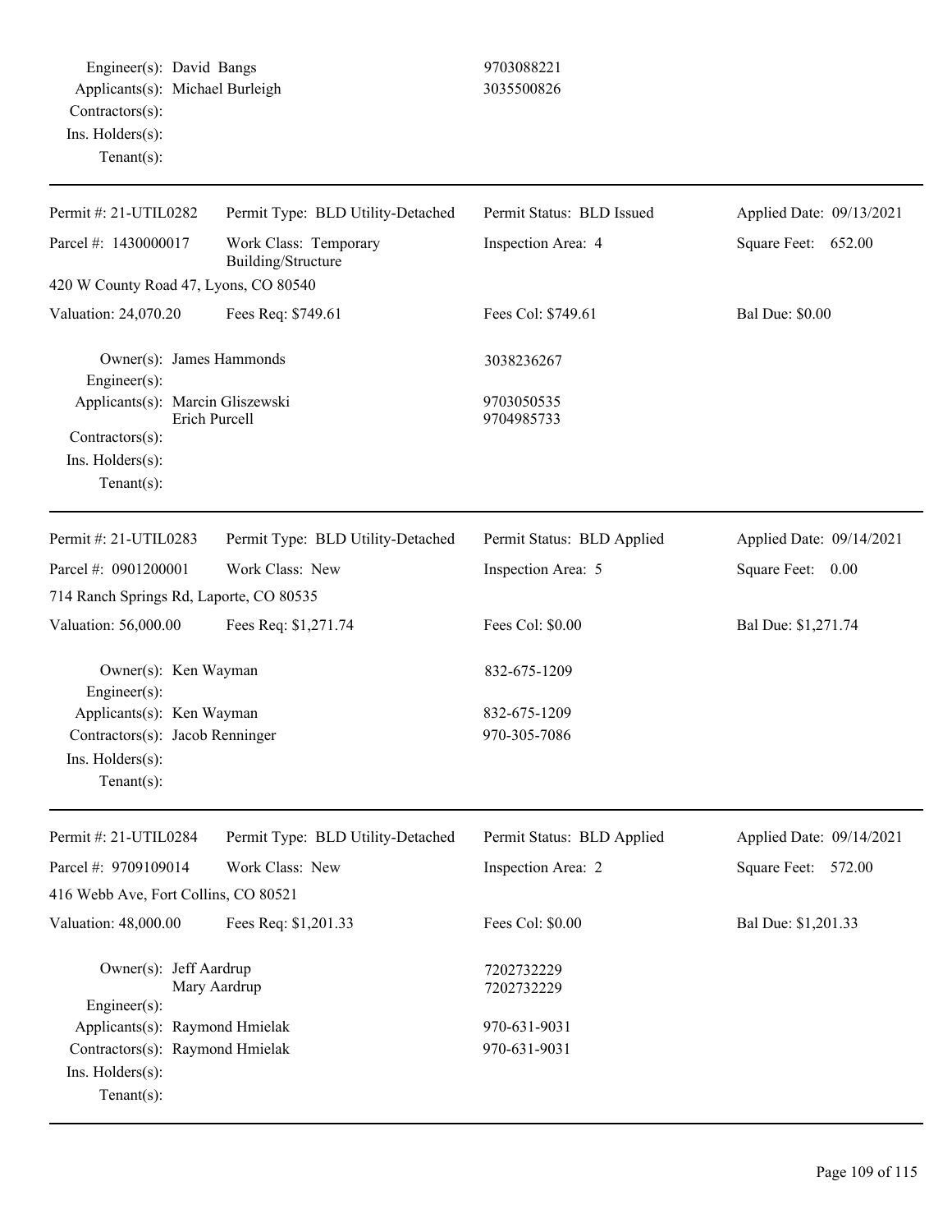Engineer(s): David Bangs 9703088221
Applicants(s): Michael Burleigh 3035500826
Contractors(s):
Ins. Holders(s):
Tenant(s):

---

| Permit #: 21-UTIL0282 | Permit Type: BLD Utility-Detached | Permit Status: BLD Issued | Applied Date: 09/13/2021 |
|---|---|---|---|
| Parcel #: 1430000017 | Work Class: Temporary Building/Structure | Inspection Area: 4 | Square Feet: 652.00 |
| 420 W County Road 47, Lyons, CO 80540 | | | |
| Valuation: 24,070.20 | Fees Req: $749.61 | Fees Col: $749.61 | Bal Due: $0.00 |

Owner(s): James Hammonds 3038236267
Engineer(s):
Applicants(s): Marcin Gliszewski 9703050535
Erich Purcell 9704985733
Contractors(s):
Ins. Holders(s):
Tenant(s):

---

| Permit #: 21-UTIL0283 | Permit Type: BLD Utility-Detached | Permit Status: BLD Applied | Applied Date: 09/14/2021 |
|---|---|---|---|
| Parcel #: 0901200001 | Work Class: New | Inspection Area: 5 | Square Feet: 0.00 |
| 714 Ranch Springs Rd, Laporte, CO 80535 | | | |
| Valuation: 56,000.00 | Fees Req: $1,271.74 | Fees Col: $0.00 | Bal Due: $1,271.74 |

Owner(s): Ken Wayman 832-675-1209
Engineer(s):
Applicants(s): Ken Wayman 832-675-1209
Contractors(s): Jacob Renninger 970-305-7086
Ins. Holders(s):
Tenant(s):

---

| Permit #: 21-UTIL0284 | Permit Type: BLD Utility-Detached | Permit Status: BLD Applied | Applied Date: 09/14/2021 |
|---|---|---|---|
| Parcel #: 9709109014 | Work Class: New | Inspection Area: 2 | Square Feet: 572.00 |
| 416 Webb Ave, Fort Collins, CO 80521 | | | |
| Valuation: 48,000.00 | Fees Req: $1,201.33 | Fees Col: $0.00 | Bal Due: $1,201.33 |

Owner(s): Jeff Aardrup 7202732229
Mary Aardrup 7202732229
Engineer(s):
Applicants(s): Raymond Hmielak 970-631-9031
Contractors(s): Raymond Hmielak 970-631-9031
Ins. Holders(s):
Tenant(s):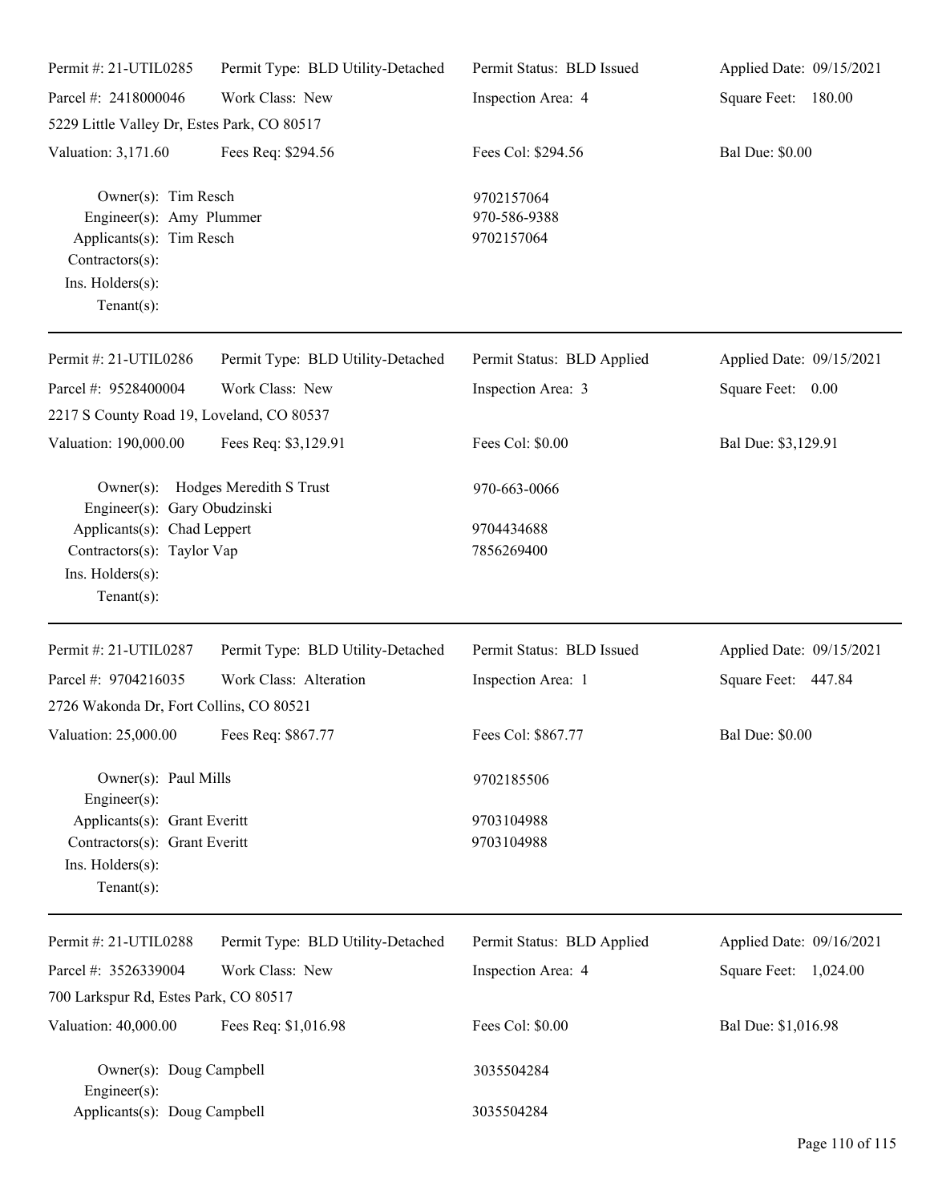Permit #: 21-UTIL0285 Permit Type: BLD Utility-Detached Permit Status: BLD Issued Applied Date: 09/15/2021

Parcel #: 2418000046 Work Class: New Inspection Area: 4 Square Feet: 180.00

5229 Little Valley Dr, Estes Park, CO 80517

Valuation: 3,171.60 Fees Req: $294.56 Fees Col: $294.56 Bal Due: $0.00

Owner(s): Tim Resch 9702157064
Engineer(s): Amy Plummer 970-586-9388
Applicants(s): Tim Resch 9702157064
Contractors(s):
Ins. Holders(s):
Tenant(s):

---

Permit #: 21-UTIL0286 Permit Type: BLD Utility-Detached Permit Status: BLD Applied Applied Date: 09/15/2021

Parcel #: 9528400004 Work Class: New Inspection Area: 3 Square Feet: 0.00

2217 S County Road 19, Loveland, CO 80537

Valuation: 190,000.00 Fees Req: $3,129.91 Fees Col: $0.00 Bal Due: $3,129.91

Owner(s): Hodges Meredith S Trust 970-663-0066
Engineer(s): Gary Obudzinski
Applicants(s): Chad Leppert 9704434688
Contractors(s): Taylor Vap 7856269400
Ins. Holders(s):
Tenant(s):

---

Permit #: 21-UTIL0287 Permit Type: BLD Utility-Detached Permit Status: BLD Issued Applied Date: 09/15/2021

Parcel #: 9704216035 Work Class: Alteration Inspection Area: 1 Square Feet: 447.84

2726 Wakonda Dr, Fort Collins, CO 80521

Valuation: 25,000.00 Fees Req: $867.77 Fees Col: $867.77 Bal Due: $0.00

Owner(s): Paul Mills 9702185506
Engineer(s):
Applicants(s): Grant Everitt 9703104988
Contractors(s): Grant Everitt 9703104988
Ins. Holders(s):
Tenant(s):

---

Permit #: 21-UTIL0288 Permit Type: BLD Utility-Detached Permit Status: BLD Applied Applied Date: 09/16/2021

Parcel #: 3526339004 Work Class: New Inspection Area: 4 Square Feet: 1,024.00

700 Larkspur Rd, Estes Park, CO 80517

Valuation: 40,000.00 Fees Req: $1,016.98 Fees Col: $0.00 Bal Due: $1,016.98

Owner(s): Doug Campbell 3035504284
Engineer(s):
Applicants(s): Doug Campbell 3035504284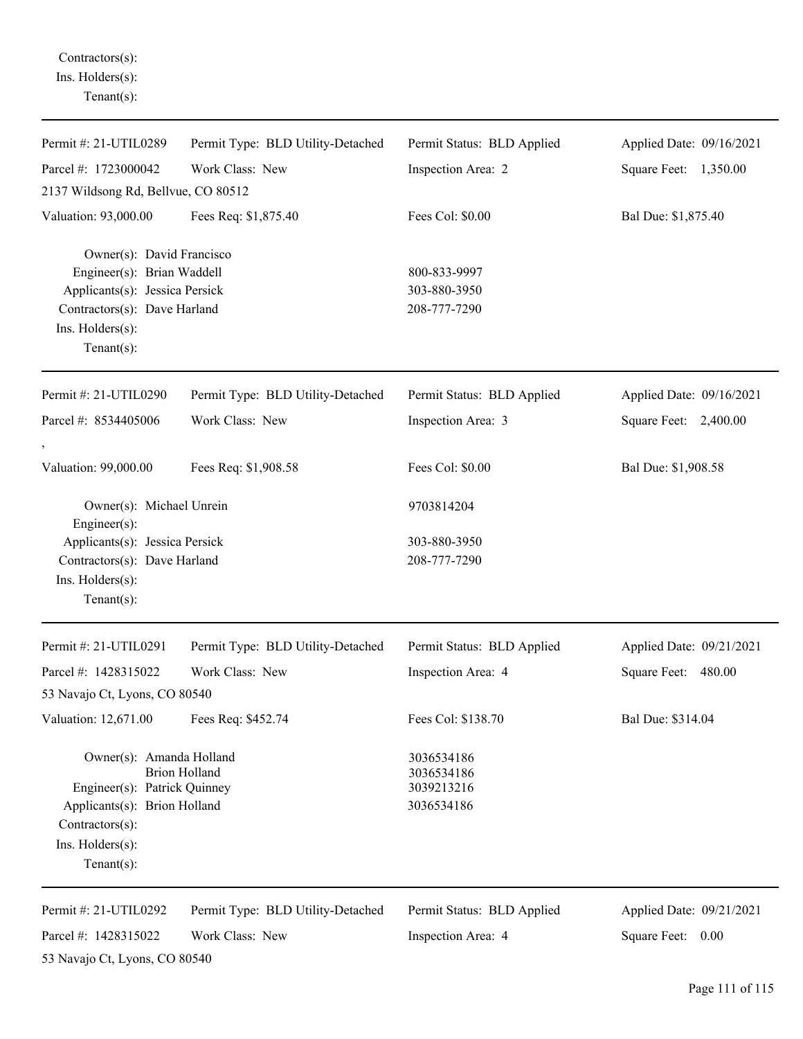Contractors(s):
Ins. Holders(s):
Tenant(s):

---

Permit #: 21-UTIL0289 | Permit Type: BLD Utility-Detached | Permit Status: BLD Applied | Applied Date: 09/16/2021

Parcel #: 1723000042 | Work Class: New | Inspection Area: 2 | Square Feet: 1,350.00

2137 Wildsong Rd, Bellvue, CO 80512

Valuation: 93,000.00 | Fees Req: $1,875.40 | Fees Col: $0.00 | Bal Due: $1,875.40

Owner(s): David Francisco
Engineer(s): Brian Waddell — 800-833-9997
Applicants(s): Jessica Persick — 303-880-3950
Contractors(s): Dave Harland — 208-777-7290
Ins. Holders(s):
Tenant(s):

---

Permit #: 21-UTIL0290 | Permit Type: BLD Utility-Detached | Permit Status: BLD Applied | Applied Date: 09/16/2021

Parcel #: 8534405006 | Work Class: New | Inspection Area: 3 | Square Feet: 2,400.00

,

Valuation: 99,000.00 | Fees Req: $1,908.58 | Fees Col: $0.00 | Bal Due: $1,908.58

Owner(s): Michael Unrein — 9703814204
Engineer(s):
Applicants(s): Jessica Persick — 303-880-3950
Contractors(s): Dave Harland — 208-777-7290
Ins. Holders(s):
Tenant(s):

---

Permit #: 21-UTIL0291 | Permit Type: BLD Utility-Detached | Permit Status: BLD Applied | Applied Date: 09/21/2021

Parcel #: 1428315022 | Work Class: New | Inspection Area: 4 | Square Feet: 480.00

53 Navajo Ct, Lyons, CO 80540

Valuation: 12,671.00 | Fees Req: $452.74 | Fees Col: $138.70 | Bal Due: $314.04

Owner(s): Amanda Holland — 3036534186
Brion Holland — 3036534186
Engineer(s): Patrick Quinney — 3039213216
Applicants(s): Brion Holland — 3036534186
Contractors(s):
Ins. Holders(s):
Tenant(s):

---

Permit #: 21-UTIL0292 | Permit Type: BLD Utility-Detached | Permit Status: BLD Applied | Applied Date: 09/21/2021

Parcel #: 1428315022 | Work Class: New | Inspection Area: 4 | Square Feet: 0.00

53 Navajo Ct, Lyons, CO 80540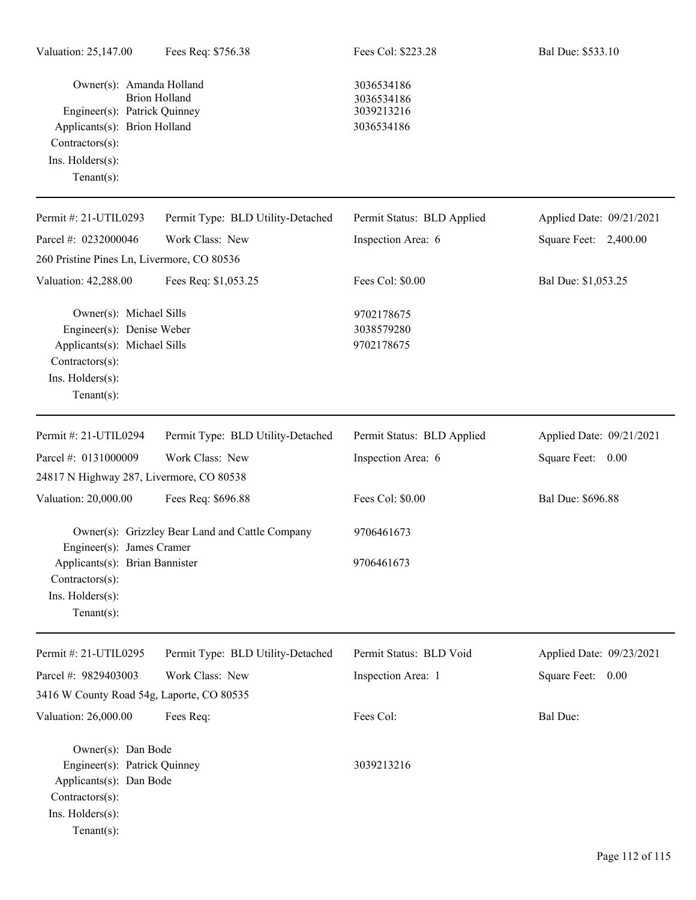Valuation: 25,147.00 | Fees Req: $756.38 | Fees Col: $223.28 | Bal Due: $533.10

Owner(s): Amanda Holland 3036534186
Brion Holland 3036534186
Engineer(s): Patrick Quinney 3039213216
Applicants(s): Brion Holland 3036534186
Contractors(s):
Ins. Holders(s):
Tenant(s):

---

Permit #: 21-UTIL0293 | Permit Type: BLD Utility-Detached | Permit Status: BLD Applied | Applied Date: 09/21/2021
Parcel #: 0232000046 | Work Class: New | Inspection Area: 6 | Square Feet: 2,400.00
260 Pristine Pines Ln, Livermore, CO 80536
Valuation: 42,288.00 | Fees Req: $1,053.25 | Fees Col: $0.00 | Bal Due: $1,053.25

Owner(s): Michael Sills 9702178675
Engineer(s): Denise Weber 3038579280
Applicants(s): Michael Sills 9702178675
Contractors(s):
Ins. Holders(s):
Tenant(s):

---

Permit #: 21-UTIL0294 | Permit Type: BLD Utility-Detached | Permit Status: BLD Applied | Applied Date: 09/21/2021
Parcel #: 0131000009 | Work Class: New | Inspection Area: 6 | Square Feet: 0.00
24817 N Highway 287, Livermore, CO 80538
Valuation: 20,000.00 | Fees Req: $696.88 | Fees Col: $0.00 | Bal Due: $696.88

Owner(s): Grizzley Bear Land and Cattle Company 9706461673
Engineer(s): James Cramer
Applicants(s): Brian Bannister 9706461673
Contractors(s):
Ins. Holders(s):
Tenant(s):

---

Permit #: 21-UTIL0295 | Permit Type: BLD Utility-Detached | Permit Status: BLD Void | Applied Date: 09/23/2021
Parcel #: 9829403003 | Work Class: New | Inspection Area: 1 | Square Feet: 0.00
3416 W County Road 54g, Laporte, CO 80535
Valuation: 26,000.00 | Fees Req: | Fees Col: | Bal Due:

Owner(s): Dan Bode
Engineer(s): Patrick Quinney 3039213216
Applicants(s): Dan Bode
Contractors(s):
Ins. Holders(s):
Tenant(s):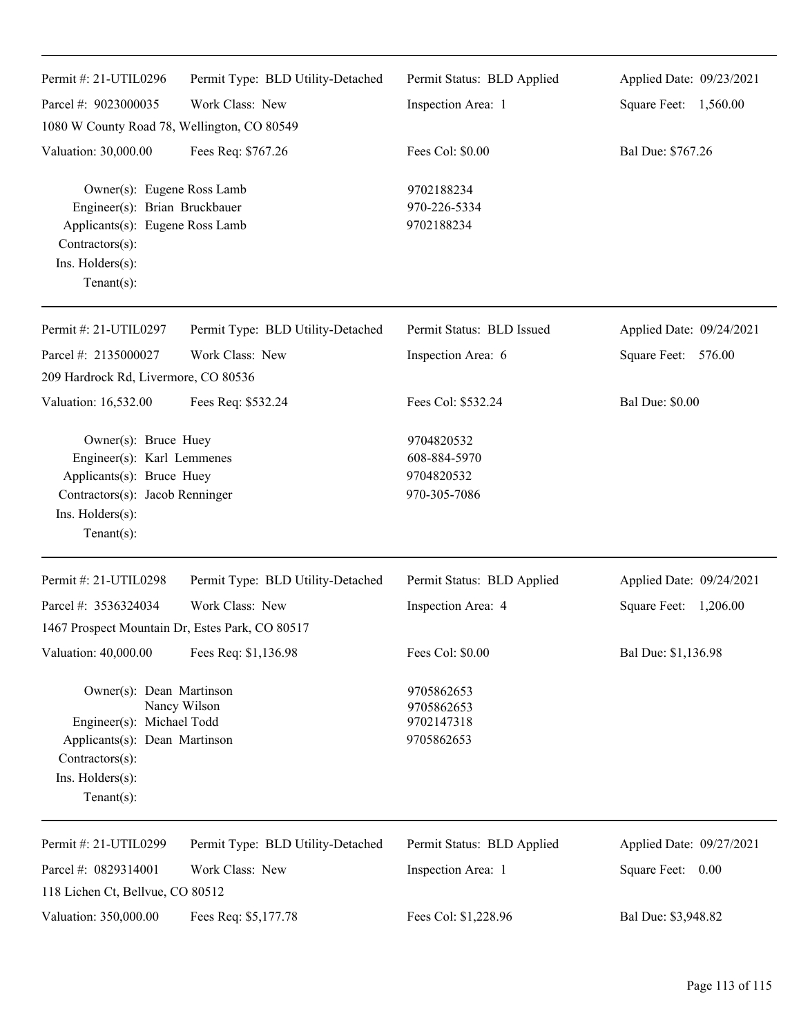| | | | |
|---|---|---|---|
| Permit #: 21-UTIL0296 | Permit Type: BLD Utility-Detached | Permit Status: BLD Applied | Applied Date: 09/23/2021 |
| Parcel #: 9023000035 | Work Class: New | Inspection Area: 1 | Square Feet: 1,560.00 |
| 1080 W County Road 78, Wellington, CO 80549 | | | |
| Valuation: 30,000.00 | Fees Req: $767.26 | Fees Col: $0.00 | Bal Due: $767.26 |

Owner(s): Eugene Ross Lamb — 9702188234
Engineer(s): Brian Bruckbauer — 970-226-5334
Applicants(s): Eugene Ross Lamb — 9702188234
Contractors(s):
Ins. Holders(s):
Tenant(s):

---

| | | | |
|---|---|---|---|
| Permit #: 21-UTIL0297 | Permit Type: BLD Utility-Detached | Permit Status: BLD Issued | Applied Date: 09/24/2021 |
| Parcel #: 2135000027 | Work Class: New | Inspection Area: 6 | Square Feet: 576.00 |
| 209 Hardrock Rd, Livermore, CO 80536 | | | |
| Valuation: 16,532.00 | Fees Req: $532.24 | Fees Col: $532.24 | Bal Due: $0.00 |

Owner(s): Bruce Huey — 9704820532
Engineer(s): Karl Lemmenes — 608-884-5970
Applicants(s): Bruce Huey — 9704820532
Contractors(s): Jacob Renninger — 970-305-7086
Ins. Holders(s):
Tenant(s):

---

| | | | |
|---|---|---|---|
| Permit #: 21-UTIL0298 | Permit Type: BLD Utility-Detached | Permit Status: BLD Applied | Applied Date: 09/24/2021 |
| Parcel #: 3536324034 | Work Class: New | Inspection Area: 4 | Square Feet: 1,206.00 |
| 1467 Prospect Mountain Dr, Estes Park, CO 80517 | | | |
| Valuation: 40,000.00 | Fees Req: $1,136.98 | Fees Col: $0.00 | Bal Due: $1,136.98 |

Owner(s): Dean Martinson — 9705862653
Nancy Wilson — 9705862653
Engineer(s): Michael Todd — 9702147318
Applicants(s): Dean Martinson — 9705862653
Contractors(s):
Ins. Holders(s):
Tenant(s):

---

| | | | |
|---|---|---|---|
| Permit #: 21-UTIL0299 | Permit Type: BLD Utility-Detached | Permit Status: BLD Applied | Applied Date: 09/27/2021 |
| Parcel #: 0829314001 | Work Class: New | Inspection Area: 1 | Square Feet: 0.00 |
| 118 Lichen Ct, Bellvue, CO 80512 | | | |
| Valuation: 350,000.00 | Fees Req: $5,177.78 | Fees Col: $1,228.96 | Bal Due: $3,948.82 |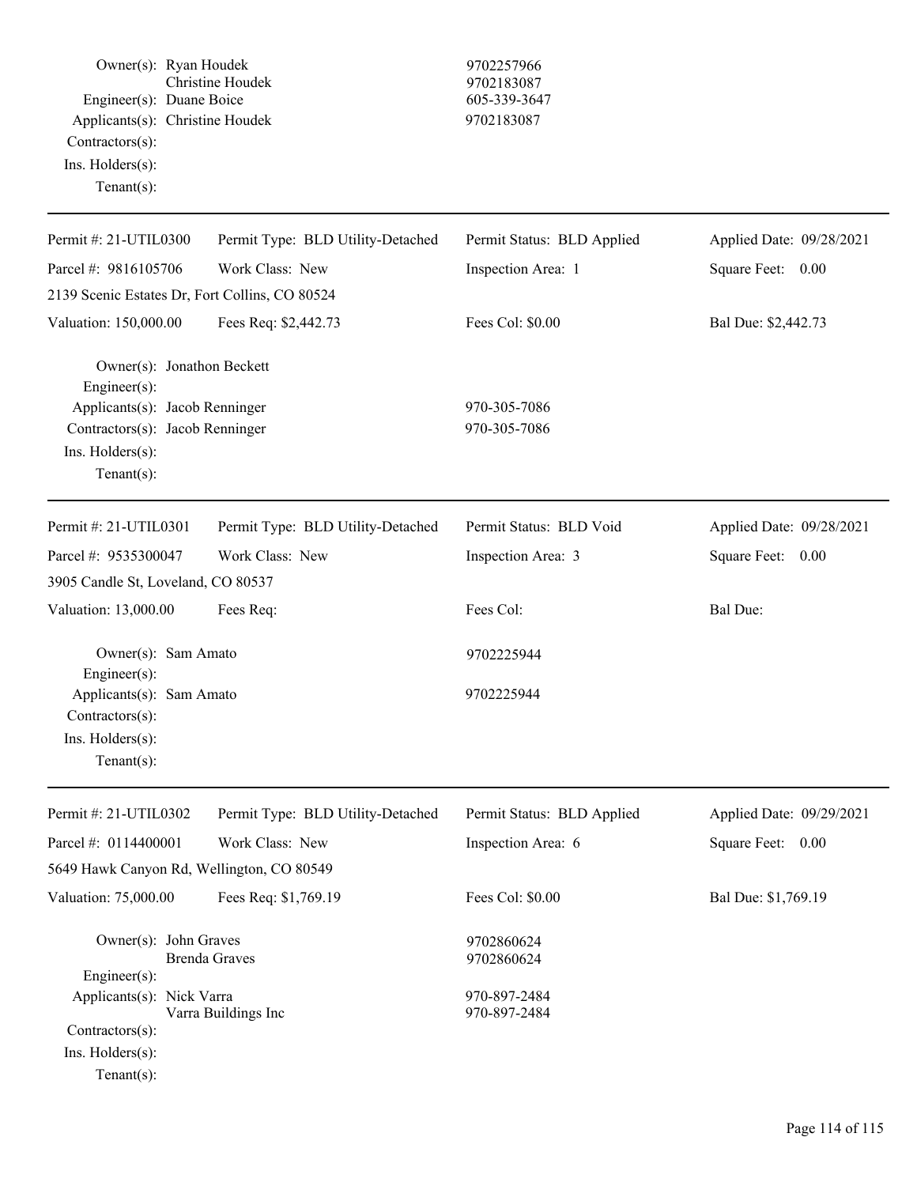Owner(s): Ryan Houdek 9702257966
Christine Houdek 9702183087
Engineer(s): Duane Boice 605-339-3647
Applicants(s): Christine Houdek 9702183087
Contractors(s):
Ins. Holders(s):
Tenant(s):

---

| Permit #: 21-UTIL0300 | Permit Type: BLD Utility-Detached | Permit Status: BLD Applied | Applied Date: 09/28/2021 |
|---|---|---|---|
| Parcel #: 9816105706 | Work Class: New | Inspection Area: 1 | Square Feet: 0.00 |
| 2139 Scenic Estates Dr, Fort Collins, CO 80524 | | | |
| Valuation: 150,000.00 | Fees Req: $2,442.73 | Fees Col: $0.00 | Bal Due: $2,442.73 |

Owner(s): Jonathon Beckett
Engineer(s):
Applicants(s): Jacob Renninger 970-305-7086
Contractors(s): Jacob Renninger 970-305-7086
Ins. Holders(s):
Tenant(s):

---

| Permit #: 21-UTIL0301 | Permit Type: BLD Utility-Detached | Permit Status: BLD Void | Applied Date: 09/28/2021 |
|---|---|---|---|
| Parcel #: 9535300047 | Work Class: New | Inspection Area: 3 | Square Feet: 0.00 |
| 3905 Candle St, Loveland, CO 80537 | | | |
| Valuation: 13,000.00 | Fees Req: | Fees Col: | Bal Due: |

Owner(s): Sam Amato 9702225944
Engineer(s):
Applicants(s): Sam Amato 9702225944
Contractors(s):
Ins. Holders(s):
Tenant(s):

---

| Permit #: 21-UTIL0302 | Permit Type: BLD Utility-Detached | Permit Status: BLD Applied | Applied Date: 09/29/2021 |
|---|---|---|---|
| Parcel #: 0114400001 | Work Class: New | Inspection Area: 6 | Square Feet: 0.00 |
| 5649 Hawk Canyon Rd, Wellington, CO 80549 | | | |
| Valuation: 75,000.00 | Fees Req: $1,769.19 | Fees Col: $0.00 | Bal Due: $1,769.19 |

Owner(s): John Graves 9702860624
Brenda Graves 9702860624
Engineer(s):
Applicants(s): Nick Varra 970-897-2484
Varra Buildings Inc 970-897-2484
Contractors(s):
Ins. Holders(s):
Tenant(s):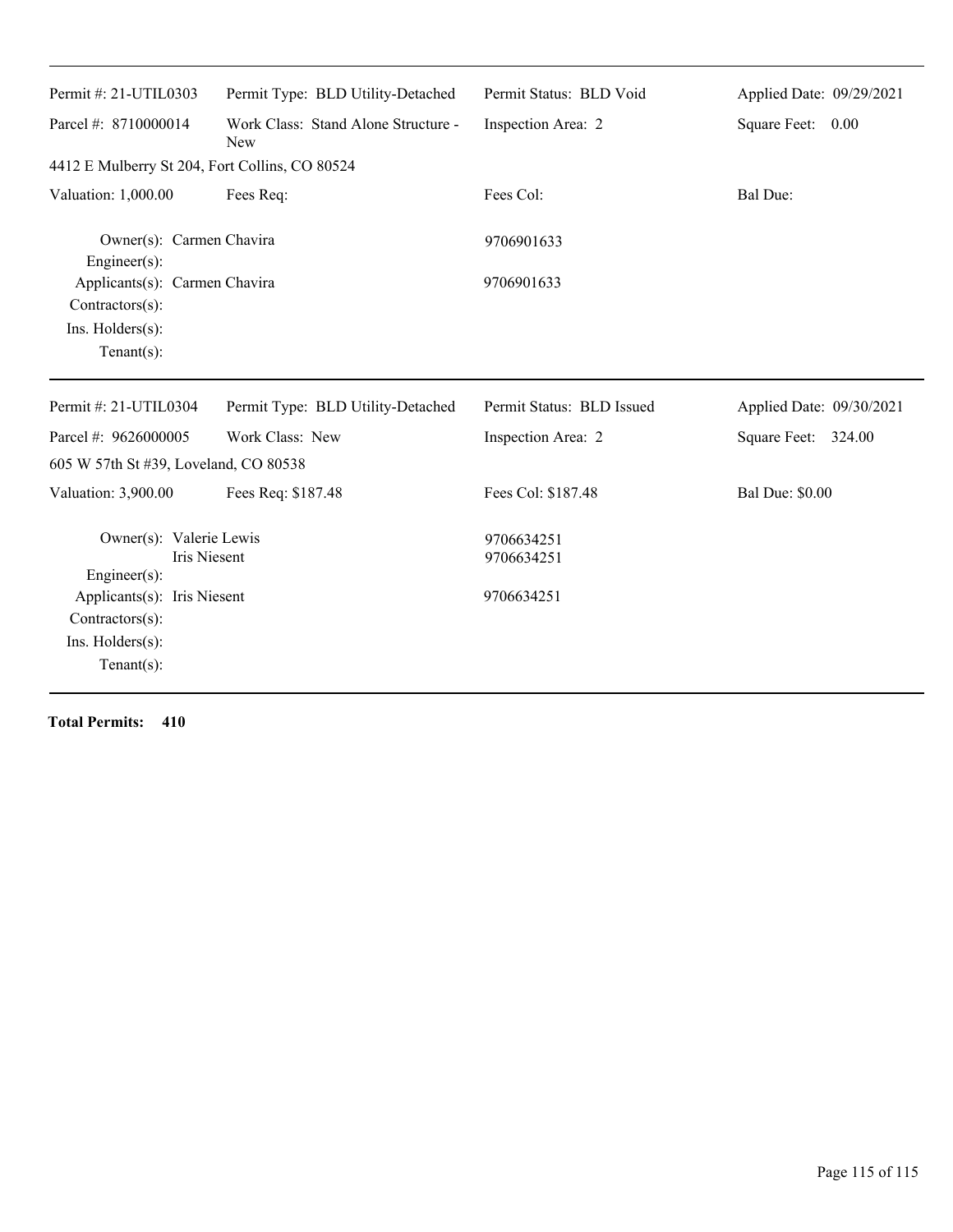| | | | |
|---|---|---|---|
| Permit #: 21-UTIL0303 | Permit Type: BLD Utility-Detached | Permit Status: BLD Void | Applied Date: 09/29/2021 |
| Parcel #: 8710000014 | Work Class: Stand Alone Structure - New | Inspection Area: 2 | Square Feet: 0.00 |
| 4412 E Mulberry St 204, Fort Collins, CO 80524 | | | |
| Valuation: 1,000.00 | Fees Req: | Fees Col: | Bal Due: |

Owner(s): Carmen Chavira — 9706901633
Engineer(s):
Applicants(s): Carmen Chavira — 9706901633
Contractors(s):
Ins. Holders(s):
Tenant(s):

| | | | |
|---|---|---|---|
| Permit #: 21-UTIL0304 | Permit Type: BLD Utility-Detached | Permit Status: BLD Issued | Applied Date: 09/30/2021 |
| Parcel #: 9626000005 | Work Class: New | Inspection Area: 2 | Square Feet: 324.00 |
| 605 W 57th St #39, Loveland, CO 80538 | | | |
| Valuation: 3,900.00 | Fees Req: $187.48 | Fees Col: $187.48 | Bal Due: $0.00 |

Owner(s): Valerie Lewis — 9706634251
Iris Niesent — 9706634251
Engineer(s):
Applicants(s): Iris Niesent — 9706634251
Contractors(s):
Ins. Holders(s):
Tenant(s):

**Total Permits: 410**